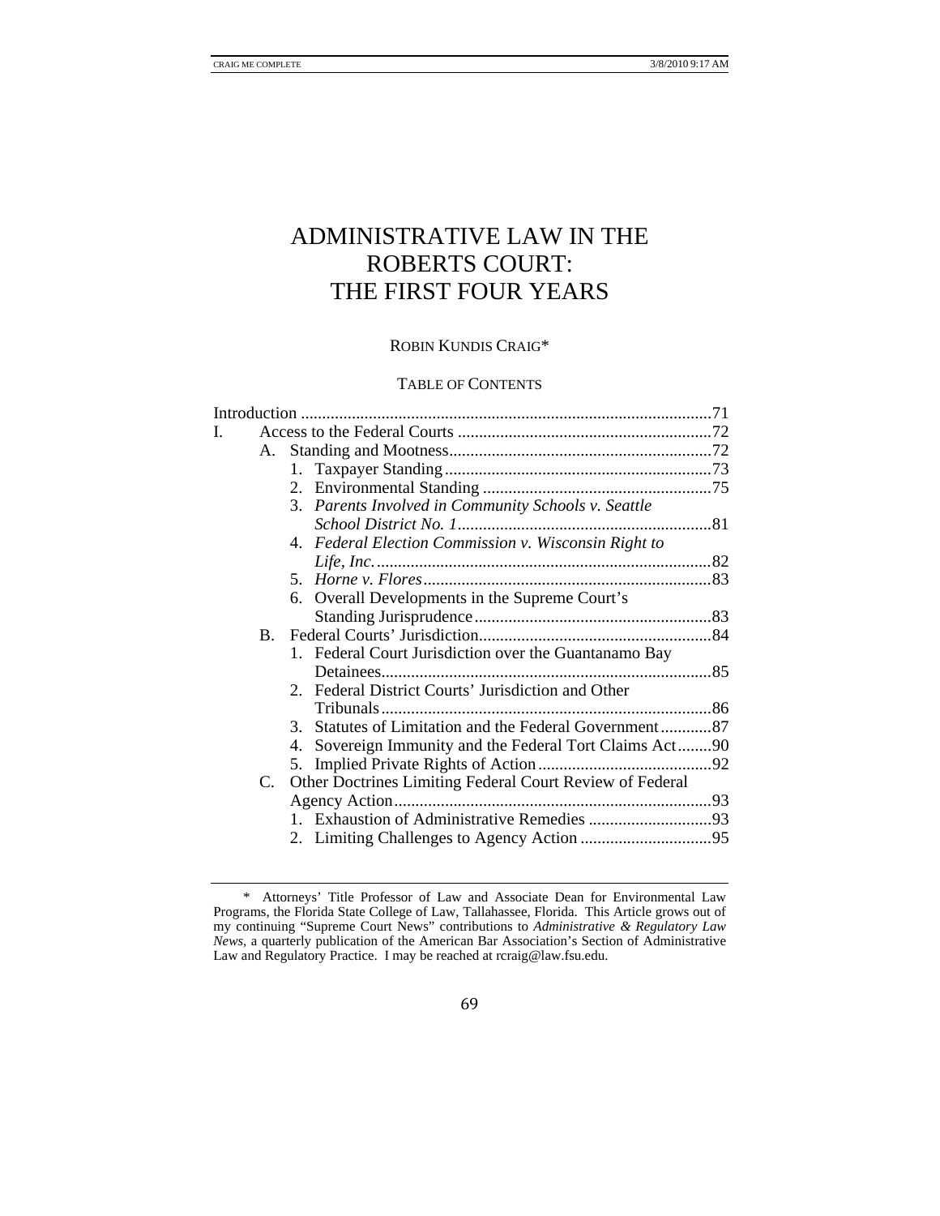# ADMINISTRATIVE LAW IN THE ROBERTS COURT: THE FIRST FOUR YEARS

ROBIN KUNDIS CRAIG*

TABLE OF CONTENTS

Introduction ....71
I. Access to the Federal Courts ....72
  A. Standing and Mootness....72
    1. Taxpayer Standing....73
    2. Environmental Standing ....75
    3. *Parents Involved in Community Schools v. Seattle School District No. 1*....81
    4. *Federal Election Commission v. Wisconsin Right to Life, Inc.* ....82
    5. *Horne v. Flores*....83
    6. Overall Developments in the Supreme Court's Standing Jurisprudence....83
  B. Federal Courts' Jurisdiction....84
    1. Federal Court Jurisdiction over the Guantanamo Bay Detainees....85
    2. Federal District Courts' Jurisdiction and Other Tribunals....86
    3. Statutes of Limitation and the Federal Government....87
    4. Sovereign Immunity and the Federal Tort Claims Act....90
    5. Implied Private Rights of Action....92
  C. Other Doctrines Limiting Federal Court Review of Federal Agency Action....93
    1. Exhaustion of Administrative Remedies ....93
    2. Limiting Challenges to Agency Action ....95

---

\* Attorneys' Title Professor of Law and Associate Dean for Environmental Law Programs, the Florida State College of Law, Tallahassee, Florida. This Article grows out of my continuing "Supreme Court News" contributions to *Administrative & Regulatory Law News*, a quarterly publication of the American Bar Association's Section of Administrative Law and Regulatory Practice. I may be reached at rcraig@law.fsu.edu.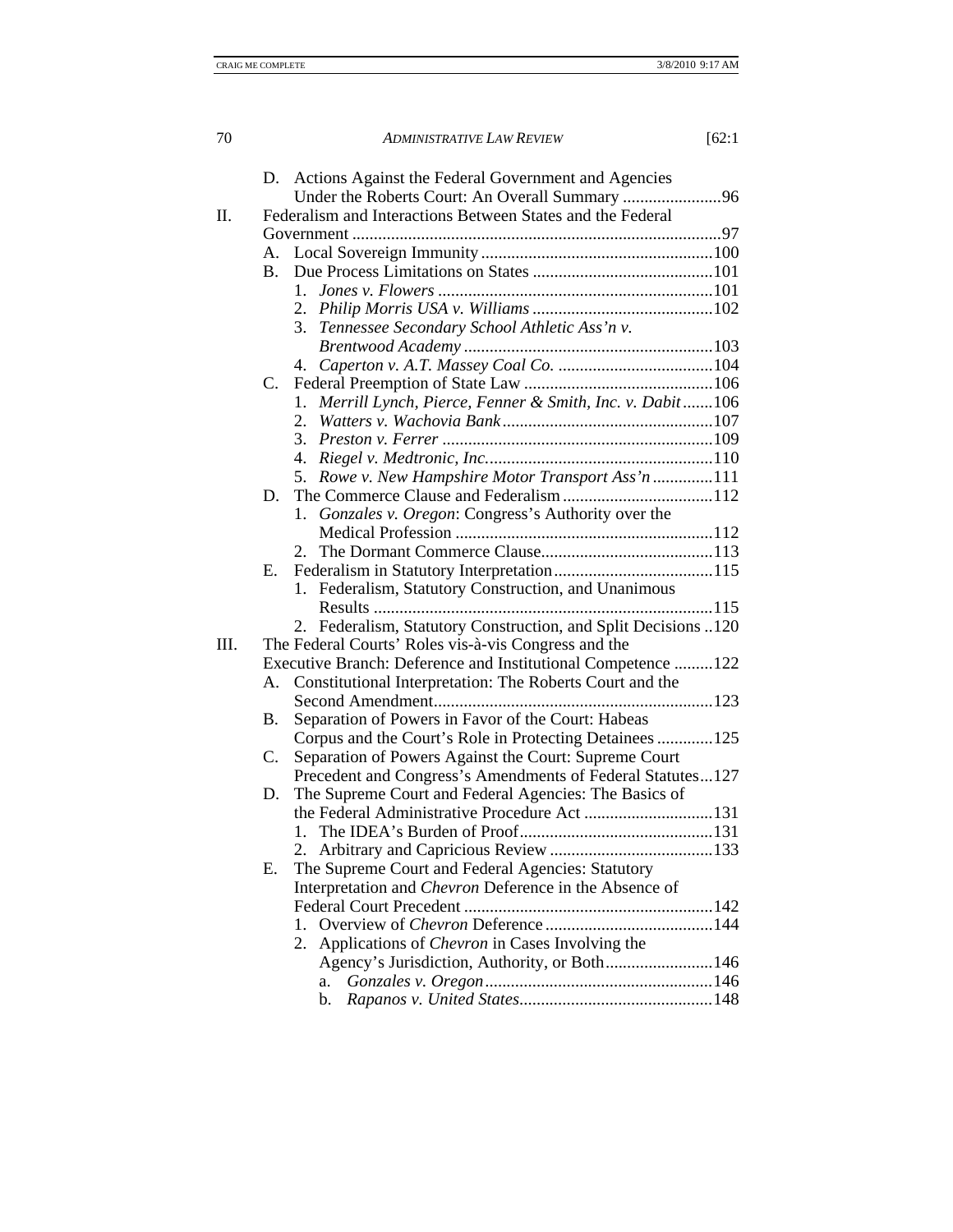D. Actions Against the Federal Government and Agencies Under the Roberts Court: An Overall Summary .......................96

II. Federalism and Interactions Between States and the Federal Government ......................................................................................97

A. Local Sovereign Immunity ......................................................100

B. Due Process Limitations on States ..........................................101

1. *Jones v. Flowers* ................................................................101

2. *Philip Morris USA v. Williams* ..........................................102

3. *Tennessee Secondary School Athletic Ass'n v. Brentwood Academy* ..........................................................103

4. *Caperton v. A.T. Massey Coal Co.* ....................................104

C. Federal Preemption of State Law ............................................106

1. *Merrill Lynch, Pierce, Fenner & Smith, Inc. v. Dabit* .......106

2. *Watters v. Wachovia Bank* .................................................107

3. *Preston v. Ferrer* ...............................................................109

4. *Riegel v. Medtronic, Inc.* ....................................................110

5. *Rowe v. New Hampshire Motor Transport Ass'n* .............111

D. The Commerce Clause and Federalism ...................................112

1. *Gonzales v. Oregon*: Congress's Authority over the Medical Profession ............................................................112

2. The Dormant Commerce Clause........................................113

E. Federalism in Statutory Interpretation.....................................115

1. Federalism, Statutory Construction, and Unanimous Results ..............................................................................115

2. Federalism, Statutory Construction, and Split Decisions ..120

III. The Federal Courts' Roles vis-à-vis Congress and the Executive Branch: Deference and Institutional Competence .........122

A. Constitutional Interpretation: The Roberts Court and the Second Amendment................................................................123

B. Separation of Powers in Favor of the Court: Habeas Corpus and the Court's Role in Protecting Detainees .............125

C. Separation of Powers Against the Court: Supreme Court Precedent and Congress's Amendments of Federal Statutes...127

D. The Supreme Court and Federal Agencies: The Basics of the Federal Administrative Procedure Act ..............................131

1. The IDEA's Burden of Proof.............................................131

2. Arbitrary and Capricious Review ......................................133

E. The Supreme Court and Federal Agencies: Statutory Interpretation and *Chevron* Deference in the Absence of Federal Court Precedent ..........................................................142

1. Overview of *Chevron* Deference .......................................144

2. Applications of *Chevron* in Cases Involving the Agency's Jurisdiction, Authority, or Both.........................146

a. *Gonzales v. Oregon* .....................................................146

b. *Rapanos v. United States*.............................................148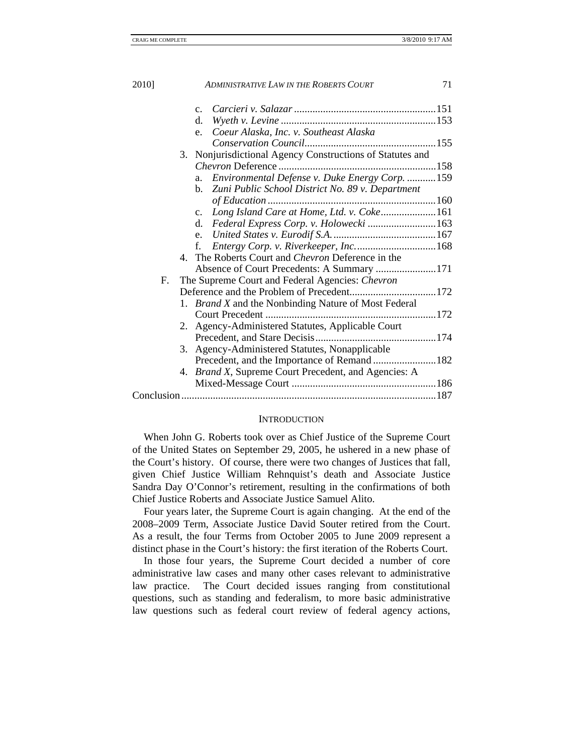- c. *Carcieri v. Salazar* ......................................................151
- d. *Wyeth v. Levine* ...........................................................153
- e. *Coeur Alaska, Inc. v. Southeast Alaska Conservation Council*..................................................155

3. Nonjurisdictional Agency Constructions of Statutes and *Chevron* Deference ............................................................158
   - a. *Environmental Defense v. Duke Energy Corp.* ...........159
   - b. *Zuni Public School District No. 89 v. Department of Education* ................................................................160
   - c. *Long Island Care at Home, Ltd. v. Coke*.....................161
   - d. *Federal Express Corp. v. Holowecki* ..........................163
   - e. *United States v. Eurodif S.A.* .......................................167
   - f. *Entergy Corp. v. Riverkeeper, Inc.*..............................168
4. The Roberts Court and *Chevron* Deference in the Absence of Court Precedents: A Summary .......................171

F. The Supreme Court and Federal Agencies: *Chevron* Deference and the Problem of Precedent.................................172
   1. *Brand X* and the Nonbinding Nature of Most Federal Court Precedent .................................................................172
   2. Agency-Administered Statutes, Applicable Court Precedent, and Stare Decisis..............................................174
   3. Agency-Administered Statutes, Nonapplicable Precedent, and the Importance of Remand ........................182
   4. *Brand X*, Supreme Court Precedent, and Agencies: A Mixed-Message Court .......................................................186

Conclusion................................................................................................187

## INTRODUCTION

When John G. Roberts took over as Chief Justice of the Supreme Court of the United States on September 29, 2005, he ushered in a new phase of the Court's history. Of course, there were two changes of Justices that fall, given Chief Justice William Rehnquist's death and Associate Justice Sandra Day O'Connor's retirement, resulting in the confirmations of both Chief Justice Roberts and Associate Justice Samuel Alito.

Four years later, the Supreme Court is again changing. At the end of the 2008–2009 Term, Associate Justice David Souter retired from the Court. As a result, the four Terms from October 2005 to June 2009 represent a distinct phase in the Court's history: the first iteration of the Roberts Court.

In those four years, the Supreme Court decided a number of core administrative law cases and many other cases relevant to administrative law practice. The Court decided issues ranging from constitutional questions, such as standing and federalism, to more basic administrative law questions such as federal court review of federal agency actions,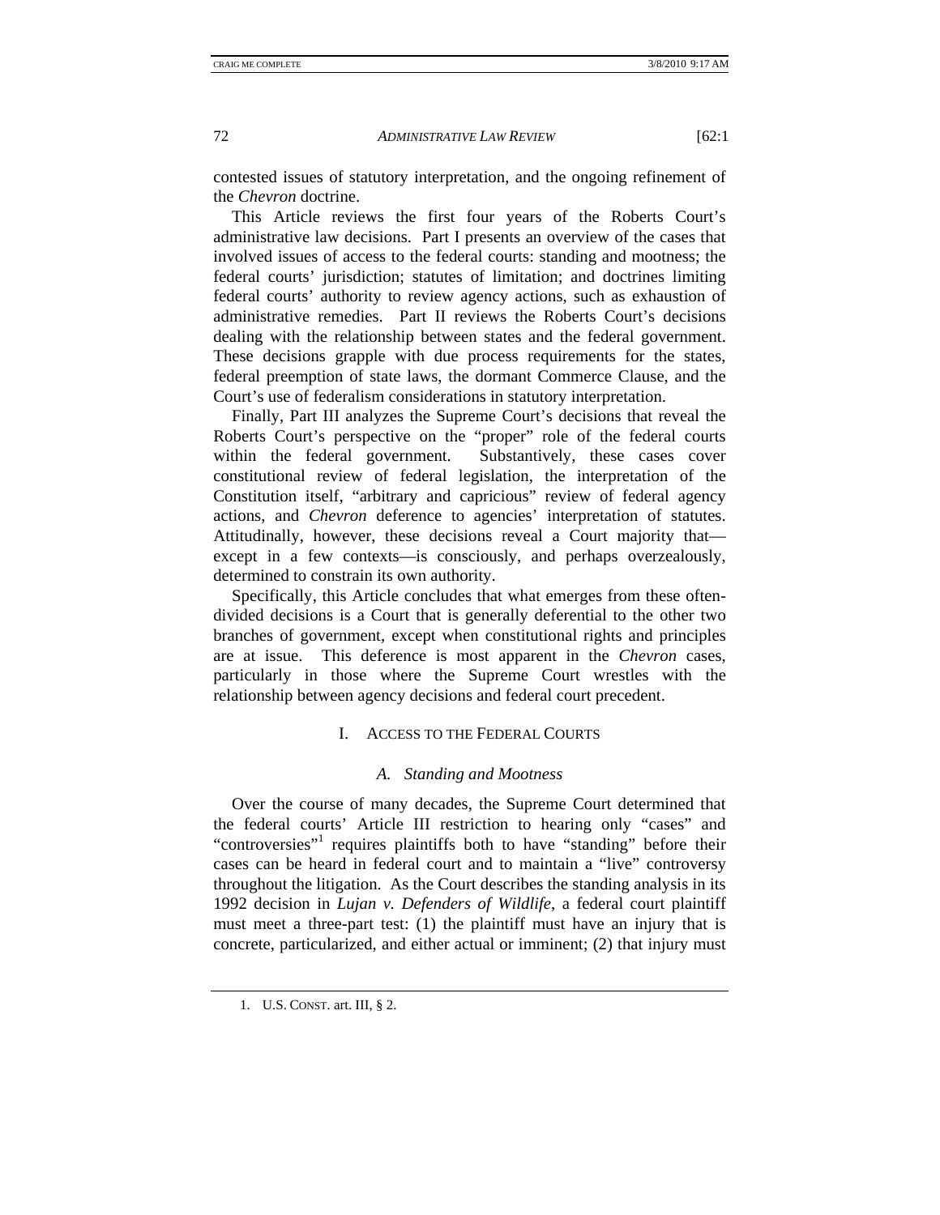contested issues of statutory interpretation, and the ongoing refinement of the *Chevron* doctrine.

This Article reviews the first four years of the Roberts Court's administrative law decisions. Part I presents an overview of the cases that involved issues of access to the federal courts: standing and mootness; the federal courts' jurisdiction; statutes of limitation; and doctrines limiting federal courts' authority to review agency actions, such as exhaustion of administrative remedies. Part II reviews the Roberts Court's decisions dealing with the relationship between states and the federal government. These decisions grapple with due process requirements for the states, federal preemption of state laws, the dormant Commerce Clause, and the Court's use of federalism considerations in statutory interpretation.

Finally, Part III analyzes the Supreme Court's decisions that reveal the Roberts Court's perspective on the "proper" role of the federal courts within the federal government. Substantively, these cases cover constitutional review of federal legislation, the interpretation of the Constitution itself, "arbitrary and capricious" review of federal agency actions, and *Chevron* deference to agencies' interpretation of statutes. Attitudinally, however, these decisions reveal a Court majority that—except in a few contexts—is consciously, and perhaps overzealously, determined to constrain its own authority.

Specifically, this Article concludes that what emerges from these often-divided decisions is a Court that is generally deferential to the other two branches of government, except when constitutional rights and principles are at issue. This deference is most apparent in the *Chevron* cases, particularly in those where the Supreme Court wrestles with the relationship between agency decisions and federal court precedent.

## I. ACCESS TO THE FEDERAL COURTS

### *A. Standing and Mootness*

Over the course of many decades, the Supreme Court determined that the federal courts' Article III restriction to hearing only "cases" and "controversies"[1] requires plaintiffs both to have "standing" before their cases can be heard in federal court and to maintain a "live" controversy throughout the litigation. As the Court describes the standing analysis in its 1992 decision in *Lujan v. Defenders of Wildlife*, a federal court plaintiff must meet a three-part test: (1) the plaintiff must have an injury that is concrete, particularized, and either actual or imminent; (2) that injury must

---

1. U.S. CONST. art. III, § 2.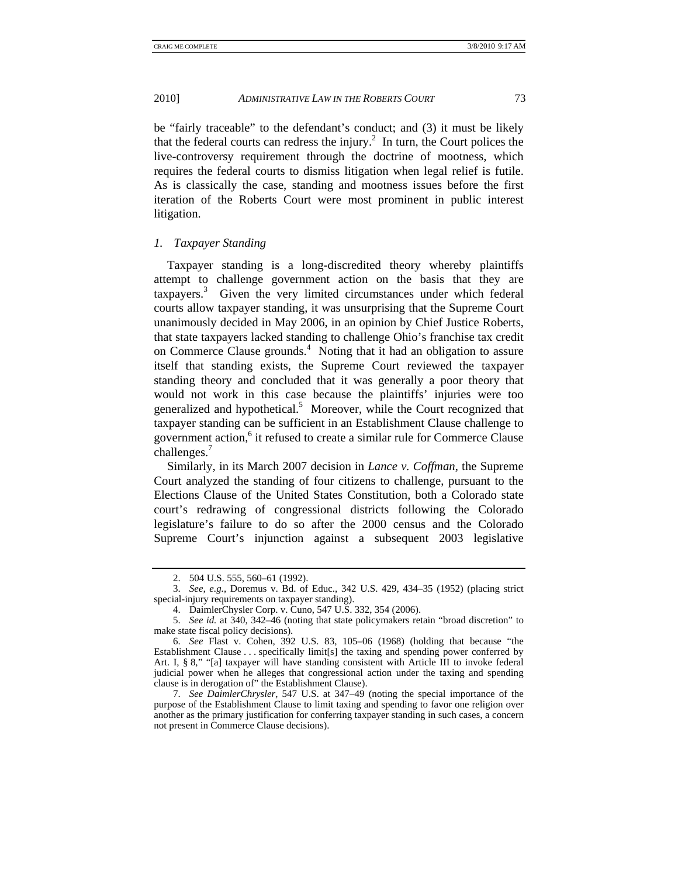be "fairly traceable" to the defendant's conduct; and (3) it must be likely that the federal courts can redress the injury.[2] In turn, the Court polices the live-controversy requirement through the doctrine of mootness, which requires the federal courts to dismiss litigation when legal relief is futile. As is classically the case, standing and mootness issues before the first iteration of the Roberts Court were most prominent in public interest litigation.

### *1. Taxpayer Standing*

Taxpayer standing is a long-discredited theory whereby plaintiffs attempt to challenge government action on the basis that they are taxpayers.[3] Given the very limited circumstances under which federal courts allow taxpayer standing, it was unsurprising that the Supreme Court unanimously decided in May 2006, in an opinion by Chief Justice Roberts, that state taxpayers lacked standing to challenge Ohio's franchise tax credit on Commerce Clause grounds.[4] Noting that it had an obligation to assure itself that standing exists, the Supreme Court reviewed the taxpayer standing theory and concluded that it was generally a poor theory that would not work in this case because the plaintiffs' injuries were too generalized and hypothetical.[5] Moreover, while the Court recognized that taxpayer standing can be sufficient in an Establishment Clause challenge to government action,[6] it refused to create a similar rule for Commerce Clause challenges.[7]

Similarly, in its March 2007 decision in *Lance v. Coffman*, the Supreme Court analyzed the standing of four citizens to challenge, pursuant to the Elections Clause of the United States Constitution, both a Colorado state court's redrawing of congressional districts following the Colorado legislature's failure to do so after the 2000 census and the Colorado Supreme Court's injunction against a subsequent 2003 legislative

---

2. 504 U.S. 555, 560–61 (1992).

3. *See, e.g.*, Doremus v. Bd. of Educ., 342 U.S. 429, 434–35 (1952) (placing strict special-injury requirements on taxpayer standing).

4. DaimlerChysler Corp. v. Cuno, 547 U.S. 332, 354 (2006).

5. *See id.* at 340, 342–46 (noting that state policymakers retain "broad discretion" to make state fiscal policy decisions).

6. *See* Flast v. Cohen, 392 U.S. 83, 105–06 (1968) (holding that because "the Establishment Clause . . . specifically limit[s] the taxing and spending power conferred by Art. I, § 8," "[a] taxpayer will have standing consistent with Article III to invoke federal judicial power when he alleges that congressional action under the taxing and spending clause is in derogation of" the Establishment Clause).

7. *See DaimlerChrysler*, 547 U.S. at 347–49 (noting the special importance of the purpose of the Establishment Clause to limit taxing and spending to favor one religion over another as the primary justification for conferring taxpayer standing in such cases, a concern not present in Commerce Clause decisions).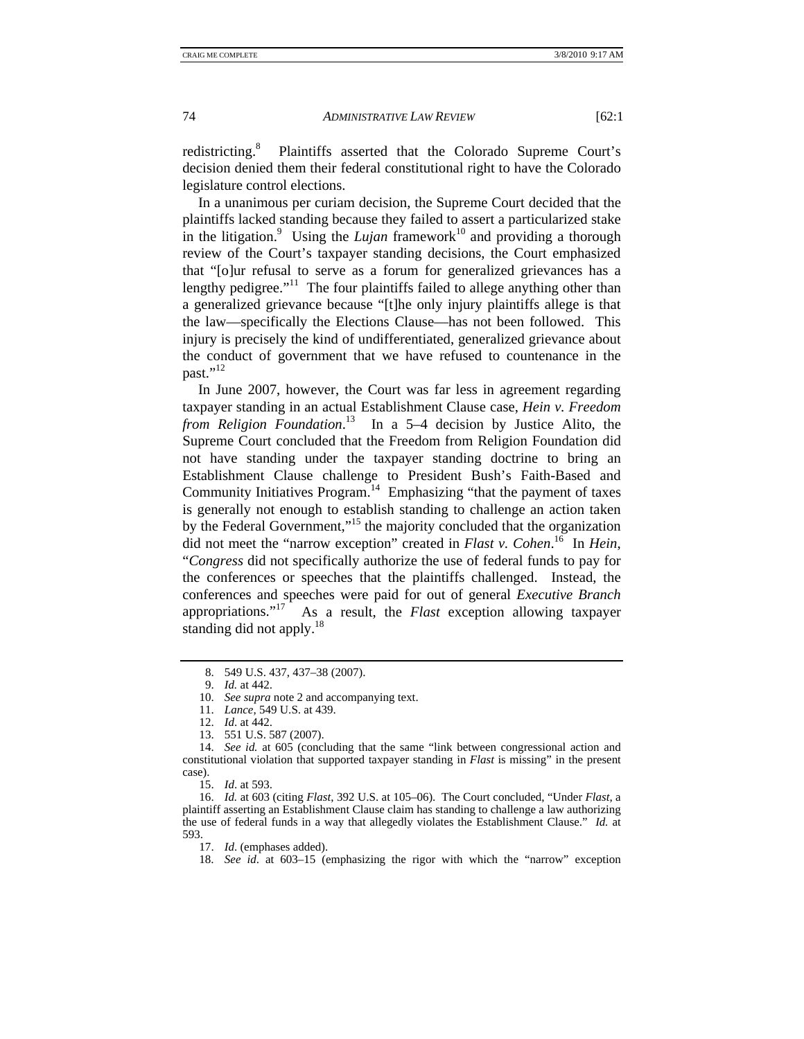redistricting.[8] Plaintiffs asserted that the Colorado Supreme Court's decision denied them their federal constitutional right to have the Colorado legislature control elections.

In a unanimous per curiam decision, the Supreme Court decided that the plaintiffs lacked standing because they failed to assert a particularized stake in the litigation.[9] Using the *Lujan* framework[10] and providing a thorough review of the Court's taxpayer standing decisions, the Court emphasized that "[o]ur refusal to serve as a forum for generalized grievances has a lengthy pedigree."[11] The four plaintiffs failed to allege anything other than a generalized grievance because "[t]he only injury plaintiffs allege is that the law—specifically the Elections Clause—has not been followed. This injury is precisely the kind of undifferentiated, generalized grievance about the conduct of government that we have refused to countenance in the past."[12]

In June 2007, however, the Court was far less in agreement regarding taxpayer standing in an actual Establishment Clause case, *Hein v. Freedom from Religion Foundation*.[13] In a 5–4 decision by Justice Alito, the Supreme Court concluded that the Freedom from Religion Foundation did not have standing under the taxpayer standing doctrine to bring an Establishment Clause challenge to President Bush's Faith-Based and Community Initiatives Program.[14] Emphasizing "that the payment of taxes is generally not enough to establish standing to challenge an action taken by the Federal Government,"[15] the majority concluded that the organization did not meet the "narrow exception" created in *Flast v. Cohen*.[16] In *Hein*, "*Congress* did not specifically authorize the use of federal funds to pay for the conferences or speeches that the plaintiffs challenged. Instead, the conferences and speeches were paid for out of general *Executive Branch* appropriations."[17] As a result, the *Flast* exception allowing taxpayer standing did not apply.[18]

---

8. 549 U.S. 437, 437–38 (2007).

9. *Id.* at 442.

10. *See supra* note 2 and accompanying text.

11. *Lance*, 549 U.S. at 439.

12. *Id*. at 442.

13. 551 U.S. 587 (2007).

14. *See id.* at 605 (concluding that the same "link between congressional action and constitutional violation that supported taxpayer standing in *Flast* is missing" in the present case).

15. *Id*. at 593.

16. *Id.* at 603 (citing *Flast*, 392 U.S. at 105–06). The Court concluded, "Under *Flast*, a plaintiff asserting an Establishment Clause claim has standing to challenge a law authorizing the use of federal funds in a way that allegedly violates the Establishment Clause." *Id.* at 593.

17. *Id*. (emphases added).

18. *See id*. at 603–15 (emphasizing the rigor with which the "narrow" exception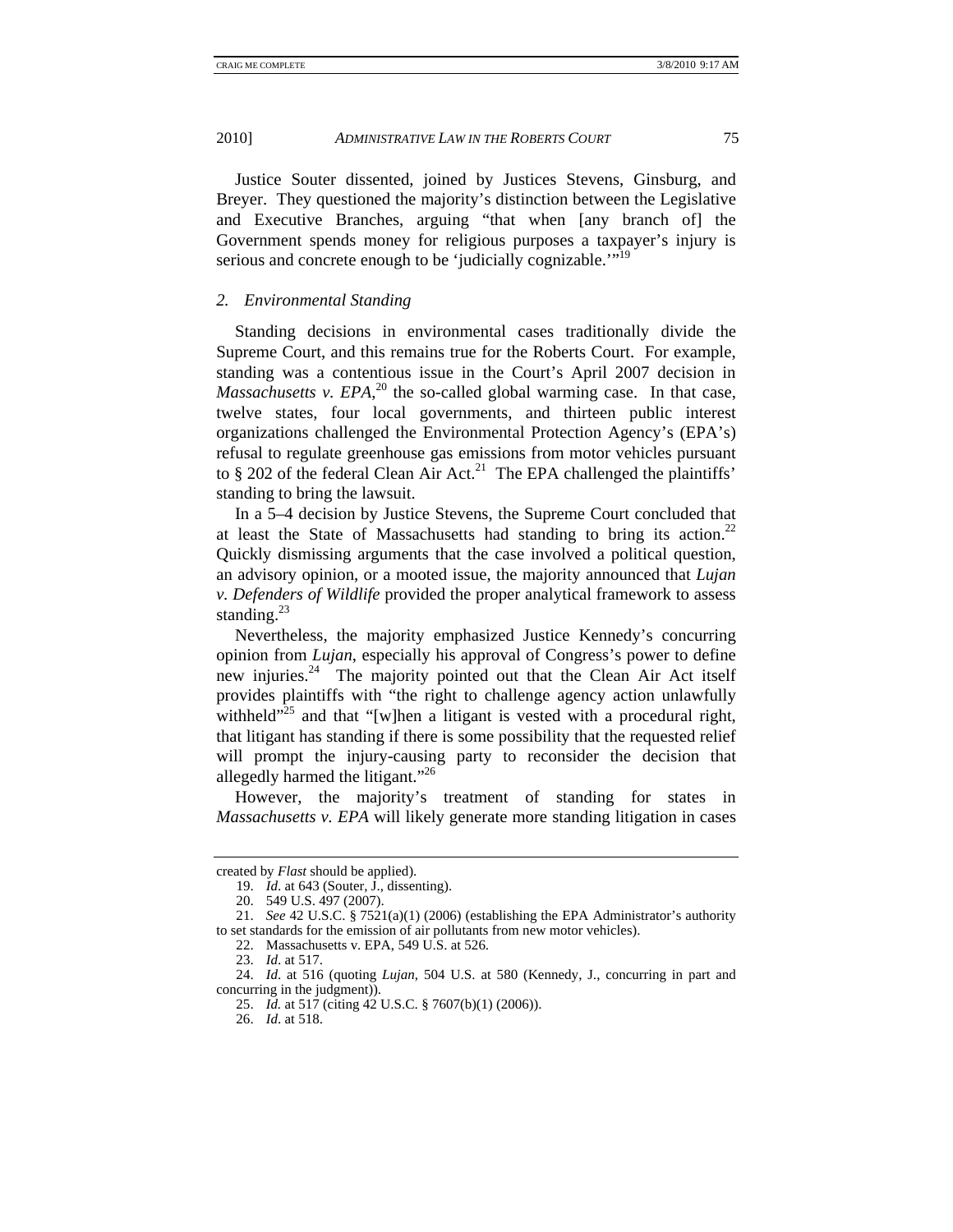Justice Souter dissented, joined by Justices Stevens, Ginsburg, and Breyer. They questioned the majority's distinction between the Legislative and Executive Branches, arguing "that when [any branch of] the Government spends money for religious purposes a taxpayer's injury is serious and concrete enough to be 'judicially cognizable.'"[19]

### 2. *Environmental Standing*

Standing decisions in environmental cases traditionally divide the Supreme Court, and this remains true for the Roberts Court. For example, standing was a contentious issue in the Court's April 2007 decision in *Massachusetts v. EPA*,[20] the so-called global warming case. In that case, twelve states, four local governments, and thirteen public interest organizations challenged the Environmental Protection Agency's (EPA's) refusal to regulate greenhouse gas emissions from motor vehicles pursuant to § 202 of the federal Clean Air Act.[21] The EPA challenged the plaintiffs' standing to bring the lawsuit.

In a 5–4 decision by Justice Stevens, the Supreme Court concluded that at least the State of Massachusetts had standing to bring its action.[22] Quickly dismissing arguments that the case involved a political question, an advisory opinion, or a mooted issue, the majority announced that *Lujan v. Defenders of Wildlife* provided the proper analytical framework to assess standing.[23]

Nevertheless, the majority emphasized Justice Kennedy's concurring opinion from *Lujan*, especially his approval of Congress's power to define new injuries.[24] The majority pointed out that the Clean Air Act itself provides plaintiffs with "the right to challenge agency action unlawfully withheld"[25] and that "[w]hen a litigant is vested with a procedural right, that litigant has standing if there is some possibility that the requested relief will prompt the injury-causing party to reconsider the decision that allegedly harmed the litigant."[26]

However, the majority's treatment of standing for states in *Massachusetts v. EPA* will likely generate more standing litigation in cases

---

created by *Flast* should be applied).

19. *Id.* at 643 (Souter, J., dissenting).

20. 549 U.S. 497 (2007).

21. *See* 42 U.S.C. § 7521(a)(1) (2006) (establishing the EPA Administrator's authority to set standards for the emission of air pollutants from new motor vehicles).

22. Massachusetts v. EPA, 549 U.S. at 526.

23. *Id*. at 517.

24. *Id.* at 516 (quoting *Lujan*, 504 U.S. at 580 (Kennedy, J., concurring in part and concurring in the judgment)).

25. *Id.* at 517 (citing 42 U.S.C. § 7607(b)(1) (2006)).

26. *Id*. at 518.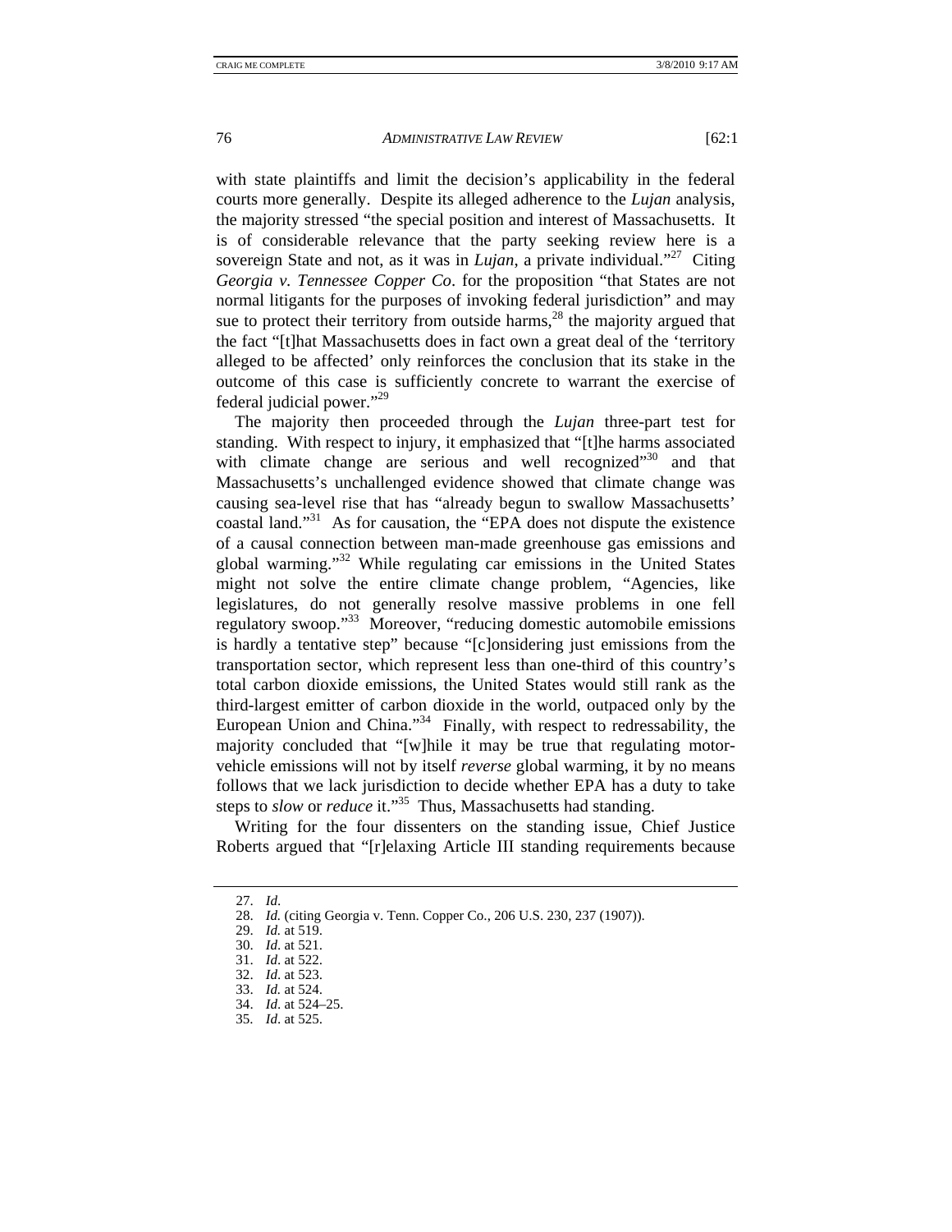with state plaintiffs and limit the decision's applicability in the federal courts more generally. Despite its alleged adherence to the *Lujan* analysis, the majority stressed "the special position and interest of Massachusetts. It is of considerable relevance that the party seeking review here is a sovereign State and not, as it was in *Lujan*, a private individual."[27] Citing *Georgia v. Tennessee Copper Co*. for the proposition "that States are not normal litigants for the purposes of invoking federal jurisdiction" and may sue to protect their territory from outside harms,[28] the majority argued that the fact "[t]hat Massachusetts does in fact own a great deal of the 'territory alleged to be affected' only reinforces the conclusion that its stake in the outcome of this case is sufficiently concrete to warrant the exercise of federal judicial power."[29]

The majority then proceeded through the *Lujan* three-part test for standing. With respect to injury, it emphasized that "[t]he harms associated with climate change are serious and well recognized"[30] and that Massachusetts's unchallenged evidence showed that climate change was causing sea-level rise that has "already begun to swallow Massachusetts' coastal land."[31] As for causation, the "EPA does not dispute the existence of a causal connection between man-made greenhouse gas emissions and global warming."[32] While regulating car emissions in the United States might not solve the entire climate change problem, "Agencies, like legislatures, do not generally resolve massive problems in one fell regulatory swoop."[33] Moreover, "reducing domestic automobile emissions is hardly a tentative step" because "[c]onsidering just emissions from the transportation sector, which represent less than one-third of this country's total carbon dioxide emissions, the United States would still rank as the third-largest emitter of carbon dioxide in the world, outpaced only by the European Union and China."[34] Finally, with respect to redressability, the majority concluded that "[w]hile it may be true that regulating motor-vehicle emissions will not by itself *reverse* global warming, it by no means follows that we lack jurisdiction to decide whether EPA has a duty to take steps to *slow* or *reduce* it."[35] Thus, Massachusetts had standing.

Writing for the four dissenters on the standing issue, Chief Justice Roberts argued that "[r]elaxing Article III standing requirements because

---

27. *Id*.
28. *Id.* (citing Georgia v. Tenn. Copper Co., 206 U.S. 230, 237 (1907)).
29. *Id.* at 519.
30. *Id.* at 521.
31. *Id*. at 522.
32. *Id*. at 523.
33. *Id.* at 524.
34. *Id.* at 524–25.
35. *Id*. at 525.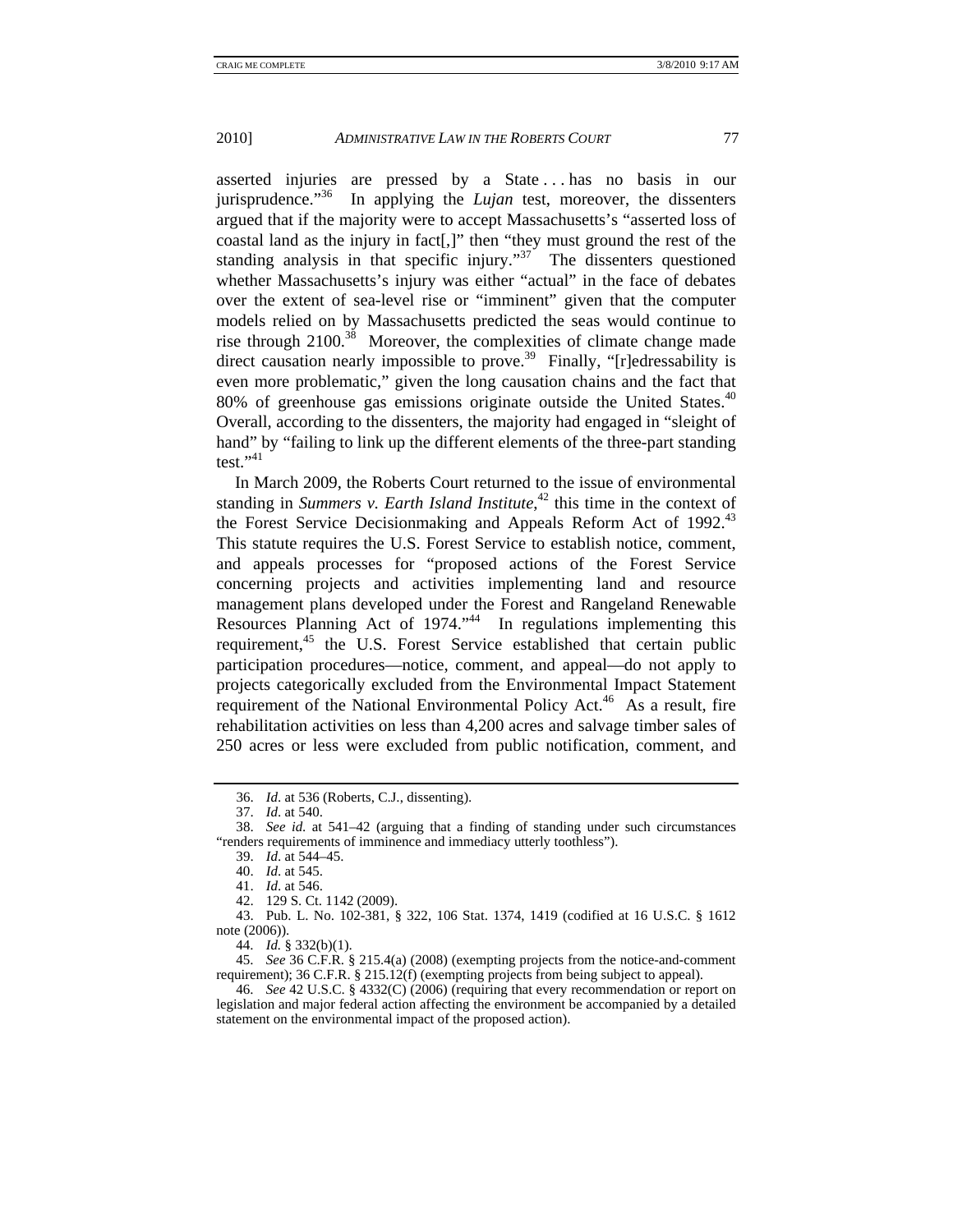asserted injuries are pressed by a State . . . has no basis in our jurisprudence."[36] In applying the *Lujan* test, moreover, the dissenters argued that if the majority were to accept Massachusetts's "asserted loss of coastal land as the injury in fact[,]" then "they must ground the rest of the standing analysis in that specific injury."[37] The dissenters questioned whether Massachusetts's injury was either "actual" in the face of debates over the extent of sea-level rise or "imminent" given that the computer models relied on by Massachusetts predicted the seas would continue to rise through 2100.[38] Moreover, the complexities of climate change made direct causation nearly impossible to prove.[39] Finally, "[r]edressability is even more problematic," given the long causation chains and the fact that 80% of greenhouse gas emissions originate outside the United States.[40] Overall, according to the dissenters, the majority had engaged in "sleight of hand" by "failing to link up the different elements of the three-part standing test."[41]

In March 2009, the Roberts Court returned to the issue of environmental standing in *Summers v. Earth Island Institute*,[42] this time in the context of the Forest Service Decisionmaking and Appeals Reform Act of 1992.[43] This statute requires the U.S. Forest Service to establish notice, comment, and appeals processes for "proposed actions of the Forest Service concerning projects and activities implementing land and resource management plans developed under the Forest and Rangeland Renewable Resources Planning Act of 1974."[44] In regulations implementing this requirement,[45] the U.S. Forest Service established that certain public participation procedures—notice, comment, and appeal—do not apply to projects categorically excluded from the Environmental Impact Statement requirement of the National Environmental Policy Act.[46] As a result, fire rehabilitation activities on less than 4,200 acres and salvage timber sales of 250 acres or less were excluded from public notification, comment, and

---

36. *Id*. at 536 (Roberts, C.J., dissenting).

37. *Id*. at 540.

38. *See id.* at 541–42 (arguing that a finding of standing under such circumstances "renders requirements of imminence and immediacy utterly toothless").

39. *Id*. at 544–45.

40. *Id*. at 545.

41. *Id*. at 546.

42. 129 S. Ct. 1142 (2009).

43. Pub. L. No. 102-381, § 322, 106 Stat. 1374, 1419 (codified at 16 U.S.C. § 1612 note (2006)).

44. *Id.* § 332(b)(1).

45. *See* 36 C.F.R. § 215.4(a) (2008) (exempting projects from the notice-and-comment requirement); 36 C.F.R. § 215.12(f) (exempting projects from being subject to appeal).

46. *See* 42 U.S.C. § 4332(C) (2006) (requiring that every recommendation or report on legislation and major federal action affecting the environment be accompanied by a detailed statement on the environmental impact of the proposed action).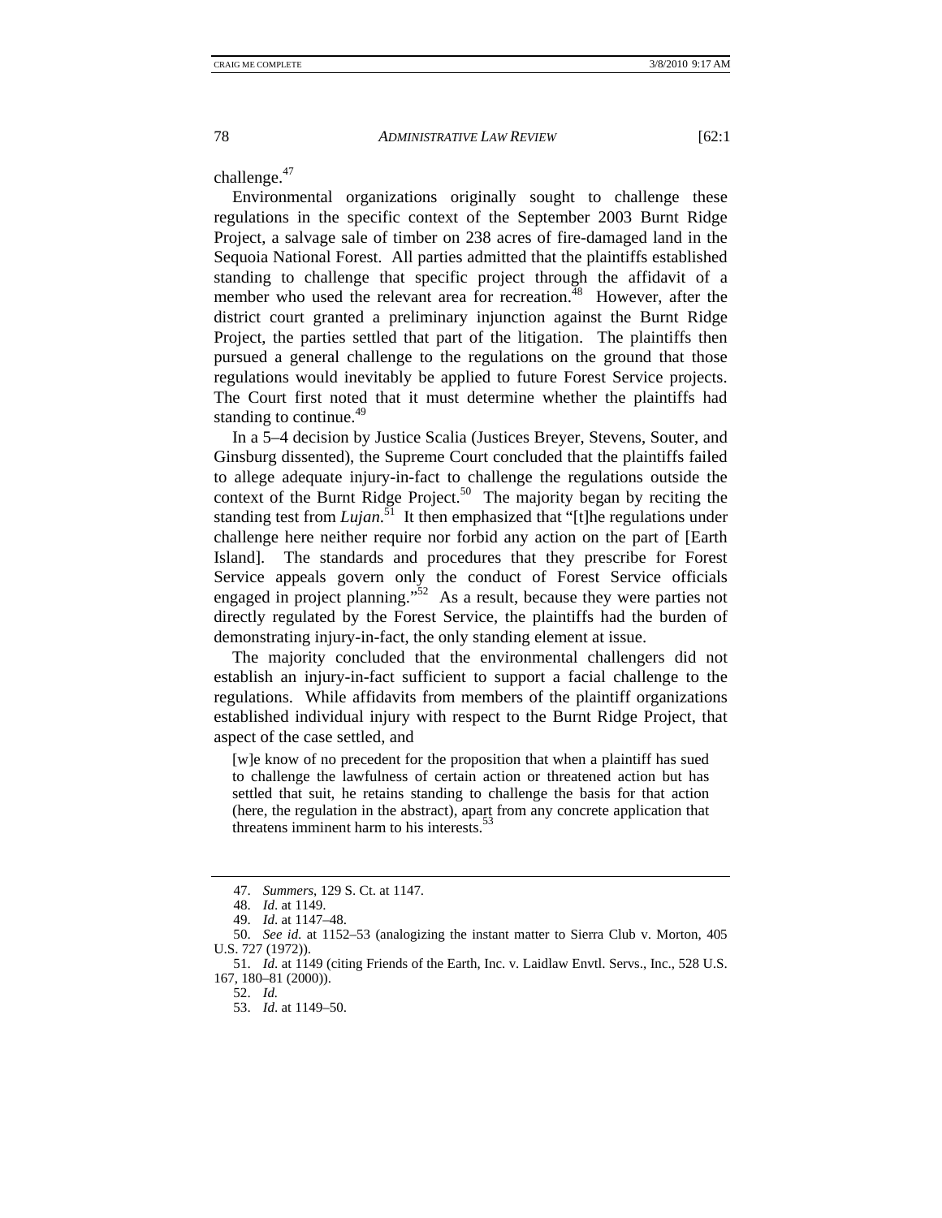challenge.[47]

Environmental organizations originally sought to challenge these regulations in the specific context of the September 2003 Burnt Ridge Project, a salvage sale of timber on 238 acres of fire-damaged land in the Sequoia National Forest. All parties admitted that the plaintiffs established standing to challenge that specific project through the affidavit of a member who used the relevant area for recreation.[48] However, after the district court granted a preliminary injunction against the Burnt Ridge Project, the parties settled that part of the litigation. The plaintiffs then pursued a general challenge to the regulations on the ground that those regulations would inevitably be applied to future Forest Service projects. The Court first noted that it must determine whether the plaintiffs had standing to continue.[49]

In a 5–4 decision by Justice Scalia (Justices Breyer, Stevens, Souter, and Ginsburg dissented), the Supreme Court concluded that the plaintiffs failed to allege adequate injury-in-fact to challenge the regulations outside the context of the Burnt Ridge Project.[50] The majority began by reciting the standing test from *Lujan*.[51] It then emphasized that "[t]he regulations under challenge here neither require nor forbid any action on the part of [Earth Island]. The standards and procedures that they prescribe for Forest Service appeals govern only the conduct of Forest Service officials engaged in project planning."[52] As a result, because they were parties not directly regulated by the Forest Service, the plaintiffs had the burden of demonstrating injury-in-fact, the only standing element at issue.

The majority concluded that the environmental challengers did not establish an injury-in-fact sufficient to support a facial challenge to the regulations. While affidavits from members of the plaintiff organizations established individual injury with respect to the Burnt Ridge Project, that aspect of the case settled, and

> [w]e know of no precedent for the proposition that when a plaintiff has sued to challenge the lawfulness of certain action or threatened action but has settled that suit, he retains standing to challenge the basis for that action (here, the regulation in the abstract), apart from any concrete application that threatens imminent harm to his interests.[53]

---

47. *Summers*, 129 S. Ct. at 1147.

48. *Id*. at 1149.

49. *Id*. at 1147–48.

50. *See id.* at 1152–53 (analogizing the instant matter to Sierra Club v. Morton, 405 U.S. 727 (1972)).

51. *Id*. at 1149 (citing Friends of the Earth, Inc. v. Laidlaw Envtl. Servs., Inc., 528 U.S. 167, 180–81 (2000)).

52. *Id.*

53. *Id*. at 1149–50.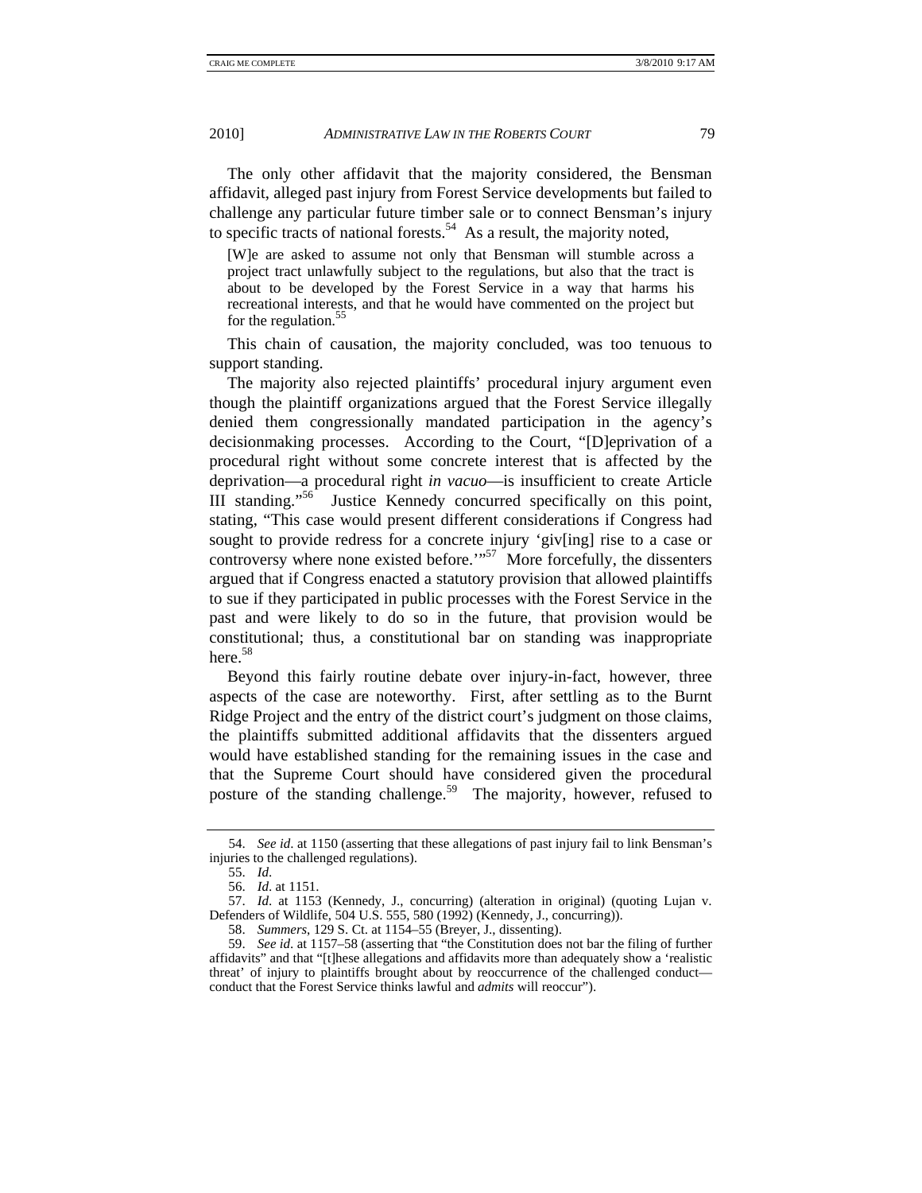The only other affidavit that the majority considered, the Bensman affidavit, alleged past injury from Forest Service developments but failed to challenge any particular future timber sale or to connect Bensman's injury to specific tracts of national forests.[54] As a result, the majority noted,

> [W]e are asked to assume not only that Bensman will stumble across a project tract unlawfully subject to the regulations, but also that the tract is about to be developed by the Forest Service in a way that harms his recreational interests, and that he would have commented on the project but for the regulation.[55]

This chain of causation, the majority concluded, was too tenuous to support standing.

The majority also rejected plaintiffs' procedural injury argument even though the plaintiff organizations argued that the Forest Service illegally denied them congressionally mandated participation in the agency's decisionmaking processes. According to the Court, "[D]eprivation of a procedural right without some concrete interest that is affected by the deprivation—a procedural right *in vacuo*—is insufficient to create Article III standing."[56] Justice Kennedy concurred specifically on this point, stating, "This case would present different considerations if Congress had sought to provide redress for a concrete injury 'giv[ing] rise to a case or controversy where none existed before.'"[57] More forcefully, the dissenters argued that if Congress enacted a statutory provision that allowed plaintiffs to sue if they participated in public processes with the Forest Service in the past and were likely to do so in the future, that provision would be constitutional; thus, a constitutional bar on standing was inappropriate here.[58]

Beyond this fairly routine debate over injury-in-fact, however, three aspects of the case are noteworthy. First, after settling as to the Burnt Ridge Project and the entry of the district court's judgment on those claims, the plaintiffs submitted additional affidavits that the dissenters argued would have established standing for the remaining issues in the case and that the Supreme Court should have considered given the procedural posture of the standing challenge.[59] The majority, however, refused to

---

54. *See id.* at 1150 (asserting that these allegations of past injury fail to link Bensman's injuries to the challenged regulations).

55. *Id.*

56. *Id.* at 1151.

57. *Id.* at 1153 (Kennedy, J., concurring) (alteration in original) (quoting Lujan v. Defenders of Wildlife, 504 U.S. 555, 580 (1992) (Kennedy, J., concurring)).

58. *Summers*, 129 S. Ct. at 1154–55 (Breyer, J., dissenting).

59. *See id.* at 1157–58 (asserting that "the Constitution does not bar the filing of further affidavits" and that "[t]hese allegations and affidavits more than adequately show a 'realistic threat' of injury to plaintiffs brought about by reoccurrence of the challenged conduct—conduct that the Forest Service thinks lawful and *admits* will reoccur").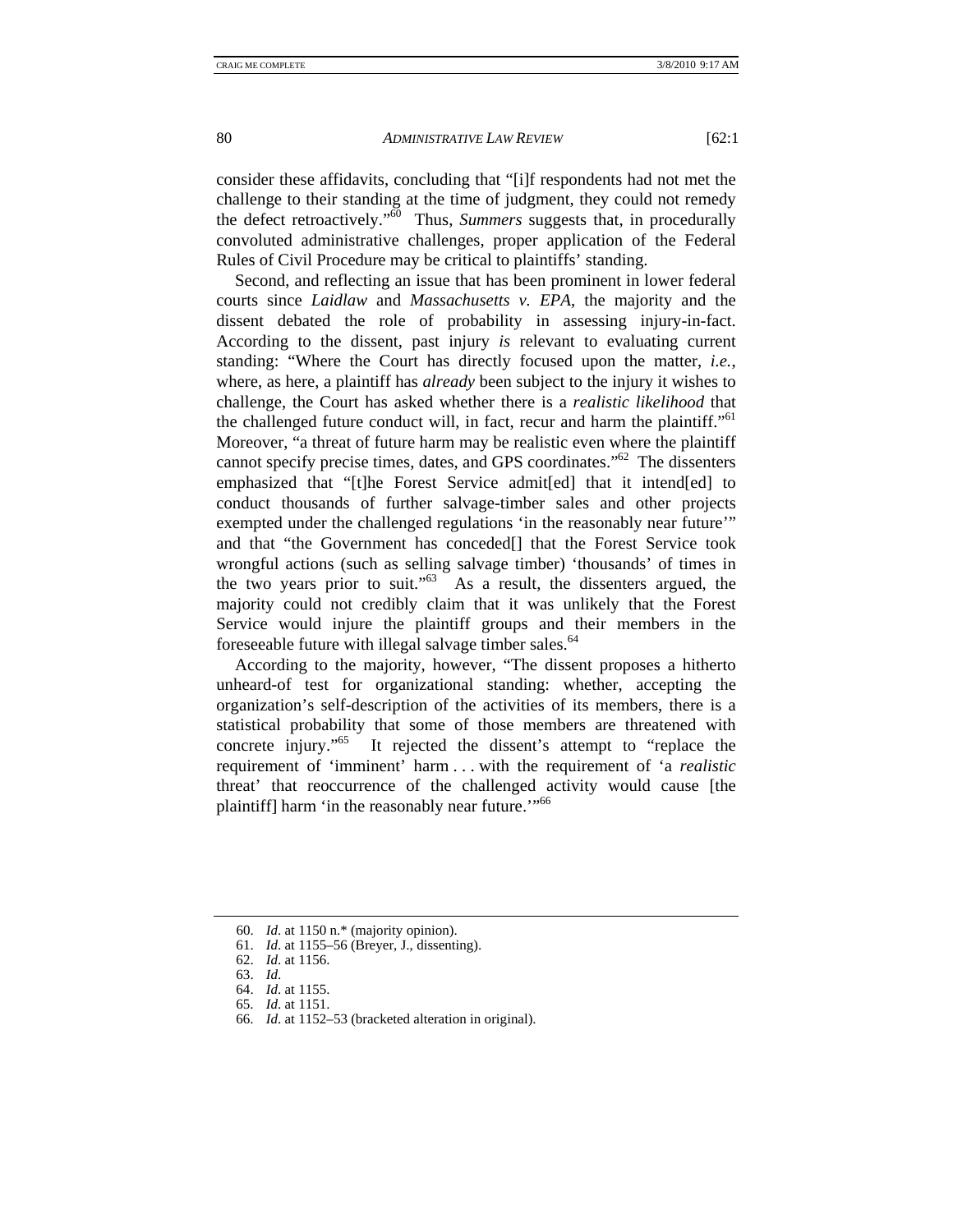consider these affidavits, concluding that "[i]f respondents had not met the challenge to their standing at the time of judgment, they could not remedy the defect retroactively."[60] Thus, *Summers* suggests that, in procedurally convoluted administrative challenges, proper application of the Federal Rules of Civil Procedure may be critical to plaintiffs' standing.

Second, and reflecting an issue that has been prominent in lower federal courts since *Laidlaw* and *Massachusetts v. EPA*, the majority and the dissent debated the role of probability in assessing injury-in-fact. According to the dissent, past injury *is* relevant to evaluating current standing: "Where the Court has directly focused upon the matter, *i.e.*, where, as here, a plaintiff has *already* been subject to the injury it wishes to challenge, the Court has asked whether there is a *realistic likelihood* that the challenged future conduct will, in fact, recur and harm the plaintiff."[61] Moreover, "a threat of future harm may be realistic even where the plaintiff cannot specify precise times, dates, and GPS coordinates."[62] The dissenters emphasized that "[t]he Forest Service admit[ed] that it intend[ed] to conduct thousands of further salvage-timber sales and other projects exempted under the challenged regulations 'in the reasonably near future'" and that "the Government has conceded[] that the Forest Service took wrongful actions (such as selling salvage timber) 'thousands' of times in the two years prior to suit."[63] As a result, the dissenters argued, the majority could not credibly claim that it was unlikely that the Forest Service would injure the plaintiff groups and their members in the foreseeable future with illegal salvage timber sales.[64]

According to the majority, however, "The dissent proposes a hitherto unheard-of test for organizational standing: whether, accepting the organization's self-description of the activities of its members, there is a statistical probability that some of those members are threatened with concrete injury."[65] It rejected the dissent's attempt to "replace the requirement of 'imminent' harm . . . with the requirement of 'a *realistic* threat' that reoccurrence of the challenged activity would cause [the plaintiff] harm 'in the reasonably near future.'"[66]

---

60. *Id.* at 1150 n.* (majority opinion).
61. *Id.* at 1155–56 (Breyer, J., dissenting).
62. *Id.* at 1156.
63. *Id.*
64. *Id.* at 1155.
65. *Id.* at 1151.
66. *Id.* at 1152–53 (bracketed alteration in original).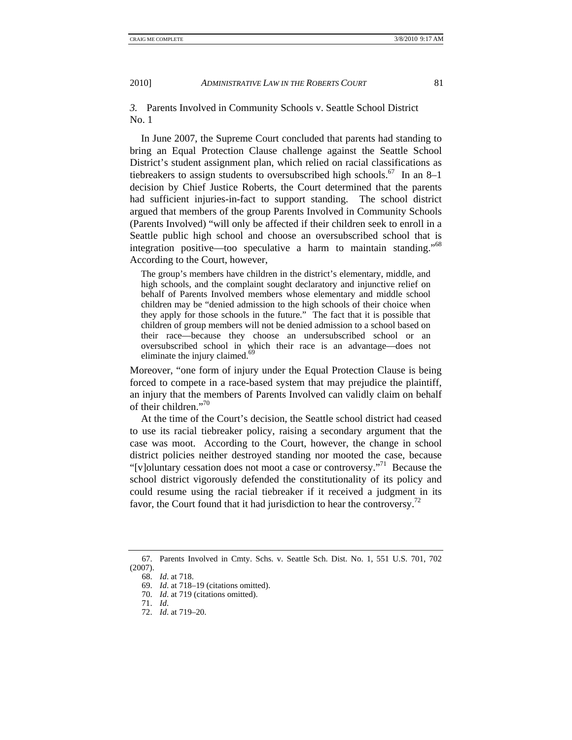### *3.* Parents Involved in Community Schools v. Seattle School District No. 1

In June 2007, the Supreme Court concluded that parents had standing to bring an Equal Protection Clause challenge against the Seattle School District's student assignment plan, which relied on racial classifications as tiebreakers to assign students to oversubscribed high schools.[67] In an 8–1 decision by Chief Justice Roberts, the Court determined that the parents had sufficient injuries-in-fact to support standing. The school district argued that members of the group Parents Involved in Community Schools (Parents Involved) "will only be affected if their children seek to enroll in a Seattle public high school and choose an oversubscribed school that is integration positive—too speculative a harm to maintain standing."[68] According to the Court, however,

> The group's members have children in the district's elementary, middle, and high schools, and the complaint sought declaratory and injunctive relief on behalf of Parents Involved members whose elementary and middle school children may be "denied admission to the high schools of their choice when they apply for those schools in the future." The fact that it is possible that children of group members will not be denied admission to a school based on their race—because they choose an undersubscribed school or an oversubscribed school in which their race is an advantage—does not eliminate the injury claimed.[69]

Moreover, "one form of injury under the Equal Protection Clause is being forced to compete in a race-based system that may prejudice the plaintiff, an injury that the members of Parents Involved can validly claim on behalf of their children."[70]

At the time of the Court's decision, the Seattle school district had ceased to use its racial tiebreaker policy, raising a secondary argument that the case was moot. According to the Court, however, the change in school district policies neither destroyed standing nor mooted the case, because "[v]oluntary cessation does not moot a case or controversy."[71] Because the school district vigorously defended the constitutionality of its policy and could resume using the racial tiebreaker if it received a judgment in its favor, the Court found that it had jurisdiction to hear the controversy.[72]

---

67. Parents Involved in Cmty. Schs. v. Seattle Sch. Dist. No. 1, 551 U.S. 701, 702 (2007).

68. *Id.* at 718.

69. *Id.* at 718–19 (citations omitted).

70. *Id.* at 719 (citations omitted).

71. *Id.*

72. *Id.* at 719–20.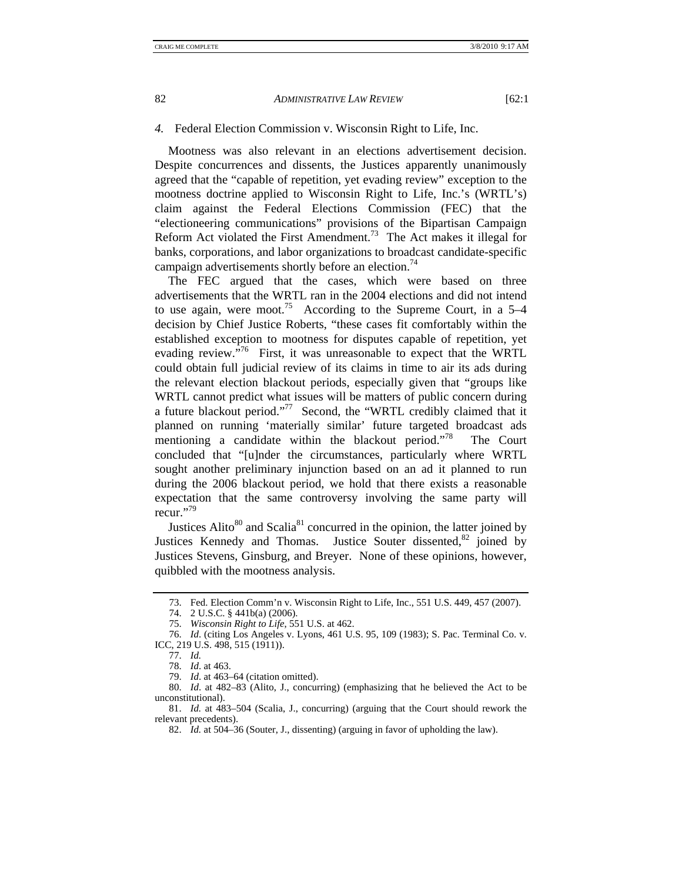### 4. *Federal Election Commission v. Wisconsin Right to Life, Inc.*

Mootness was also relevant in an elections advertisement decision. Despite concurrences and dissents, the Justices apparently unanimously agreed that the "capable of repetition, yet evading review" exception to the mootness doctrine applied to Wisconsin Right to Life, Inc.'s (WRTL's) claim against the Federal Elections Commission (FEC) that the "electioneering communications" provisions of the Bipartisan Campaign Reform Act violated the First Amendment.[73] The Act makes it illegal for banks, corporations, and labor organizations to broadcast candidate-specific campaign advertisements shortly before an election.[74]

The FEC argued that the cases, which were based on three advertisements that the WRTL ran in the 2004 elections and did not intend to use again, were moot.[75] According to the Supreme Court, in a 5–4 decision by Chief Justice Roberts, "these cases fit comfortably within the established exception to mootness for disputes capable of repetition, yet evading review."[76] First, it was unreasonable to expect that the WRTL could obtain full judicial review of its claims in time to air its ads during the relevant election blackout periods, especially given that "groups like WRTL cannot predict what issues will be matters of public concern during a future blackout period."[77] Second, the "WRTL credibly claimed that it planned on running 'materially similar' future targeted broadcast ads mentioning a candidate within the blackout period."[78] The Court concluded that "[u]nder the circumstances, particularly where WRTL sought another preliminary injunction based on an ad it planned to run during the 2006 blackout period, we hold that there exists a reasonable expectation that the same controversy involving the same party will recur."[79]

Justices Alito[80] and Scalia[81] concurred in the opinion, the latter joined by Justices Kennedy and Thomas. Justice Souter dissented,[82] joined by Justices Stevens, Ginsburg, and Breyer. None of these opinions, however, quibbled with the mootness analysis.

---

73. Fed. Election Comm'n v. Wisconsin Right to Life, Inc., 551 U.S. 449, 457 (2007).

74. 2 U.S.C. § 441b(a) (2006).

75. *Wisconsin Right to Life*, 551 U.S. at 462.

76. *Id.* (citing Los Angeles v. Lyons, 461 U.S. 95, 109 (1983); S. Pac. Terminal Co. v. ICC, 219 U.S. 498, 515 (1911)).

77. *Id.*

78. *Id.* at 463.

79. *Id.* at 463–64 (citation omitted).

80. *Id.* at 482–83 (Alito, J., concurring) (emphasizing that he believed the Act to be unconstitutional).

81. *Id.* at 483–504 (Scalia, J., concurring) (arguing that the Court should rework the relevant precedents).

82. *Id.* at 504–36 (Souter, J., dissenting) (arguing in favor of upholding the law).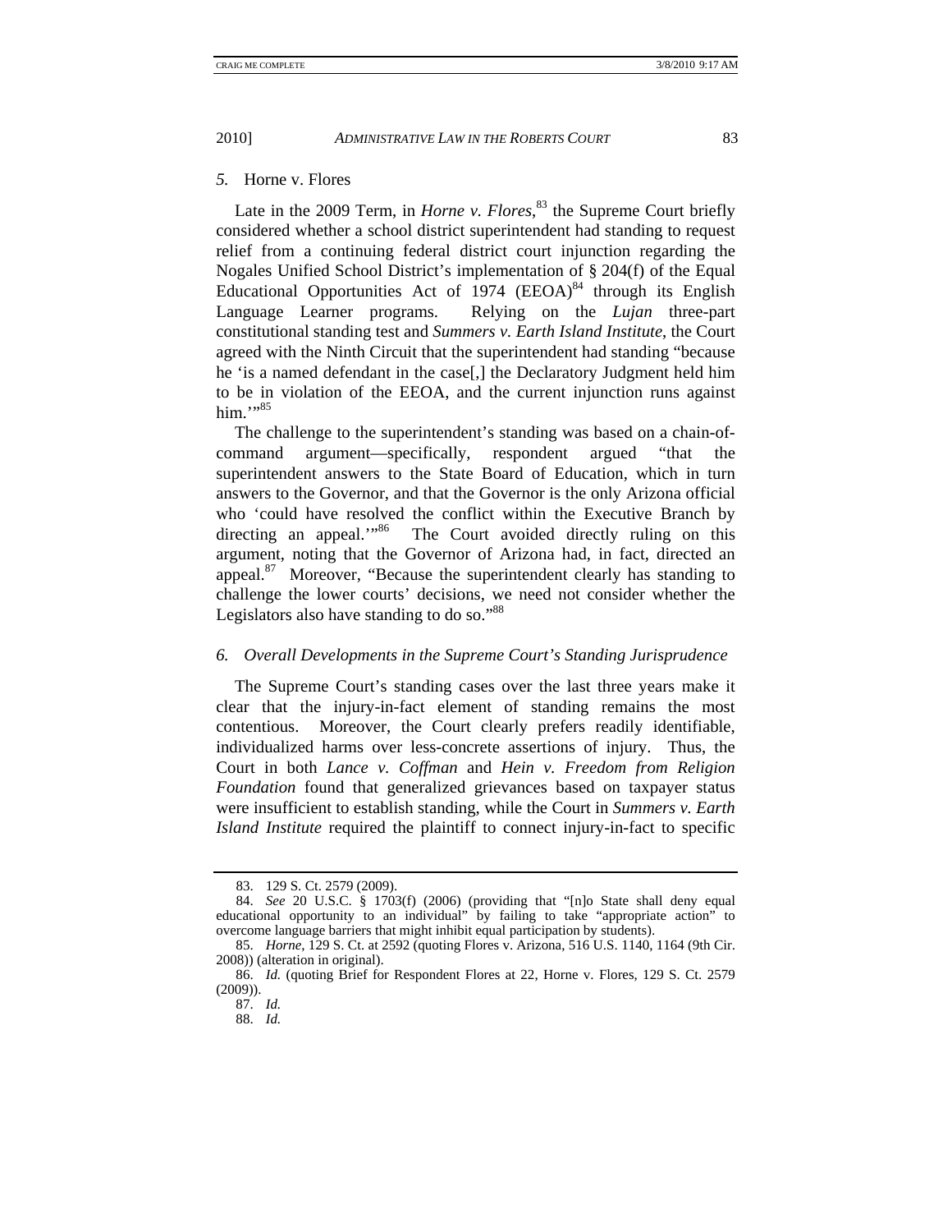### *5.* Horne v. Flores

Late in the 2009 Term, in *Horne v. Flores*,[83] the Supreme Court briefly considered whether a school district superintendent had standing to request relief from a continuing federal district court injunction regarding the Nogales Unified School District's implementation of § 204(f) of the Equal Educational Opportunities Act of 1974 (EEOA)[84] through its English Language Learner programs. Relying on the *Lujan* three-part constitutional standing test and *Summers v. Earth Island Institute*, the Court agreed with the Ninth Circuit that the superintendent had standing "because he 'is a named defendant in the case[,] the Declaratory Judgment held him to be in violation of the EEOA, and the current injunction runs against him.'"[85]

The challenge to the superintendent's standing was based on a chain-of-command argument—specifically, respondent argued "that the superintendent answers to the State Board of Education, which in turn answers to the Governor, and that the Governor is the only Arizona official who 'could have resolved the conflict within the Executive Branch by directing an appeal.'"[86] The Court avoided directly ruling on this argument, noting that the Governor of Arizona had, in fact, directed an appeal.[87] Moreover, "Because the superintendent clearly has standing to challenge the lower courts' decisions, we need not consider whether the Legislators also have standing to do so."[88]

### *6. Overall Developments in the Supreme Court's Standing Jurisprudence*

The Supreme Court's standing cases over the last three years make it clear that the injury-in-fact element of standing remains the most contentious. Moreover, the Court clearly prefers readily identifiable, individualized harms over less-concrete assertions of injury. Thus, the Court in both *Lance v. Coffman* and *Hein v. Freedom from Religion Foundation* found that generalized grievances based on taxpayer status were insufficient to establish standing, while the Court in *Summers v. Earth Island Institute* required the plaintiff to connect injury-in-fact to specific

---

83. 129 S. Ct. 2579 (2009).

84. *See* 20 U.S.C. § 1703(f) (2006) (providing that "[n]o State shall deny equal educational opportunity to an individual" by failing to take "appropriate action" to overcome language barriers that might inhibit equal participation by students).

85. *Horne*, 129 S. Ct. at 2592 (quoting Flores v. Arizona, 516 U.S. 1140, 1164 (9th Cir. 2008)) (alteration in original).

86. *Id.* (quoting Brief for Respondent Flores at 22, Horne v. Flores, 129 S. Ct. 2579 (2009)).

87. *Id.*

88. *Id.*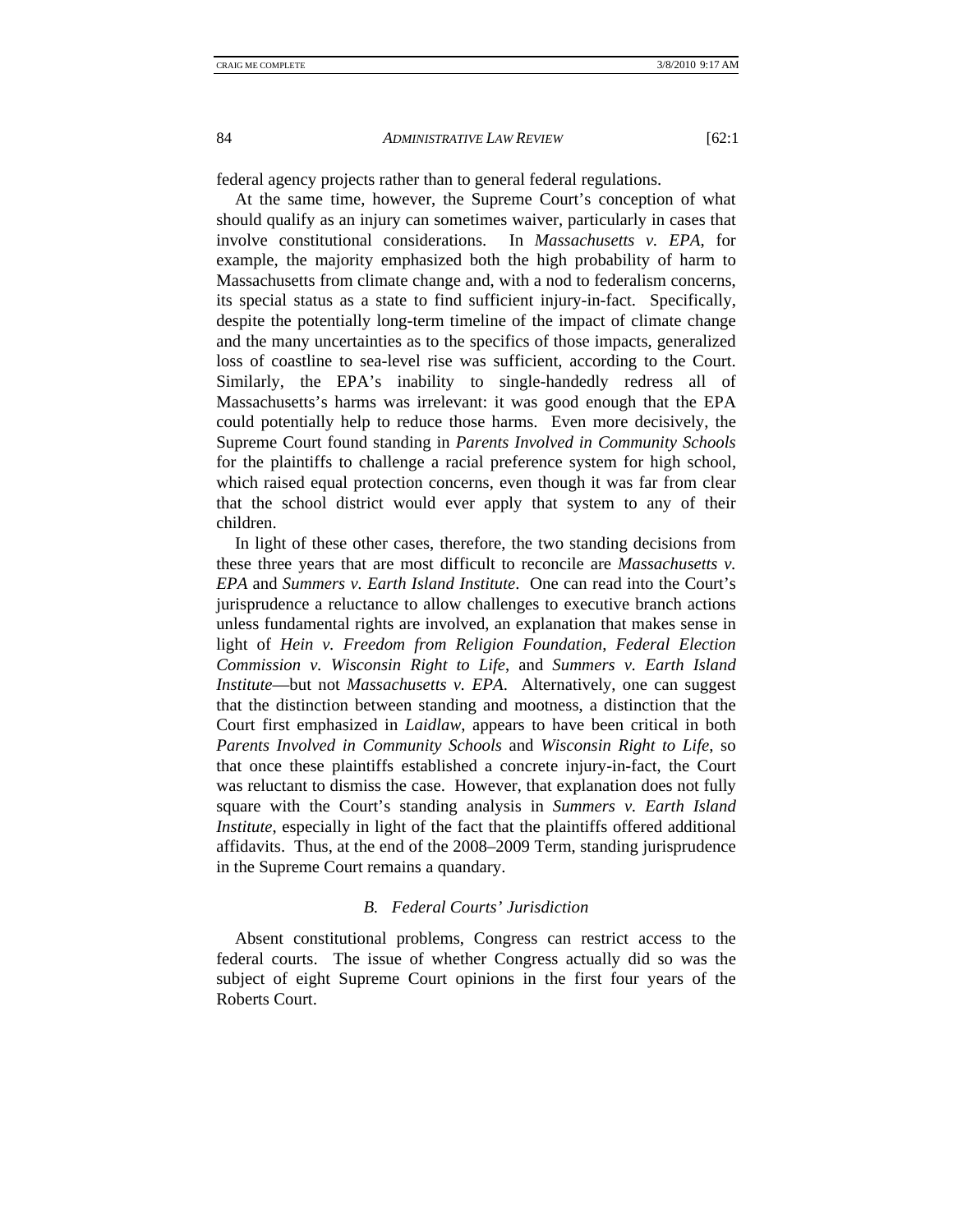federal agency projects rather than to general federal regulations.

At the same time, however, the Supreme Court's conception of what should qualify as an injury can sometimes waiver, particularly in cases that involve constitutional considerations. In *Massachusetts v. EPA*, for example, the majority emphasized both the high probability of harm to Massachusetts from climate change and, with a nod to federalism concerns, its special status as a state to find sufficient injury-in-fact. Specifically, despite the potentially long-term timeline of the impact of climate change and the many uncertainties as to the specifics of those impacts, generalized loss of coastline to sea-level rise was sufficient, according to the Court. Similarly, the EPA's inability to single-handedly redress all of Massachusetts's harms was irrelevant: it was good enough that the EPA could potentially help to reduce those harms. Even more decisively, the Supreme Court found standing in *Parents Involved in Community Schools* for the plaintiffs to challenge a racial preference system for high school, which raised equal protection concerns, even though it was far from clear that the school district would ever apply that system to any of their children.

In light of these other cases, therefore, the two standing decisions from these three years that are most difficult to reconcile are *Massachusetts v. EPA* and *Summers v. Earth Island Institute*. One can read into the Court's jurisprudence a reluctance to allow challenges to executive branch actions unless fundamental rights are involved, an explanation that makes sense in light of *Hein v. Freedom from Religion Foundation*, *Federal Election Commission v. Wisconsin Right to Life*, and *Summers v. Earth Island Institute*—but not *Massachusetts v. EPA*. Alternatively, one can suggest that the distinction between standing and mootness, a distinction that the Court first emphasized in *Laidlaw*, appears to have been critical in both *Parents Involved in Community Schools* and *Wisconsin Right to Life*, so that once these plaintiffs established a concrete injury-in-fact, the Court was reluctant to dismiss the case. However, that explanation does not fully square with the Court's standing analysis in *Summers v. Earth Island Institute*, especially in light of the fact that the plaintiffs offered additional affidavits. Thus, at the end of the 2008–2009 Term, standing jurisprudence in the Supreme Court remains a quandary.

### *B. Federal Courts' Jurisdiction*

Absent constitutional problems, Congress can restrict access to the federal courts. The issue of whether Congress actually did so was the subject of eight Supreme Court opinions in the first four years of the Roberts Court.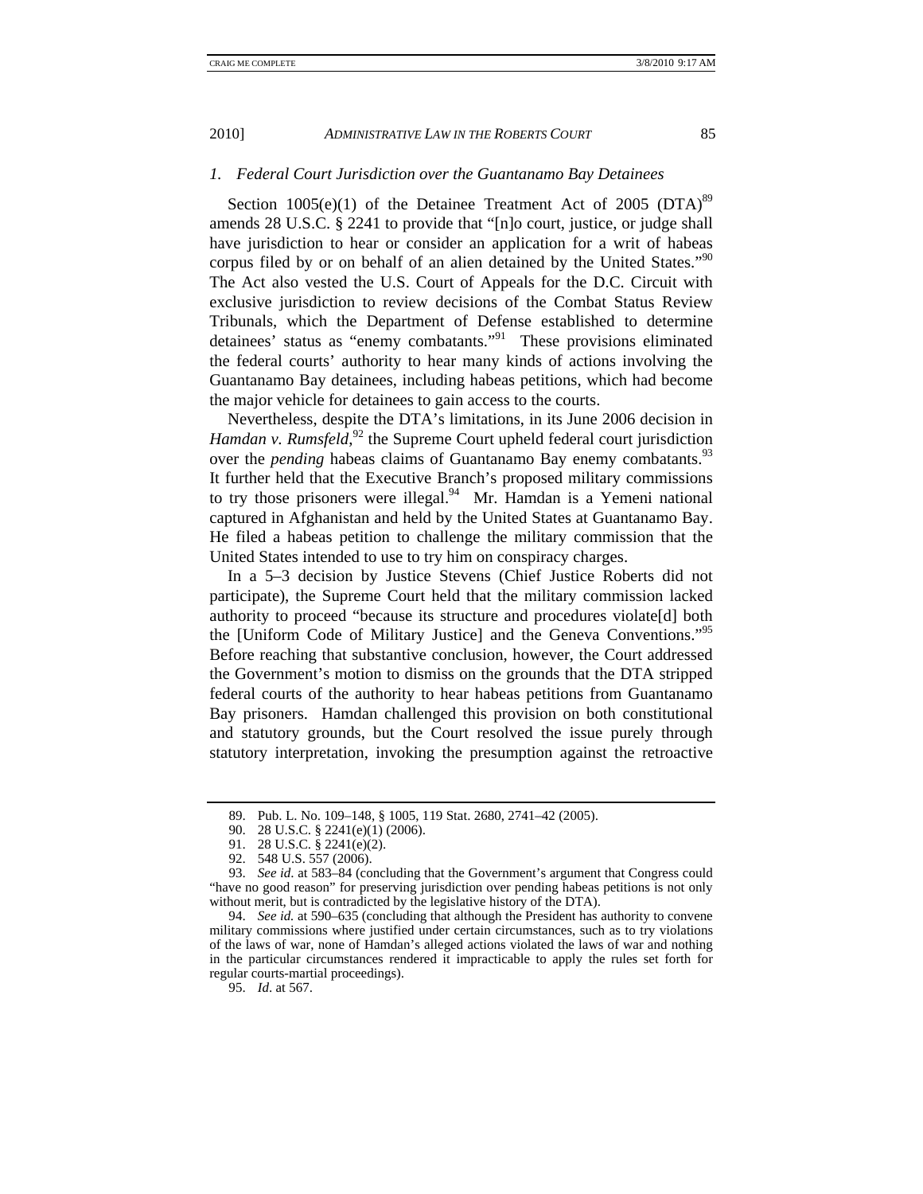### *1. Federal Court Jurisdiction over the Guantanamo Bay Detainees*

Section 1005(e)(1) of the Detainee Treatment Act of 2005 (DTA)[89] amends 28 U.S.C. § 2241 to provide that "[n]o court, justice, or judge shall have jurisdiction to hear or consider an application for a writ of habeas corpus filed by or on behalf of an alien detained by the United States."[90] The Act also vested the U.S. Court of Appeals for the D.C. Circuit with exclusive jurisdiction to review decisions of the Combat Status Review Tribunals, which the Department of Defense established to determine detainees' status as "enemy combatants."[91] These provisions eliminated the federal courts' authority to hear many kinds of actions involving the Guantanamo Bay detainees, including habeas petitions, which had become the major vehicle for detainees to gain access to the courts.

Nevertheless, despite the DTA's limitations, in its June 2006 decision in *Hamdan v. Rumsfeld*,[92] the Supreme Court upheld federal court jurisdiction over the *pending* habeas claims of Guantanamo Bay enemy combatants.[93] It further held that the Executive Branch's proposed military commissions to try those prisoners were illegal.[94] Mr. Hamdan is a Yemeni national captured in Afghanistan and held by the United States at Guantanamo Bay. He filed a habeas petition to challenge the military commission that the United States intended to use to try him on conspiracy charges.

In a 5–3 decision by Justice Stevens (Chief Justice Roberts did not participate), the Supreme Court held that the military commission lacked authority to proceed "because its structure and procedures violate[d] both the [Uniform Code of Military Justice] and the Geneva Conventions."[95] Before reaching that substantive conclusion, however, the Court addressed the Government's motion to dismiss on the grounds that the DTA stripped federal courts of the authority to hear habeas petitions from Guantanamo Bay prisoners. Hamdan challenged this provision on both constitutional and statutory grounds, but the Court resolved the issue purely through statutory interpretation, invoking the presumption against the retroactive

---

89. Pub. L. No. 109–148, § 1005, 119 Stat. 2680, 2741–42 (2005).

90. 28 U.S.C. § 2241(e)(1) (2006).

91. 28 U.S.C. § 2241(e)(2).

92. 548 U.S. 557 (2006).

93. *See id.* at 583–84 (concluding that the Government's argument that Congress could "have no good reason" for preserving jurisdiction over pending habeas petitions is not only without merit, but is contradicted by the legislative history of the DTA).

94. *See id.* at 590–635 (concluding that although the President has authority to convene military commissions where justified under certain circumstances, such as to try violations of the laws of war, none of Hamdan's alleged actions violated the laws of war and nothing in the particular circumstances rendered it impracticable to apply the rules set forth for regular courts-martial proceedings).

95. *Id.* at 567.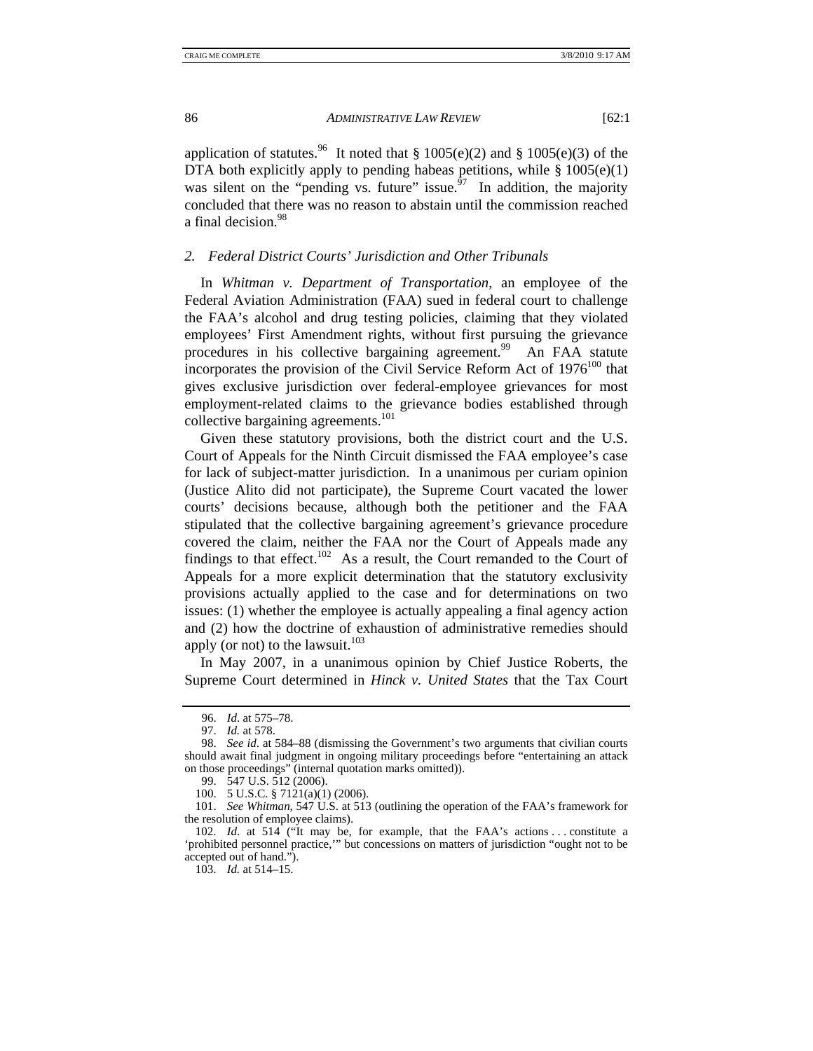application of statutes.[96] It noted that § 1005(e)(2) and § 1005(e)(3) of the DTA both explicitly apply to pending habeas petitions, while § 1005(e)(1) was silent on the "pending vs. future" issue.[97] In addition, the majority concluded that there was no reason to abstain until the commission reached a final decision.[98]

### *2. Federal District Courts' Jurisdiction and Other Tribunals*

In *Whitman v. Department of Transportation*, an employee of the Federal Aviation Administration (FAA) sued in federal court to challenge the FAA's alcohol and drug testing policies, claiming that they violated employees' First Amendment rights, without first pursuing the grievance procedures in his collective bargaining agreement.[99] An FAA statute incorporates the provision of the Civil Service Reform Act of 1976[100] that gives exclusive jurisdiction over federal-employee grievances for most employment-related claims to the grievance bodies established through collective bargaining agreements.[101]

Given these statutory provisions, both the district court and the U.S. Court of Appeals for the Ninth Circuit dismissed the FAA employee's case for lack of subject-matter jurisdiction. In a unanimous per curiam opinion (Justice Alito did not participate), the Supreme Court vacated the lower courts' decisions because, although both the petitioner and the FAA stipulated that the collective bargaining agreement's grievance procedure covered the claim, neither the FAA nor the Court of Appeals made any findings to that effect.[102] As a result, the Court remanded to the Court of Appeals for a more explicit determination that the statutory exclusivity provisions actually applied to the case and for determinations on two issues: (1) whether the employee is actually appealing a final agency action and (2) how the doctrine of exhaustion of administrative remedies should apply (or not) to the lawsuit.[103]

In May 2007, in a unanimous opinion by Chief Justice Roberts, the Supreme Court determined in *Hinck v. United States* that the Tax Court

---

96. *Id.* at 575–78.

97. *Id.* at 578.

98. *See id.* at 584–88 (dismissing the Government's two arguments that civilian courts should await final judgment in ongoing military proceedings before "entertaining an attack on those proceedings" (internal quotation marks omitted)).

99. 547 U.S. 512 (2006).

100. 5 U.S.C. § 7121(a)(1) (2006).

101. *See Whitman*, 547 U.S. at 513 (outlining the operation of the FAA's framework for the resolution of employee claims).

102. *Id.* at 514 ("It may be, for example, that the FAA's actions . . . constitute a 'prohibited personnel practice,'" but concessions on matters of jurisdiction "ought not to be accepted out of hand.").

103. *Id.* at 514–15.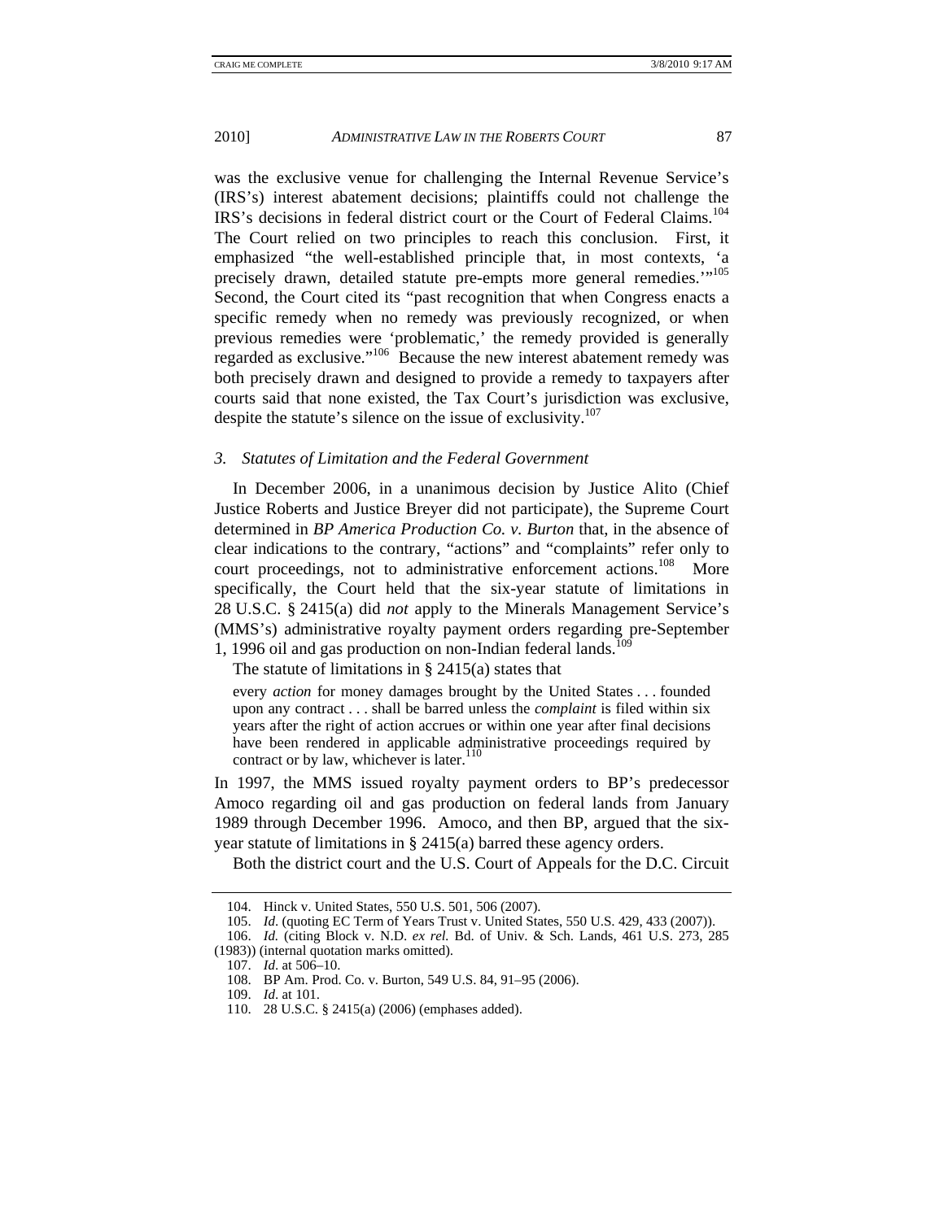was the exclusive venue for challenging the Internal Revenue Service's (IRS's) interest abatement decisions; plaintiffs could not challenge the IRS's decisions in federal district court or the Court of Federal Claims.[104] The Court relied on two principles to reach this conclusion. First, it emphasized "the well-established principle that, in most contexts, 'a precisely drawn, detailed statute pre-empts more general remedies.'"[105] Second, the Court cited its "past recognition that when Congress enacts a specific remedy when no remedy was previously recognized, or when previous remedies were 'problematic,' the remedy provided is generally regarded as exclusive."[106] Because the new interest abatement remedy was both precisely drawn and designed to provide a remedy to taxpayers after courts said that none existed, the Tax Court's jurisdiction was exclusive, despite the statute's silence on the issue of exclusivity.[107]

### 3. *Statutes of Limitation and the Federal Government*

In December 2006, in a unanimous decision by Justice Alito (Chief Justice Roberts and Justice Breyer did not participate), the Supreme Court determined in *BP America Production Co. v. Burton* that, in the absence of clear indications to the contrary, "actions" and "complaints" refer only to court proceedings, not to administrative enforcement actions.[108] More specifically, the Court held that the six-year statute of limitations in 28 U.S.C. § 2415(a) did *not* apply to the Minerals Management Service's (MMS's) administrative royalty payment orders regarding pre-September 1, 1996 oil and gas production on non-Indian federal lands.[109]

The statute of limitations in § 2415(a) states that

> every *action* for money damages brought by the United States . . . founded upon any contract . . . shall be barred unless the *complaint* is filed within six years after the right of action accrues or within one year after final decisions have been rendered in applicable administrative proceedings required by contract or by law, whichever is later.[110]

In 1997, the MMS issued royalty payment orders to BP's predecessor Amoco regarding oil and gas production on federal lands from January 1989 through December 1996. Amoco, and then BP, argued that the six-year statute of limitations in § 2415(a) barred these agency orders.

Both the district court and the U.S. Court of Appeals for the D.C. Circuit

---

104. Hinck v. United States, 550 U.S. 501, 506 (2007).

105. *Id.* (quoting EC Term of Years Trust v. United States, 550 U.S. 429, 433 (2007)).

106. *Id.* (citing Block v. N.D. *ex rel.* Bd. of Univ. & Sch. Lands, 461 U.S. 273, 285 (1983)) (internal quotation marks omitted).

107. *Id.* at 506–10.

108. BP Am. Prod. Co. v. Burton, 549 U.S. 84, 91–95 (2006).

109. *Id.* at 101.

110. 28 U.S.C. § 2415(a) (2006) (emphases added).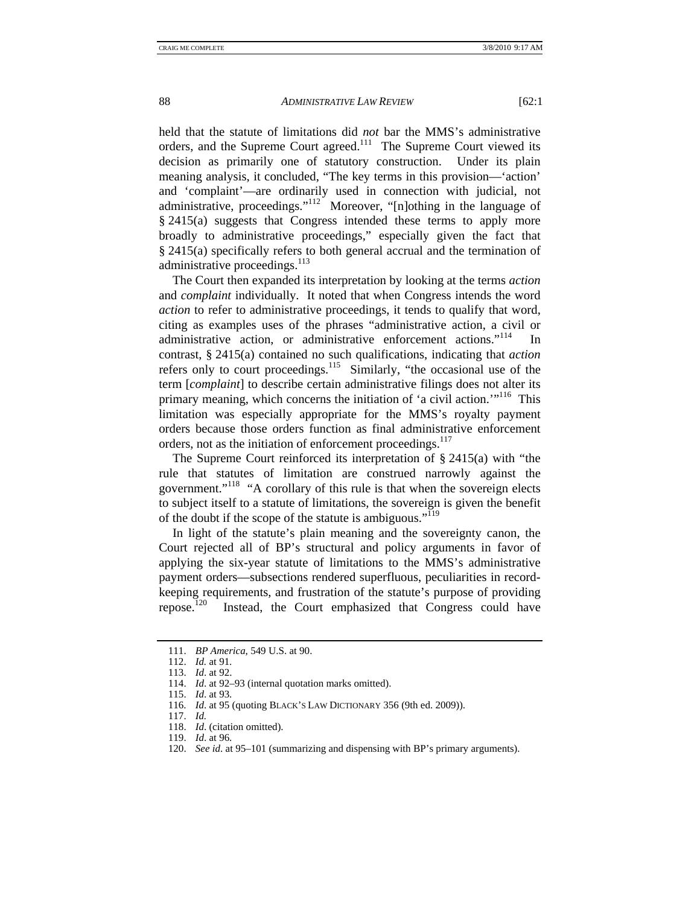held that the statute of limitations did *not* bar the MMS's administrative orders, and the Supreme Court agreed.[111] The Supreme Court viewed its decision as primarily one of statutory construction. Under its plain meaning analysis, it concluded, "The key terms in this provision—'action' and 'complaint'—are ordinarily used in connection with judicial, not administrative, proceedings."[112] Moreover, "[n]othing in the language of § 2415(a) suggests that Congress intended these terms to apply more broadly to administrative proceedings," especially given the fact that § 2415(a) specifically refers to both general accrual and the termination of administrative proceedings.[113]

The Court then expanded its interpretation by looking at the terms *action* and *complaint* individually. It noted that when Congress intends the word *action* to refer to administrative proceedings, it tends to qualify that word, citing as examples uses of the phrases "administrative action, a civil or administrative action, or administrative enforcement actions."[114] In contrast, § 2415(a) contained no such qualifications, indicating that *action* refers only to court proceedings.[115] Similarly, "the occasional use of the term [*complaint*] to describe certain administrative filings does not alter its primary meaning, which concerns the initiation of 'a civil action.'"[116] This limitation was especially appropriate for the MMS's royalty payment orders because those orders function as final administrative enforcement orders, not as the initiation of enforcement proceedings.[117]

The Supreme Court reinforced its interpretation of § 2415(a) with "the rule that statutes of limitation are construed narrowly against the government."[118] "A corollary of this rule is that when the sovereign elects to subject itself to a statute of limitations, the sovereign is given the benefit of the doubt if the scope of the statute is ambiguous."[119]

In light of the statute's plain meaning and the sovereignty canon, the Court rejected all of BP's structural and policy arguments in favor of applying the six-year statute of limitations to the MMS's administrative payment orders—subsections rendered superfluous, peculiarities in record-keeping requirements, and frustration of the statute's purpose of providing repose.[120] Instead, the Court emphasized that Congress could have

---

111. *BP America*, 549 U.S. at 90.
112. *Id.* at 91.
113. *Id.* at 92.
114. *Id.* at 92–93 (internal quotation marks omitted).
115. *Id.* at 93.
116. *Id.* at 95 (quoting BLACK'S LAW DICTIONARY 356 (9th ed. 2009)).
117. *Id.*
118. *Id.* (citation omitted).
119. *Id.* at 96.
120. *See id.* at 95–101 (summarizing and dispensing with BP's primary arguments).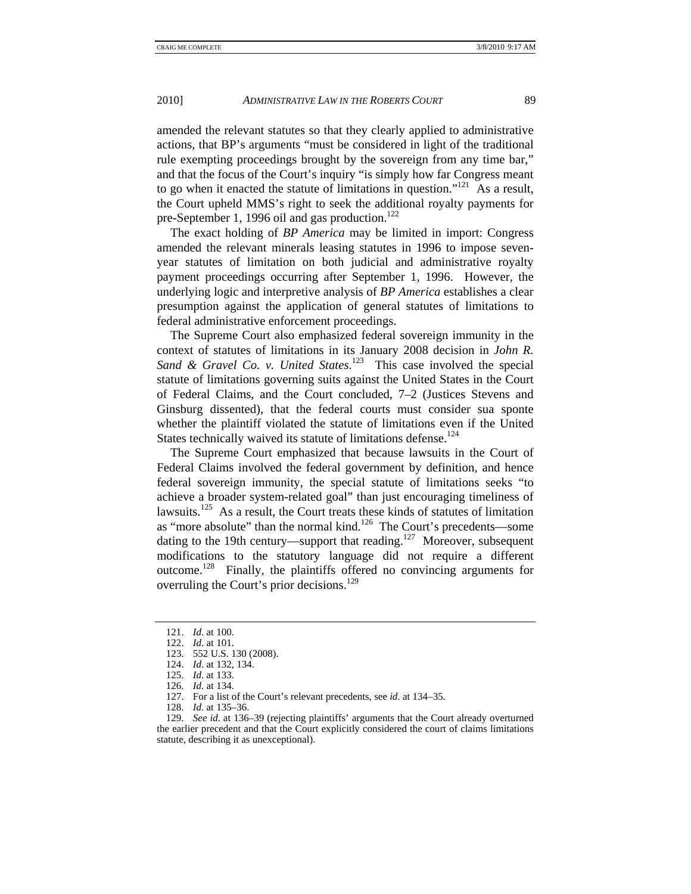amended the relevant statutes so that they clearly applied to administrative actions, that BP's arguments "must be considered in light of the traditional rule exempting proceedings brought by the sovereign from any time bar," and that the focus of the Court's inquiry "is simply how far Congress meant to go when it enacted the statute of limitations in question."[121] As a result, the Court upheld MMS's right to seek the additional royalty payments for pre-September 1, 1996 oil and gas production.[122]

The exact holding of *BP America* may be limited in import: Congress amended the relevant minerals leasing statutes in 1996 to impose seven-year statutes of limitation on both judicial and administrative royalty payment proceedings occurring after September 1, 1996. However, the underlying logic and interpretive analysis of *BP America* establishes a clear presumption against the application of general statutes of limitations to federal administrative enforcement proceedings.

The Supreme Court also emphasized federal sovereign immunity in the context of statutes of limitations in its January 2008 decision in *John R. Sand & Gravel Co. v. United States*.[123] This case involved the special statute of limitations governing suits against the United States in the Court of Federal Claims, and the Court concluded, 7–2 (Justices Stevens and Ginsburg dissented), that the federal courts must consider sua sponte whether the plaintiff violated the statute of limitations even if the United States technically waived its statute of limitations defense.[124]

The Supreme Court emphasized that because lawsuits in the Court of Federal Claims involved the federal government by definition, and hence federal sovereign immunity, the special statute of limitations seeks "to achieve a broader system-related goal" than just encouraging timeliness of lawsuits.[125] As a result, the Court treats these kinds of statutes of limitation as "more absolute" than the normal kind.[126] The Court's precedents—some dating to the 19th century—support that reading.[127] Moreover, subsequent modifications to the statutory language did not require a different outcome.[128] Finally, the plaintiffs offered no convincing arguments for overruling the Court's prior decisions.[129]

121. *Id*. at 100.
122. *Id*. at 101.
123. 552 U.S. 130 (2008).
124. *Id*. at 132, 134.
125. *Id*. at 133.
126. *Id*. at 134.
127. For a list of the Court's relevant precedents, see *id*. at 134–35.
128. *Id*. at 135–36.
129. *See id*. at 136–39 (rejecting plaintiffs' arguments that the Court already overturned the earlier precedent and that the Court explicitly considered the court of claims limitations statute, describing it as unexceptional).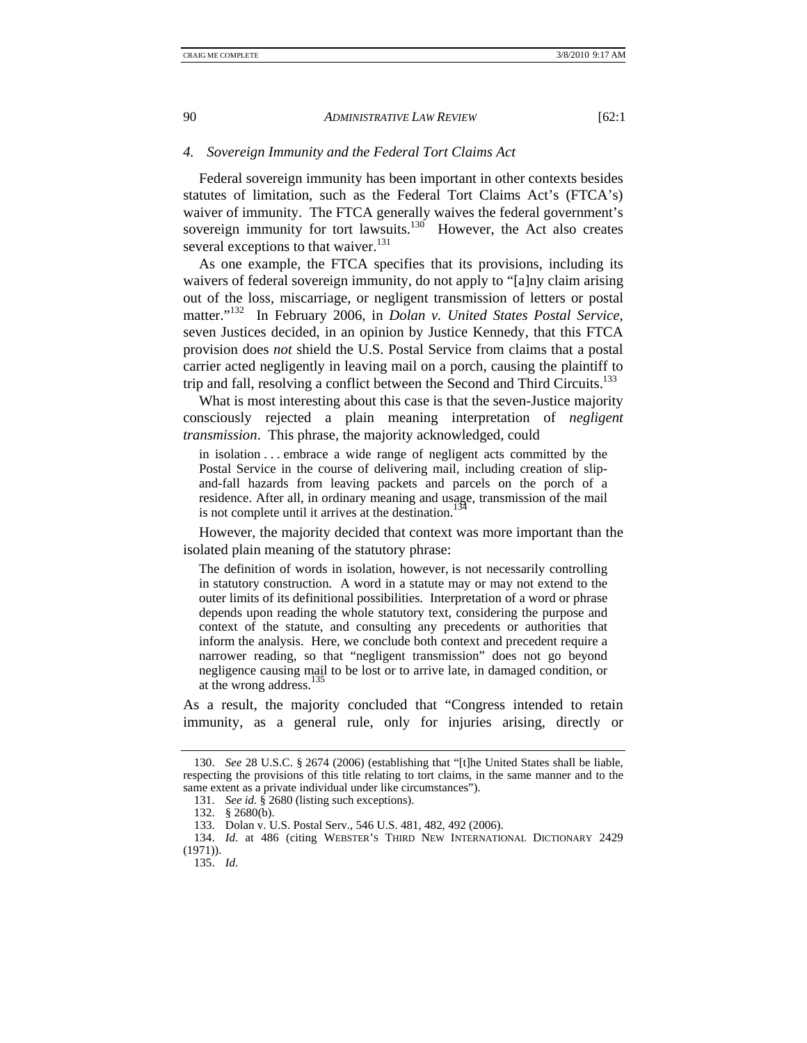### 4. Sovereign Immunity and the Federal Tort Claims Act

Federal sovereign immunity has been important in other contexts besides statutes of limitation, such as the Federal Tort Claims Act's (FTCA's) waiver of immunity. The FTCA generally waives the federal government's sovereign immunity for tort lawsuits.[130] However, the Act also creates several exceptions to that waiver.[131]

As one example, the FTCA specifies that its provisions, including its waivers of federal sovereign immunity, do not apply to "[a]ny claim arising out of the loss, miscarriage, or negligent transmission of letters or postal matter."[132] In February 2006, in *Dolan v. United States Postal Service*, seven Justices decided, in an opinion by Justice Kennedy, that this FTCA provision does *not* shield the U.S. Postal Service from claims that a postal carrier acted negligently in leaving mail on a porch, causing the plaintiff to trip and fall, resolving a conflict between the Second and Third Circuits.[133]

What is most interesting about this case is that the seven-Justice majority consciously rejected a plain meaning interpretation of *negligent transmission*. This phrase, the majority acknowledged, could

> in isolation . . . embrace a wide range of negligent acts committed by the Postal Service in the course of delivering mail, including creation of slip-and-fall hazards from leaving packets and parcels on the porch of a residence. After all, in ordinary meaning and usage, transmission of the mail is not complete until it arrives at the destination.[134]

However, the majority decided that context was more important than the isolated plain meaning of the statutory phrase:

> The definition of words in isolation, however, is not necessarily controlling in statutory construction. A word in a statute may or may not extend to the outer limits of its definitional possibilities. Interpretation of a word or phrase depends upon reading the whole statutory text, considering the purpose and context of the statute, and consulting any precedents or authorities that inform the analysis. Here, we conclude both context and precedent require a narrower reading, so that "negligent transmission" does not go beyond negligence causing mail to be lost or to arrive late, in damaged condition, or at the wrong address.[135]

As a result, the majority concluded that "Congress intended to retain immunity, as a general rule, only for injuries arising, directly or

---

130. *See* 28 U.S.C. § 2674 (2006) (establishing that "[t]he United States shall be liable, respecting the provisions of this title relating to tort claims, in the same manner and to the same extent as a private individual under like circumstances").

131. *See id.* § 2680 (listing such exceptions).

132. § 2680(b).

133. Dolan v. U.S. Postal Serv., 546 U.S. 481, 482, 492 (2006).

134. *Id.* at 486 (citing WEBSTER'S THIRD NEW INTERNATIONAL DICTIONARY 2429 (1971)).

135. *Id.*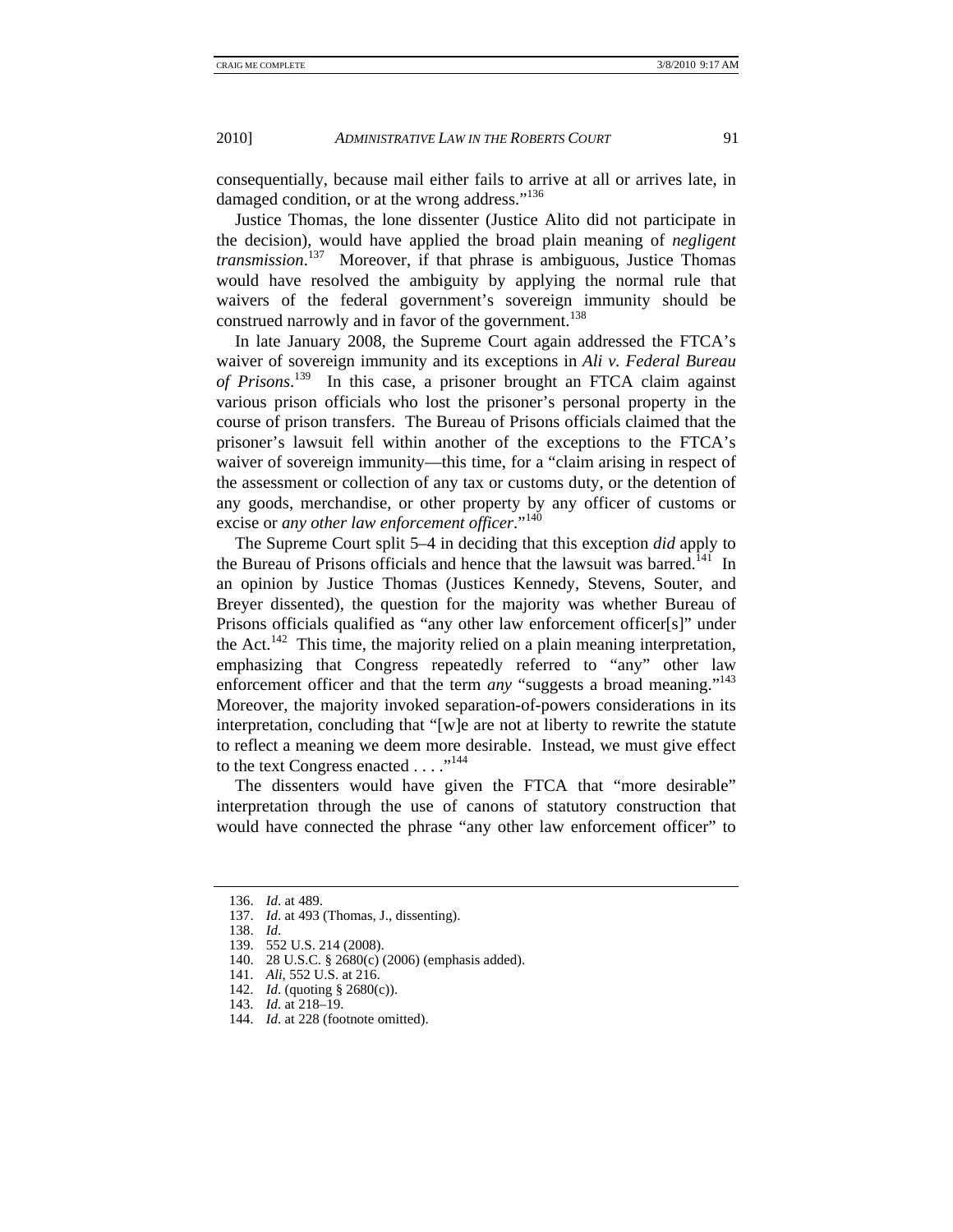consequentially, because mail either fails to arrive at all or arrives late, in damaged condition, or at the wrong address."[136]

Justice Thomas, the lone dissenter (Justice Alito did not participate in the decision), would have applied the broad plain meaning of *negligent transmission*.[137] Moreover, if that phrase is ambiguous, Justice Thomas would have resolved the ambiguity by applying the normal rule that waivers of the federal government's sovereign immunity should be construed narrowly and in favor of the government.[138]

In late January 2008, the Supreme Court again addressed the FTCA's waiver of sovereign immunity and its exceptions in *Ali v. Federal Bureau of Prisons*.[139] In this case, a prisoner brought an FTCA claim against various prison officials who lost the prisoner's personal property in the course of prison transfers. The Bureau of Prisons officials claimed that the prisoner's lawsuit fell within another of the exceptions to the FTCA's waiver of sovereign immunity—this time, for a "claim arising in respect of the assessment or collection of any tax or customs duty, or the detention of any goods, merchandise, or other property by any officer of customs or excise or *any other law enforcement officer*."[140]

The Supreme Court split 5–4 in deciding that this exception *did* apply to the Bureau of Prisons officials and hence that the lawsuit was barred.[141] In an opinion by Justice Thomas (Justices Kennedy, Stevens, Souter, and Breyer dissented), the question for the majority was whether Bureau of Prisons officials qualified as "any other law enforcement officer[s]" under the Act.[142] This time, the majority relied on a plain meaning interpretation, emphasizing that Congress repeatedly referred to "any" other law enforcement officer and that the term *any* "suggests a broad meaning."[143] Moreover, the majority invoked separation-of-powers considerations in its interpretation, concluding that "[w]e are not at liberty to rewrite the statute to reflect a meaning we deem more desirable. Instead, we must give effect to the text Congress enacted . . . ."[144]

The dissenters would have given the FTCA that "more desirable" interpretation through the use of canons of statutory construction that would have connected the phrase "any other law enforcement officer" to

---

136. *Id*. at 489.
137. *Id*. at 493 (Thomas, J., dissenting).
138. *Id*.
139. 552 U.S. 214 (2008).
140. 28 U.S.C. § 2680(c) (2006) (emphasis added).
141. *Ali*, 552 U.S. at 216.
142. *Id*. (quoting § 2680(c)).
143. *Id*. at 218–19.
144. *Id*. at 228 (footnote omitted).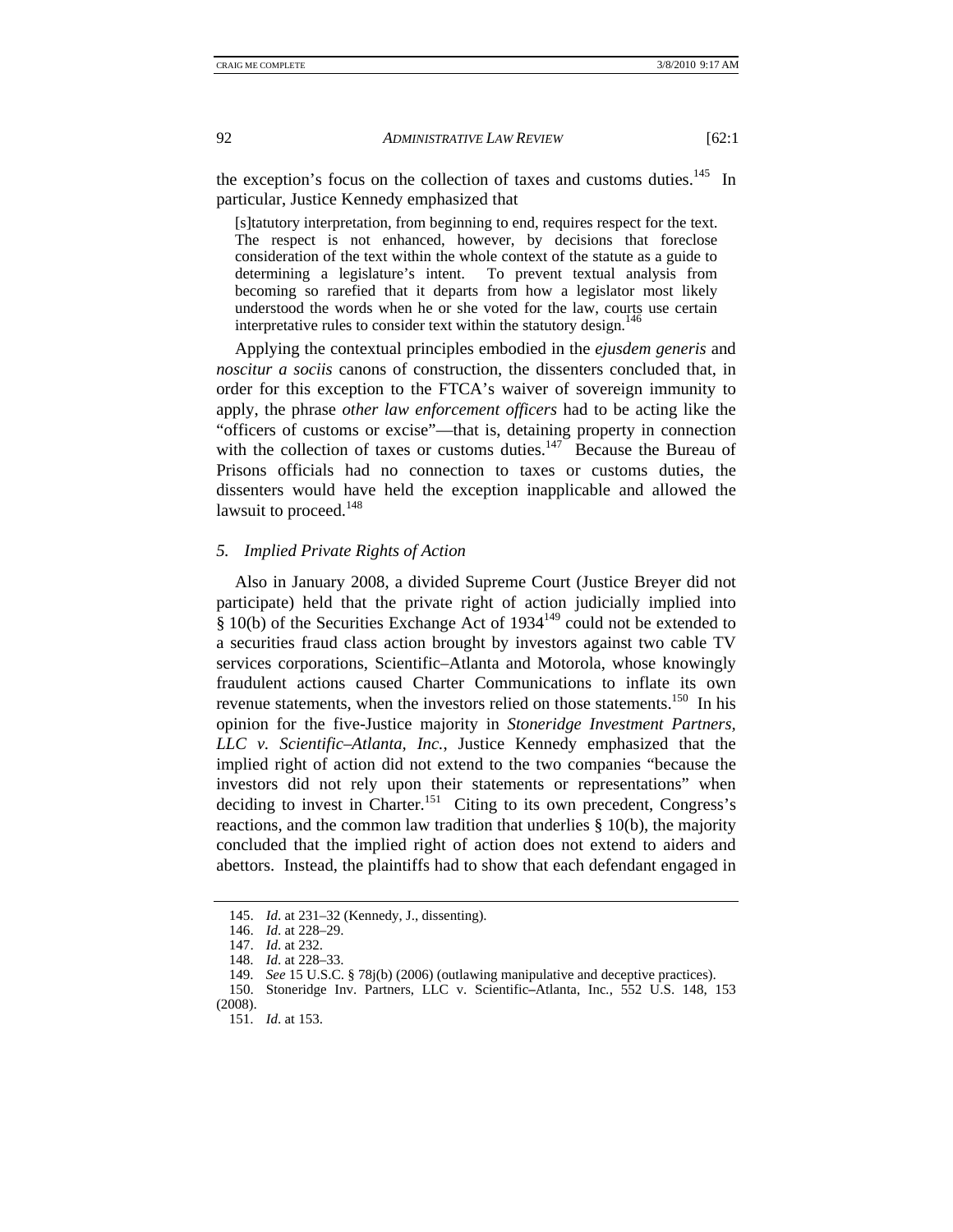the exception's focus on the collection of taxes and customs duties.[145] In particular, Justice Kennedy emphasized that

> [s]tatutory interpretation, from beginning to end, requires respect for the text. The respect is not enhanced, however, by decisions that foreclose consideration of the text within the whole context of the statute as a guide to determining a legislature's intent. To prevent textual analysis from becoming so rarefied that it departs from how a legislator most likely understood the words when he or she voted for the law, courts use certain interpretative rules to consider text within the statutory design.[146]

Applying the contextual principles embodied in the *ejusdem generis* and *noscitur a sociis* canons of construction, the dissenters concluded that, in order for this exception to the FTCA's waiver of sovereign immunity to apply, the phrase *other law enforcement officers* had to be acting like the "officers of customs or excise"—that is, detaining property in connection with the collection of taxes or customs duties.[147] Because the Bureau of Prisons officials had no connection to taxes or customs duties, the dissenters would have held the exception inapplicable and allowed the lawsuit to proceed.[148]

### *5. Implied Private Rights of Action*

Also in January 2008, a divided Supreme Court (Justice Breyer did not participate) held that the private right of action judicially implied into § 10(b) of the Securities Exchange Act of 1934[149] could not be extended to a securities fraud class action brought by investors against two cable TV services corporations, Scientific–Atlanta and Motorola, whose knowingly fraudulent actions caused Charter Communications to inflate its own revenue statements, when the investors relied on those statements.[150] In his opinion for the five-Justice majority in *Stoneridge Investment Partners, LLC v. Scientific–Atlanta, Inc.*, Justice Kennedy emphasized that the implied right of action did not extend to the two companies "because the investors did not rely upon their statements or representations" when deciding to invest in Charter.[151] Citing to its own precedent, Congress's reactions, and the common law tradition that underlies § 10(b), the majority concluded that the implied right of action does not extend to aiders and abettors. Instead, the plaintiffs had to show that each defendant engaged in

---

145. *Id.* at 231–32 (Kennedy, J., dissenting).
146. *Id.* at 228–29.
147. *Id.* at 232.
148. *Id.* at 228–33.
149. *See* 15 U.S.C. § 78j(b) (2006) (outlawing manipulative and deceptive practices).
150. Stoneridge Inv. Partners, LLC v. Scientific–Atlanta, Inc., 552 U.S. 148, 153 (2008).
151. *Id.* at 153.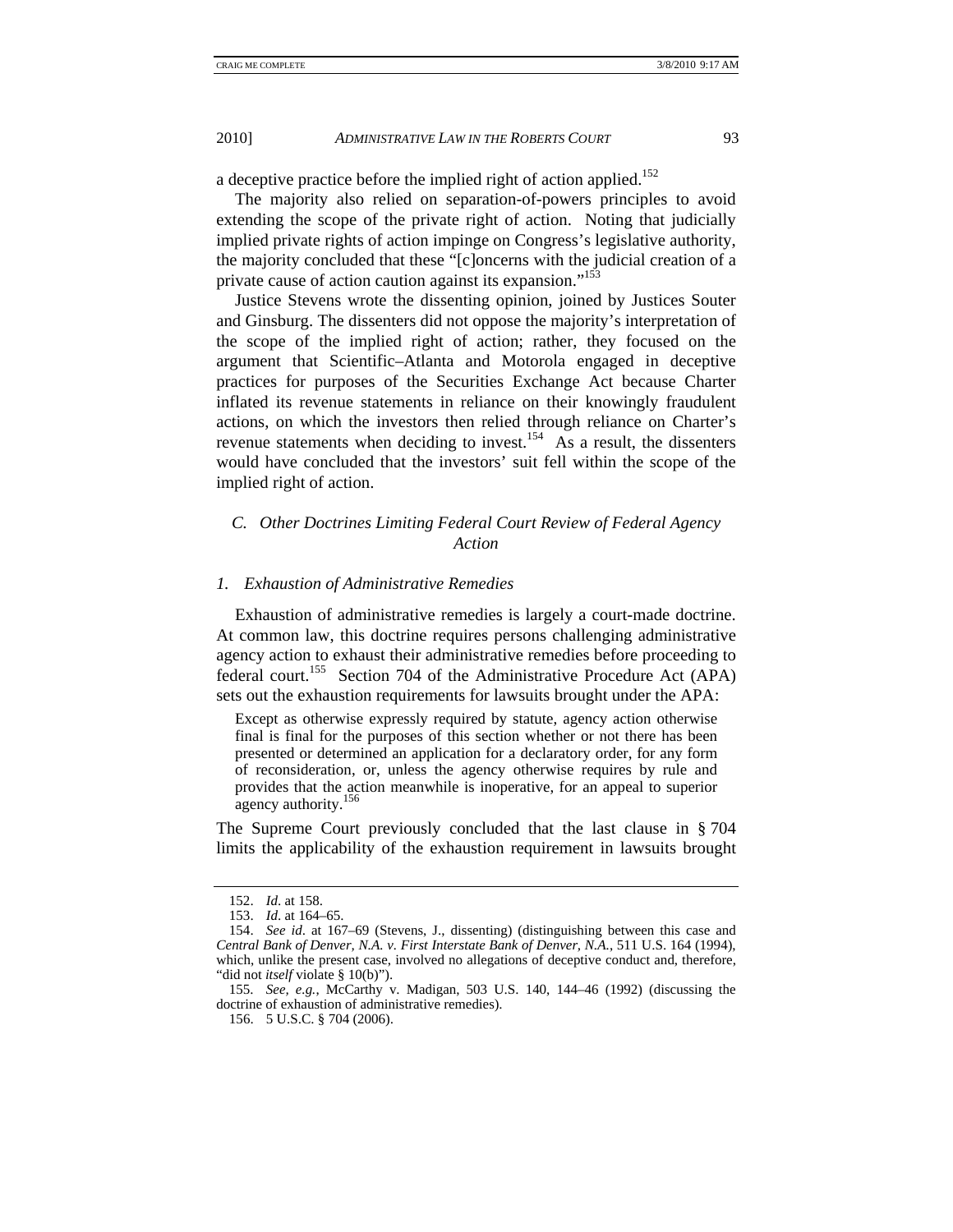a deceptive practice before the implied right of action applied.[152]

The majority also relied on separation-of-powers principles to avoid extending the scope of the private right of action. Noting that judicially implied private rights of action impinge on Congress's legislative authority, the majority concluded that these "[c]oncerns with the judicial creation of a private cause of action caution against its expansion."[153]

Justice Stevens wrote the dissenting opinion, joined by Justices Souter and Ginsburg. The dissenters did not oppose the majority's interpretation of the scope of the implied right of action; rather, they focused on the argument that Scientific–Atlanta and Motorola engaged in deceptive practices for purposes of the Securities Exchange Act because Charter inflated its revenue statements in reliance on their knowingly fraudulent actions, on which the investors then relied through reliance on Charter's revenue statements when deciding to invest.[154] As a result, the dissenters would have concluded that the investors' suit fell within the scope of the implied right of action.

### *C. Other Doctrines Limiting Federal Court Review of Federal Agency Action*

#### *1. Exhaustion of Administrative Remedies*

Exhaustion of administrative remedies is largely a court-made doctrine. At common law, this doctrine requires persons challenging administrative agency action to exhaust their administrative remedies before proceeding to federal court.[155] Section 704 of the Administrative Procedure Act (APA) sets out the exhaustion requirements for lawsuits brought under the APA:

> Except as otherwise expressly required by statute, agency action otherwise final is final for the purposes of this section whether or not there has been presented or determined an application for a declaratory order, for any form of reconsideration, or, unless the agency otherwise requires by rule and provides that the action meanwhile is inoperative, for an appeal to superior agency authority.[156]

The Supreme Court previously concluded that the last clause in § 704 limits the applicability of the exhaustion requirement in lawsuits brought

---

152. *Id*. at 158.

153. *Id*. at 164–65.

154. *See id*. at 167–69 (Stevens, J., dissenting) (distinguishing between this case and *Central Bank of Denver, N.A. v. First Interstate Bank of Denver, N.A.*, 511 U.S. 164 (1994), which, unlike the present case, involved no allegations of deceptive conduct and, therefore, "did not *itself* violate § 10(b)").

155. *See, e.g.*, McCarthy v. Madigan, 503 U.S. 140, 144–46 (1992) (discussing the doctrine of exhaustion of administrative remedies).

156. 5 U.S.C. § 704 (2006).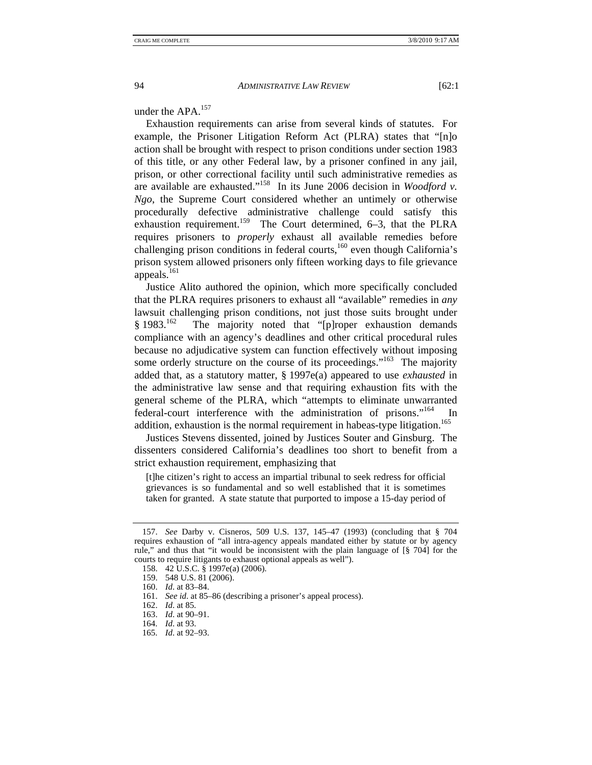under the APA.[157]

Exhaustion requirements can arise from several kinds of statutes. For example, the Prisoner Litigation Reform Act (PLRA) states that "[n]o action shall be brought with respect to prison conditions under section 1983 of this title, or any other Federal law, by a prisoner confined in any jail, prison, or other correctional facility until such administrative remedies as are available are exhausted."[158] In its June 2006 decision in *Woodford v. Ngo*, the Supreme Court considered whether an untimely or otherwise procedurally defective administrative challenge could satisfy this exhaustion requirement.[159] The Court determined, 6–3, that the PLRA requires prisoners to *properly* exhaust all available remedies before challenging prison conditions in federal courts,[160] even though California's prison system allowed prisoners only fifteen working days to file grievance appeals.[161]

Justice Alito authored the opinion, which more specifically concluded that the PLRA requires prisoners to exhaust all "available" remedies in *any* lawsuit challenging prison conditions, not just those suits brought under § 1983.[162] The majority noted that "[p]roper exhaustion demands compliance with an agency's deadlines and other critical procedural rules because no adjudicative system can function effectively without imposing some orderly structure on the course of its proceedings."[163] The majority added that, as a statutory matter, § 1997e(a) appeared to use *exhausted* in the administrative law sense and that requiring exhaustion fits with the general scheme of the PLRA, which "attempts to eliminate unwarranted federal-court interference with the administration of prisons."[164] In addition, exhaustion is the normal requirement in habeas-type litigation.[165]

Justices Stevens dissented, joined by Justices Souter and Ginsburg. The dissenters considered California's deadlines too short to benefit from a strict exhaustion requirement, emphasizing that

> [t]he citizen's right to access an impartial tribunal to seek redress for official grievances is so fundamental and so well established that it is sometimes taken for granted. A state statute that purported to impose a 15-day period of

---

157. *See* Darby v. Cisneros, 509 U.S. 137, 145–47 (1993) (concluding that § 704 requires exhaustion of "all intra-agency appeals mandated either by statute or by agency rule," and thus that "it would be inconsistent with the plain language of [§ 704] for the courts to require litigants to exhaust optional appeals as well").

158. 42 U.S.C. § 1997e(a) (2006).

159. 548 U.S. 81 (2006).

160. *Id.* at 83–84.

161. *See id.* at 85–86 (describing a prisoner's appeal process).

162. *Id.* at 85.

163. *Id.* at 90–91.

164. *Id.* at 93.

165. *Id.* at 92–93.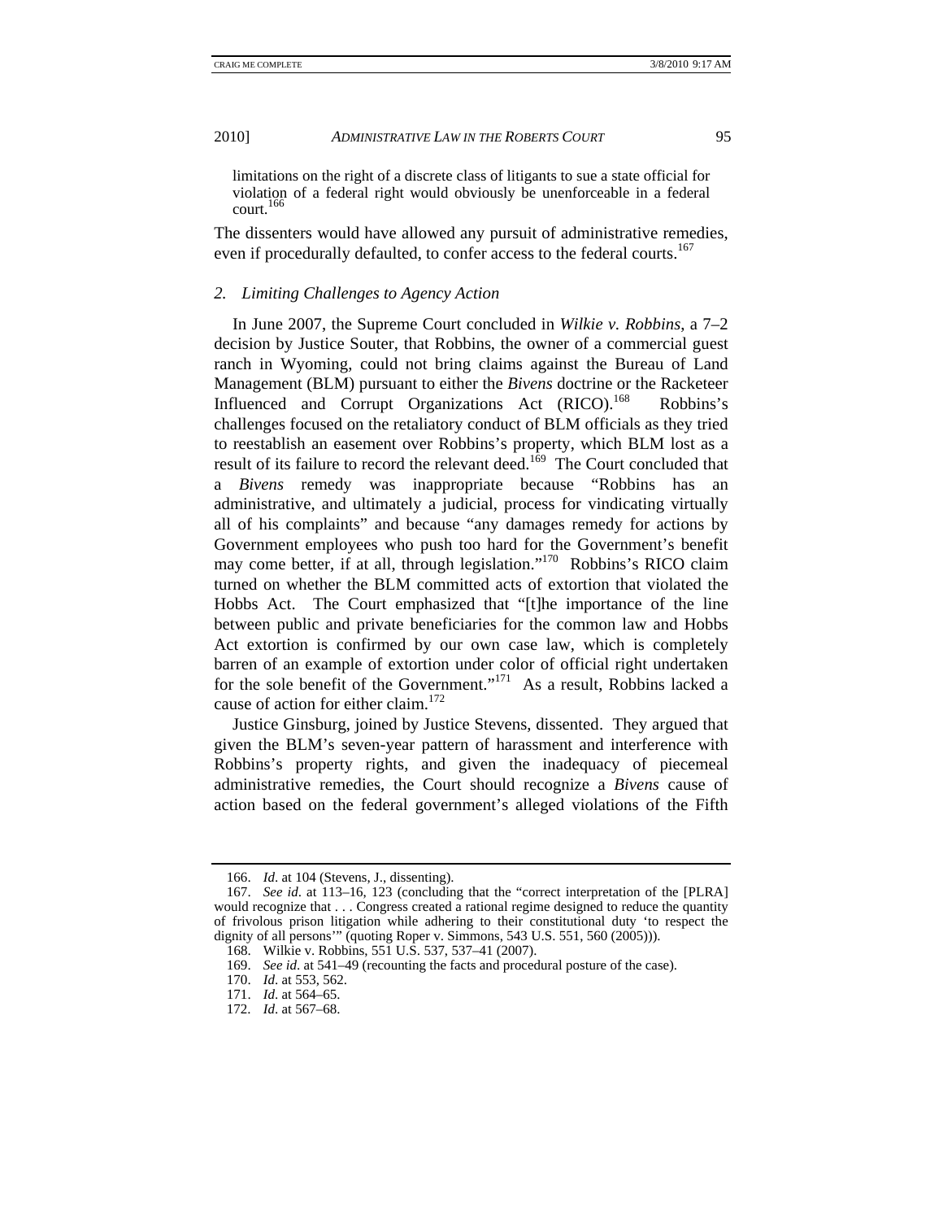limitations on the right of a discrete class of litigants to sue a state official for violation of a federal right would obviously be unenforceable in a federal court.[166]

The dissenters would have allowed any pursuit of administrative remedies, even if procedurally defaulted, to confer access to the federal courts.[167]

### *2. Limiting Challenges to Agency Action*

In June 2007, the Supreme Court concluded in *Wilkie v. Robbins*, a 7–2 decision by Justice Souter, that Robbins, the owner of a commercial guest ranch in Wyoming, could not bring claims against the Bureau of Land Management (BLM) pursuant to either the *Bivens* doctrine or the Racketeer Influenced and Corrupt Organizations Act (RICO).[168] Robbins's challenges focused on the retaliatory conduct of BLM officials as they tried to reestablish an easement over Robbins's property, which BLM lost as a result of its failure to record the relevant deed.[169] The Court concluded that a *Bivens* remedy was inappropriate because "Robbins has an administrative, and ultimately a judicial, process for vindicating virtually all of his complaints" and because "any damages remedy for actions by Government employees who push too hard for the Government's benefit may come better, if at all, through legislation."[170] Robbins's RICO claim turned on whether the BLM committed acts of extortion that violated the Hobbs Act. The Court emphasized that "[t]he importance of the line between public and private beneficiaries for the common law and Hobbs Act extortion is confirmed by our own case law, which is completely barren of an example of extortion under color of official right undertaken for the sole benefit of the Government."[171] As a result, Robbins lacked a cause of action for either claim.[172]

Justice Ginsburg, joined by Justice Stevens, dissented. They argued that given the BLM's seven-year pattern of harassment and interference with Robbins's property rights, and given the inadequacy of piecemeal administrative remedies, the Court should recognize a *Bivens* cause of action based on the federal government's alleged violations of the Fifth

---

166. *Id.* at 104 (Stevens, J., dissenting).

167. *See id.* at 113–16, 123 (concluding that the "correct interpretation of the [PLRA] would recognize that . . . Congress created a rational regime designed to reduce the quantity of frivolous prison litigation while adhering to their constitutional duty 'to respect the dignity of all persons'" (quoting Roper v. Simmons, 543 U.S. 551, 560 (2005))).

168. Wilkie v. Robbins, 551 U.S. 537, 537–41 (2007).

169. *See id.* at 541–49 (recounting the facts and procedural posture of the case).

170. *Id.* at 553, 562.

171. *Id.* at 564–65.

172. *Id.* at 567–68.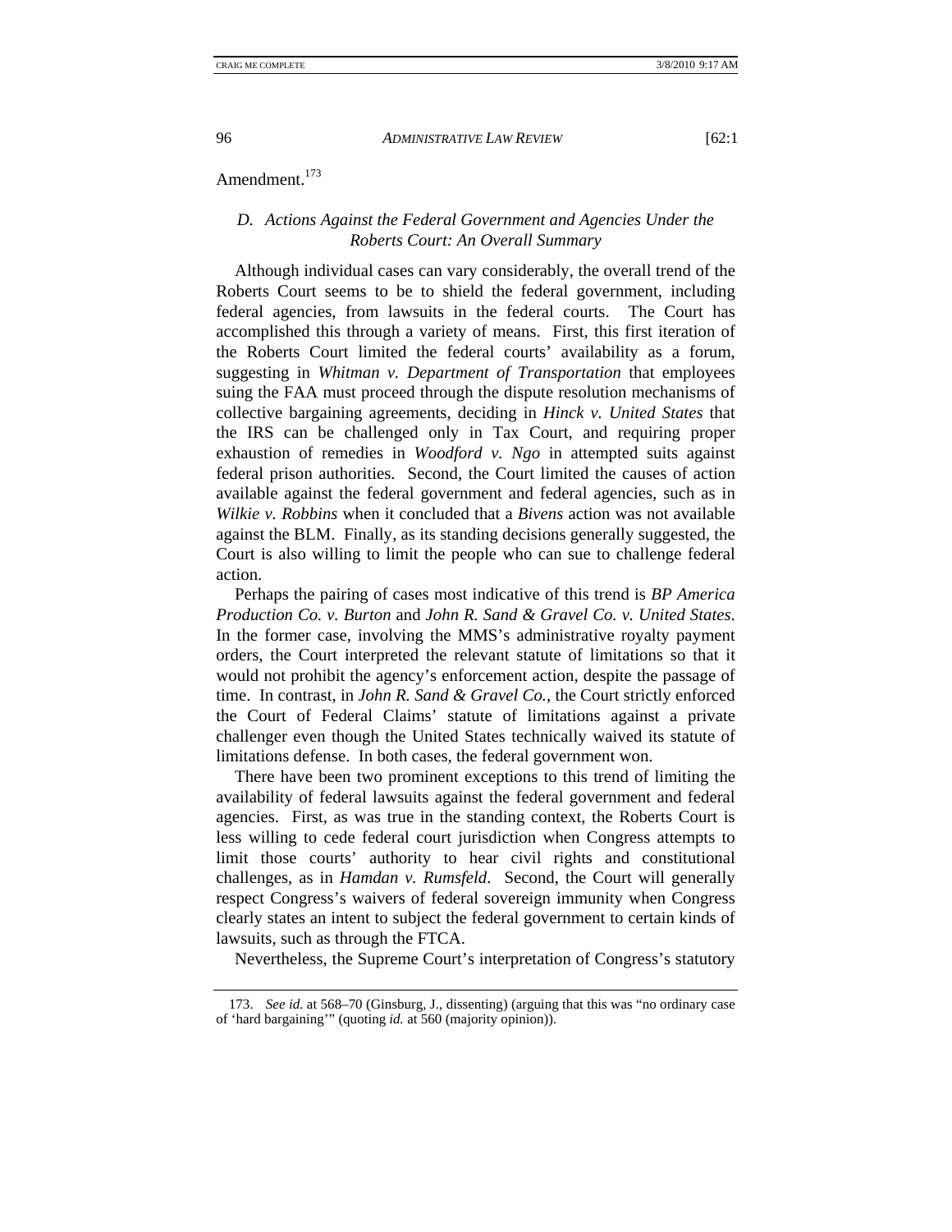Amendment.[173]

### D. Actions Against the Federal Government and Agencies Under the Roberts Court: An Overall Summary

Although individual cases can vary considerably, the overall trend of the Roberts Court seems to be to shield the federal government, including federal agencies, from lawsuits in the federal courts. The Court has accomplished this through a variety of means. First, this first iteration of the Roberts Court limited the federal courts' availability as a forum, suggesting in *Whitman v. Department of Transportation* that employees suing the FAA must proceed through the dispute resolution mechanisms of collective bargaining agreements, deciding in *Hinck v. United States* that the IRS can be challenged only in Tax Court, and requiring proper exhaustion of remedies in *Woodford v. Ngo* in attempted suits against federal prison authorities. Second, the Court limited the causes of action available against the federal government and federal agencies, such as in *Wilkie v. Robbins* when it concluded that a *Bivens* action was not available against the BLM. Finally, as its standing decisions generally suggested, the Court is also willing to limit the people who can sue to challenge federal action.

Perhaps the pairing of cases most indicative of this trend is *BP America Production Co. v. Burton* and *John R. Sand & Gravel Co. v. United States*. In the former case, involving the MMS's administrative royalty payment orders, the Court interpreted the relevant statute of limitations so that it would not prohibit the agency's enforcement action, despite the passage of time. In contrast, in *John R. Sand & Gravel Co.*, the Court strictly enforced the Court of Federal Claims' statute of limitations against a private challenger even though the United States technically waived its statute of limitations defense. In both cases, the federal government won.

There have been two prominent exceptions to this trend of limiting the availability of federal lawsuits against the federal government and federal agencies. First, as was true in the standing context, the Roberts Court is less willing to cede federal court jurisdiction when Congress attempts to limit those courts' authority to hear civil rights and constitutional challenges, as in *Hamdan v. Rumsfeld*. Second, the Court will generally respect Congress's waivers of federal sovereign immunity when Congress clearly states an intent to subject the federal government to certain kinds of lawsuits, such as through the FTCA.

Nevertheless, the Supreme Court's interpretation of Congress's statutory

---

173. *See id.* at 568–70 (Ginsburg, J., dissenting) (arguing that this was "no ordinary case of 'hard bargaining'" (quoting *id.* at 560 (majority opinion)).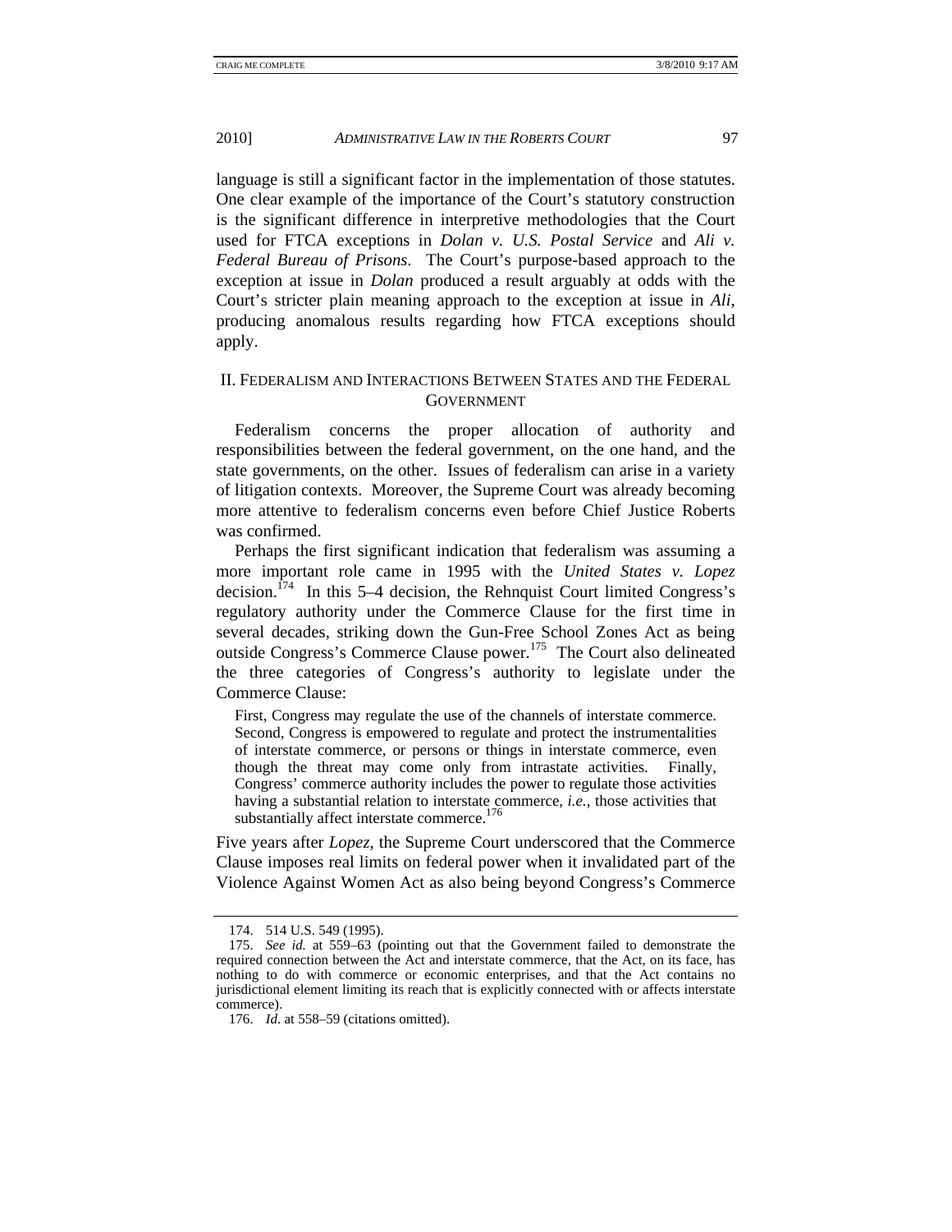language is still a significant factor in the implementation of those statutes. One clear example of the importance of the Court's statutory construction is the significant difference in interpretive methodologies that the Court used for FTCA exceptions in *Dolan v. U.S. Postal Service* and *Ali v. Federal Bureau of Prisons*. The Court's purpose-based approach to the exception at issue in *Dolan* produced a result arguably at odds with the Court's stricter plain meaning approach to the exception at issue in *Ali*, producing anomalous results regarding how FTCA exceptions should apply.

## II. Federalism and Interactions Between States and the Federal Government

Federalism concerns the proper allocation of authority and responsibilities between the federal government, on the one hand, and the state governments, on the other. Issues of federalism can arise in a variety of litigation contexts. Moreover, the Supreme Court was already becoming more attentive to federalism concerns even before Chief Justice Roberts was confirmed.

Perhaps the first significant indication that federalism was assuming a more important role came in 1995 with the *United States v. Lopez* decision.[174] In this 5–4 decision, the Rehnquist Court limited Congress's regulatory authority under the Commerce Clause for the first time in several decades, striking down the Gun-Free School Zones Act as being outside Congress's Commerce Clause power.[175] The Court also delineated the three categories of Congress's authority to legislate under the Commerce Clause:

> First, Congress may regulate the use of the channels of interstate commerce. Second, Congress is empowered to regulate and protect the instrumentalities of interstate commerce, or persons or things in interstate commerce, even though the threat may come only from intrastate activities. Finally, Congress' commerce authority includes the power to regulate those activities having a substantial relation to interstate commerce, *i.e.*, those activities that substantially affect interstate commerce.[176]

Five years after *Lopez*, the Supreme Court underscored that the Commerce Clause imposes real limits on federal power when it invalidated part of the Violence Against Women Act as also being beyond Congress's Commerce

---

174. 514 U.S. 549 (1995).

175. *See id.* at 559–63 (pointing out that the Government failed to demonstrate the required connection between the Act and interstate commerce, that the Act, on its face, has nothing to do with commerce or economic enterprises, and that the Act contains no jurisdictional element limiting its reach that is explicitly connected with or affects interstate commerce).

176. *Id.* at 558–59 (citations omitted).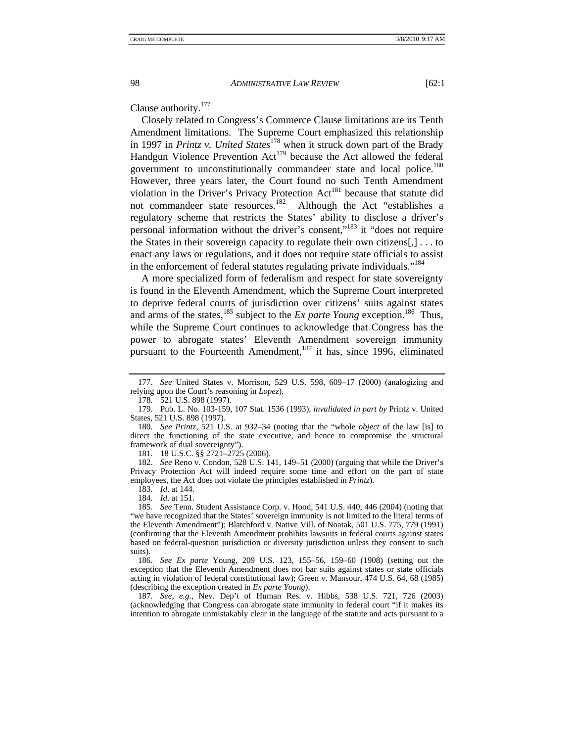Clause authority.[177]

Closely related to Congress's Commerce Clause limitations are its Tenth Amendment limitations. The Supreme Court emphasized this relationship in 1997 in *Printz v. United States*[178] when it struck down part of the Brady Handgun Violence Prevention Act[179] because the Act allowed the federal government to unconstitutionally commandeer state and local police.[180] However, three years later, the Court found no such Tenth Amendment violation in the Driver's Privacy Protection Act[181] because that statute did not commandeer state resources.[182] Although the Act "establishes a regulatory scheme that restricts the States' ability to disclose a driver's personal information without the driver's consent,"[183] it "does not require the States in their sovereign capacity to regulate their own citizens[,] . . . to enact any laws or regulations, and it does not require state officials to assist in the enforcement of federal statutes regulating private individuals."[184]

A more specialized form of federalism and respect for state sovereignty is found in the Eleventh Amendment, which the Supreme Court interpreted to deprive federal courts of jurisdiction over citizens' suits against states and arms of the states,[185] subject to the *Ex parte Young* exception.[186] Thus, while the Supreme Court continues to acknowledge that Congress has the power to abrogate states' Eleventh Amendment sovereign immunity pursuant to the Fourteenth Amendment,[187] it has, since 1996, eliminated

---

177. *See* United States v. Morrison, 529 U.S. 598, 609–17 (2000) (analogizing and relying upon the Court's reasoning in *Lopez*).

178. 521 U.S. 898 (1997).

179. Pub. L. No. 103-159, 107 Stat. 1536 (1993), *invalidated in part by* Printz v. United States, 521 U.S. 898 (1997).

180. *See Printz*, 521 U.S. at 932–34 (noting that the "whole *object* of the law [is] to direct the functioning of the state executive, and hence to compromise the structural framework of dual sovereignty").

181. 18 U.S.C. §§ 2721–2725 (2006).

182. *See* Reno v. Condon, 528 U.S. 141, 149–51 (2000) (arguing that while the Driver's Privacy Protection Act will indeed require some time and effort on the part of state employees, the Act does not violate the principles established in *Printz*).

183. *Id.* at 144.

184. *Id.* at 151.

185. *See* Tenn. Student Assistance Corp. v. Hood, 541 U.S. 440, 446 (2004) (noting that "we have recognized that the States' sovereign immunity is not limited to the literal terms of the Eleventh Amendment"); Blatchford v. Native Vill. of Noatak, 501 U.S. 775, 779 (1991) (confirming that the Eleventh Amendment prohibits lawsuits in federal courts against states based on federal-question jurisdiction or diversity jurisdiction unless they consent to such suits).

186. *See Ex parte* Young, 209 U.S. 123, 155–56, 159–60 (1908) (setting out the exception that the Eleventh Amendment does not bar suits against states or state officials acting in violation of federal constitutional law); Green v. Mansour, 474 U.S. 64, 68 (1985) (describing the exception created in *Ex parte Young*).

187. *See, e.g.*, Nev. Dep't of Human Res. v. Hibbs, 538 U.S. 721, 726 (2003) (acknowledging that Congress can abrogate state immunity in federal court "if it makes its intention to abrogate unmistakably clear in the language of the statute and acts pursuant to a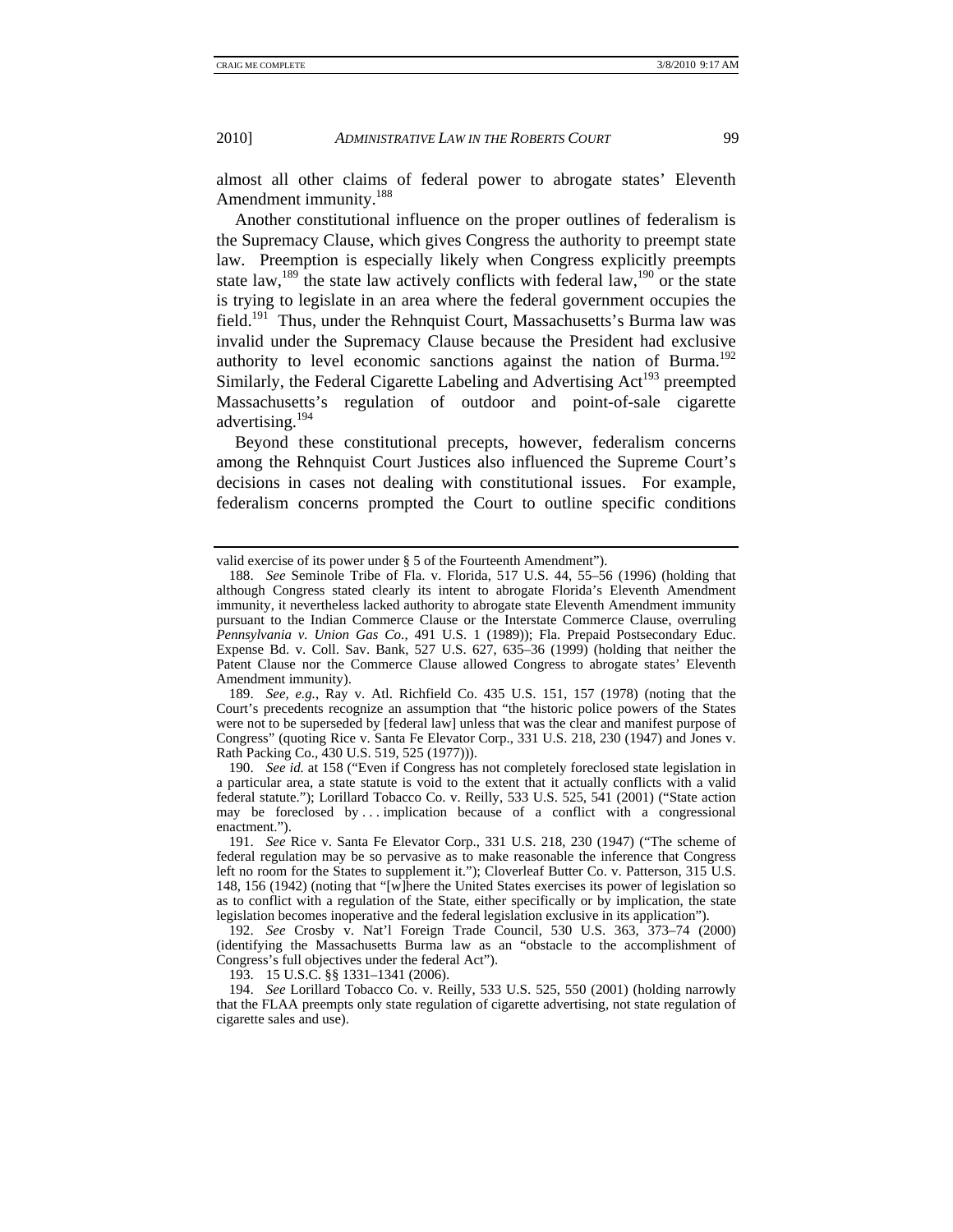almost all other claims of federal power to abrogate states' Eleventh Amendment immunity.[188]

Another constitutional influence on the proper outlines of federalism is the Supremacy Clause, which gives Congress the authority to preempt state law. Preemption is especially likely when Congress explicitly preempts state law,[189] the state law actively conflicts with federal law,[190] or the state is trying to legislate in an area where the federal government occupies the field.[191] Thus, under the Rehnquist Court, Massachusetts's Burma law was invalid under the Supremacy Clause because the President had exclusive authority to level economic sanctions against the nation of Burma.[192] Similarly, the Federal Cigarette Labeling and Advertising Act[193] preempted Massachusetts's regulation of outdoor and point-of-sale cigarette advertising.[194]

Beyond these constitutional precepts, however, federalism concerns among the Rehnquist Court Justices also influenced the Supreme Court's decisions in cases not dealing with constitutional issues. For example, federalism concerns prompted the Court to outline specific conditions

---

valid exercise of its power under § 5 of the Fourteenth Amendment").

188. *See* Seminole Tribe of Fla. v. Florida, 517 U.S. 44, 55–56 (1996) (holding that although Congress stated clearly its intent to abrogate Florida's Eleventh Amendment immunity, it nevertheless lacked authority to abrogate state Eleventh Amendment immunity pursuant to the Indian Commerce Clause or the Interstate Commerce Clause, overruling *Pennsylvania v. Union Gas Co.*, 491 U.S. 1 (1989)); Fla. Prepaid Postsecondary Educ. Expense Bd. v. Coll. Sav. Bank, 527 U.S. 627, 635–36 (1999) (holding that neither the Patent Clause nor the Commerce Clause allowed Congress to abrogate states' Eleventh Amendment immunity).

189. *See, e.g.*, Ray v. Atl. Richfield Co. 435 U.S. 151, 157 (1978) (noting that the Court's precedents recognize an assumption that "the historic police powers of the States were not to be superseded by [federal law] unless that was the clear and manifest purpose of Congress" (quoting Rice v. Santa Fe Elevator Corp., 331 U.S. 218, 230 (1947) and Jones v. Rath Packing Co., 430 U.S. 519, 525 (1977))).

190. *See id.* at 158 ("Even if Congress has not completely foreclosed state legislation in a particular area, a state statute is void to the extent that it actually conflicts with a valid federal statute."); Lorillard Tobacco Co. v. Reilly, 533 U.S. 525, 541 (2001) ("State action may be foreclosed by . . . implication because of a conflict with a congressional enactment.").

191. *See* Rice v. Santa Fe Elevator Corp., 331 U.S. 218, 230 (1947) ("The scheme of federal regulation may be so pervasive as to make reasonable the inference that Congress left no room for the States to supplement it."); Cloverleaf Butter Co. v. Patterson, 315 U.S. 148, 156 (1942) (noting that "[w]here the United States exercises its power of legislation so as to conflict with a regulation of the State, either specifically or by implication, the state legislation becomes inoperative and the federal legislation exclusive in its application").

192. *See* Crosby v. Nat'l Foreign Trade Council, 530 U.S. 363, 373–74 (2000) (identifying the Massachusetts Burma law as an "obstacle to the accomplishment of Congress's full objectives under the federal Act").

193. 15 U.S.C. §§ 1331–1341 (2006).

194. *See* Lorillard Tobacco Co. v. Reilly, 533 U.S. 525, 550 (2001) (holding narrowly that the FLAA preempts only state regulation of cigarette advertising, not state regulation of cigarette sales and use).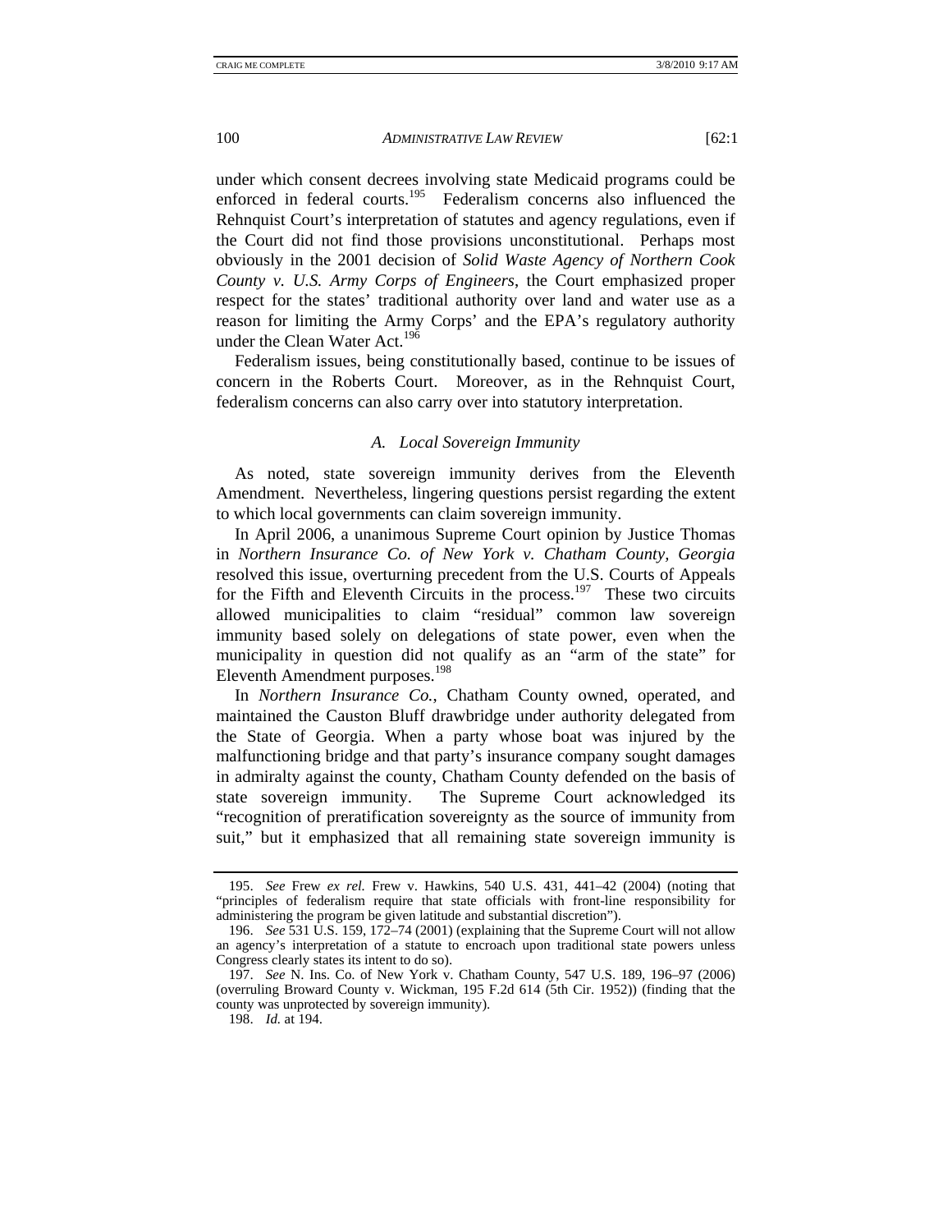under which consent decrees involving state Medicaid programs could be enforced in federal courts.[195] Federalism concerns also influenced the Rehnquist Court's interpretation of statutes and agency regulations, even if the Court did not find those provisions unconstitutional. Perhaps most obviously in the 2001 decision of *Solid Waste Agency of Northern Cook County v. U.S. Army Corps of Engineers*, the Court emphasized proper respect for the states' traditional authority over land and water use as a reason for limiting the Army Corps' and the EPA's regulatory authority under the Clean Water Act.[196]

Federalism issues, being constitutionally based, continue to be issues of concern in the Roberts Court. Moreover, as in the Rehnquist Court, federalism concerns can also carry over into statutory interpretation.

### *A. Local Sovereign Immunity*

As noted, state sovereign immunity derives from the Eleventh Amendment. Nevertheless, lingering questions persist regarding the extent to which local governments can claim sovereign immunity.

In April 2006, a unanimous Supreme Court opinion by Justice Thomas in *Northern Insurance Co. of New York v. Chatham County, Georgia* resolved this issue, overturning precedent from the U.S. Courts of Appeals for the Fifth and Eleventh Circuits in the process.[197] These two circuits allowed municipalities to claim "residual" common law sovereign immunity based solely on delegations of state power, even when the municipality in question did not qualify as an "arm of the state" for Eleventh Amendment purposes.[198]

In *Northern Insurance Co.*, Chatham County owned, operated, and maintained the Causton Bluff drawbridge under authority delegated from the State of Georgia. When a party whose boat was injured by the malfunctioning bridge and that party's insurance company sought damages in admiralty against the county, Chatham County defended on the basis of state sovereign immunity. The Supreme Court acknowledged its "recognition of preratification sovereignty as the source of immunity from suit," but it emphasized that all remaining state sovereign immunity is

---

195. *See* Frew *ex rel.* Frew v. Hawkins, 540 U.S. 431, 441–42 (2004) (noting that "principles of federalism require that state officials with front-line responsibility for administering the program be given latitude and substantial discretion").

196. *See* 531 U.S. 159, 172–74 (2001) (explaining that the Supreme Court will not allow an agency's interpretation of a statute to encroach upon traditional state powers unless Congress clearly states its intent to do so).

197. *See* N. Ins. Co. of New York v. Chatham County, 547 U.S. 189, 196–97 (2006) (overruling Broward County v. Wickman, 195 F.2d 614 (5th Cir. 1952)) (finding that the county was unprotected by sovereign immunity).

198. *Id.* at 194.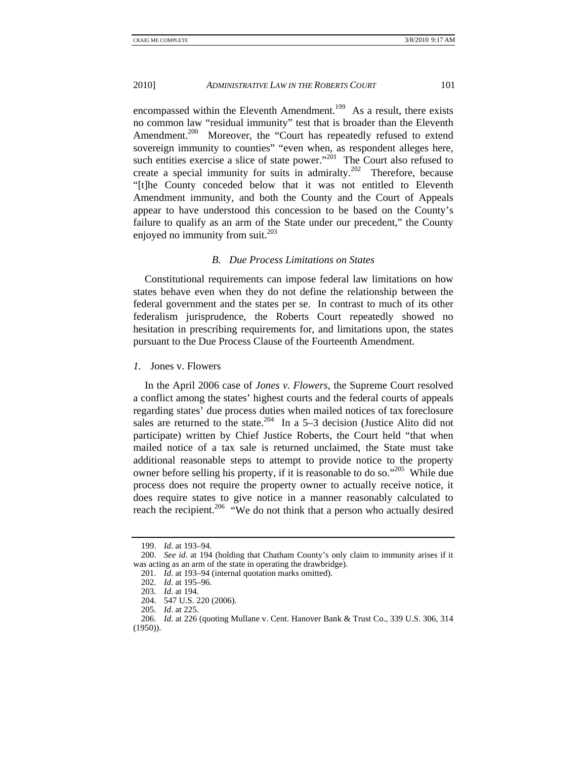encompassed within the Eleventh Amendment.[199] As a result, there exists no common law "residual immunity" test that is broader than the Eleventh Amendment.[200] Moreover, the "Court has repeatedly refused to extend sovereign immunity to counties" "even when, as respondent alleges here, such entities exercise a slice of state power."[201] The Court also refused to create a special immunity for suits in admiralty.[202] Therefore, because "[t]he County conceded below that it was not entitled to Eleventh Amendment immunity, and both the County and the Court of Appeals appear to have understood this concession to be based on the County's failure to qualify as an arm of the State under our precedent," the County enjoyed no immunity from suit.[203]

### *B. Due Process Limitations on States*

Constitutional requirements can impose federal law limitations on how states behave even when they do not define the relationship between the federal government and the states per se. In contrast to much of its other federalism jurisprudence, the Roberts Court repeatedly showed no hesitation in prescribing requirements for, and limitations upon, the states pursuant to the Due Process Clause of the Fourteenth Amendment.

#### *1.* Jones v. Flowers

In the April 2006 case of *Jones v. Flowers*, the Supreme Court resolved a conflict among the states' highest courts and the federal courts of appeals regarding states' due process duties when mailed notices of tax foreclosure sales are returned to the state.[204] In a 5–3 decision (Justice Alito did not participate) written by Chief Justice Roberts, the Court held "that when mailed notice of a tax sale is returned unclaimed, the State must take additional reasonable steps to attempt to provide notice to the property owner before selling his property, if it is reasonable to do so."[205] While due process does not require the property owner to actually receive notice, it does require states to give notice in a manner reasonably calculated to reach the recipient.[206] "We do not think that a person who actually desired

---

199. *Id.* at 193–94.

200. *See id.* at 194 (holding that Chatham County's only claim to immunity arises if it was acting as an arm of the state in operating the drawbridge).

201. *Id.* at 193–94 (internal quotation marks omitted).

202. *Id.* at 195–96.

203. *Id.* at 194.

204. 547 U.S. 220 (2006).

205. *Id.* at 225.

206. *Id.* at 226 (quoting Mullane v. Cent. Hanover Bank & Trust Co., 339 U.S. 306, 314 (1950)).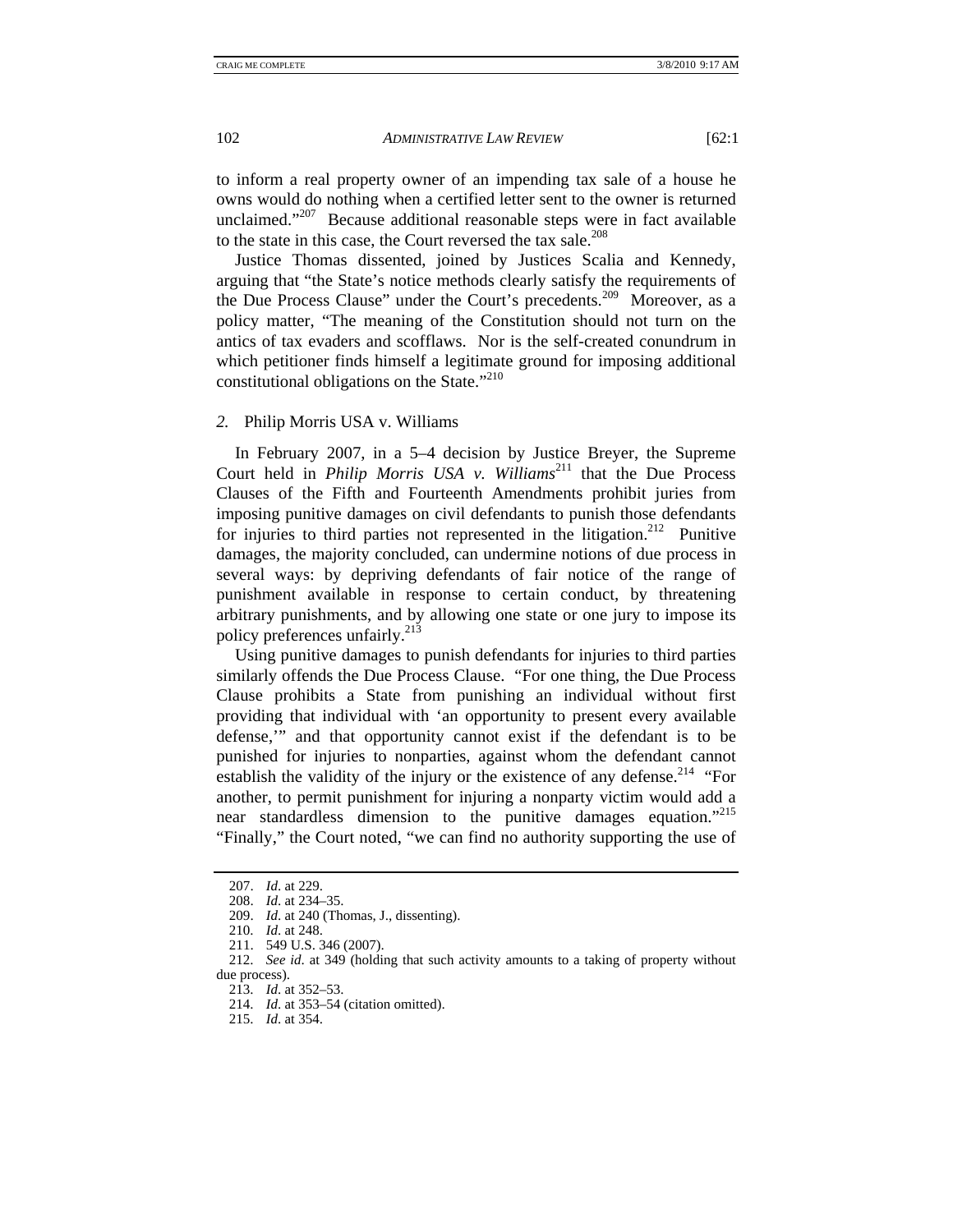to inform a real property owner of an impending tax sale of a house he owns would do nothing when a certified letter sent to the owner is returned unclaimed."[207] Because additional reasonable steps were in fact available to the state in this case, the Court reversed the tax sale.[208]

Justice Thomas dissented, joined by Justices Scalia and Kennedy, arguing that "the State's notice methods clearly satisfy the requirements of the Due Process Clause" under the Court's precedents.[209] Moreover, as a policy matter, "The meaning of the Constitution should not turn on the antics of tax evaders and scofflaws. Nor is the self-created conundrum in which petitioner finds himself a legitimate ground for imposing additional constitutional obligations on the State."[210]

### *2.* Philip Morris USA v. Williams

In February 2007, in a 5–4 decision by Justice Breyer, the Supreme Court held in *Philip Morris USA v. Williams*[211] that the Due Process Clauses of the Fifth and Fourteenth Amendments prohibit juries from imposing punitive damages on civil defendants to punish those defendants for injuries to third parties not represented in the litigation.[212] Punitive damages, the majority concluded, can undermine notions of due process in several ways: by depriving defendants of fair notice of the range of punishment available in response to certain conduct, by threatening arbitrary punishments, and by allowing one state or one jury to impose its policy preferences unfairly.[213]

Using punitive damages to punish defendants for injuries to third parties similarly offends the Due Process Clause. "For one thing, the Due Process Clause prohibits a State from punishing an individual without first providing that individual with 'an opportunity to present every available defense,'" and that opportunity cannot exist if the defendant is to be punished for injuries to nonparties, against whom the defendant cannot establish the validity of the injury or the existence of any defense.[214] "For another, to permit punishment for injuring a nonparty victim would add a near standardless dimension to the punitive damages equation."[215] "Finally," the Court noted, "we can find no authority supporting the use of

---

207. *Id*. at 229.

208. *Id*. at 234–35.

209. *Id*. at 240 (Thomas, J., dissenting).

210. *Id*. at 248.

211. 549 U.S. 346 (2007).

212. *See id*. at 349 (holding that such activity amounts to a taking of property without due process).

213. *Id*. at 352–53.

214. *Id*. at 353–54 (citation omitted).

215. *Id*. at 354.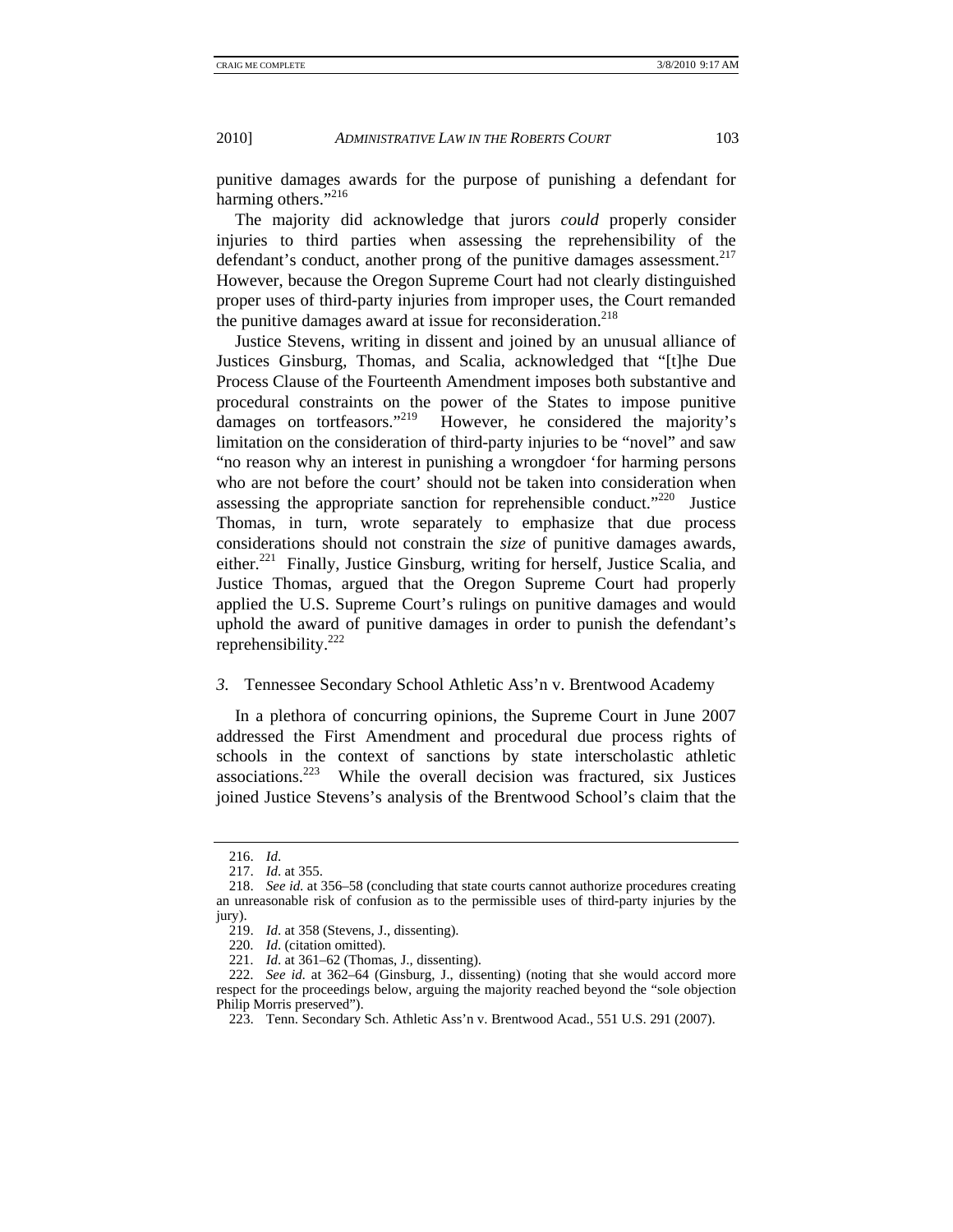punitive damages awards for the purpose of punishing a defendant for harming others."[216]

The majority did acknowledge that jurors *could* properly consider injuries to third parties when assessing the reprehensibility of the defendant's conduct, another prong of the punitive damages assessment.[217] However, because the Oregon Supreme Court had not clearly distinguished proper uses of third-party injuries from improper uses, the Court remanded the punitive damages award at issue for reconsideration.[218]

Justice Stevens, writing in dissent and joined by an unusual alliance of Justices Ginsburg, Thomas, and Scalia, acknowledged that "[t]he Due Process Clause of the Fourteenth Amendment imposes both substantive and procedural constraints on the power of the States to impose punitive damages on tortfeasors."[219] However, he considered the majority's limitation on the consideration of third-party injuries to be "novel" and saw "no reason why an interest in punishing a wrongdoer 'for harming persons who are not before the court' should not be taken into consideration when assessing the appropriate sanction for reprehensible conduct."[220] Justice Thomas, in turn, wrote separately to emphasize that due process considerations should not constrain the *size* of punitive damages awards, either.[221] Finally, Justice Ginsburg, writing for herself, Justice Scalia, and Justice Thomas, argued that the Oregon Supreme Court had properly applied the U.S. Supreme Court's rulings on punitive damages and would uphold the award of punitive damages in order to punish the defendant's reprehensibility.[222]

### *3.* Tennessee Secondary School Athletic Ass'n v. Brentwood Academy

In a plethora of concurring opinions, the Supreme Court in June 2007 addressed the First Amendment and procedural due process rights of schools in the context of sanctions by state interscholastic athletic associations.[223] While the overall decision was fractured, six Justices joined Justice Stevens's analysis of the Brentwood School's claim that the

---

216. *Id.*

217. *Id.* at 355.

218. *See id.* at 356–58 (concluding that state courts cannot authorize procedures creating an unreasonable risk of confusion as to the permissible uses of third-party injuries by the jury).

219. *Id.* at 358 (Stevens, J., dissenting).

220. *Id.* (citation omitted).

221. *Id.* at 361–62 (Thomas, J., dissenting).

222. *See id.* at 362–64 (Ginsburg, J., dissenting) (noting that she would accord more respect for the proceedings below, arguing the majority reached beyond the "sole objection Philip Morris preserved").

223. Tenn. Secondary Sch. Athletic Ass'n v. Brentwood Acad., 551 U.S. 291 (2007).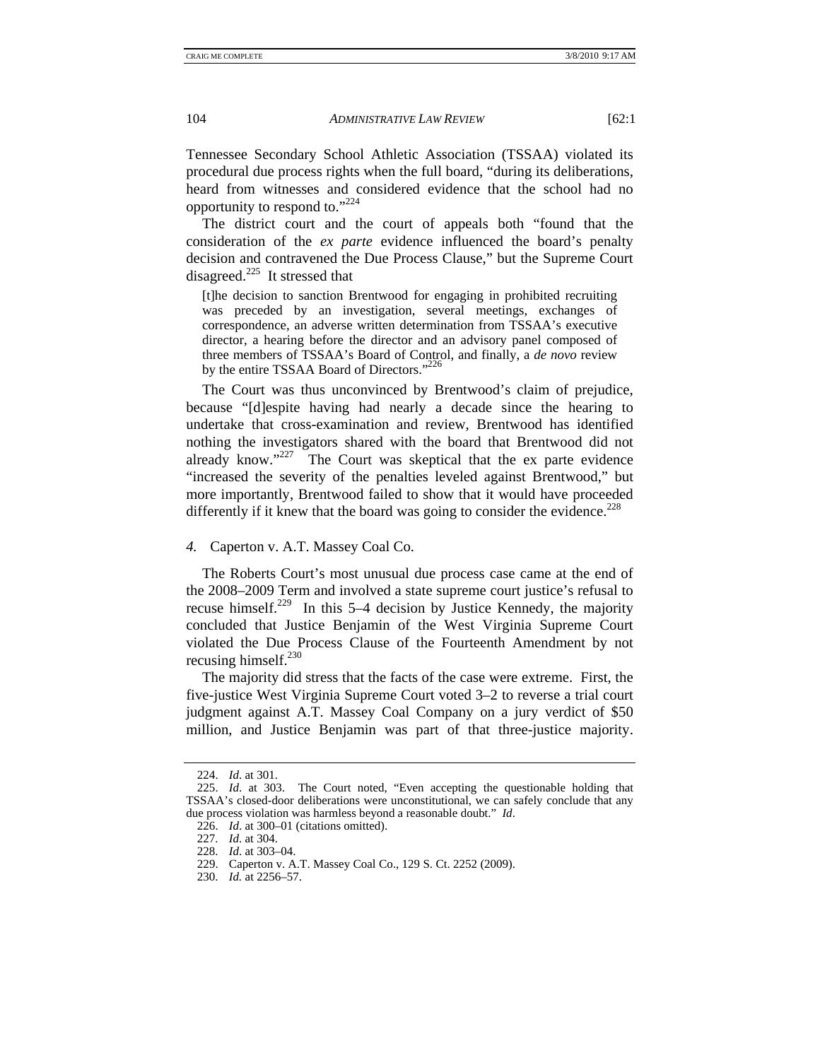Tennessee Secondary School Athletic Association (TSSAA) violated its procedural due process rights when the full board, "during its deliberations, heard from witnesses and considered evidence that the school had no opportunity to respond to."[224]

The district court and the court of appeals both "found that the consideration of the *ex parte* evidence influenced the board's penalty decision and contravened the Due Process Clause," but the Supreme Court disagreed.[225] It stressed that

> [t]he decision to sanction Brentwood for engaging in prohibited recruiting was preceded by an investigation, several meetings, exchanges of correspondence, an adverse written determination from TSSAA's executive director, a hearing before the director and an advisory panel composed of three members of TSSAA's Board of Control, and finally, a *de novo* review by the entire TSSAA Board of Directors."[226]

The Court was thus unconvinced by Brentwood's claim of prejudice, because "[d]espite having had nearly a decade since the hearing to undertake that cross-examination and review, Brentwood has identified nothing the investigators shared with the board that Brentwood did not already know."[227] The Court was skeptical that the ex parte evidence "increased the severity of the penalties leveled against Brentwood," but more importantly, Brentwood failed to show that it would have proceeded differently if it knew that the board was going to consider the evidence.[228]

### *4.* Caperton v. A.T. Massey Coal Co.

The Roberts Court's most unusual due process case came at the end of the 2008–2009 Term and involved a state supreme court justice's refusal to recuse himself.[229] In this 5–4 decision by Justice Kennedy, the majority concluded that Justice Benjamin of the West Virginia Supreme Court violated the Due Process Clause of the Fourteenth Amendment by not recusing himself.[230]

The majority did stress that the facts of the case were extreme. First, the five-justice West Virginia Supreme Court voted 3–2 to reverse a trial court judgment against A.T. Massey Coal Company on a jury verdict of $50 million, and Justice Benjamin was part of that three-justice majority.

---

224. *Id*. at 301.

225. *Id*. at 303. The Court noted, "Even accepting the questionable holding that TSSAA's closed-door deliberations were unconstitutional, we can safely conclude that any due process violation was harmless beyond a reasonable doubt." *Id*.

226. *Id*. at 300–01 (citations omitted).

227. *Id*. at 304.

228. *Id*. at 303–04.

229. Caperton v. A.T. Massey Coal Co., 129 S. Ct. 2252 (2009).

230. *Id.* at 2256–57.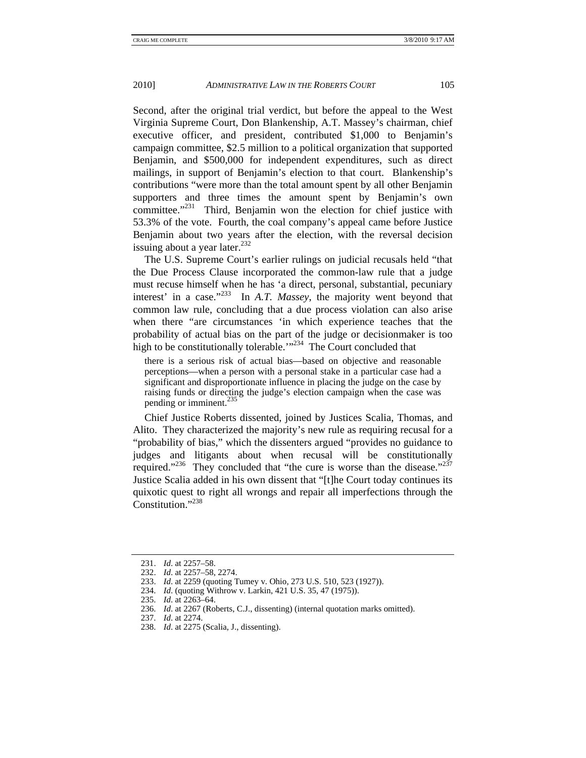Second, after the original trial verdict, but before the appeal to the West Virginia Supreme Court, Don Blankenship, A.T. Massey's chairman, chief executive officer, and president, contributed $1,000 to Benjamin's campaign committee, $2.5 million to a political organization that supported Benjamin, and $500,000 for independent expenditures, such as direct mailings, in support of Benjamin's election to that court. Blankenship's contributions "were more than the total amount spent by all other Benjamin supporters and three times the amount spent by Benjamin's own committee."[231] Third, Benjamin won the election for chief justice with 53.3% of the vote. Fourth, the coal company's appeal came before Justice Benjamin about two years after the election, with the reversal decision issuing about a year later.[232]

The U.S. Supreme Court's earlier rulings on judicial recusals held "that the Due Process Clause incorporated the common-law rule that a judge must recuse himself when he has 'a direct, personal, substantial, pecuniary interest' in a case."[233] In *A.T. Massey*, the majority went beyond that common law rule, concluding that a due process violation can also arise when there "are circumstances 'in which experience teaches that the probability of actual bias on the part of the judge or decisionmaker is too high to be constitutionally tolerable.'"[234] The Court concluded that

> there is a serious risk of actual bias—based on objective and reasonable perceptions—when a person with a personal stake in a particular case had a significant and disproportionate influence in placing the judge on the case by raising funds or directing the judge's election campaign when the case was pending or imminent.[235]

Chief Justice Roberts dissented, joined by Justices Scalia, Thomas, and Alito. They characterized the majority's new rule as requiring recusal for a "probability of bias," which the dissenters argued "provides no guidance to judges and litigants about when recusal will be constitutionally required."[236] They concluded that "the cure is worse than the disease."[237] Justice Scalia added in his own dissent that "[t]he Court today continues its quixotic quest to right all wrongs and repair all imperfections through the Constitution."[238]

---

231. *Id.* at 2257–58.
232. *Id.* at 2257–58, 2274.
233. *Id.* at 2259 (quoting Tumey v. Ohio, 273 U.S. 510, 523 (1927)).
234. *Id.* (quoting Withrow v. Larkin, 421 U.S. 35, 47 (1975)).
235. *Id.* at 2263–64.
236. *Id.* at 2267 (Roberts, C.J., dissenting) (internal quotation marks omitted).
237. *Id.* at 2274.
238. *Id.* at 2275 (Scalia, J., dissenting).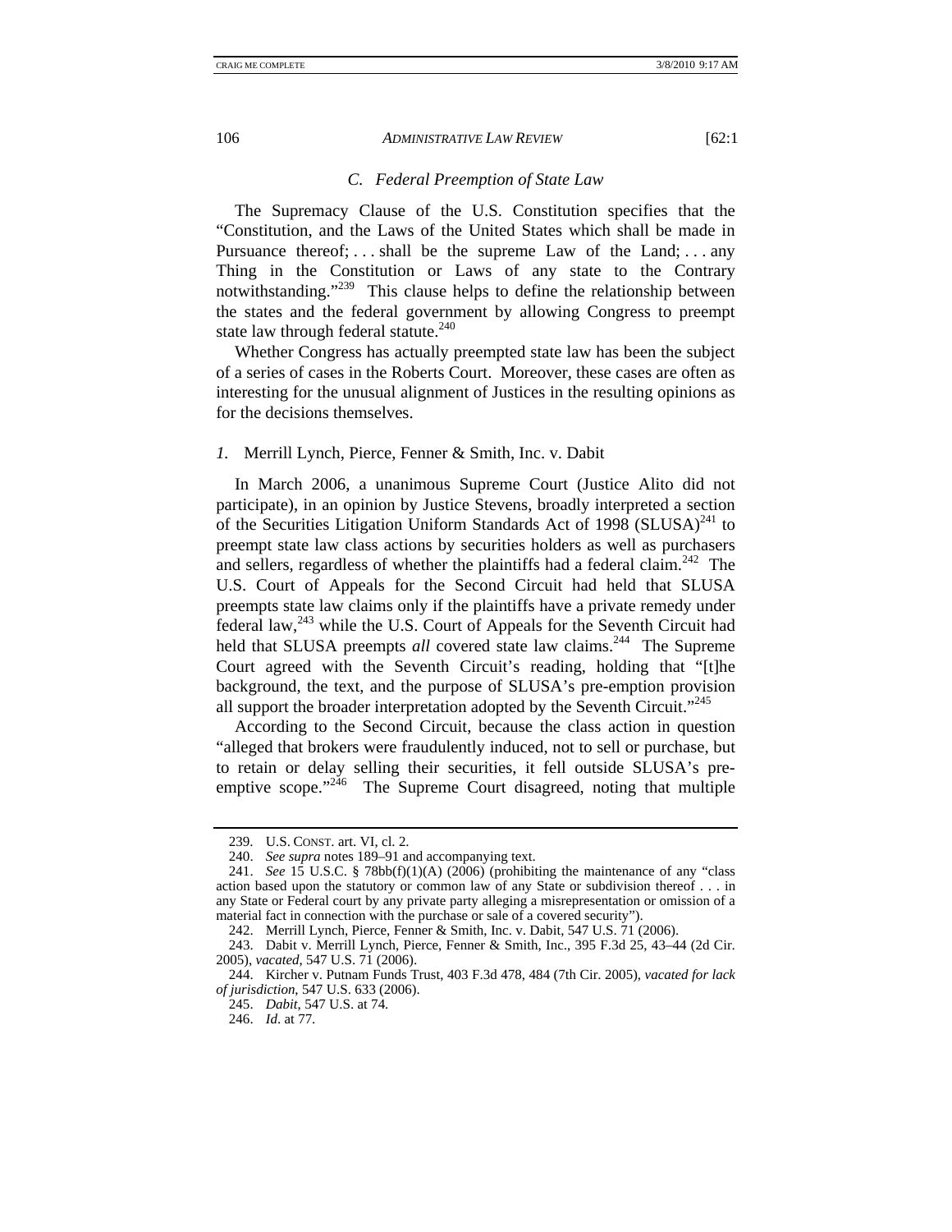### C. Federal Preemption of State Law

The Supremacy Clause of the U.S. Constitution specifies that the "Constitution, and the Laws of the United States which shall be made in Pursuance thereof; . . . shall be the supreme Law of the Land; . . . any Thing in the Constitution or Laws of any state to the Contrary notwithstanding."[239] This clause helps to define the relationship between the states and the federal government by allowing Congress to preempt state law through federal statute.[240]

Whether Congress has actually preempted state law has been the subject of a series of cases in the Roberts Court. Moreover, these cases are often as interesting for the unusual alignment of Justices in the resulting opinions as for the decisions themselves.

#### *1.* Merrill Lynch, Pierce, Fenner & Smith, Inc. v. Dabit

In March 2006, a unanimous Supreme Court (Justice Alito did not participate), in an opinion by Justice Stevens, broadly interpreted a section of the Securities Litigation Uniform Standards Act of 1998 (SLUSA)[241] to preempt state law class actions by securities holders as well as purchasers and sellers, regardless of whether the plaintiffs had a federal claim.[242] The U.S. Court of Appeals for the Second Circuit had held that SLUSA preempts state law claims only if the plaintiffs have a private remedy under federal law,[243] while the U.S. Court of Appeals for the Seventh Circuit had held that SLUSA preempts *all* covered state law claims.[244] The Supreme Court agreed with the Seventh Circuit's reading, holding that "[t]he background, the text, and the purpose of SLUSA's pre-emption provision all support the broader interpretation adopted by the Seventh Circuit."[245]

According to the Second Circuit, because the class action in question "alleged that brokers were fraudulently induced, not to sell or purchase, but to retain or delay selling their securities, it fell outside SLUSA's pre-emptive scope."[246] The Supreme Court disagreed, noting that multiple

---

239. U.S. CONST. art. VI, cl. 2.

240. *See supra* notes 189–91 and accompanying text.

241. *See* 15 U.S.C. § 78bb(f)(1)(A) (2006) (prohibiting the maintenance of any "class action based upon the statutory or common law of any State or subdivision thereof . . . in any State or Federal court by any private party alleging a misrepresentation or omission of a material fact in connection with the purchase or sale of a covered security").

242. Merrill Lynch, Pierce, Fenner & Smith, Inc. v. Dabit, 547 U.S. 71 (2006).

243. Dabit v. Merrill Lynch, Pierce, Fenner & Smith, Inc., 395 F.3d 25, 43–44 (2d Cir. 2005), *vacated*, 547 U.S. 71 (2006).

244. Kircher v. Putnam Funds Trust, 403 F.3d 478, 484 (7th Cir. 2005), *vacated for lack of jurisdiction*, 547 U.S. 633 (2006).

245. *Dabit*, 547 U.S. at 74.

246. *Id*. at 77.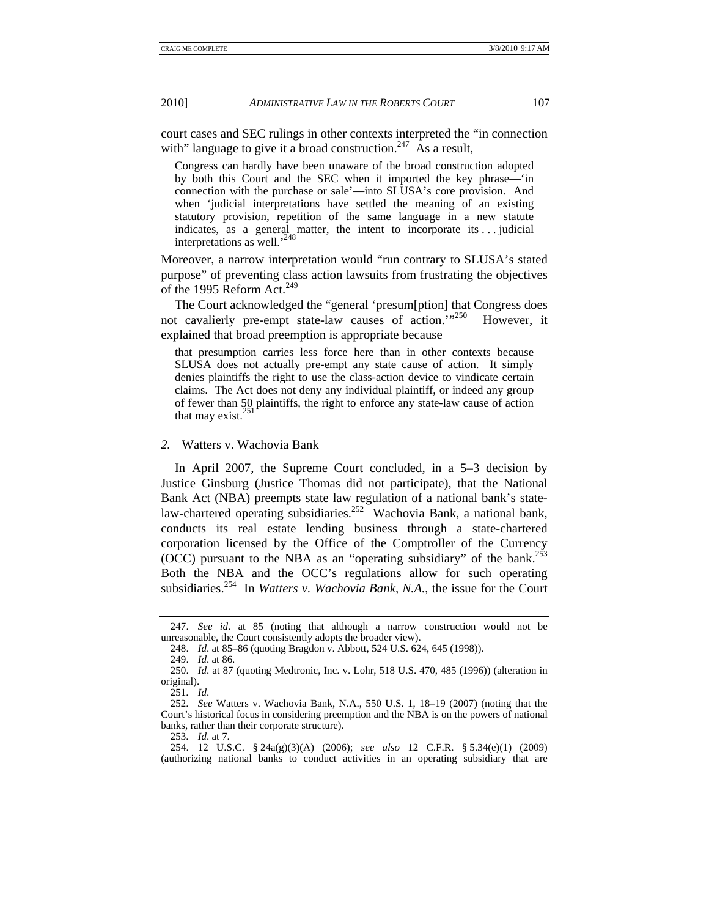court cases and SEC rulings in other contexts interpreted the "in connection with" language to give it a broad construction.[247] As a result,

> Congress can hardly have been unaware of the broad construction adopted by both this Court and the SEC when it imported the key phrase—'in connection with the purchase or sale'—into SLUSA's core provision. And when 'judicial interpretations have settled the meaning of an existing statutory provision, repetition of the same language in a new statute indicates, as a general matter, the intent to incorporate its . . . judicial interpretations as well.'[248]

Moreover, a narrow interpretation would "run contrary to SLUSA's stated purpose" of preventing class action lawsuits from frustrating the objectives of the 1995 Reform Act.[249]

The Court acknowledged the "general 'presum[ption] that Congress does not cavalierly pre-empt state-law causes of action.'"[250] However, it explained that broad preemption is appropriate because

> that presumption carries less force here than in other contexts because SLUSA does not actually pre-empt any state cause of action. It simply denies plaintiffs the right to use the class-action device to vindicate certain claims. The Act does not deny any individual plaintiff, or indeed any group of fewer than 50 plaintiffs, the right to enforce any state-law cause of action that may exist.[251]

### *2.* Watters v. Wachovia Bank

In April 2007, the Supreme Court concluded, in a 5–3 decision by Justice Ginsburg (Justice Thomas did not participate), that the National Bank Act (NBA) preempts state law regulation of a national bank's state-law-chartered operating subsidiaries.[252] Wachovia Bank, a national bank, conducts its real estate lending business through a state-chartered corporation licensed by the Office of the Comptroller of the Currency (OCC) pursuant to the NBA as an "operating subsidiary" of the bank.[253] Both the NBA and the OCC's regulations allow for such operating subsidiaries.[254] In *Watters v. Wachovia Bank, N.A.*, the issue for the Court

---

247. *See id.* at 85 (noting that although a narrow construction would not be unreasonable, the Court consistently adopts the broader view).

248. *Id.* at 85–86 (quoting Bragdon v. Abbott, 524 U.S. 624, 645 (1998)).

249. *Id.* at 86.

250. *Id.* at 87 (quoting Medtronic, Inc. v. Lohr, 518 U.S. 470, 485 (1996)) (alteration in original).

251. *Id.*

252. *See* Watters v. Wachovia Bank, N.A., 550 U.S. 1, 18–19 (2007) (noting that the Court's historical focus in considering preemption and the NBA is on the powers of national banks, rather than their corporate structure).

253. *Id.* at 7.

254. 12 U.S.C. § 24a(g)(3)(A) (2006); *see also* 12 C.F.R. § 5.34(e)(1) (2009) (authorizing national banks to conduct activities in an operating subsidiary that are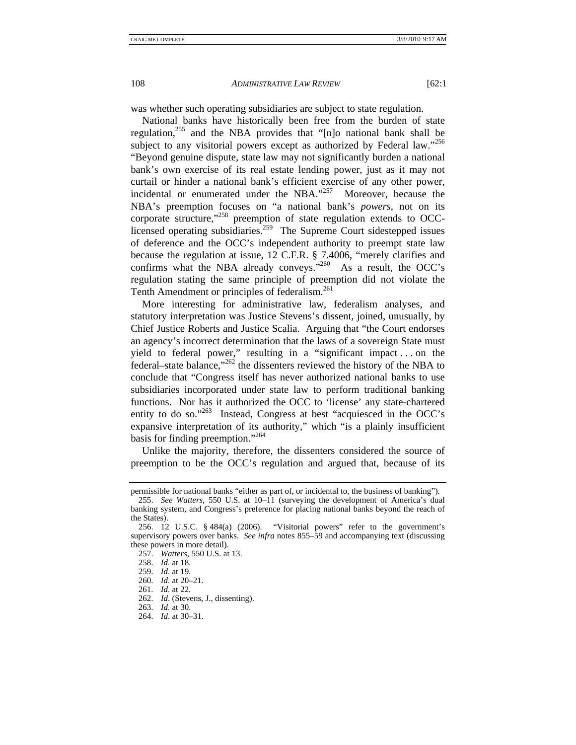was whether such operating subsidiaries are subject to state regulation.

National banks have historically been free from the burden of state regulation,[255] and the NBA provides that "[n]o national bank shall be subject to any visitorial powers except as authorized by Federal law."[256] "Beyond genuine dispute, state law may not significantly burden a national bank's own exercise of its real estate lending power, just as it may not curtail or hinder a national bank's efficient exercise of any other power, incidental or enumerated under the NBA."[257] Moreover, because the NBA's preemption focuses on "a national bank's *powers*, not on its corporate structure,"[258] preemption of state regulation extends to OCC-licensed operating subsidiaries.[259] The Supreme Court sidestepped issues of deference and the OCC's independent authority to preempt state law because the regulation at issue, 12 C.F.R. § 7.4006, "merely clarifies and confirms what the NBA already conveys."[260] As a result, the OCC's regulation stating the same principle of preemption did not violate the Tenth Amendment or principles of federalism.[261]

More interesting for administrative law, federalism analyses, and statutory interpretation was Justice Stevens's dissent, joined, unusually, by Chief Justice Roberts and Justice Scalia. Arguing that "the Court endorses an agency's incorrect determination that the laws of a sovereign State must yield to federal power," resulting in a "significant impact . . . on the federal–state balance,"[262] the dissenters reviewed the history of the NBA to conclude that "Congress itself has never authorized national banks to use subsidiaries incorporated under state law to perform traditional banking functions. Nor has it authorized the OCC to 'license' any state-chartered entity to do so."[263] Instead, Congress at best "acquiesced in the OCC's expansive interpretation of its authority," which "is a plainly insufficient basis for finding preemption."[264]

Unlike the majority, therefore, the dissenters considered the source of preemption to be the OCC's regulation and argued that, because of its

---

permissible for national banks "either as part of, or incidental to, the business of banking").

255. *See Watters*, 550 U.S. at 10–11 (surveying the development of America's dual banking system, and Congress's preference for placing national banks beyond the reach of the States).

256. 12 U.S.C. § 484(a) (2006). "Visitorial powers" refer to the government's supervisory powers over banks. *See infra* notes 855–59 and accompanying text (discussing these powers in more detail).

257. *Watters*, 550 U.S. at 13.

258. *Id*. at 18.

259. *Id*. at 19.

260. *Id*. at 20–21.

261. *Id*. at 22.

262. *Id*. (Stevens, J., dissenting).

263. *Id*. at 30.

264. *Id*. at 30–31.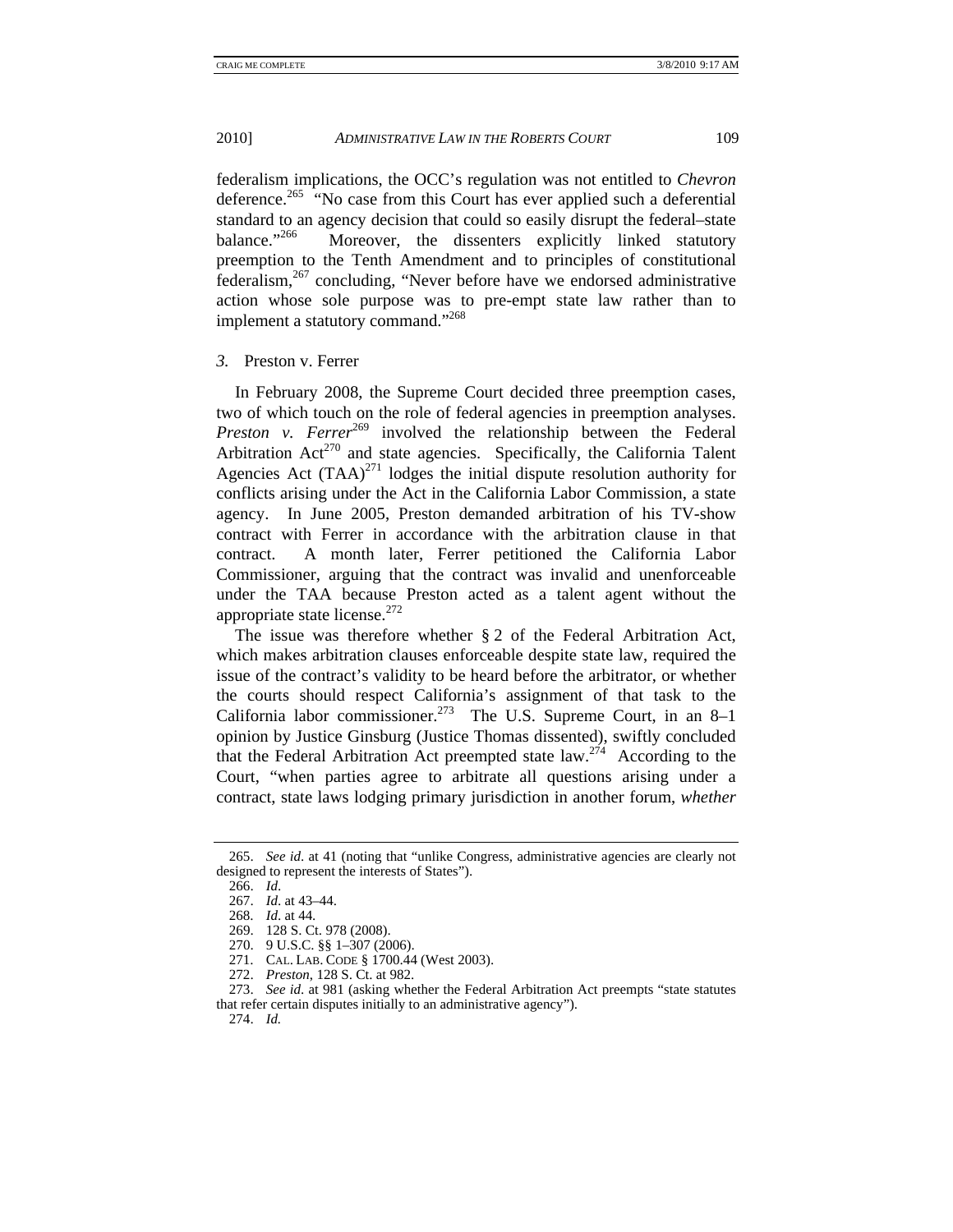federalism implications, the OCC's regulation was not entitled to *Chevron* deference.[265] "No case from this Court has ever applied such a deferential standard to an agency decision that could so easily disrupt the federal–state balance."[266] Moreover, the dissenters explicitly linked statutory preemption to the Tenth Amendment and to principles of constitutional federalism,[267] concluding, "Never before have we endorsed administrative action whose sole purpose was to pre-empt state law rather than to implement a statutory command."[268]

### *3.* Preston v. Ferrer

In February 2008, the Supreme Court decided three preemption cases, two of which touch on the role of federal agencies in preemption analyses. *Preston v. Ferrer*[269] involved the relationship between the Federal Arbitration Act[270] and state agencies. Specifically, the California Talent Agencies Act (TAA)[271] lodges the initial dispute resolution authority for conflicts arising under the Act in the California Labor Commission, a state agency. In June 2005, Preston demanded arbitration of his TV-show contract with Ferrer in accordance with the arbitration clause in that contract. A month later, Ferrer petitioned the California Labor Commissioner, arguing that the contract was invalid and unenforceable under the TAA because Preston acted as a talent agent without the appropriate state license.[272]

The issue was therefore whether § 2 of the Federal Arbitration Act, which makes arbitration clauses enforceable despite state law, required the issue of the contract's validity to be heard before the arbitrator, or whether the courts should respect California's assignment of that task to the California labor commissioner.[273] The U.S. Supreme Court, in an 8–1 opinion by Justice Ginsburg (Justice Thomas dissented), swiftly concluded that the Federal Arbitration Act preempted state law.[274] According to the Court, "when parties agree to arbitrate all questions arising under a contract, state laws lodging primary jurisdiction in another forum, *whether*

---

265. *See id.* at 41 (noting that "unlike Congress, administrative agencies are clearly not designed to represent the interests of States").

266. *Id.*

267. *Id.* at 43–44.

268. *Id.* at 44.

269. 128 S. Ct. 978 (2008).

270. 9 U.S.C. §§ 1–307 (2006).

271. CAL. LAB. CODE § 1700.44 (West 2003).

272. *Preston*, 128 S. Ct. at 982.

273. *See id.* at 981 (asking whether the Federal Arbitration Act preempts "state statutes that refer certain disputes initially to an administrative agency").

274. *Id.*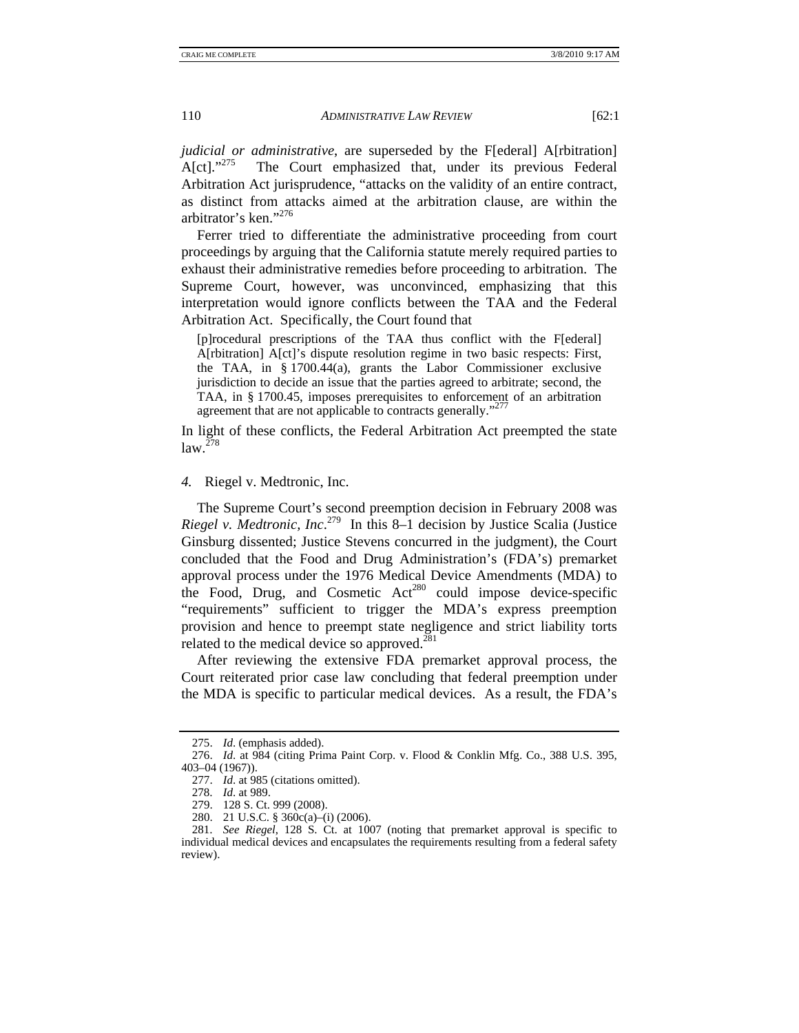*judicial or administrative*, are superseded by the F[ederal] A[rbitration] A[ct]."[275] The Court emphasized that, under its previous Federal Arbitration Act jurisprudence, "attacks on the validity of an entire contract, as distinct from attacks aimed at the arbitration clause, are within the arbitrator's ken."[276]

Ferrer tried to differentiate the administrative proceeding from court proceedings by arguing that the California statute merely required parties to exhaust their administrative remedies before proceeding to arbitration. The Supreme Court, however, was unconvinced, emphasizing that this interpretation would ignore conflicts between the TAA and the Federal Arbitration Act. Specifically, the Court found that

> [p]rocedural prescriptions of the TAA thus conflict with the F[ederal] A[rbitration] A[ct]'s dispute resolution regime in two basic respects: First, the TAA, in § 1700.44(a), grants the Labor Commissioner exclusive jurisdiction to decide an issue that the parties agreed to arbitrate; second, the TAA, in § 1700.45, imposes prerequisites to enforcement of an arbitration agreement that are not applicable to contracts generally."[277]

In light of these conflicts, the Federal Arbitration Act preempted the state law.[278]

### *4.* Riegel v. Medtronic, Inc.

The Supreme Court's second preemption decision in February 2008 was *Riegel v. Medtronic, Inc*.[279] In this 8–1 decision by Justice Scalia (Justice Ginsburg dissented; Justice Stevens concurred in the judgment), the Court concluded that the Food and Drug Administration's (FDA's) premarket approval process under the 1976 Medical Device Amendments (MDA) to the Food, Drug, and Cosmetic Act[280] could impose device-specific "requirements" sufficient to trigger the MDA's express preemption provision and hence to preempt state negligence and strict liability torts related to the medical device so approved.[281]

After reviewing the extensive FDA premarket approval process, the Court reiterated prior case law concluding that federal preemption under the MDA is specific to particular medical devices. As a result, the FDA's

---

275. *Id*. (emphasis added).

276. *Id*. at 984 (citing Prima Paint Corp. v. Flood & Conklin Mfg. Co., 388 U.S. 395, 403–04 (1967)).

277. *Id*. at 985 (citations omitted).

278. *Id*. at 989.

279. 128 S. Ct. 999 (2008).

280. 21 U.S.C. § 360c(a)–(i) (2006).

281. *See Riegel*, 128 S. Ct. at 1007 (noting that premarket approval is specific to individual medical devices and encapsulates the requirements resulting from a federal safety review).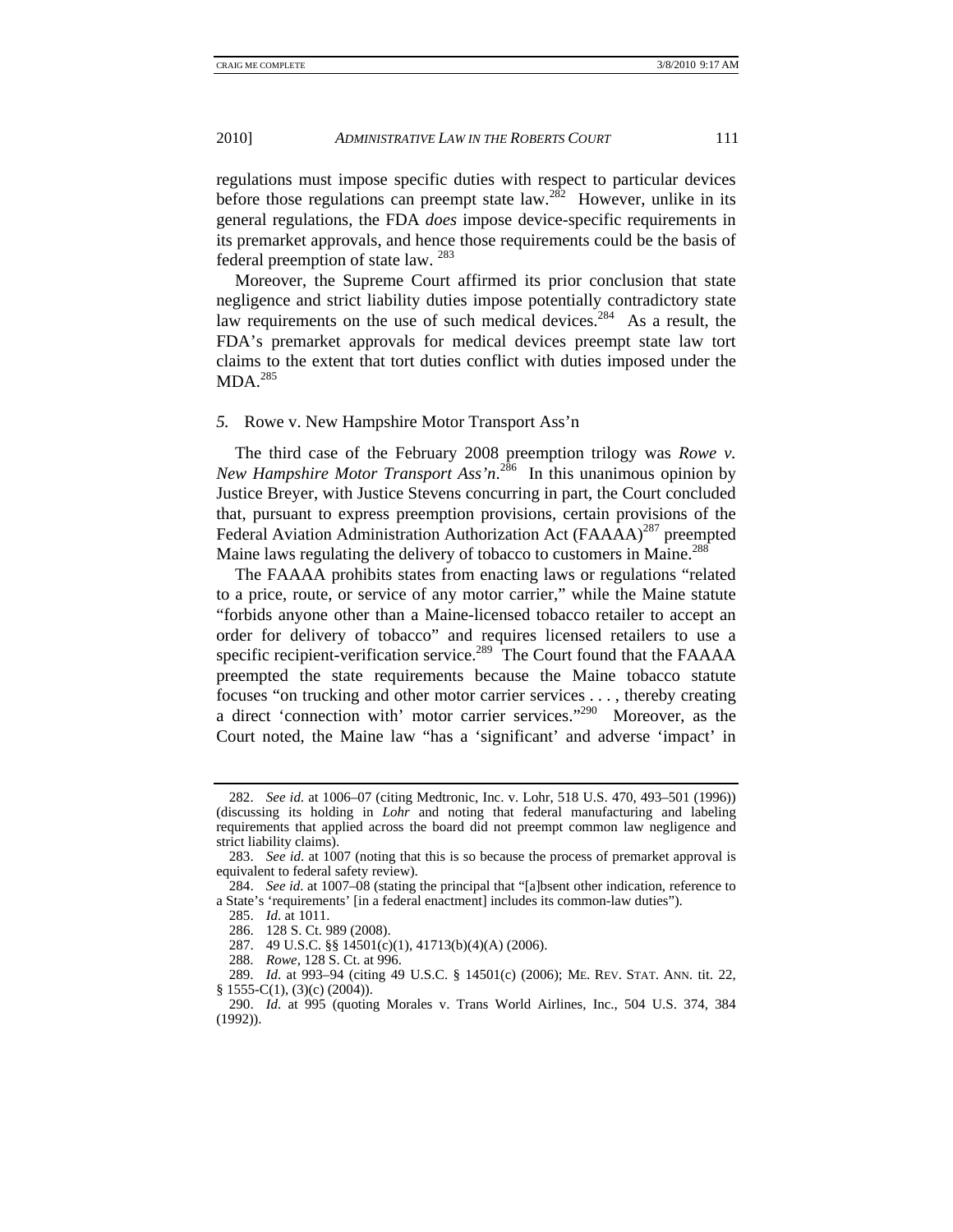regulations must impose specific duties with respect to particular devices before those regulations can preempt state law.[282] However, unlike in its general regulations, the FDA *does* impose device-specific requirements in its premarket approvals, and hence those requirements could be the basis of federal preemption of state law. [283]

Moreover, the Supreme Court affirmed its prior conclusion that state negligence and strict liability duties impose potentially contradictory state law requirements on the use of such medical devices.[284] As a result, the FDA's premarket approvals for medical devices preempt state law tort claims to the extent that tort duties conflict with duties imposed under the MDA.[285]

### *5.* Rowe v. New Hampshire Motor Transport Ass'n

The third case of the February 2008 preemption trilogy was *Rowe v. New Hampshire Motor Transport Ass'n*.[286] In this unanimous opinion by Justice Breyer, with Justice Stevens concurring in part, the Court concluded that, pursuant to express preemption provisions, certain provisions of the Federal Aviation Administration Authorization Act (FAAAA)[287] preempted Maine laws regulating the delivery of tobacco to customers in Maine.[288]

The FAAAA prohibits states from enacting laws or regulations "related to a price, route, or service of any motor carrier," while the Maine statute "forbids anyone other than a Maine-licensed tobacco retailer to accept an order for delivery of tobacco" and requires licensed retailers to use a specific recipient-verification service.[289] The Court found that the FAAAA preempted the state requirements because the Maine tobacco statute focuses "on trucking and other motor carrier services . . . , thereby creating a direct 'connection with' motor carrier services."[290] Moreover, as the Court noted, the Maine law "has a 'significant' and adverse 'impact' in

---

282. *See id.* at 1006–07 (citing Medtronic, Inc. v. Lohr, 518 U.S. 470, 493–501 (1996)) (discussing its holding in *Lohr* and noting that federal manufacturing and labeling requirements that applied across the board did not preempt common law negligence and strict liability claims).

283. *See id.* at 1007 (noting that this is so because the process of premarket approval is equivalent to federal safety review).

284. *See id.* at 1007–08 (stating the principal that "[a]bsent other indication, reference to a State's 'requirements' [in a federal enactment] includes its common-law duties").

285. *Id.* at 1011.

286. 128 S. Ct. 989 (2008).

287. 49 U.S.C. §§ 14501(c)(1), 41713(b)(4)(A) (2006).

288. *Rowe*, 128 S. Ct. at 996.

289. *Id.* at 993–94 (citing 49 U.S.C. § 14501(c) (2006); ME. REV. STAT. ANN. tit. 22, § 1555-C(1), (3)(c) (2004)).

290. *Id.* at 995 (quoting Morales v. Trans World Airlines, Inc., 504 U.S. 374, 384 (1992)).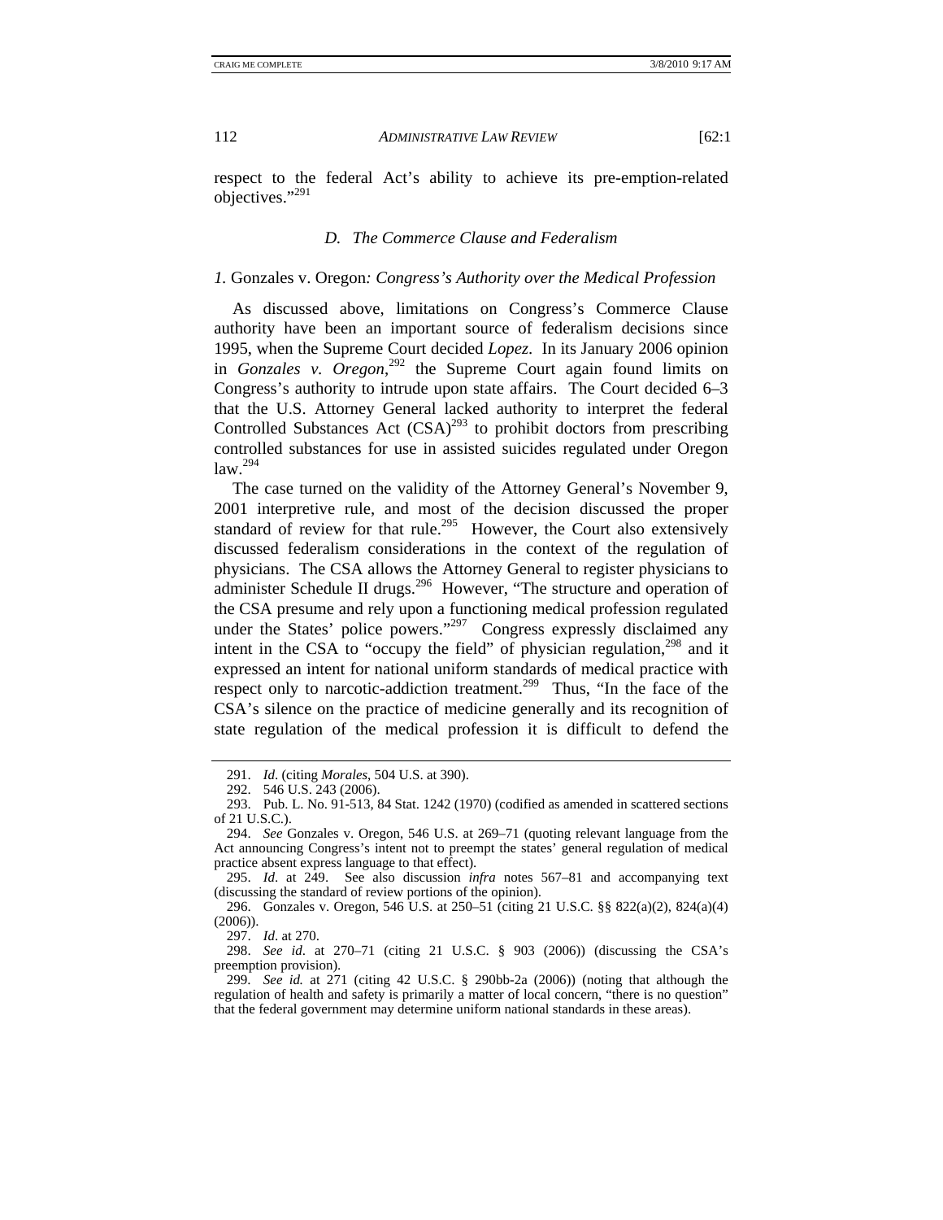respect to the federal Act's ability to achieve its pre-emption-related objectives."[291]

### *D. The Commerce Clause and Federalism*

#### *1.* Gonzales v. Oregon*: Congress's Authority over the Medical Profession*

As discussed above, limitations on Congress's Commerce Clause authority have been an important source of federalism decisions since 1995, when the Supreme Court decided *Lopez*. In its January 2006 opinion in *Gonzales v. Oregon*,[292] the Supreme Court again found limits on Congress's authority to intrude upon state affairs. The Court decided 6–3 that the U.S. Attorney General lacked authority to interpret the federal Controlled Substances Act (CSA)[293] to prohibit doctors from prescribing controlled substances for use in assisted suicides regulated under Oregon law.[294]

The case turned on the validity of the Attorney General's November 9, 2001 interpretive rule, and most of the decision discussed the proper standard of review for that rule.[295] However, the Court also extensively discussed federalism considerations in the context of the regulation of physicians. The CSA allows the Attorney General to register physicians to administer Schedule II drugs.[296] However, "The structure and operation of the CSA presume and rely upon a functioning medical profession regulated under the States' police powers."[297] Congress expressly disclaimed any intent in the CSA to "occupy the field" of physician regulation,[298] and it expressed an intent for national uniform standards of medical practice with respect only to narcotic-addiction treatment.[299] Thus, "In the face of the CSA's silence on the practice of medicine generally and its recognition of state regulation of the medical profession it is difficult to defend the

---

291. *Id.* (citing *Morales*, 504 U.S. at 390).

292. 546 U.S. 243 (2006).

293. Pub. L. No. 91-513, 84 Stat. 1242 (1970) (codified as amended in scattered sections of 21 U.S.C.).

294. *See* Gonzales v. Oregon, 546 U.S. at 269–71 (quoting relevant language from the Act announcing Congress's intent not to preempt the states' general regulation of medical practice absent express language to that effect).

295. *Id.* at 249. See also discussion *infra* notes 567–81 and accompanying text (discussing the standard of review portions of the opinion).

296. Gonzales v. Oregon, 546 U.S. at 250–51 (citing 21 U.S.C. §§ 822(a)(2), 824(a)(4) (2006)).

297. *Id.* at 270.

298. *See id.* at 270–71 (citing 21 U.S.C. § 903 (2006)) (discussing the CSA's preemption provision).

299. *See id.* at 271 (citing 42 U.S.C. § 290bb-2a (2006)) (noting that although the regulation of health and safety is primarily a matter of local concern, "there is no question" that the federal government may determine uniform national standards in these areas).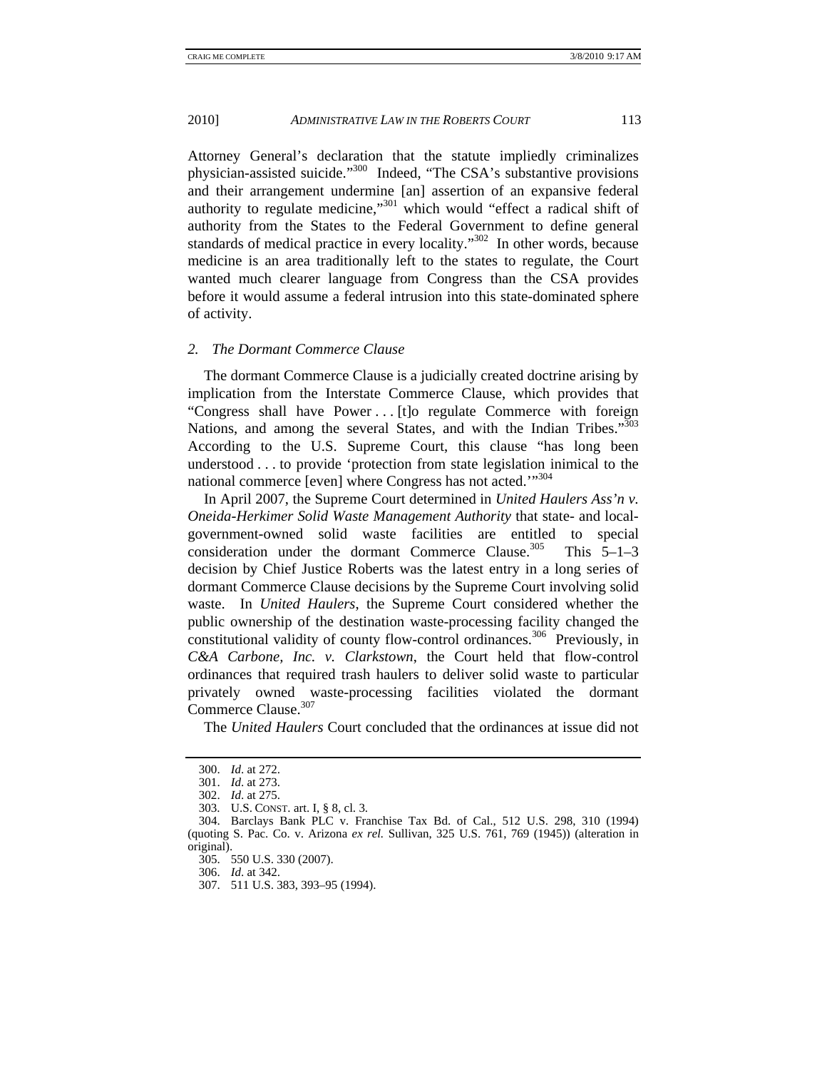Attorney General's declaration that the statute impliedly criminalizes physician-assisted suicide."[300] Indeed, "The CSA's substantive provisions and their arrangement undermine [an] assertion of an expansive federal authority to regulate medicine,"[301] which would "effect a radical shift of authority from the States to the Federal Government to define general standards of medical practice in every locality."[302] In other words, because medicine is an area traditionally left to the states to regulate, the Court wanted much clearer language from Congress than the CSA provides before it would assume a federal intrusion into this state-dominated sphere of activity.

### *2. The Dormant Commerce Clause*

The dormant Commerce Clause is a judicially created doctrine arising by implication from the Interstate Commerce Clause, which provides that "Congress shall have Power . . . [t]o regulate Commerce with foreign Nations, and among the several States, and with the Indian Tribes."[303] According to the U.S. Supreme Court, this clause "has long been understood . . . to provide 'protection from state legislation inimical to the national commerce [even] where Congress has not acted.'"[304]

In April 2007, the Supreme Court determined in *United Haulers Ass'n v. Oneida-Herkimer Solid Waste Management Authority* that state- and local-government-owned solid waste facilities are entitled to special consideration under the dormant Commerce Clause.[305] This 5–1–3 decision by Chief Justice Roberts was the latest entry in a long series of dormant Commerce Clause decisions by the Supreme Court involving solid waste. In *United Haulers*, the Supreme Court considered whether the public ownership of the destination waste-processing facility changed the constitutional validity of county flow-control ordinances.[306] Previously, in *C&A Carbone, Inc. v. Clarkstown*, the Court held that flow-control ordinances that required trash haulers to deliver solid waste to particular privately owned waste-processing facilities violated the dormant Commerce Clause.[307]

The *United Haulers* Court concluded that the ordinances at issue did not

---

300. *Id.* at 272.

301. *Id.* at 273.

302. *Id.* at 275.

303. U.S. CONST. art. I, § 8, cl. 3.

304. Barclays Bank PLC v. Franchise Tax Bd. of Cal., 512 U.S. 298, 310 (1994) (quoting S. Pac. Co. v. Arizona *ex rel.* Sullivan, 325 U.S. 761, 769 (1945)) (alteration in original).

305. 550 U.S. 330 (2007).

306. *Id.* at 342.

307. 511 U.S. 383, 393–95 (1994).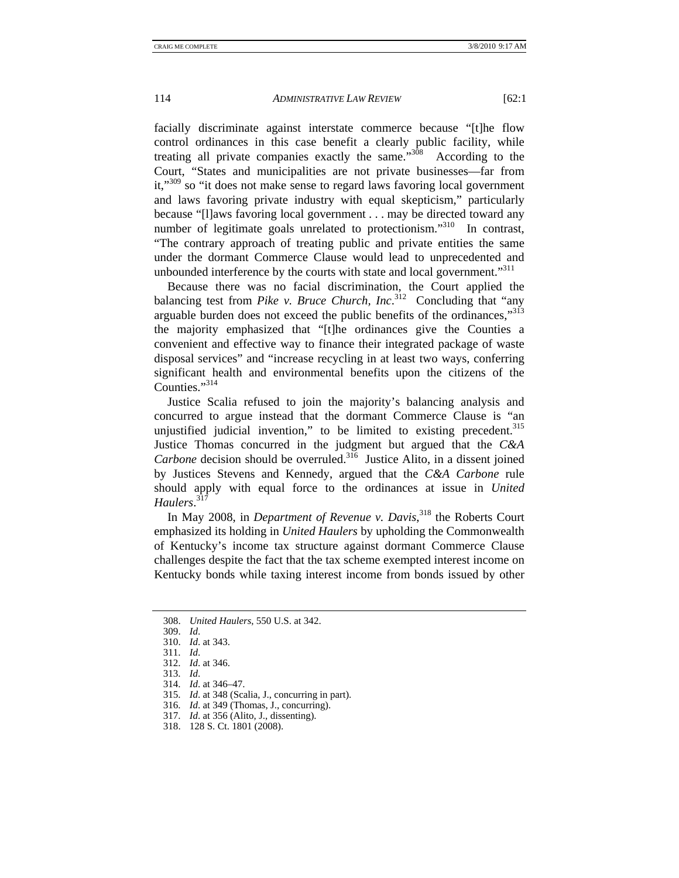facially discriminate against interstate commerce because "[t]he flow control ordinances in this case benefit a clearly public facility, while treating all private companies exactly the same."[308] According to the Court, "States and municipalities are not private businesses—far from it,"[309] so "it does not make sense to regard laws favoring local government and laws favoring private industry with equal skepticism," particularly because "[l]aws favoring local government . . . may be directed toward any number of legitimate goals unrelated to protectionism."[310] In contrast, "The contrary approach of treating public and private entities the same under the dormant Commerce Clause would lead to unprecedented and unbounded interference by the courts with state and local government."[311]

Because there was no facial discrimination, the Court applied the balancing test from *Pike v. Bruce Church, Inc*.[312] Concluding that "any arguable burden does not exceed the public benefits of the ordinances,"[313] the majority emphasized that "[t]he ordinances give the Counties a convenient and effective way to finance their integrated package of waste disposal services" and "increase recycling in at least two ways, conferring significant health and environmental benefits upon the citizens of the Counties."[314]

Justice Scalia refused to join the majority's balancing analysis and concurred to argue instead that the dormant Commerce Clause is "an unjustified judicial invention," to be limited to existing precedent.[315] Justice Thomas concurred in the judgment but argued that the *C&A Carbone* decision should be overruled.[316] Justice Alito, in a dissent joined by Justices Stevens and Kennedy, argued that the *C&A Carbone* rule should apply with equal force to the ordinances at issue in *United Haulers*.[317]

In May 2008, in *Department of Revenue v. Davis*,[318] the Roberts Court emphasized its holding in *United Haulers* by upholding the Commonwealth of Kentucky's income tax structure against dormant Commerce Clause challenges despite the fact that the tax scheme exempted interest income on Kentucky bonds while taxing interest income from bonds issued by other

---

308. *United Haulers*, 550 U.S. at 342.
309. *Id*.
310. *Id*. at 343.
311. *Id*.
312. *Id*. at 346.
313. *Id*.
314. *Id*. at 346–47.
315. *Id*. at 348 (Scalia, J., concurring in part).
316. *Id*. at 349 (Thomas, J., concurring).
317. *Id*. at 356 (Alito, J., dissenting).
318. 128 S. Ct. 1801 (2008).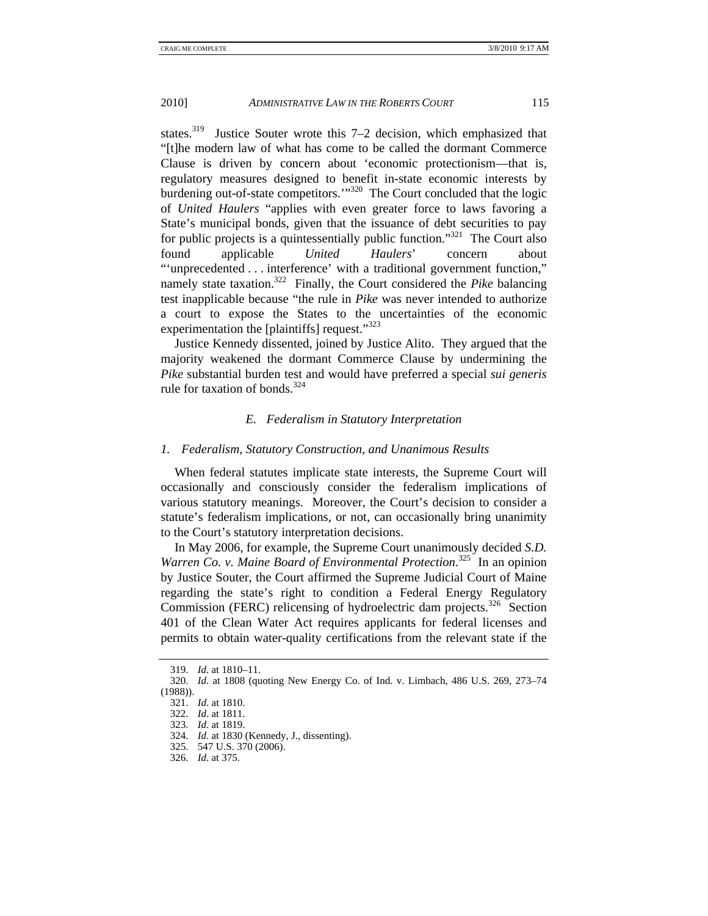states.[319] Justice Souter wrote this 7–2 decision, which emphasized that "[t]he modern law of what has come to be called the dormant Commerce Clause is driven by concern about 'economic protectionism—that is, regulatory measures designed to benefit in-state economic interests by burdening out-of-state competitors.'"[320] The Court concluded that the logic of *United Haulers* "applies with even greater force to laws favoring a State's municipal bonds, given that the issuance of debt securities to pay for public projects is a quintessentially public function."[321] The Court also found applicable *United Haulers*' concern about "'unprecedented . . . interference' with a traditional government function," namely state taxation.[322] Finally, the Court considered the *Pike* balancing test inapplicable because "the rule in *Pike* was never intended to authorize a court to expose the States to the uncertainties of the economic experimentation the [plaintiffs] request."[323]

Justice Kennedy dissented, joined by Justice Alito. They argued that the majority weakened the dormant Commerce Clause by undermining the *Pike* substantial burden test and would have preferred a special *sui generis* rule for taxation of bonds.[324]

### *E. Federalism in Statutory Interpretation*

#### *1. Federalism, Statutory Construction, and Unanimous Results*

When federal statutes implicate state interests, the Supreme Court will occasionally and consciously consider the federalism implications of various statutory meanings. Moreover, the Court's decision to consider a statute's federalism implications, or not, can occasionally bring unanimity to the Court's statutory interpretation decisions.

In May 2006, for example, the Supreme Court unanimously decided *S.D. Warren Co. v. Maine Board of Environmental Protection*.[325] In an opinion by Justice Souter, the Court affirmed the Supreme Judicial Court of Maine regarding the state's right to condition a Federal Energy Regulatory Commission (FERC) relicensing of hydroelectric dam projects.[326] Section 401 of the Clean Water Act requires applicants for federal licenses and permits to obtain water-quality certifications from the relevant state if the

---

319. *Id.* at 1810–11.
320. *Id.* at 1808 (quoting New Energy Co. of Ind. v. Limbach, 486 U.S. 269, 273–74 (1988)).
321. *Id.* at 1810.
322. *Id.* at 1811.
323. *Id.* at 1819.
324. *Id.* at 1830 (Kennedy, J., dissenting).
325. 547 U.S. 370 (2006).
326. *Id.* at 375.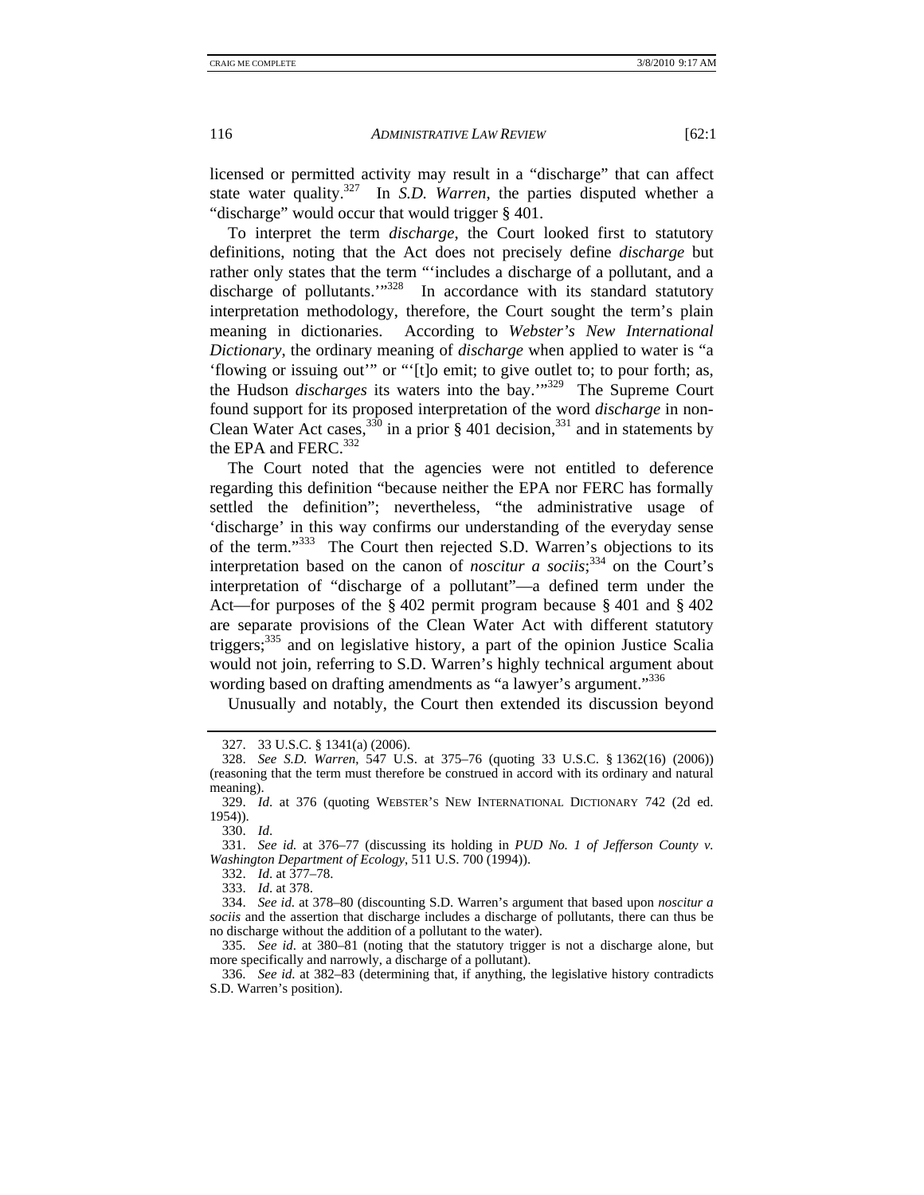licensed or permitted activity may result in a "discharge" that can affect state water quality.[327] In *S.D. Warren*, the parties disputed whether a "discharge" would occur that would trigger § 401.

To interpret the term *discharge*, the Court looked first to statutory definitions, noting that the Act does not precisely define *discharge* but rather only states that the term "'includes a discharge of a pollutant, and a discharge of pollutants.'"[328] In accordance with its standard statutory interpretation methodology, therefore, the Court sought the term's plain meaning in dictionaries. According to *Webster's New International Dictionary*, the ordinary meaning of *discharge* when applied to water is "a 'flowing or issuing out'" or "'[t]o emit; to give outlet to; to pour forth; as, the Hudson *discharges* its waters into the bay.'"[329] The Supreme Court found support for its proposed interpretation of the word *discharge* in non-Clean Water Act cases,[330] in a prior § 401 decision,[331] and in statements by the EPA and FERC.[332]

The Court noted that the agencies were not entitled to deference regarding this definition "because neither the EPA nor FERC has formally settled the definition"; nevertheless, "the administrative usage of 'discharge' in this way confirms our understanding of the everyday sense of the term."[333] The Court then rejected S.D. Warren's objections to its interpretation based on the canon of *noscitur a sociis*;[334] on the Court's interpretation of "discharge of a pollutant"—a defined term under the Act—for purposes of the § 402 permit program because § 401 and § 402 are separate provisions of the Clean Water Act with different statutory triggers;[335] and on legislative history, a part of the opinion Justice Scalia would not join, referring to S.D. Warren's highly technical argument about wording based on drafting amendments as "a lawyer's argument."[336]

Unusually and notably, the Court then extended its discussion beyond

---

327. 33 U.S.C. § 1341(a) (2006).

328. *See S.D. Warren*, 547 U.S. at 375–76 (quoting 33 U.S.C. § 1362(16) (2006)) (reasoning that the term must therefore be construed in accord with its ordinary and natural meaning).

329. *Id.* at 376 (quoting WEBSTER'S NEW INTERNATIONAL DICTIONARY 742 (2d ed. 1954)).

330. *Id*.

331. *See id.* at 376–77 (discussing its holding in *PUD No. 1 of Jefferson County v. Washington Department of Ecology*, 511 U.S. 700 (1994)).

332. *Id*. at 377–78.

333. *Id*. at 378.

334. *See id.* at 378–80 (discounting S.D. Warren's argument that based upon *noscitur a sociis* and the assertion that discharge includes a discharge of pollutants, there can thus be no discharge without the addition of a pollutant to the water).

335. *See id*. at 380–81 (noting that the statutory trigger is not a discharge alone, but more specifically and narrowly, a discharge of a pollutant).

336. *See id.* at 382–83 (determining that, if anything, the legislative history contradicts S.D. Warren's position).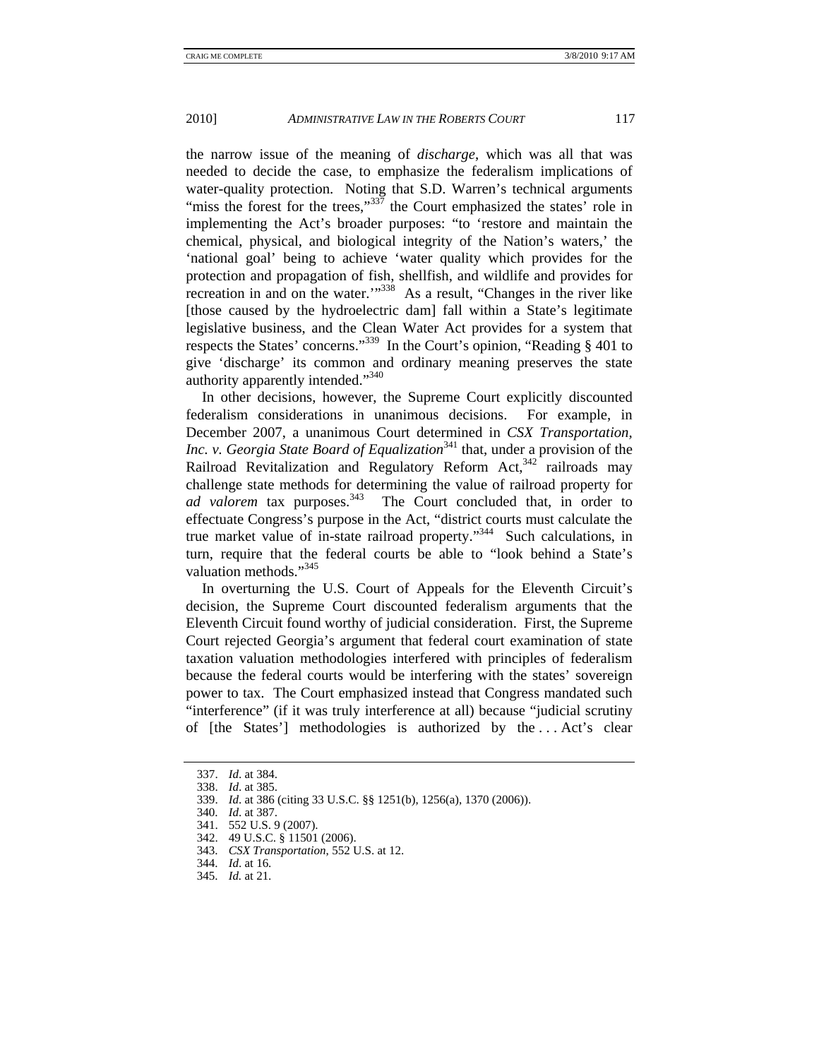the narrow issue of the meaning of *discharge*, which was all that was needed to decide the case, to emphasize the federalism implications of water-quality protection. Noting that S.D. Warren's technical arguments "miss the forest for the trees,"[337] the Court emphasized the states' role in implementing the Act's broader purposes: "to 'restore and maintain the chemical, physical, and biological integrity of the Nation's waters,' the 'national goal' being to achieve 'water quality which provides for the protection and propagation of fish, shellfish, and wildlife and provides for recreation in and on the water.'"[338] As a result, "Changes in the river like [those caused by the hydroelectric dam] fall within a State's legitimate legislative business, and the Clean Water Act provides for a system that respects the States' concerns."[339] In the Court's opinion, "Reading § 401 to give 'discharge' its common and ordinary meaning preserves the state authority apparently intended."[340]

In other decisions, however, the Supreme Court explicitly discounted federalism considerations in unanimous decisions. For example, in December 2007, a unanimous Court determined in *CSX Transportation, Inc. v. Georgia State Board of Equalization*[341] that, under a provision of the Railroad Revitalization and Regulatory Reform Act,[342] railroads may challenge state methods for determining the value of railroad property for *ad valorem* tax purposes.[343] The Court concluded that, in order to effectuate Congress's purpose in the Act, "district courts must calculate the true market value of in-state railroad property."[344] Such calculations, in turn, require that the federal courts be able to "look behind a State's valuation methods."[345]

In overturning the U.S. Court of Appeals for the Eleventh Circuit's decision, the Supreme Court discounted federalism arguments that the Eleventh Circuit found worthy of judicial consideration. First, the Supreme Court rejected Georgia's argument that federal court examination of state taxation valuation methodologies interfered with principles of federalism because the federal courts would be interfering with the states' sovereign power to tax. The Court emphasized instead that Congress mandated such "interference" (if it was truly interference at all) because "judicial scrutiny of [the States'] methodologies is authorized by the . . . Act's clear

337. *Id*. at 384.
338. *Id*. at 385.
339. *Id*. at 386 (citing 33 U.S.C. §§ 1251(b), 1256(a), 1370 (2006)).
340. *Id*. at 387.
341. 552 U.S. 9 (2007).
342. 49 U.S.C. § 11501 (2006).
343. *CSX Transportation*, 552 U.S. at 12.
344. *Id*. at 16.
345. *Id.* at 21.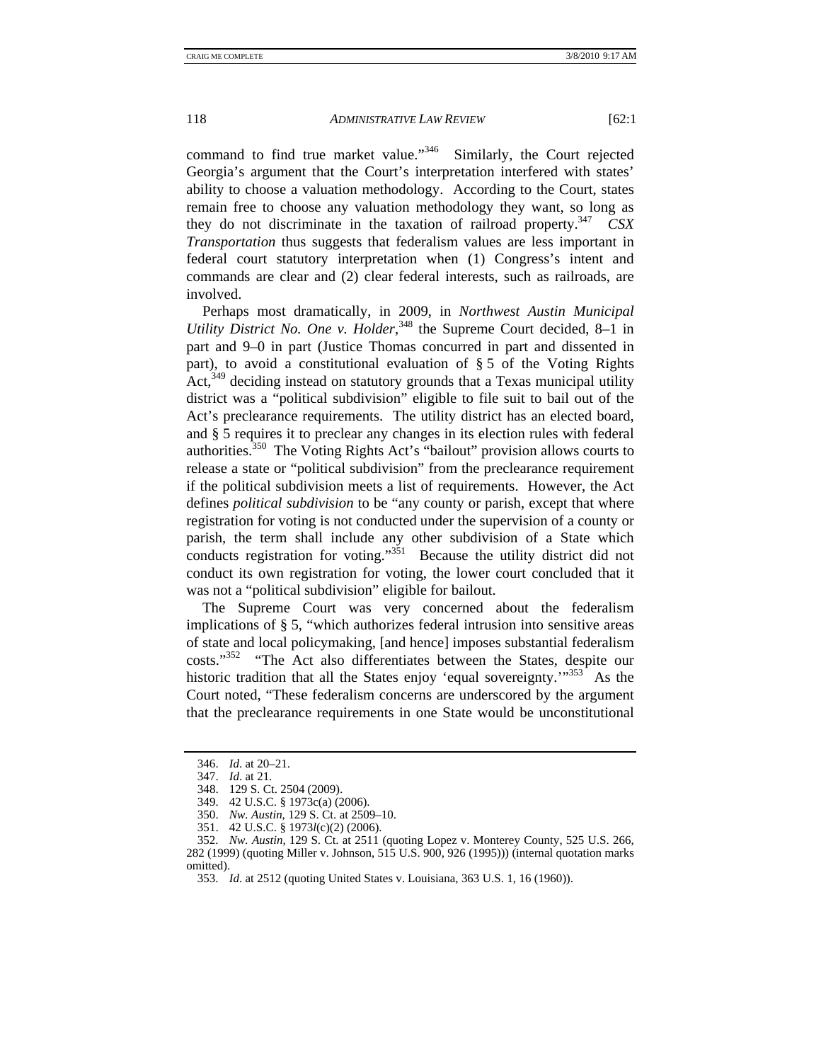command to find true market value."[346] Similarly, the Court rejected Georgia's argument that the Court's interpretation interfered with states' ability to choose a valuation methodology. According to the Court, states remain free to choose any valuation methodology they want, so long as they do not discriminate in the taxation of railroad property.[347] *CSX Transportation* thus suggests that federalism values are less important in federal court statutory interpretation when (1) Congress's intent and commands are clear and (2) clear federal interests, such as railroads, are involved.

Perhaps most dramatically, in 2009, in *Northwest Austin Municipal Utility District No. One v. Holder*,[348] the Supreme Court decided, 8–1 in part and 9–0 in part (Justice Thomas concurred in part and dissented in part), to avoid a constitutional evaluation of § 5 of the Voting Rights Act,[349] deciding instead on statutory grounds that a Texas municipal utility district was a "political subdivision" eligible to file suit to bail out of the Act's preclearance requirements. The utility district has an elected board, and § 5 requires it to preclear any changes in its election rules with federal authorities.[350] The Voting Rights Act's "bailout" provision allows courts to release a state or "political subdivision" from the preclearance requirement if the political subdivision meets a list of requirements. However, the Act defines *political subdivision* to be "any county or parish, except that where registration for voting is not conducted under the supervision of a county or parish, the term shall include any other subdivision of a State which conducts registration for voting."[351] Because the utility district did not conduct its own registration for voting, the lower court concluded that it was not a "political subdivision" eligible for bailout.

The Supreme Court was very concerned about the federalism implications of § 5, "which authorizes federal intrusion into sensitive areas of state and local policymaking, [and hence] imposes substantial federalism costs."[352] "The Act also differentiates between the States, despite our historic tradition that all the States enjoy 'equal sovereignty.'"[353] As the Court noted, "These federalism concerns are underscored by the argument that the preclearance requirements in one State would be unconstitutional

---

346. *Id.* at 20–21.

347. *Id.* at 21.

348. 129 S. Ct. 2504 (2009).

349. 42 U.S.C. § 1973c(a) (2006).

350. *Nw. Austin*, 129 S. Ct. at 2509–10.

351. 42 U.S.C. § 1973*l*(c)(2) (2006).

352. *Nw. Austin*, 129 S. Ct. at 2511 (quoting Lopez v. Monterey County, 525 U.S. 266, 282 (1999) (quoting Miller v. Johnson, 515 U.S. 900, 926 (1995))) (internal quotation marks omitted).

353. *Id.* at 2512 (quoting United States v. Louisiana, 363 U.S. 1, 16 (1960)).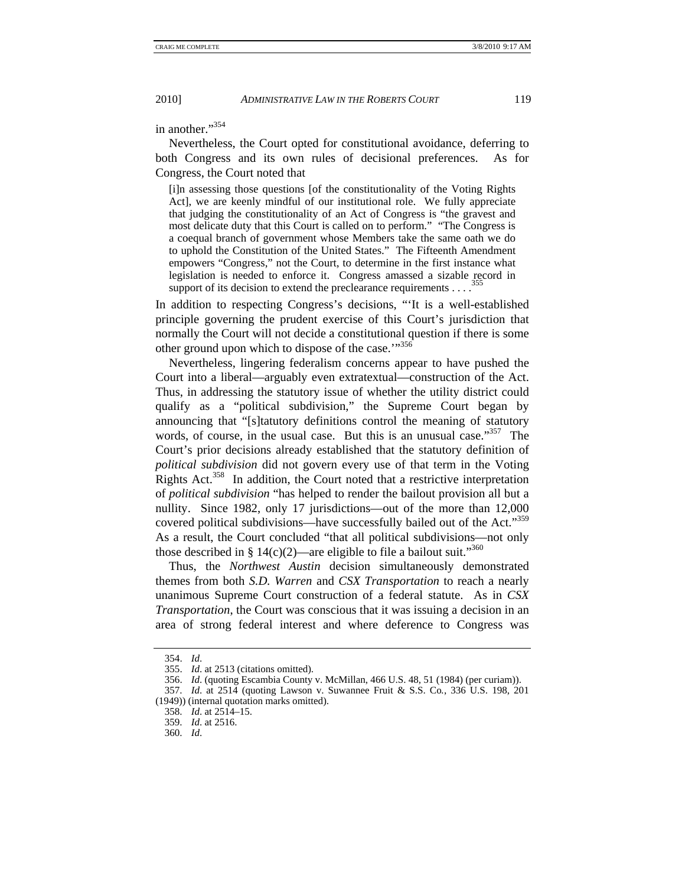in another."[354]

Nevertheless, the Court opted for constitutional avoidance, deferring to both Congress and its own rules of decisional preferences. As for Congress, the Court noted that

> [i]n assessing those questions [of the constitutionality of the Voting Rights Act], we are keenly mindful of our institutional role. We fully appreciate that judging the constitutionality of an Act of Congress is "the gravest and most delicate duty that this Court is called on to perform." "The Congress is a coequal branch of government whose Members take the same oath we do to uphold the Constitution of the United States." The Fifteenth Amendment empowers "Congress," not the Court, to determine in the first instance what legislation is needed to enforce it. Congress amassed a sizable record in support of its decision to extend the preclearance requirements . . . .[355]

In addition to respecting Congress's decisions, "'It is a well-established principle governing the prudent exercise of this Court's jurisdiction that normally the Court will not decide a constitutional question if there is some other ground upon which to dispose of the case.'"[356]

Nevertheless, lingering federalism concerns appear to have pushed the Court into a liberal—arguably even extratextual—construction of the Act. Thus, in addressing the statutory issue of whether the utility district could qualify as a "political subdivision," the Supreme Court began by announcing that "[s]tatutory definitions control the meaning of statutory words, of course, in the usual case. But this is an unusual case."[357] The Court's prior decisions already established that the statutory definition of *political subdivision* did not govern every use of that term in the Voting Rights Act.[358] In addition, the Court noted that a restrictive interpretation of *political subdivision* "has helped to render the bailout provision all but a nullity. Since 1982, only 17 jurisdictions—out of the more than 12,000 covered political subdivisions—have successfully bailed out of the Act."[359] As a result, the Court concluded "that all political subdivisions—not only those described in § 14(c)(2)—are eligible to file a bailout suit."[360]

Thus, the *Northwest Austin* decision simultaneously demonstrated themes from both *S.D. Warren* and *CSX Transportation* to reach a nearly unanimous Supreme Court construction of a federal statute. As in *CSX Transportation*, the Court was conscious that it was issuing a decision in an area of strong federal interest and where deference to Congress was

---

354. *Id.*

355. *Id.* at 2513 (citations omitted).

356. *Id.* (quoting Escambia County v. McMillan, 466 U.S. 48, 51 (1984) (per curiam)).

357. *Id.* at 2514 (quoting Lawson v. Suwannee Fruit & S.S. Co., 336 U.S. 198, 201 (1949)) (internal quotation marks omitted).

358. *Id.* at 2514–15.

359. *Id.* at 2516.

360. *Id.*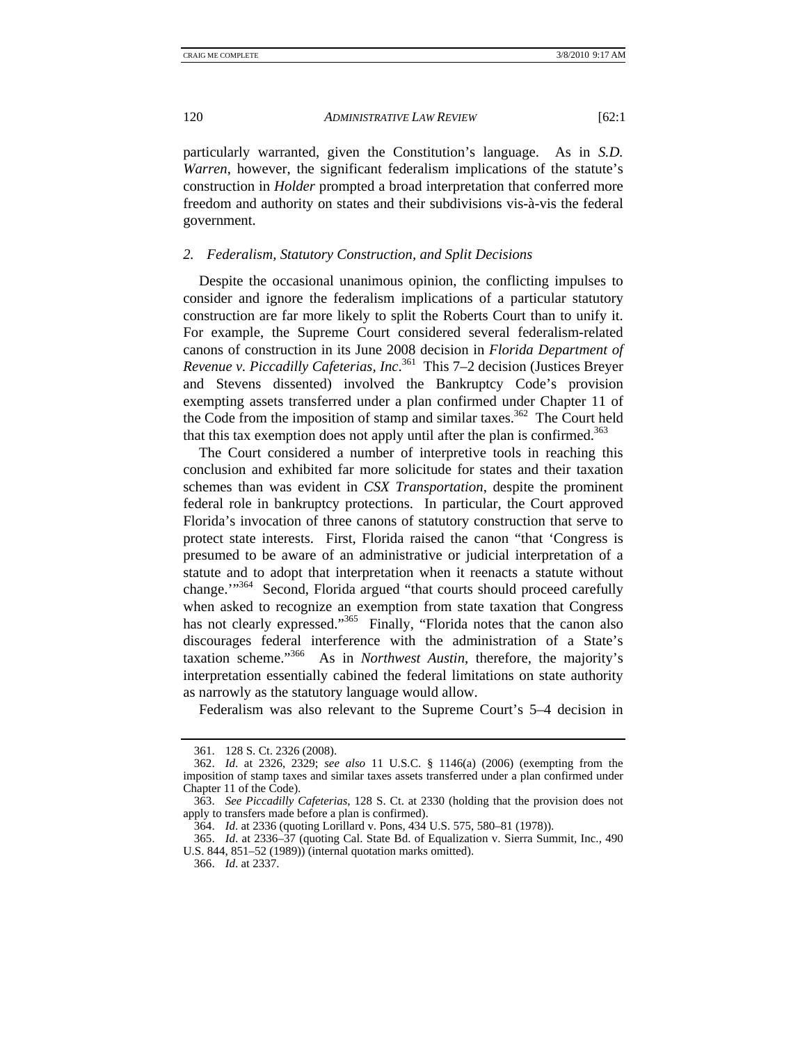particularly warranted, given the Constitution's language. As in *S.D. Warren*, however, the significant federalism implications of the statute's construction in *Holder* prompted a broad interpretation that conferred more freedom and authority on states and their subdivisions vis-à-vis the federal government.

### *2. Federalism, Statutory Construction, and Split Decisions*

Despite the occasional unanimous opinion, the conflicting impulses to consider and ignore the federalism implications of a particular statutory construction are far more likely to split the Roberts Court than to unify it. For example, the Supreme Court considered several federalism-related canons of construction in its June 2008 decision in *Florida Department of Revenue v. Piccadilly Cafeterias, Inc*.[361] This 7–2 decision (Justices Breyer and Stevens dissented) involved the Bankruptcy Code's provision exempting assets transferred under a plan confirmed under Chapter 11 of the Code from the imposition of stamp and similar taxes.[362] The Court held that this tax exemption does not apply until after the plan is confirmed.[363]

The Court considered a number of interpretive tools in reaching this conclusion and exhibited far more solicitude for states and their taxation schemes than was evident in *CSX Transportation*, despite the prominent federal role in bankruptcy protections. In particular, the Court approved Florida's invocation of three canons of statutory construction that serve to protect state interests. First, Florida raised the canon "that 'Congress is presumed to be aware of an administrative or judicial interpretation of a statute and to adopt that interpretation when it reenacts a statute without change.'"[364] Second, Florida argued "that courts should proceed carefully when asked to recognize an exemption from state taxation that Congress has not clearly expressed."[365] Finally, "Florida notes that the canon also discourages federal interference with the administration of a State's taxation scheme."[366] As in *Northwest Austin*, therefore, the majority's interpretation essentially cabined the federal limitations on state authority as narrowly as the statutory language would allow.

Federalism was also relevant to the Supreme Court's 5–4 decision in

---

361. 128 S. Ct. 2326 (2008).

362. *Id*. at 2326, 2329; *see also* 11 U.S.C. § 1146(a) (2006) (exempting from the imposition of stamp taxes and similar taxes assets transferred under a plan confirmed under Chapter 11 of the Code).

363. *See Piccadilly Cafeterias*, 128 S. Ct. at 2330 (holding that the provision does not apply to transfers made before a plan is confirmed).

364. *Id*. at 2336 (quoting Lorillard v. Pons, 434 U.S. 575, 580–81 (1978)).

365. *Id*. at 2336–37 (quoting Cal. State Bd. of Equalization v. Sierra Summit, Inc., 490 U.S. 844, 851–52 (1989)) (internal quotation marks omitted).

366. *Id*. at 2337.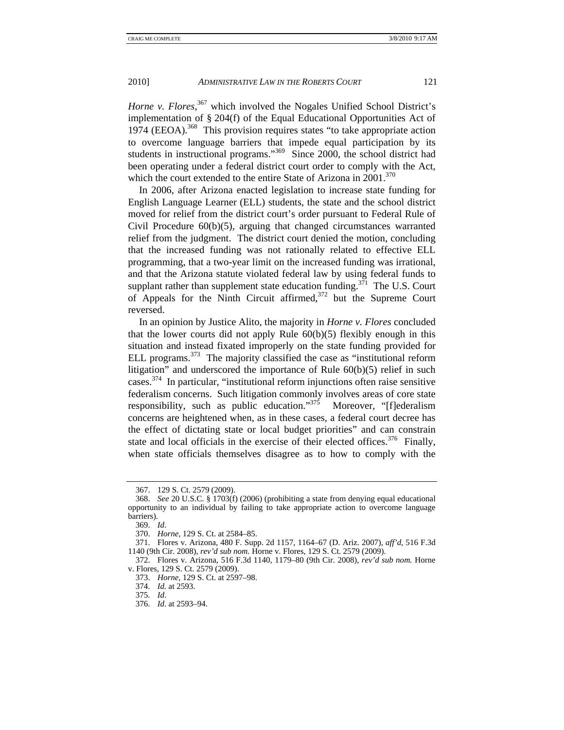*Horne v. Flores*,[367] which involved the Nogales Unified School District's implementation of § 204(f) of the Equal Educational Opportunities Act of 1974 (EEOA).[368] This provision requires states "to take appropriate action to overcome language barriers that impede equal participation by its students in instructional programs."[369] Since 2000, the school district had been operating under a federal district court order to comply with the Act, which the court extended to the entire State of Arizona in 2001.[370]

In 2006, after Arizona enacted legislation to increase state funding for English Language Learner (ELL) students, the state and the school district moved for relief from the district court's order pursuant to Federal Rule of Civil Procedure 60(b)(5), arguing that changed circumstances warranted relief from the judgment. The district court denied the motion, concluding that the increased funding was not rationally related to effective ELL programming, that a two-year limit on the increased funding was irrational, and that the Arizona statute violated federal law by using federal funds to supplant rather than supplement state education funding.[371] The U.S. Court of Appeals for the Ninth Circuit affirmed,[372] but the Supreme Court reversed.

In an opinion by Justice Alito, the majority in *Horne v. Flores* concluded that the lower courts did not apply Rule 60(b)(5) flexibly enough in this situation and instead fixated improperly on the state funding provided for ELL programs.[373] The majority classified the case as "institutional reform litigation" and underscored the importance of Rule 60(b)(5) relief in such cases.[374] In particular, "institutional reform injunctions often raise sensitive federalism concerns. Such litigation commonly involves areas of core state responsibility, such as public education."[375] Moreover, "[f]ederalism concerns are heightened when, as in these cases, a federal court decree has the effect of dictating state or local budget priorities" and can constrain state and local officials in the exercise of their elected offices.[376] Finally, when state officials themselves disagree as to how to comply with the

---

367. 129 S. Ct. 2579 (2009).

368. *See* 20 U.S.C. § 1703(f) (2006) (prohibiting a state from denying equal educational opportunity to an individual by failing to take appropriate action to overcome language barriers).

369. *Id.*

370. *Horne*, 129 S. Ct. at 2584–85.

371. Flores v. Arizona, 480 F. Supp. 2d 1157, 1164–67 (D. Ariz. 2007), *aff'd*, 516 F.3d 1140 (9th Cir. 2008), *rev'd sub nom.* Horne v. Flores, 129 S. Ct. 2579 (2009).

372. Flores v. Arizona, 516 F.3d 1140, 1179–80 (9th Cir. 2008), *rev'd sub nom.* Horne v. Flores, 129 S. Ct. 2579 (2009).

373. *Horne*, 129 S. Ct. at 2597–98.

374. *Id.* at 2593.

375. *Id.*

376. *Id*. at 2593–94.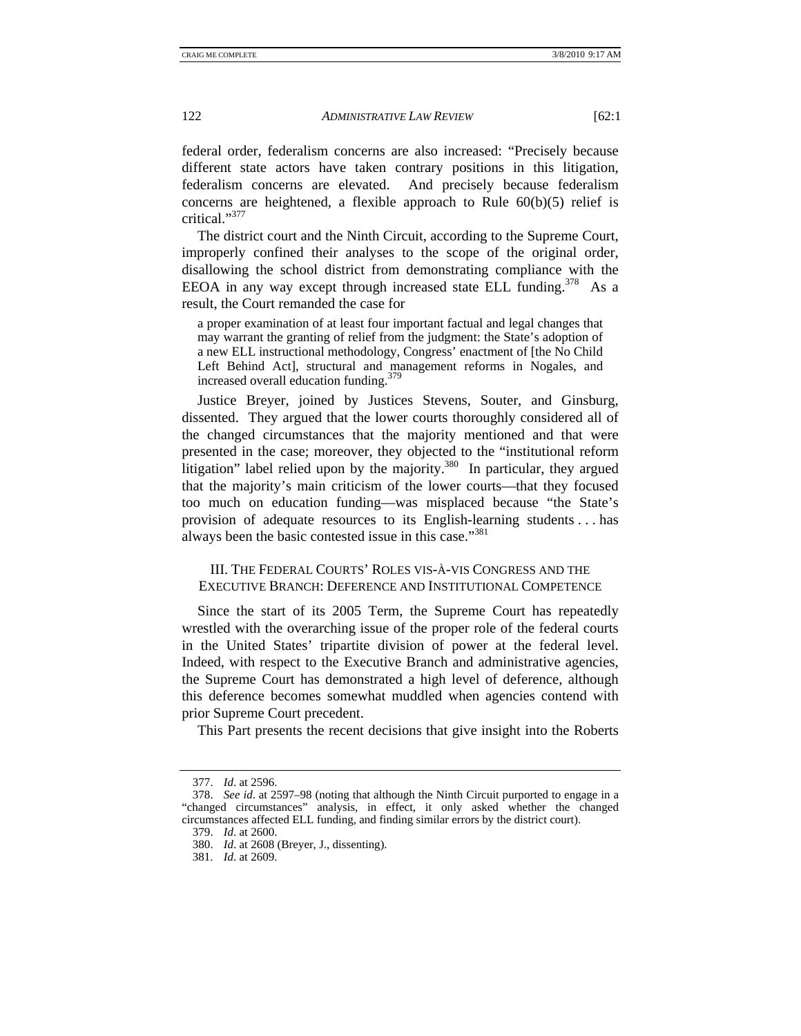federal order, federalism concerns are also increased: "Precisely because different state actors have taken contrary positions in this litigation, federalism concerns are elevated. And precisely because federalism concerns are heightened, a flexible approach to Rule 60(b)(5) relief is critical."[377]

The district court and the Ninth Circuit, according to the Supreme Court, improperly confined their analyses to the scope of the original order, disallowing the school district from demonstrating compliance with the EEOA in any way except through increased state ELL funding.[378] As a result, the Court remanded the case for

> a proper examination of at least four important factual and legal changes that may warrant the granting of relief from the judgment: the State's adoption of a new ELL instructional methodology, Congress' enactment of [the No Child Left Behind Act], structural and management reforms in Nogales, and increased overall education funding.[379]

Justice Breyer, joined by Justices Stevens, Souter, and Ginsburg, dissented. They argued that the lower courts thoroughly considered all of the changed circumstances that the majority mentioned and that were presented in the case; moreover, they objected to the "institutional reform litigation" label relied upon by the majority.[380] In particular, they argued that the majority's main criticism of the lower courts—that they focused too much on education funding—was misplaced because "the State's provision of adequate resources to its English-learning students . . . has always been the basic contested issue in this case."[381]

## III. The Federal Courts' Roles vis-à-vis Congress and the Executive Branch: Deference and Institutional Competence

Since the start of its 2005 Term, the Supreme Court has repeatedly wrestled with the overarching issue of the proper role of the federal courts in the United States' tripartite division of power at the federal level. Indeed, with respect to the Executive Branch and administrative agencies, the Supreme Court has demonstrated a high level of deference, although this deference becomes somewhat muddled when agencies contend with prior Supreme Court precedent.

This Part presents the recent decisions that give insight into the Roberts

---

377. *Id.* at 2596.

378. *See id.* at 2597–98 (noting that although the Ninth Circuit purported to engage in a "changed circumstances" analysis, in effect, it only asked whether the changed circumstances affected ELL funding, and finding similar errors by the district court).

379. *Id.* at 2600.

380. *Id.* at 2608 (Breyer, J., dissenting).

381. *Id.* at 2609.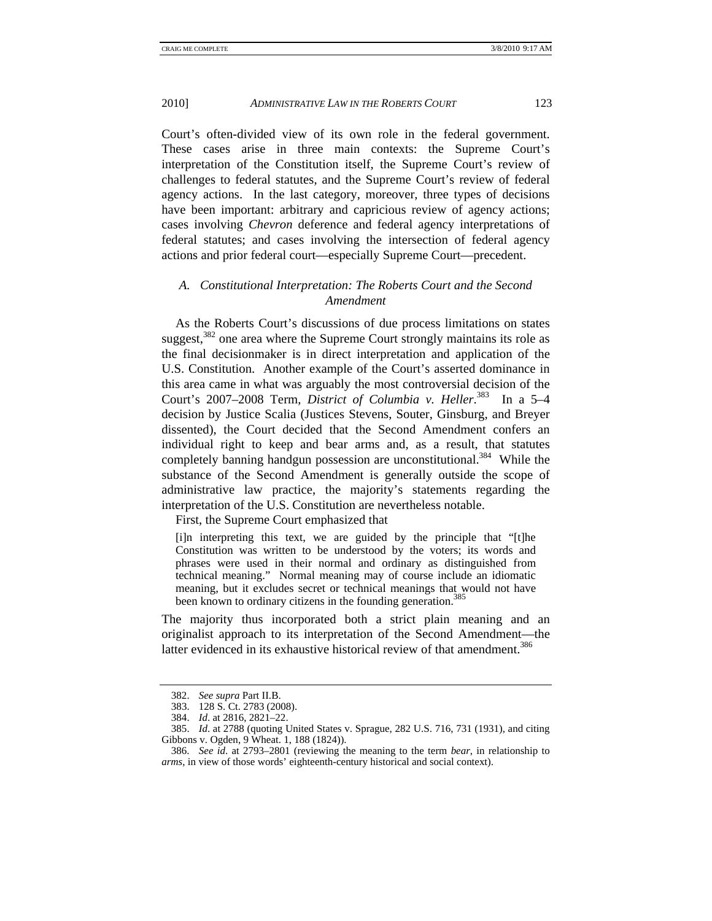Court's often-divided view of its own role in the federal government. These cases arise in three main contexts: the Supreme Court's interpretation of the Constitution itself, the Supreme Court's review of challenges to federal statutes, and the Supreme Court's review of federal agency actions. In the last category, moreover, three types of decisions have been important: arbitrary and capricious review of agency actions; cases involving *Chevron* deference and federal agency interpretations of federal statutes; and cases involving the intersection of federal agency actions and prior federal court—especially Supreme Court—precedent.

### *A. Constitutional Interpretation: The Roberts Court and the Second Amendment*

As the Roberts Court's discussions of due process limitations on states suggest,[382] one area where the Supreme Court strongly maintains its role as the final decisionmaker is in direct interpretation and application of the U.S. Constitution. Another example of the Court's asserted dominance in this area came in what was arguably the most controversial decision of the Court's 2007–2008 Term, *District of Columbia v. Heller*.[383] In a 5–4 decision by Justice Scalia (Justices Stevens, Souter, Ginsburg, and Breyer dissented), the Court decided that the Second Amendment confers an individual right to keep and bear arms and, as a result, that statutes completely banning handgun possession are unconstitutional.[384] While the substance of the Second Amendment is generally outside the scope of administrative law practice, the majority's statements regarding the interpretation of the U.S. Constitution are nevertheless notable.

First, the Supreme Court emphasized that

> [i]n interpreting this text, we are guided by the principle that "[t]he Constitution was written to be understood by the voters; its words and phrases were used in their normal and ordinary as distinguished from technical meaning." Normal meaning may of course include an idiomatic meaning, but it excludes secret or technical meanings that would not have been known to ordinary citizens in the founding generation.[385]

The majority thus incorporated both a strict plain meaning and an originalist approach to its interpretation of the Second Amendment—the latter evidenced in its exhaustive historical review of that amendment.[386]

---

382. *See supra* Part II.B.

383. 128 S. Ct. 2783 (2008).

384. *Id.* at 2816, 2821–22.

385. *Id.* at 2788 (quoting United States v. Sprague, 282 U.S. 716, 731 (1931), and citing Gibbons v. Ogden, 9 Wheat. 1, 188 (1824)).

386. *See id.* at 2793–2801 (reviewing the meaning to the term *bear*, in relationship to *arms*, in view of those words' eighteenth-century historical and social context).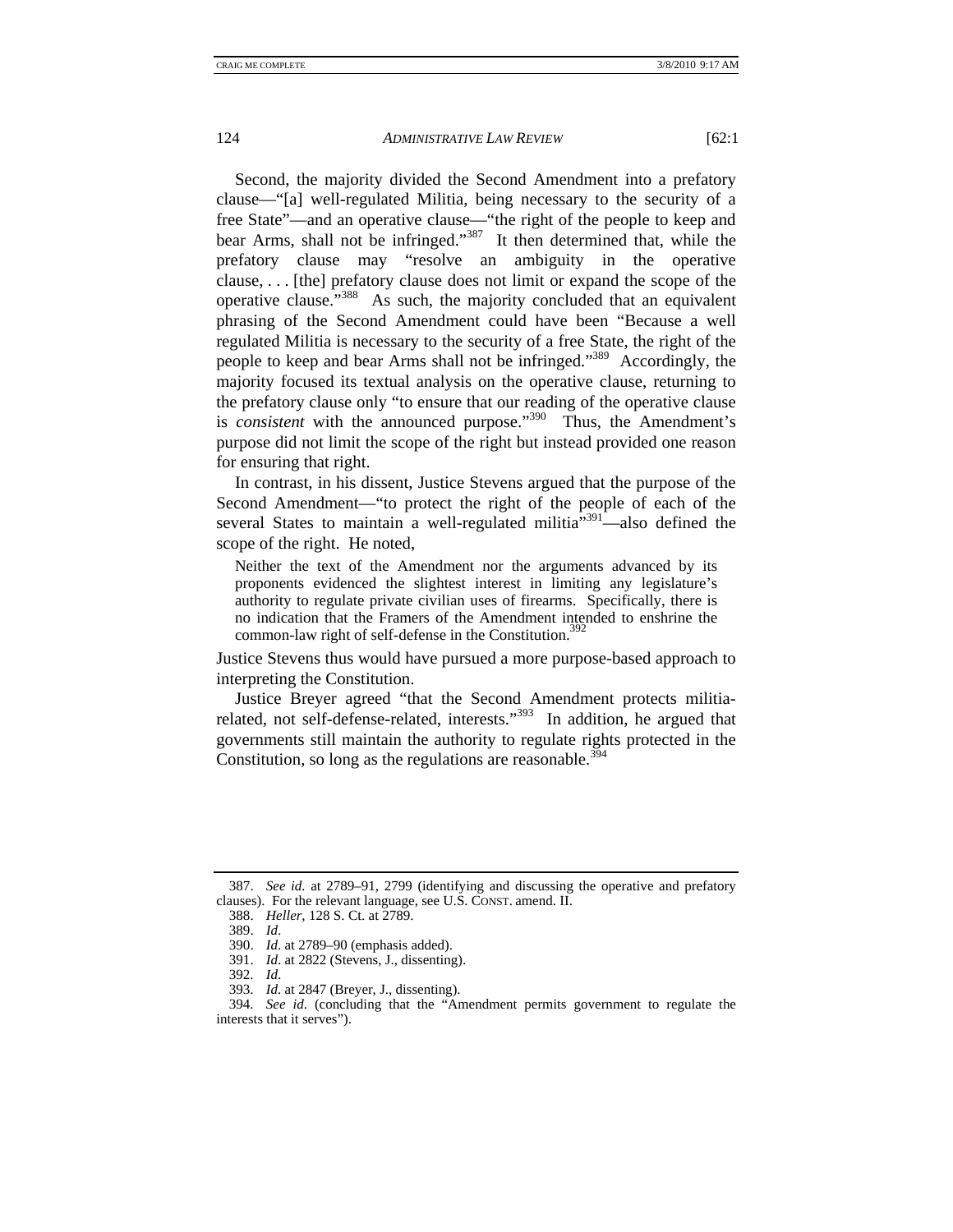Second, the majority divided the Second Amendment into a prefatory clause—"[a] well-regulated Militia, being necessary to the security of a free State"—and an operative clause—"the right of the people to keep and bear Arms, shall not be infringed."[387] It then determined that, while the prefatory clause may "resolve an ambiguity in the operative clause, . . . [the] prefatory clause does not limit or expand the scope of the operative clause."[388] As such, the majority concluded that an equivalent phrasing of the Second Amendment could have been "Because a well regulated Militia is necessary to the security of a free State, the right of the people to keep and bear Arms shall not be infringed."[389] Accordingly, the majority focused its textual analysis on the operative clause, returning to the prefatory clause only "to ensure that our reading of the operative clause is *consistent* with the announced purpose."[390] Thus, the Amendment's purpose did not limit the scope of the right but instead provided one reason for ensuring that right.

In contrast, in his dissent, Justice Stevens argued that the purpose of the Second Amendment—"to protect the right of the people of each of the several States to maintain a well-regulated militia"[391]—also defined the scope of the right. He noted,

> Neither the text of the Amendment nor the arguments advanced by its proponents evidenced the slightest interest in limiting any legislature's authority to regulate private civilian uses of firearms. Specifically, there is no indication that the Framers of the Amendment intended to enshrine the common-law right of self-defense in the Constitution.[392]

Justice Stevens thus would have pursued a more purpose-based approach to interpreting the Constitution.

Justice Breyer agreed "that the Second Amendment protects militia-related, not self-defense-related, interests."[393] In addition, he argued that governments still maintain the authority to regulate rights protected in the Constitution, so long as the regulations are reasonable.[394]

---

387. *See id.* at 2789–91, 2799 (identifying and discussing the operative and prefatory clauses). For the relevant language, see U.S. CONST. amend. II.

388. *Heller*, 128 S. Ct. at 2789.

389. *Id*.

390. *Id.* at 2789–90 (emphasis added).

391. *Id*. at 2822 (Stevens, J., dissenting).

392. *Id*.

393. *Id*. at 2847 (Breyer, J., dissenting).

394. *See id*. (concluding that the "Amendment permits government to regulate the interests that it serves").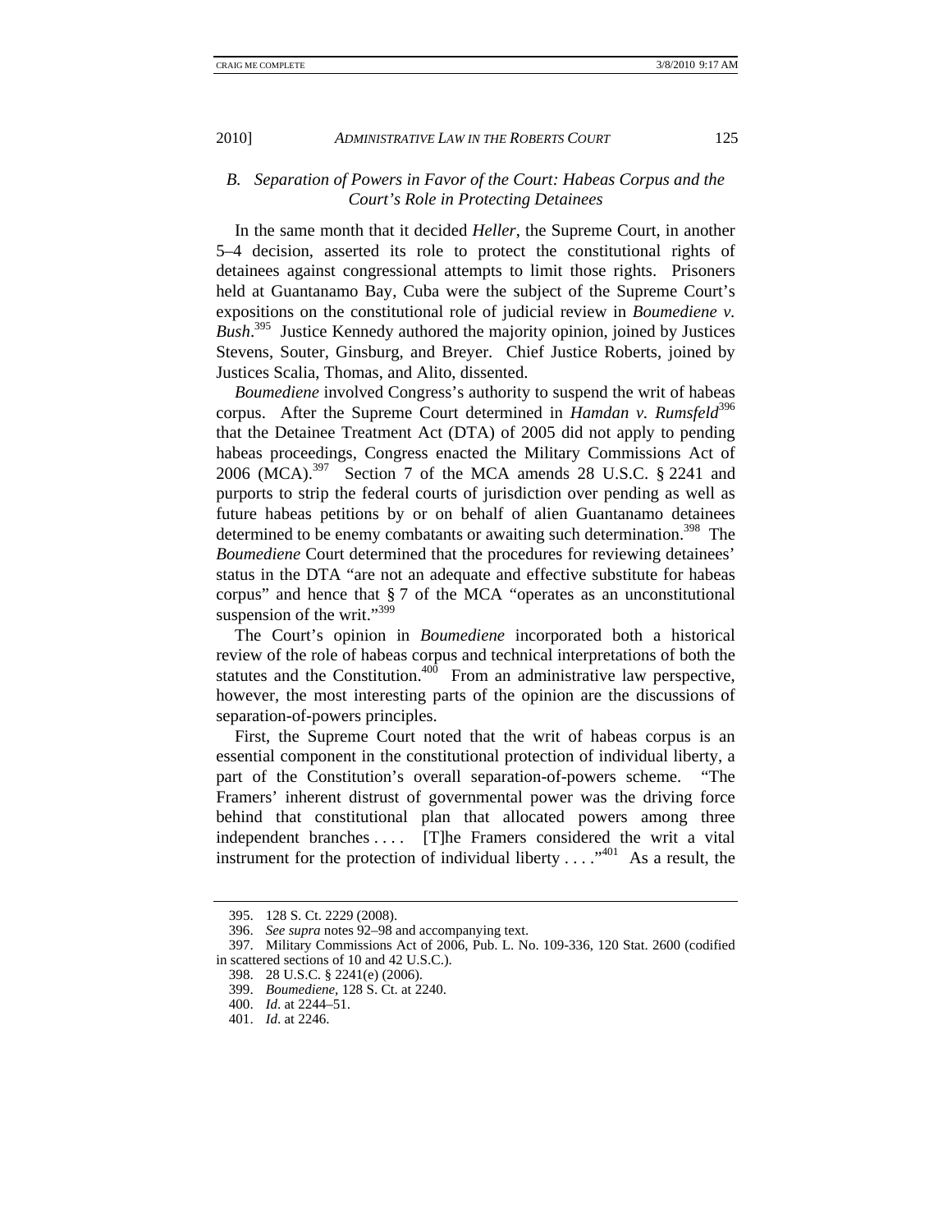### *B. Separation of Powers in Favor of the Court: Habeas Corpus and the Court's Role in Protecting Detainees*

In the same month that it decided *Heller*, the Supreme Court, in another 5–4 decision, asserted its role to protect the constitutional rights of detainees against congressional attempts to limit those rights. Prisoners held at Guantanamo Bay, Cuba were the subject of the Supreme Court's expositions on the constitutional role of judicial review in *Boumediene v. Bush*.[395] Justice Kennedy authored the majority opinion, joined by Justices Stevens, Souter, Ginsburg, and Breyer. Chief Justice Roberts, joined by Justices Scalia, Thomas, and Alito, dissented.

*Boumediene* involved Congress's authority to suspend the writ of habeas corpus. After the Supreme Court determined in *Hamdan v. Rumsfeld*[396] that the Detainee Treatment Act (DTA) of 2005 did not apply to pending habeas proceedings, Congress enacted the Military Commissions Act of 2006 (MCA).[397] Section 7 of the MCA amends 28 U.S.C. § 2241 and purports to strip the federal courts of jurisdiction over pending as well as future habeas petitions by or on behalf of alien Guantanamo detainees determined to be enemy combatants or awaiting such determination.[398] The *Boumediene* Court determined that the procedures for reviewing detainees' status in the DTA "are not an adequate and effective substitute for habeas corpus" and hence that § 7 of the MCA "operates as an unconstitutional suspension of the writ."[399]

The Court's opinion in *Boumediene* incorporated both a historical review of the role of habeas corpus and technical interpretations of both the statutes and the Constitution.[400] From an administrative law perspective, however, the most interesting parts of the opinion are the discussions of separation-of-powers principles.

First, the Supreme Court noted that the writ of habeas corpus is an essential component in the constitutional protection of individual liberty, a part of the Constitution's overall separation-of-powers scheme. "The Framers' inherent distrust of governmental power was the driving force behind that constitutional plan that allocated powers among three independent branches . . . . [T]he Framers considered the writ a vital instrument for the protection of individual liberty . . . ."[401] As a result, the

---

395. 128 S. Ct. 2229 (2008).

396. *See supra* notes 92–98 and accompanying text.

397. Military Commissions Act of 2006, Pub. L. No. 109-336, 120 Stat. 2600 (codified in scattered sections of 10 and 42 U.S.C.).

398. 28 U.S.C. § 2241(e) (2006).

399. *Boumediene*, 128 S. Ct. at 2240.

400. *Id.* at 2244–51.

401. *Id.* at 2246.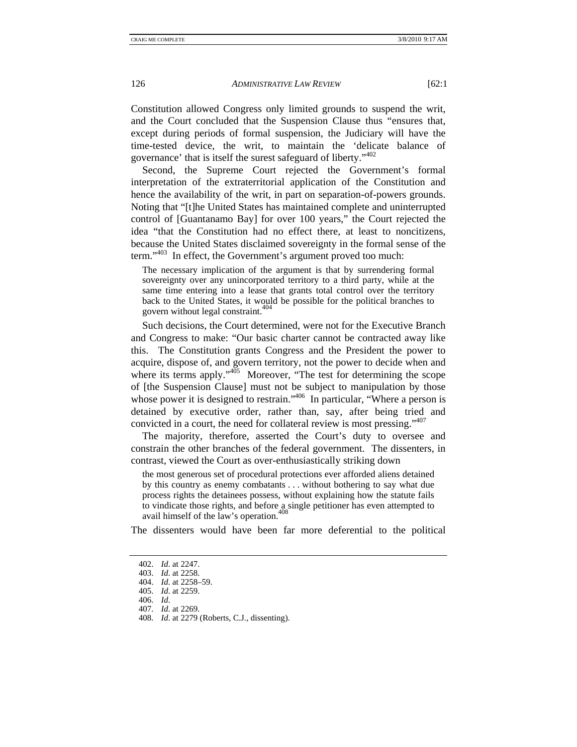Constitution allowed Congress only limited grounds to suspend the writ, and the Court concluded that the Suspension Clause thus "ensures that, except during periods of formal suspension, the Judiciary will have the time-tested device, the writ, to maintain the 'delicate balance of governance' that is itself the surest safeguard of liberty."[402]

Second, the Supreme Court rejected the Government's formal interpretation of the extraterritorial application of the Constitution and hence the availability of the writ, in part on separation-of-powers grounds. Noting that "[t]he United States has maintained complete and uninterrupted control of [Guantanamo Bay] for over 100 years," the Court rejected the idea "that the Constitution had no effect there, at least to noncitizens, because the United States disclaimed sovereignty in the formal sense of the term."[403] In effect, the Government's argument proved too much:

> The necessary implication of the argument is that by surrendering formal sovereignty over any unincorporated territory to a third party, while at the same time entering into a lease that grants total control over the territory back to the United States, it would be possible for the political branches to govern without legal constraint.[404]

Such decisions, the Court determined, were not for the Executive Branch and Congress to make: "Our basic charter cannot be contracted away like this. The Constitution grants Congress and the President the power to acquire, dispose of, and govern territory, not the power to decide when and where its terms apply."[405] Moreover, "The test for determining the scope of [the Suspension Clause] must not be subject to manipulation by those whose power it is designed to restrain."[406] In particular, "Where a person is detained by executive order, rather than, say, after being tried and convicted in a court, the need for collateral review is most pressing."[407]

The majority, therefore, asserted the Court's duty to oversee and constrain the other branches of the federal government. The dissenters, in contrast, viewed the Court as over-enthusiastically striking down

> the most generous set of procedural protections ever afforded aliens detained by this country as enemy combatants . . . without bothering to say what due process rights the detainees possess, without explaining how the statute fails to vindicate those rights, and before a single petitioner has even attempted to avail himself of the law's operation.[408]

The dissenters would have been far more deferential to the political

---

402. *Id*. at 2247.
403. *Id*. at 2258.
404. *Id*. at 2258–59.
405. *Id*. at 2259.
406. *Id*.
407. *Id*. at 2269.
408. *Id*. at 2279 (Roberts, C.J., dissenting).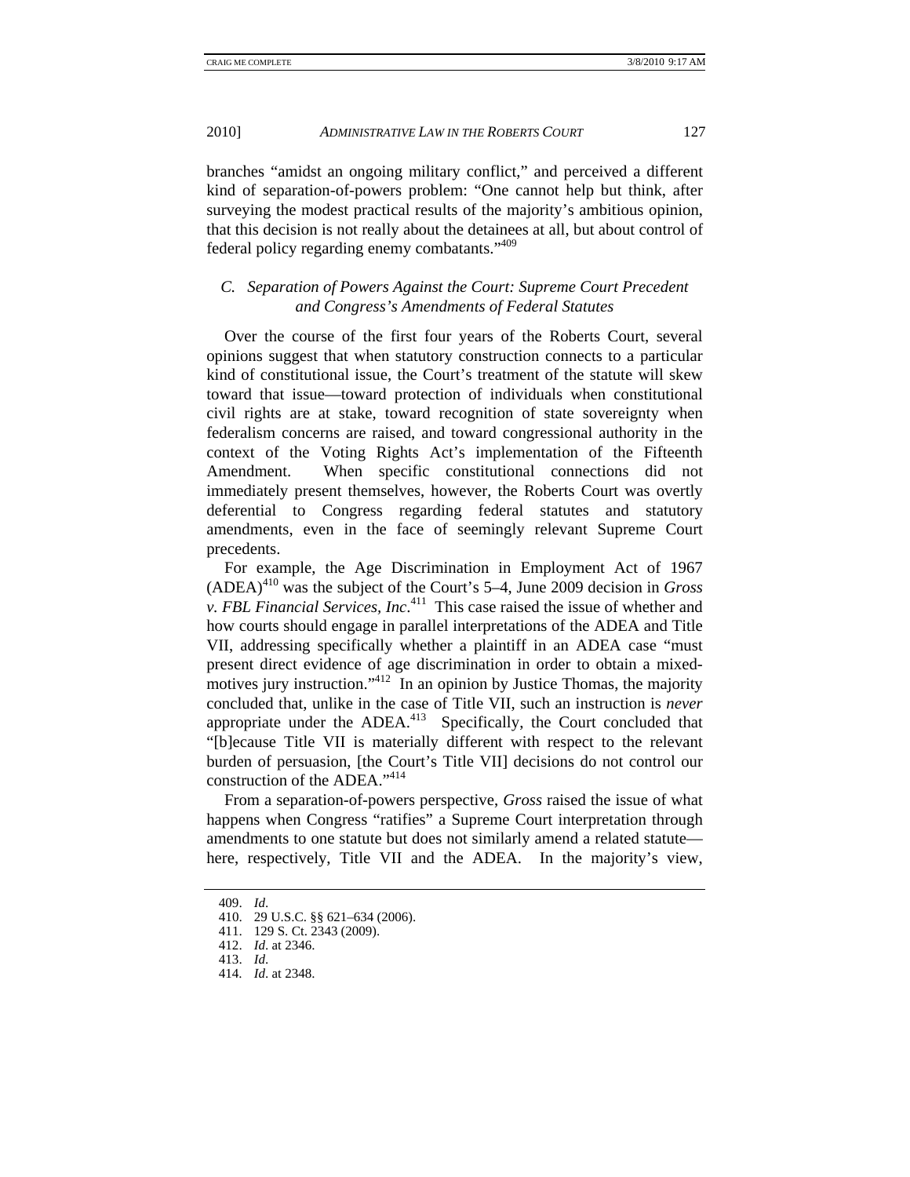branches "amidst an ongoing military conflict," and perceived a different kind of separation-of-powers problem: "One cannot help but think, after surveying the modest practical results of the majority's ambitious opinion, that this decision is not really about the detainees at all, but about control of federal policy regarding enemy combatants."[409]

### *C. Separation of Powers Against the Court: Supreme Court Precedent and Congress's Amendments of Federal Statutes*

Over the course of the first four years of the Roberts Court, several opinions suggest that when statutory construction connects to a particular kind of constitutional issue, the Court's treatment of the statute will skew toward that issue—toward protection of individuals when constitutional civil rights are at stake, toward recognition of state sovereignty when federalism concerns are raised, and toward congressional authority in the context of the Voting Rights Act's implementation of the Fifteenth Amendment. When specific constitutional connections did not immediately present themselves, however, the Roberts Court was overtly deferential to Congress regarding federal statutes and statutory amendments, even in the face of seemingly relevant Supreme Court precedents.

For example, the Age Discrimination in Employment Act of 1967 (ADEA)[410] was the subject of the Court's 5–4, June 2009 decision in *Gross v. FBL Financial Services, Inc*.[411] This case raised the issue of whether and how courts should engage in parallel interpretations of the ADEA and Title VII, addressing specifically whether a plaintiff in an ADEA case "must present direct evidence of age discrimination in order to obtain a mixed-motives jury instruction."[412] In an opinion by Justice Thomas, the majority concluded that, unlike in the case of Title VII, such an instruction is *never* appropriate under the ADEA.[413] Specifically, the Court concluded that "[b]ecause Title VII is materially different with respect to the relevant burden of persuasion, [the Court's Title VII] decisions do not control our construction of the ADEA."[414]

From a separation-of-powers perspective, *Gross* raised the issue of what happens when Congress "ratifies" a Supreme Court interpretation through amendments to one statute but does not similarly amend a related statute—here, respectively, Title VII and the ADEA. In the majority's view,

409. *Id.*
410. 29 U.S.C. §§ 621–634 (2006).
411. 129 S. Ct. 2343 (2009).
412. *Id.* at 2346.
413. *Id.*
414. *Id.* at 2348.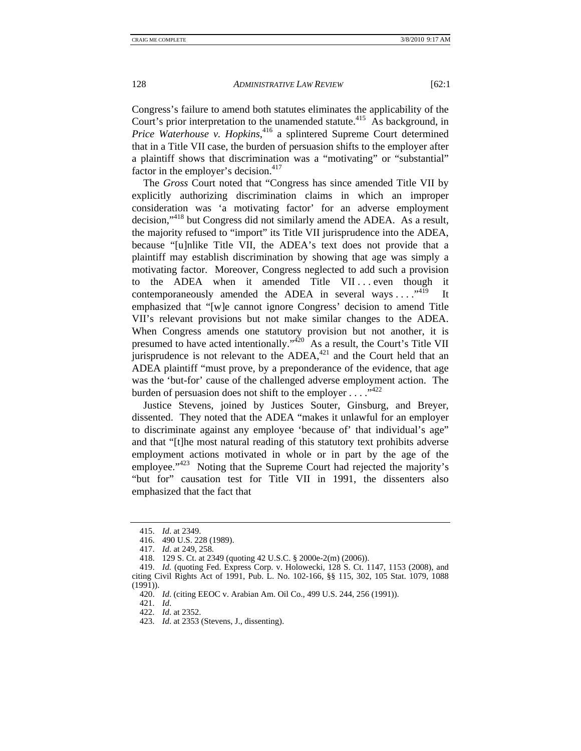Congress's failure to amend both statutes eliminates the applicability of the Court's prior interpretation to the unamended statute.[415] As background, in *Price Waterhouse v. Hopkins*,[416] a splintered Supreme Court determined that in a Title VII case, the burden of persuasion shifts to the employer after a plaintiff shows that discrimination was a "motivating" or "substantial" factor in the employer's decision.[417]

The *Gross* Court noted that "Congress has since amended Title VII by explicitly authorizing discrimination claims in which an improper consideration was 'a motivating factor' for an adverse employment decision,"[418] but Congress did not similarly amend the ADEA. As a result, the majority refused to "import" its Title VII jurisprudence into the ADEA, because "[u]nlike Title VII, the ADEA's text does not provide that a plaintiff may establish discrimination by showing that age was simply a motivating factor. Moreover, Congress neglected to add such a provision to the ADEA when it amended Title VII . . . even though it contemporaneously amended the ADEA in several ways . . . ."[419] It emphasized that "[w]e cannot ignore Congress' decision to amend Title VII's relevant provisions but not make similar changes to the ADEA. When Congress amends one statutory provision but not another, it is presumed to have acted intentionally."[420] As a result, the Court's Title VII jurisprudence is not relevant to the ADEA,[421] and the Court held that an ADEA plaintiff "must prove, by a preponderance of the evidence, that age was the 'but-for' cause of the challenged adverse employment action. The burden of persuasion does not shift to the employer . . . ."[422]

Justice Stevens, joined by Justices Souter, Ginsburg, and Breyer, dissented. They noted that the ADEA "makes it unlawful for an employer to discriminate against any employee 'because of' that individual's age" and that "[t]he most natural reading of this statutory text prohibits adverse employment actions motivated in whole or in part by the age of the employee."[423] Noting that the Supreme Court had rejected the majority's "but for" causation test for Title VII in 1991, the dissenters also emphasized that the fact that

---

415. *Id*. at 2349.

416. 490 U.S. 228 (1989).

417. *Id*. at 249, 258.

418. 129 S. Ct. at 2349 (quoting 42 U.S.C. § 2000e-2(m) (2006)).

419. *Id.* (quoting Fed. Express Corp. v. Holowecki, 128 S. Ct. 1147, 1153 (2008), and citing Civil Rights Act of 1991, Pub. L. No. 102-166, §§ 115, 302, 105 Stat. 1079, 1088 (1991)).

420. *Id*. (citing EEOC v. Arabian Am. Oil Co., 499 U.S. 244, 256 (1991)).

421. *Id*.

422. *Id*. at 2352.

423. *Id*. at 2353 (Stevens, J., dissenting).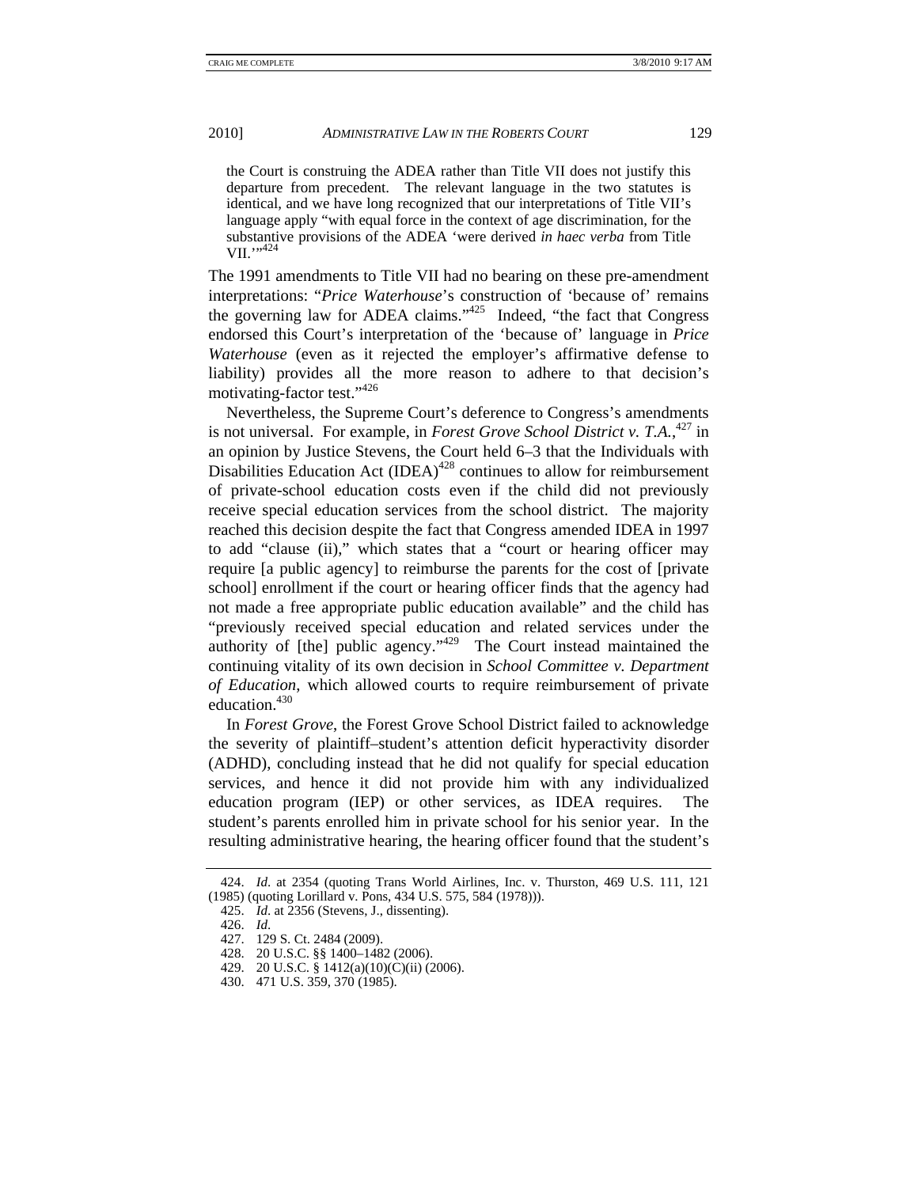> the Court is construing the ADEA rather than Title VII does not justify this departure from precedent. The relevant language in the two statutes is identical, and we have long recognized that our interpretations of Title VII's language apply "with equal force in the context of age discrimination, for the substantive provisions of the ADEA 'were derived *in haec verba* from Title VII.'"[424]

The 1991 amendments to Title VII had no bearing on these pre-amendment interpretations: "*Price Waterhouse*'s construction of 'because of' remains the governing law for ADEA claims."[425] Indeed, "the fact that Congress endorsed this Court's interpretation of the 'because of' language in *Price Waterhouse* (even as it rejected the employer's affirmative defense to liability) provides all the more reason to adhere to that decision's motivating-factor test."[426]

Nevertheless, the Supreme Court's deference to Congress's amendments is not universal. For example, in *Forest Grove School District v. T.A.*,[427] in an opinion by Justice Stevens, the Court held 6–3 that the Individuals with Disabilities Education Act (IDEA)[428] continues to allow for reimbursement of private-school education costs even if the child did not previously receive special education services from the school district. The majority reached this decision despite the fact that Congress amended IDEA in 1997 to add "clause (ii)," which states that a "court or hearing officer may require [a public agency] to reimburse the parents for the cost of [private school] enrollment if the court or hearing officer finds that the agency had not made a free appropriate public education available" and the child has "previously received special education and related services under the authority of [the] public agency."[429] The Court instead maintained the continuing vitality of its own decision in *School Committee v. Department of Education*, which allowed courts to require reimbursement of private education.[430]

In *Forest Grove*, the Forest Grove School District failed to acknowledge the severity of plaintiff–student's attention deficit hyperactivity disorder (ADHD), concluding instead that he did not qualify for special education services, and hence it did not provide him with any individualized education program (IEP) or other services, as IDEA requires. The student's parents enrolled him in private school for his senior year. In the resulting administrative hearing, the hearing officer found that the student's

---

424. *Id.* at 2354 (quoting Trans World Airlines, Inc. v. Thurston, 469 U.S. 111, 121 (1985) (quoting Lorillard v. Pons, 434 U.S. 575, 584 (1978))).

425. *Id.* at 2356 (Stevens, J., dissenting).

426. *Id.*

427. 129 S. Ct. 2484 (2009).

428. 20 U.S.C. §§ 1400–1482 (2006).

429. 20 U.S.C. § 1412(a)(10)(C)(ii) (2006).

430. 471 U.S. 359, 370 (1985).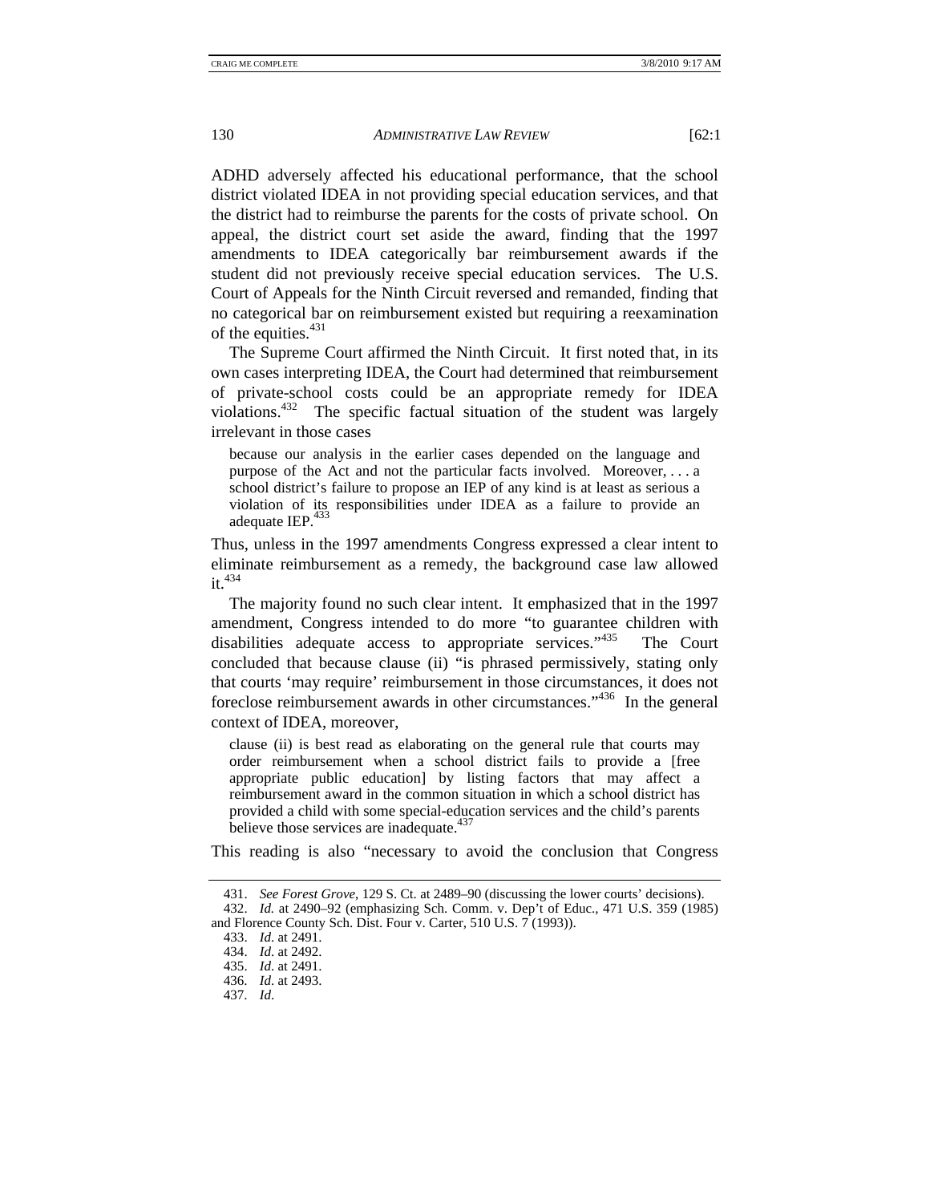ADHD adversely affected his educational performance, that the school district violated IDEA in not providing special education services, and that the district had to reimburse the parents for the costs of private school. On appeal, the district court set aside the award, finding that the 1997 amendments to IDEA categorically bar reimbursement awards if the student did not previously receive special education services. The U.S. Court of Appeals for the Ninth Circuit reversed and remanded, finding that no categorical bar on reimbursement existed but requiring a reexamination of the equities.[431]

The Supreme Court affirmed the Ninth Circuit. It first noted that, in its own cases interpreting IDEA, the Court had determined that reimbursement of private-school costs could be an appropriate remedy for IDEA violations.[432] The specific factual situation of the student was largely irrelevant in those cases

> because our analysis in the earlier cases depended on the language and purpose of the Act and not the particular facts involved. Moreover, . . . a school district's failure to propose an IEP of any kind is at least as serious a violation of its responsibilities under IDEA as a failure to provide an adequate IEP.[433]

Thus, unless in the 1997 amendments Congress expressed a clear intent to eliminate reimbursement as a remedy, the background case law allowed it.[434]

The majority found no such clear intent. It emphasized that in the 1997 amendment, Congress intended to do more "to guarantee children with disabilities adequate access to appropriate services."[435] The Court concluded that because clause (ii) "is phrased permissively, stating only that courts 'may require' reimbursement in those circumstances, it does not foreclose reimbursement awards in other circumstances."[436] In the general context of IDEA, moreover,

> clause (ii) is best read as elaborating on the general rule that courts may order reimbursement when a school district fails to provide a [free appropriate public education] by listing factors that may affect a reimbursement award in the common situation in which a school district has provided a child with some special-education services and the child's parents believe those services are inadequate.[437]

This reading is also "necessary to avoid the conclusion that Congress

---

431. *See Forest Grove*, 129 S. Ct. at 2489–90 (discussing the lower courts' decisions).

432. *Id.* at 2490–92 (emphasizing Sch. Comm. v. Dep't of Educ., 471 U.S. 359 (1985) and Florence County Sch. Dist. Four v. Carter, 510 U.S. 7 (1993)).

433. *Id*. at 2491.

434. *Id*. at 2492.

435. *Id*. at 2491.

436. *Id*. at 2493.

437. *Id*.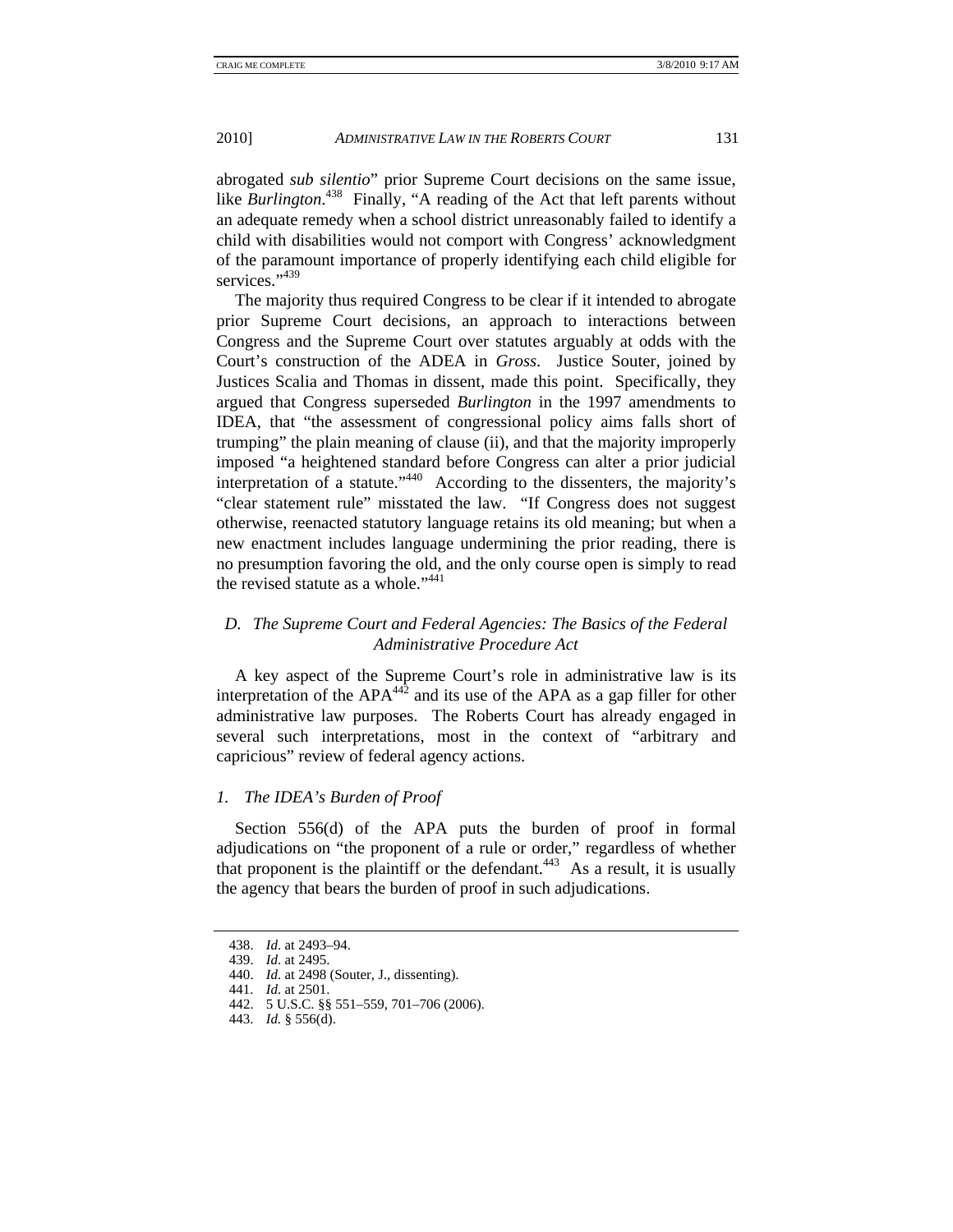abrogated *sub silentio*" prior Supreme Court decisions on the same issue, like *Burlington*.[438] Finally, "A reading of the Act that left parents without an adequate remedy when a school district unreasonably failed to identify a child with disabilities would not comport with Congress' acknowledgment of the paramount importance of properly identifying each child eligible for services."[439]

The majority thus required Congress to be clear if it intended to abrogate prior Supreme Court decisions, an approach to interactions between Congress and the Supreme Court over statutes arguably at odds with the Court's construction of the ADEA in *Gross*. Justice Souter, joined by Justices Scalia and Thomas in dissent, made this point. Specifically, they argued that Congress superseded *Burlington* in the 1997 amendments to IDEA, that "the assessment of congressional policy aims falls short of trumping" the plain meaning of clause (ii), and that the majority improperly imposed "a heightened standard before Congress can alter a prior judicial interpretation of a statute."[440] According to the dissenters, the majority's "clear statement rule" misstated the law. "If Congress does not suggest otherwise, reenacted statutory language retains its old meaning; but when a new enactment includes language undermining the prior reading, there is no presumption favoring the old, and the only course open is simply to read the revised statute as a whole."[441]

### *D. The Supreme Court and Federal Agencies: The Basics of the Federal Administrative Procedure Act*

A key aspect of the Supreme Court's role in administrative law is its interpretation of the APA[442] and its use of the APA as a gap filler for other administrative law purposes. The Roberts Court has already engaged in several such interpretations, most in the context of "arbitrary and capricious" review of federal agency actions.

#### *1. The IDEA's Burden of Proof*

Section 556(d) of the APA puts the burden of proof in formal adjudications on "the proponent of a rule or order," regardless of whether that proponent is the plaintiff or the defendant.[443] As a result, it is usually the agency that bears the burden of proof in such adjudications.

438. *Id.* at 2493–94.
439. *Id.* at 2495.
440. *Id.* at 2498 (Souter, J., dissenting).
441. *Id.* at 2501.
442. 5 U.S.C. §§ 551–559, 701–706 (2006).
443. *Id.* § 556(d).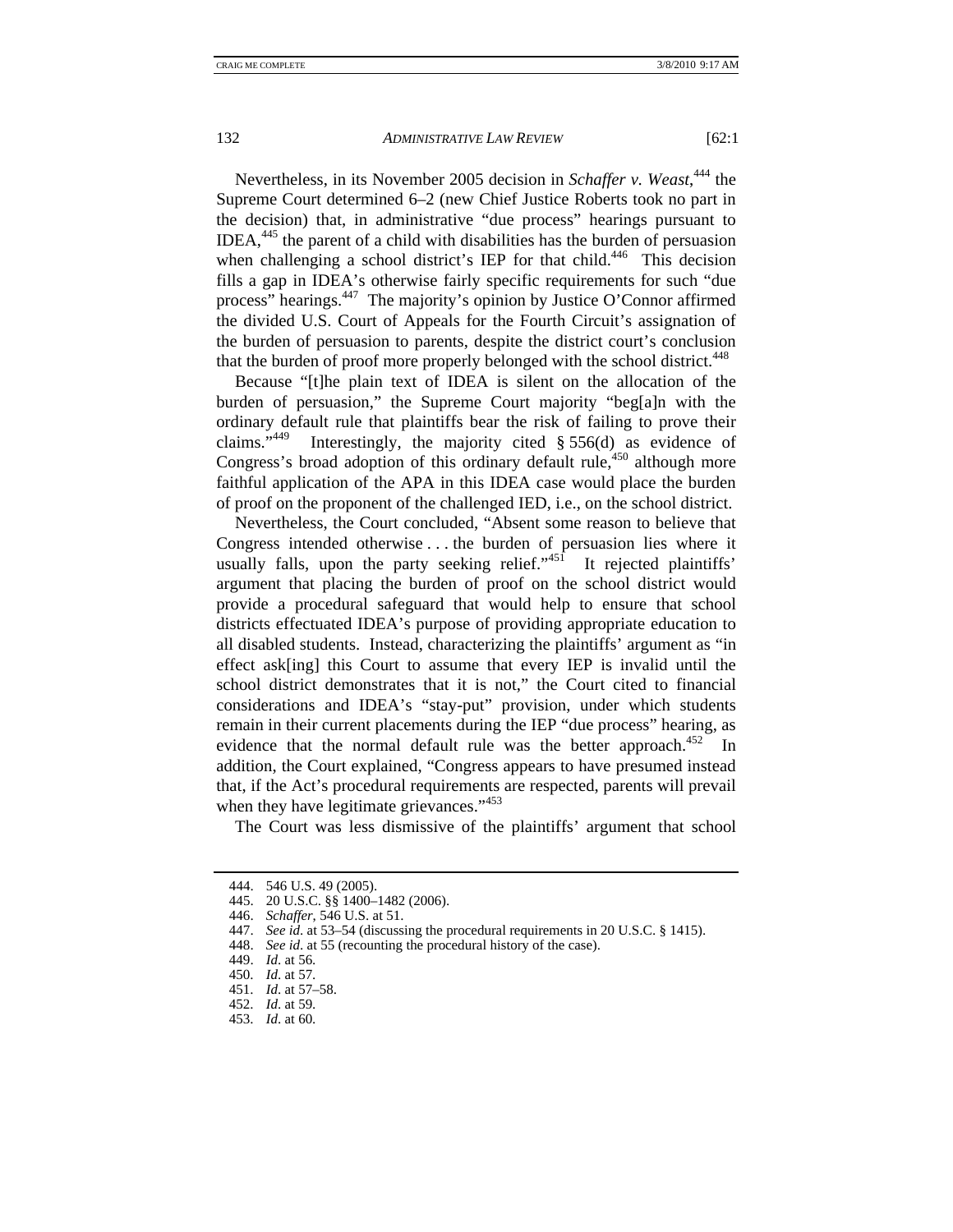Nevertheless, in its November 2005 decision in *Schaffer v. Weast*,[444] the Supreme Court determined 6–2 (new Chief Justice Roberts took no part in the decision) that, in administrative "due process" hearings pursuant to IDEA,[445] the parent of a child with disabilities has the burden of persuasion when challenging a school district's IEP for that child.[446] This decision fills a gap in IDEA's otherwise fairly specific requirements for such "due process" hearings.[447] The majority's opinion by Justice O'Connor affirmed the divided U.S. Court of Appeals for the Fourth Circuit's assignation of the burden of persuasion to parents, despite the district court's conclusion that the burden of proof more properly belonged with the school district.[448]

Because "[t]he plain text of IDEA is silent on the allocation of the burden of persuasion," the Supreme Court majority "beg[a]n with the ordinary default rule that plaintiffs bear the risk of failing to prove their claims."[449] Interestingly, the majority cited § 556(d) as evidence of Congress's broad adoption of this ordinary default rule,[450] although more faithful application of the APA in this IDEA case would place the burden of proof on the proponent of the challenged IED, i.e., on the school district.

Nevertheless, the Court concluded, "Absent some reason to believe that Congress intended otherwise . . . the burden of persuasion lies where it usually falls, upon the party seeking relief."[451] It rejected plaintiffs' argument that placing the burden of proof on the school district would provide a procedural safeguard that would help to ensure that school districts effectuated IDEA's purpose of providing appropriate education to all disabled students. Instead, characterizing the plaintiffs' argument as "in effect ask[ing] this Court to assume that every IEP is invalid until the school district demonstrates that it is not," the Court cited to financial considerations and IDEA's "stay-put" provision, under which students remain in their current placements during the IEP "due process" hearing, as evidence that the normal default rule was the better approach.[452] In addition, the Court explained, "Congress appears to have presumed instead that, if the Act's procedural requirements are respected, parents will prevail when they have legitimate grievances."[453]

The Court was less dismissive of the plaintiffs' argument that school

---

444. 546 U.S. 49 (2005).

445. 20 U.S.C. §§ 1400–1482 (2006).

446. *Schaffer*, 546 U.S. at 51.

447. *See id.* at 53–54 (discussing the procedural requirements in 20 U.S.C. § 1415).

448. *See id.* at 55 (recounting the procedural history of the case).

449. *Id.* at 56.

450. *Id.* at 57.

451. *Id.* at 57–58.

452. *Id.* at 59.

453. *Id.* at 60.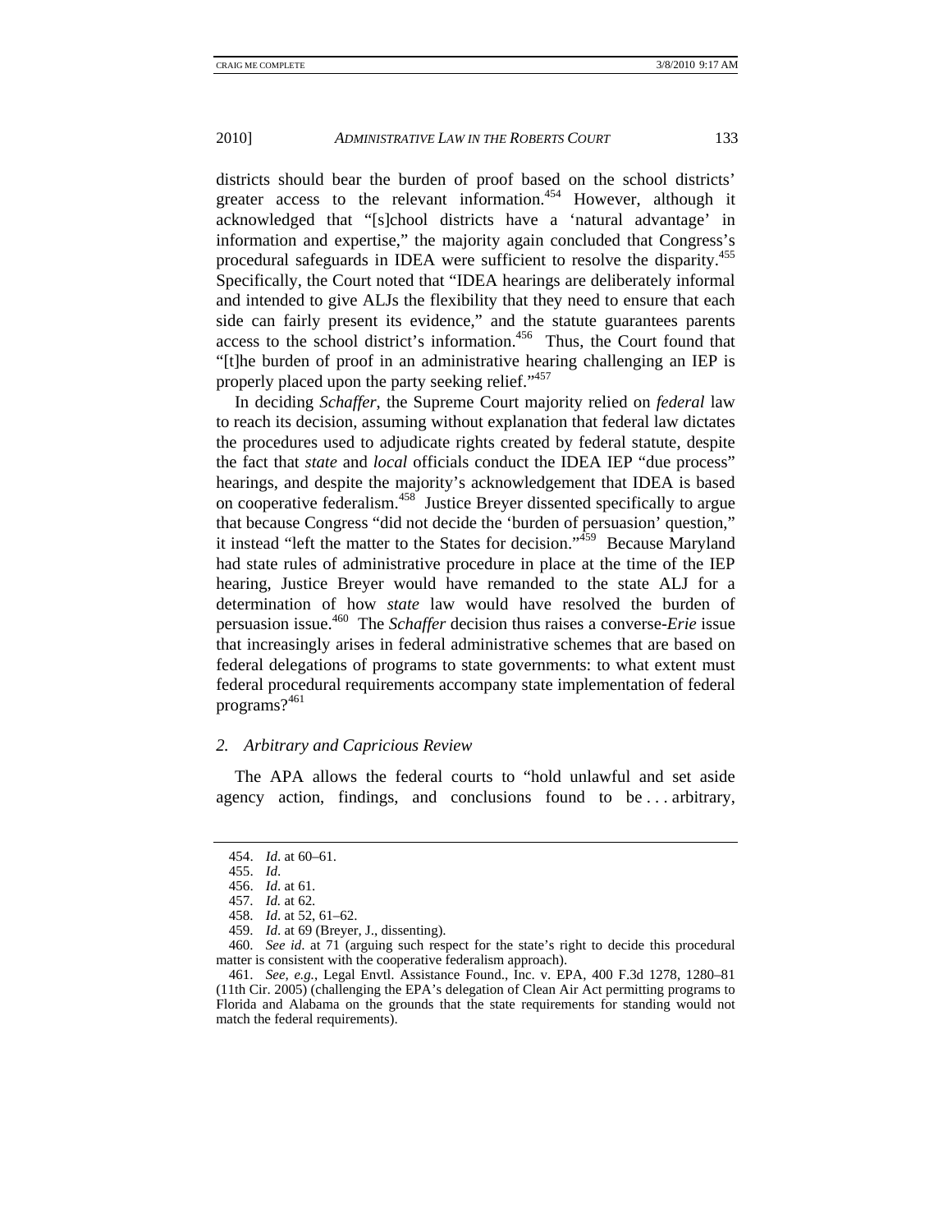districts should bear the burden of proof based on the school districts' greater access to the relevant information.[454] However, although it acknowledged that "[s]chool districts have a 'natural advantage' in information and expertise," the majority again concluded that Congress's procedural safeguards in IDEA were sufficient to resolve the disparity.[455] Specifically, the Court noted that "IDEA hearings are deliberately informal and intended to give ALJs the flexibility that they need to ensure that each side can fairly present its evidence," and the statute guarantees parents access to the school district's information.[456] Thus, the Court found that "[t]he burden of proof in an administrative hearing challenging an IEP is properly placed upon the party seeking relief."[457]

In deciding *Schaffer*, the Supreme Court majority relied on *federal* law to reach its decision, assuming without explanation that federal law dictates the procedures used to adjudicate rights created by federal statute, despite the fact that *state* and *local* officials conduct the IDEA IEP "due process" hearings, and despite the majority's acknowledgement that IDEA is based on cooperative federalism.[458] Justice Breyer dissented specifically to argue that because Congress "did not decide the 'burden of persuasion' question," it instead "left the matter to the States for decision."[459] Because Maryland had state rules of administrative procedure in place at the time of the IEP hearing, Justice Breyer would have remanded to the state ALJ for a determination of how *state* law would have resolved the burden of persuasion issue.[460] The *Schaffer* decision thus raises a converse-*Erie* issue that increasingly arises in federal administrative schemes that are based on federal delegations of programs to state governments: to what extent must federal procedural requirements accompany state implementation of federal programs?[461]

### *2. Arbitrary and Capricious Review*

The APA allows the federal courts to "hold unlawful and set aside agency action, findings, and conclusions found to be . . . arbitrary,

---

454. *Id*. at 60–61.

455. *Id*.

456. *Id*. at 61.

457. *Id.* at 62.

458. *Id*. at 52, 61–62.

459. *Id*. at 69 (Breyer, J., dissenting).

460. *See id*. at 71 (arguing such respect for the state's right to decide this procedural matter is consistent with the cooperative federalism approach).

461. *See, e.g.*, Legal Envtl. Assistance Found., Inc. v. EPA, 400 F.3d 1278, 1280–81 (11th Cir. 2005) (challenging the EPA's delegation of Clean Air Act permitting programs to Florida and Alabama on the grounds that the state requirements for standing would not match the federal requirements).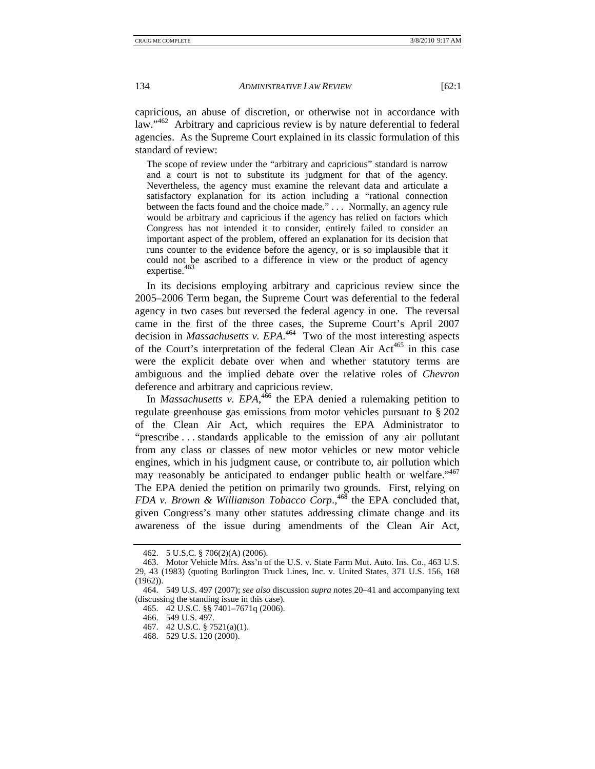capricious, an abuse of discretion, or otherwise not in accordance with law."[462] Arbitrary and capricious review is by nature deferential to federal agencies. As the Supreme Court explained in its classic formulation of this standard of review:

> The scope of review under the "arbitrary and capricious" standard is narrow and a court is not to substitute its judgment for that of the agency. Nevertheless, the agency must examine the relevant data and articulate a satisfactory explanation for its action including a "rational connection between the facts found and the choice made." . . . Normally, an agency rule would be arbitrary and capricious if the agency has relied on factors which Congress has not intended it to consider, entirely failed to consider an important aspect of the problem, offered an explanation for its decision that runs counter to the evidence before the agency, or is so implausible that it could not be ascribed to a difference in view or the product of agency expertise.[463]

In its decisions employing arbitrary and capricious review since the 2005–2006 Term began, the Supreme Court was deferential to the federal agency in two cases but reversed the federal agency in one. The reversal came in the first of the three cases, the Supreme Court's April 2007 decision in *Massachusetts v. EPA*.[464] Two of the most interesting aspects of the Court's interpretation of the federal Clean Air Act[465] in this case were the explicit debate over when and whether statutory terms are ambiguous and the implied debate over the relative roles of *Chevron* deference and arbitrary and capricious review.

In *Massachusetts v. EPA*,[466] the EPA denied a rulemaking petition to regulate greenhouse gas emissions from motor vehicles pursuant to § 202 of the Clean Air Act, which requires the EPA Administrator to "prescribe . . . standards applicable to the emission of any air pollutant from any class or classes of new motor vehicles or new motor vehicle engines, which in his judgment cause, or contribute to, air pollution which may reasonably be anticipated to endanger public health or welfare."[467] The EPA denied the petition on primarily two grounds. First, relying on *FDA v. Brown & Williamson Tobacco Corp.*,[468] the EPA concluded that, given Congress's many other statutes addressing climate change and its awareness of the issue during amendments of the Clean Air Act,

---

462. 5 U.S.C. § 706(2)(A) (2006).

463. Motor Vehicle Mfrs. Ass'n of the U.S. v. State Farm Mut. Auto. Ins. Co., 463 U.S. 29, 43 (1983) (quoting Burlington Truck Lines, Inc. v. United States, 371 U.S. 156, 168 (1962)).

464. 549 U.S. 497 (2007); *see also* discussion *supra* notes 20–41 and accompanying text (discussing the standing issue in this case).

465. 42 U.S.C. §§ 7401–7671q (2006).

466. 549 U.S. 497.

467. 42 U.S.C. § 7521(a)(1).

468. 529 U.S. 120 (2000).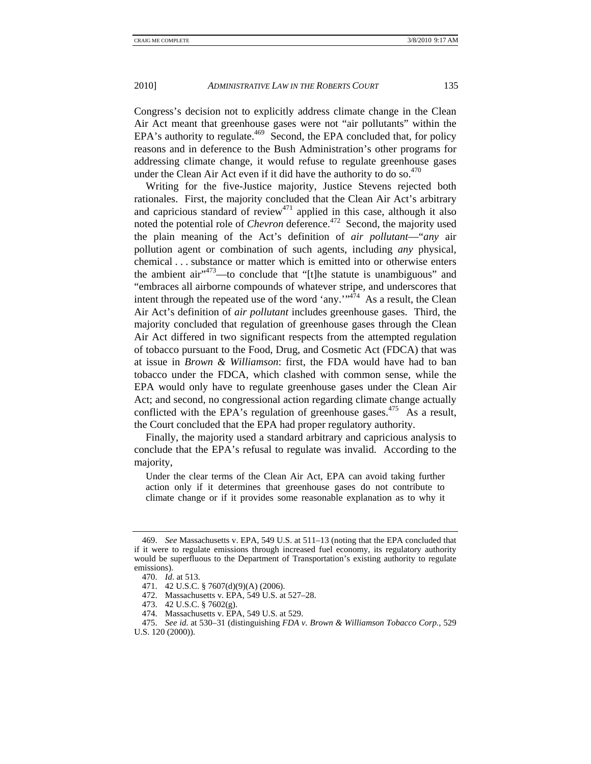Congress's decision not to explicitly address climate change in the Clean Air Act meant that greenhouse gases were not "air pollutants" within the EPA's authority to regulate.[469] Second, the EPA concluded that, for policy reasons and in deference to the Bush Administration's other programs for addressing climate change, it would refuse to regulate greenhouse gases under the Clean Air Act even if it did have the authority to do so.[470]

Writing for the five-Justice majority, Justice Stevens rejected both rationales. First, the majority concluded that the Clean Air Act's arbitrary and capricious standard of review[471] applied in this case, although it also noted the potential role of *Chevron* deference.[472] Second, the majority used the plain meaning of the Act's definition of *air pollutant*—"*any* air pollution agent or combination of such agents, including *any* physical, chemical . . . substance or matter which is emitted into or otherwise enters the ambient air"[473]—to conclude that "[t]he statute is unambiguous" and "embraces all airborne compounds of whatever stripe, and underscores that intent through the repeated use of the word 'any.'"[474] As a result, the Clean Air Act's definition of *air pollutant* includes greenhouse gases. Third, the majority concluded that regulation of greenhouse gases through the Clean Air Act differed in two significant respects from the attempted regulation of tobacco pursuant to the Food, Drug, and Cosmetic Act (FDCA) that was at issue in *Brown & Williamson*: first, the FDA would have had to ban tobacco under the FDCA, which clashed with common sense, while the EPA would only have to regulate greenhouse gases under the Clean Air Act; and second, no congressional action regarding climate change actually conflicted with the EPA's regulation of greenhouse gases.[475] As a result, the Court concluded that the EPA had proper regulatory authority.

Finally, the majority used a standard arbitrary and capricious analysis to conclude that the EPA's refusal to regulate was invalid. According to the majority,

> Under the clear terms of the Clean Air Act, EPA can avoid taking further action only if it determines that greenhouse gases do not contribute to climate change or if it provides some reasonable explanation as to why it

---

469. *See* Massachusetts v. EPA, 549 U.S. at 511–13 (noting that the EPA concluded that if it were to regulate emissions through increased fuel economy, its regulatory authority would be superfluous to the Department of Transportation's existing authority to regulate emissions).

470. *Id.* at 513.

471. 42 U.S.C. § 7607(d)(9)(A) (2006).

472. Massachusetts v. EPA, 549 U.S. at 527–28.

473. 42 U.S.C. § 7602(g).

474. Massachusetts v. EPA, 549 U.S. at 529.

475. *See id.* at 530–31 (distinguishing *FDA v. Brown & Williamson Tobacco Corp.*, 529 U.S. 120 (2000)).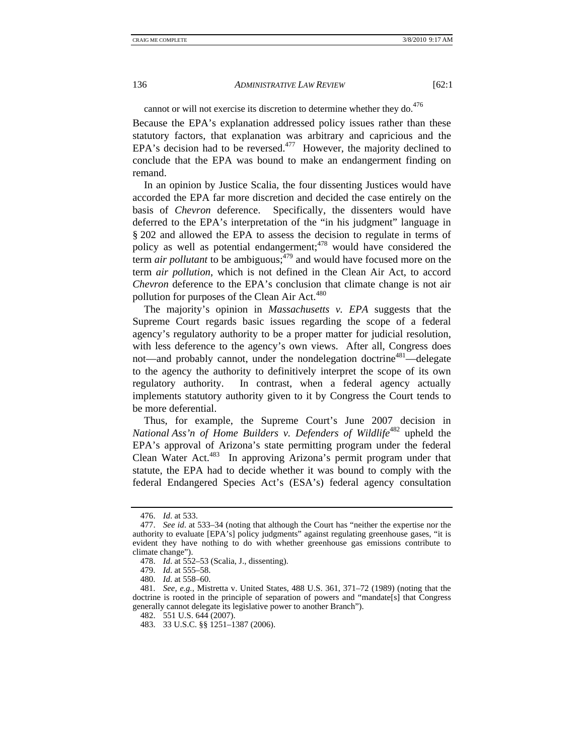cannot or will not exercise its discretion to determine whether they do.[476]

Because the EPA's explanation addressed policy issues rather than these statutory factors, that explanation was arbitrary and capricious and the EPA's decision had to be reversed.[477] However, the majority declined to conclude that the EPA was bound to make an endangerment finding on remand.

In an opinion by Justice Scalia, the four dissenting Justices would have accorded the EPA far more discretion and decided the case entirely on the basis of *Chevron* deference. Specifically, the dissenters would have deferred to the EPA's interpretation of the "in his judgment" language in § 202 and allowed the EPA to assess the decision to regulate in terms of policy as well as potential endangerment;[478] would have considered the term *air pollutant* to be ambiguous;[479] and would have focused more on the term *air pollution*, which is not defined in the Clean Air Act, to accord *Chevron* deference to the EPA's conclusion that climate change is not air pollution for purposes of the Clean Air Act.[480]

The majority's opinion in *Massachusetts v. EPA* suggests that the Supreme Court regards basic issues regarding the scope of a federal agency's regulatory authority to be a proper matter for judicial resolution, with less deference to the agency's own views. After all, Congress does not—and probably cannot, under the nondelegation doctrine[481]—delegate to the agency the authority to definitively interpret the scope of its own regulatory authority. In contrast, when a federal agency actually implements statutory authority given to it by Congress the Court tends to be more deferential.

Thus, for example, the Supreme Court's June 2007 decision in *National Ass'n of Home Builders v. Defenders of Wildlife*[482] upheld the EPA's approval of Arizona's state permitting program under the federal Clean Water Act.[483] In approving Arizona's permit program under that statute, the EPA had to decide whether it was bound to comply with the federal Endangered Species Act's (ESA's) federal agency consultation

---

476. *Id.* at 533.

477. *See id.* at 533–34 (noting that although the Court has "neither the expertise nor the authority to evaluate [EPA's] policy judgments" against regulating greenhouse gases, "it is evident they have nothing to do with whether greenhouse gas emissions contribute to climate change").

478. *Id.* at 552–53 (Scalia, J., dissenting).

479. *Id.* at 555–58.

480. *Id.* at 558–60.

481. *See, e.g.*, Mistretta v. United States, 488 U.S. 361, 371–72 (1989) (noting that the doctrine is rooted in the principle of separation of powers and "mandate[s] that Congress generally cannot delegate its legislative power to another Branch").

482. 551 U.S. 644 (2007).

483. 33 U.S.C. §§ 1251–1387 (2006).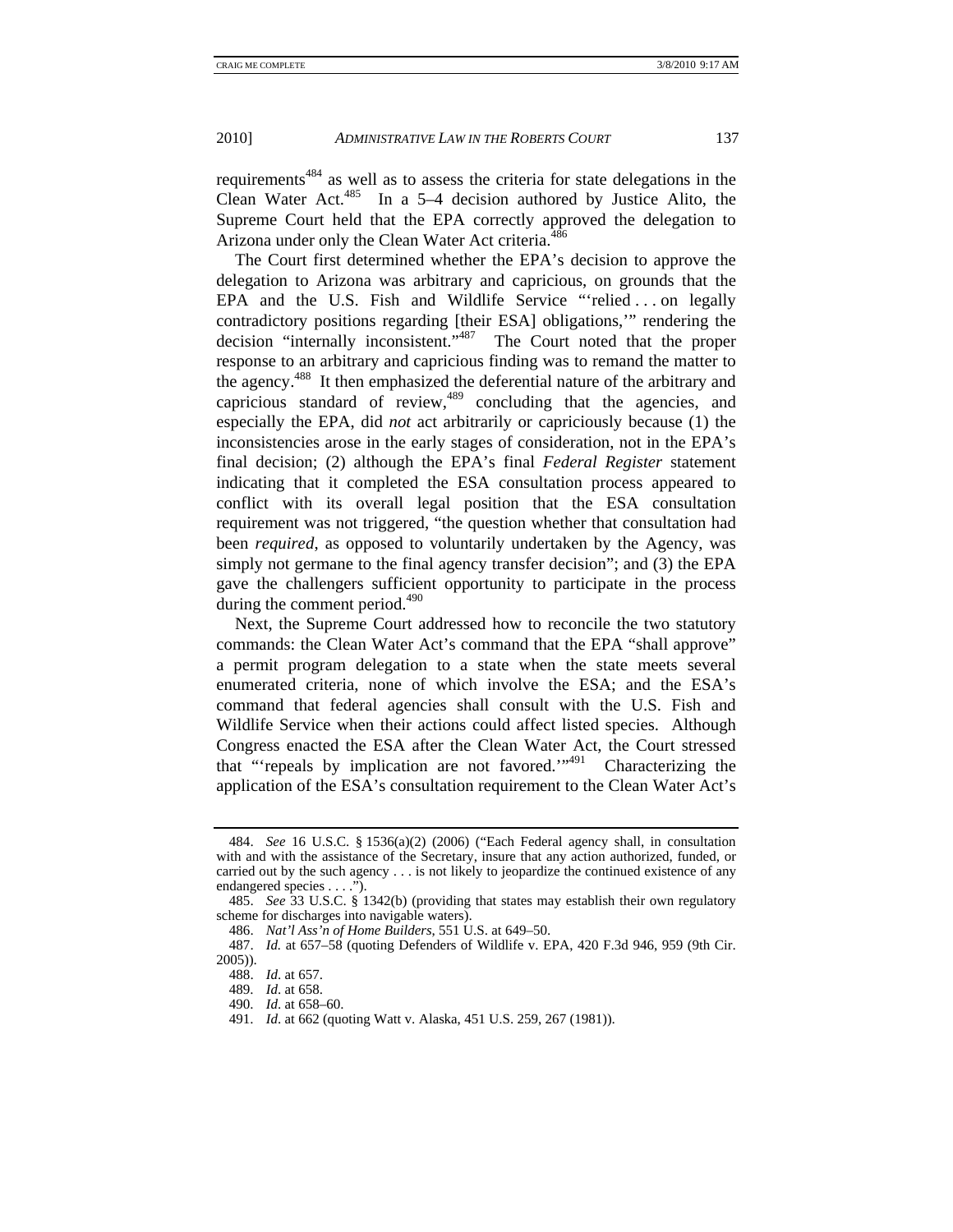requirements[484] as well as to assess the criteria for state delegations in the Clean Water Act.[485] In a 5–4 decision authored by Justice Alito, the Supreme Court held that the EPA correctly approved the delegation to Arizona under only the Clean Water Act criteria.[486]

The Court first determined whether the EPA's decision to approve the delegation to Arizona was arbitrary and capricious, on grounds that the EPA and the U.S. Fish and Wildlife Service "'relied . . . on legally contradictory positions regarding [their ESA] obligations,'" rendering the decision "internally inconsistent."[487] The Court noted that the proper response to an arbitrary and capricious finding was to remand the matter to the agency.[488] It then emphasized the deferential nature of the arbitrary and capricious standard of review,[489] concluding that the agencies, and especially the EPA, did *not* act arbitrarily or capriciously because (1) the inconsistencies arose in the early stages of consideration, not in the EPA's final decision; (2) although the EPA's final *Federal Register* statement indicating that it completed the ESA consultation process appeared to conflict with its overall legal position that the ESA consultation requirement was not triggered, "the question whether that consultation had been *required*, as opposed to voluntarily undertaken by the Agency, was simply not germane to the final agency transfer decision"; and (3) the EPA gave the challengers sufficient opportunity to participate in the process during the comment period.[490]

Next, the Supreme Court addressed how to reconcile the two statutory commands: the Clean Water Act's command that the EPA "shall approve" a permit program delegation to a state when the state meets several enumerated criteria, none of which involve the ESA; and the ESA's command that federal agencies shall consult with the U.S. Fish and Wildlife Service when their actions could affect listed species. Although Congress enacted the ESA after the Clean Water Act, the Court stressed that "'repeals by implication are not favored.'"[491] Characterizing the application of the ESA's consultation requirement to the Clean Water Act's

---

484. *See* 16 U.S.C. § 1536(a)(2) (2006) ("Each Federal agency shall, in consultation with and with the assistance of the Secretary, insure that any action authorized, funded, or carried out by the such agency . . . is not likely to jeopardize the continued existence of any endangered species . . . .").

485. *See* 33 U.S.C. § 1342(b) (providing that states may establish their own regulatory scheme for discharges into navigable waters).

486. *Nat'l Ass'n of Home Builders*, 551 U.S. at 649–50.

487. *Id.* at 657–58 (quoting Defenders of Wildlife v. EPA, 420 F.3d 946, 959 (9th Cir. 2005)).

488. *Id.* at 657.

489. *Id.* at 658.

490. *Id.* at 658–60.

491. *Id.* at 662 (quoting Watt v. Alaska, 451 U.S. 259, 267 (1981)).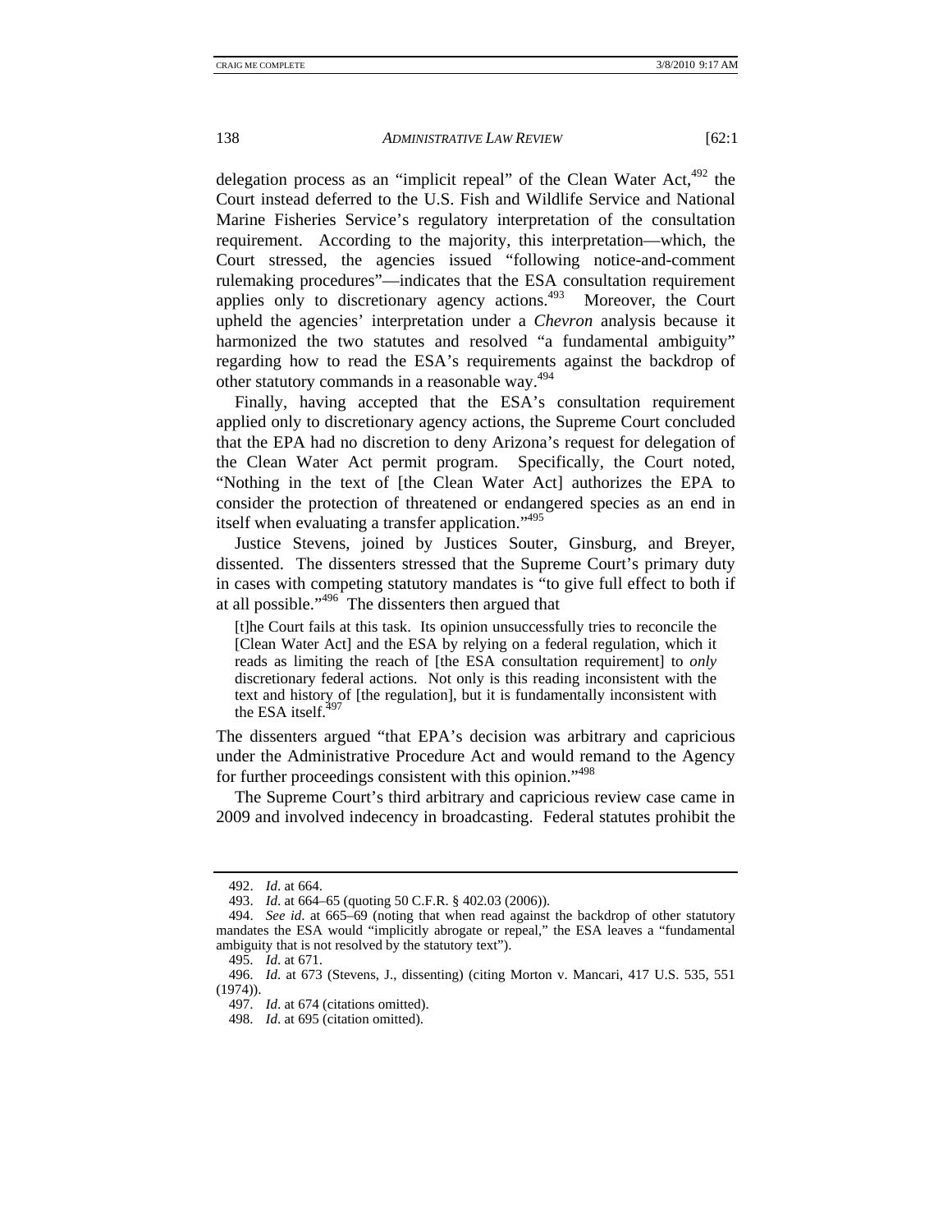delegation process as an "implicit repeal" of the Clean Water Act,[492] the Court instead deferred to the U.S. Fish and Wildlife Service and National Marine Fisheries Service's regulatory interpretation of the consultation requirement. According to the majority, this interpretation—which, the Court stressed, the agencies issued "following notice-and-comment rulemaking procedures"—indicates that the ESA consultation requirement applies only to discretionary agency actions.[493] Moreover, the Court upheld the agencies' interpretation under a *Chevron* analysis because it harmonized the two statutes and resolved "a fundamental ambiguity" regarding how to read the ESA's requirements against the backdrop of other statutory commands in a reasonable way.[494]

Finally, having accepted that the ESA's consultation requirement applied only to discretionary agency actions, the Supreme Court concluded that the EPA had no discretion to deny Arizona's request for delegation of the Clean Water Act permit program. Specifically, the Court noted, "Nothing in the text of [the Clean Water Act] authorizes the EPA to consider the protection of threatened or endangered species as an end in itself when evaluating a transfer application."[495]

Justice Stevens, joined by Justices Souter, Ginsburg, and Breyer, dissented. The dissenters stressed that the Supreme Court's primary duty in cases with competing statutory mandates is "to give full effect to both if at all possible."[496] The dissenters then argued that

> [t]he Court fails at this task. Its opinion unsuccessfully tries to reconcile the [Clean Water Act] and the ESA by relying on a federal regulation, which it reads as limiting the reach of [the ESA consultation requirement] to *only* discretionary federal actions. Not only is this reading inconsistent with the text and history of [the regulation], but it is fundamentally inconsistent with the ESA itself.[497]

The dissenters argued "that EPA's decision was arbitrary and capricious under the Administrative Procedure Act and would remand to the Agency for further proceedings consistent with this opinion."[498]

The Supreme Court's third arbitrary and capricious review case came in 2009 and involved indecency in broadcasting. Federal statutes prohibit the

---

492. *Id.* at 664.

493. *Id.* at 664–65 (quoting 50 C.F.R. § 402.03 (2006)).

494. *See id.* at 665–69 (noting that when read against the backdrop of other statutory mandates the ESA would "implicitly abrogate or repeal," the ESA leaves a "fundamental ambiguity that is not resolved by the statutory text").

495. *Id.* at 671.

496. *Id.* at 673 (Stevens, J., dissenting) (citing Morton v. Mancari, 417 U.S. 535, 551 (1974)).

497. *Id.* at 674 (citations omitted).

498. *Id.* at 695 (citation omitted).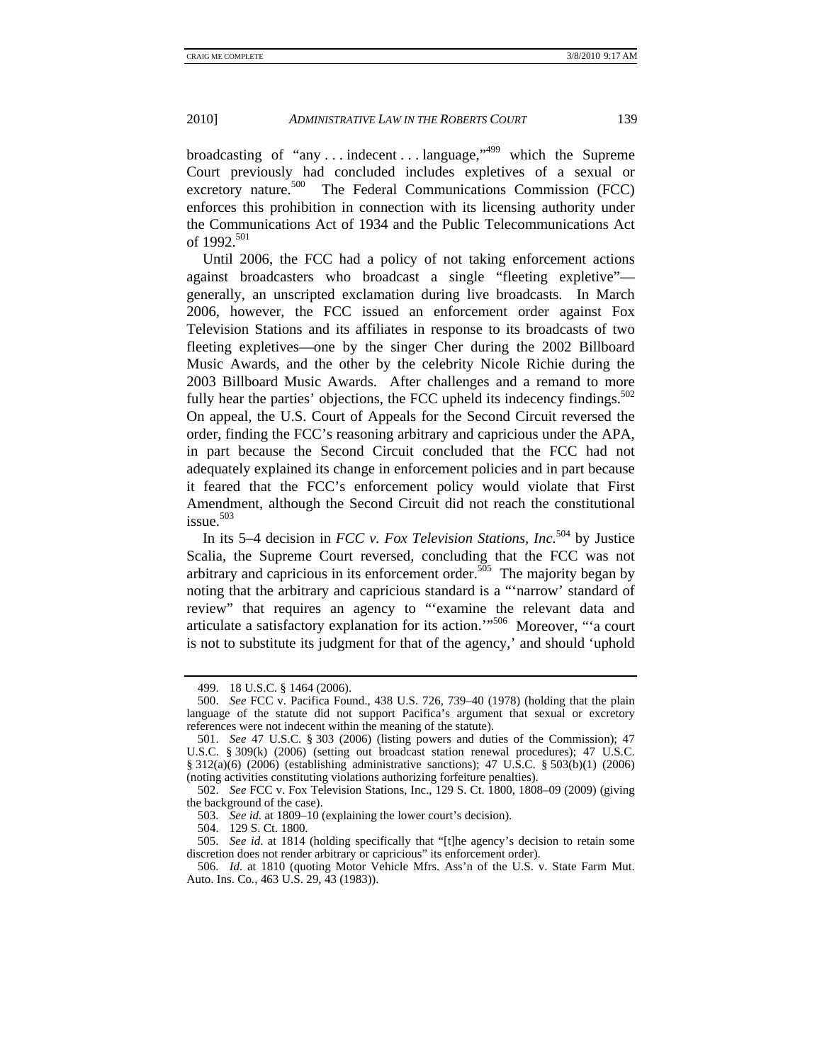broadcasting of "any . . . indecent . . . language,"[499] which the Supreme Court previously had concluded includes expletives of a sexual or excretory nature.[500] The Federal Communications Commission (FCC) enforces this prohibition in connection with its licensing authority under the Communications Act of 1934 and the Public Telecommunications Act of 1992.[501]

Until 2006, the FCC had a policy of not taking enforcement actions against broadcasters who broadcast a single "fleeting expletive"—generally, an unscripted exclamation during live broadcasts. In March 2006, however, the FCC issued an enforcement order against Fox Television Stations and its affiliates in response to its broadcasts of two fleeting expletives—one by the singer Cher during the 2002 Billboard Music Awards, and the other by the celebrity Nicole Richie during the 2003 Billboard Music Awards. After challenges and a remand to more fully hear the parties' objections, the FCC upheld its indecency findings.[502] On appeal, the U.S. Court of Appeals for the Second Circuit reversed the order, finding the FCC's reasoning arbitrary and capricious under the APA, in part because the Second Circuit concluded that the FCC had not adequately explained its change in enforcement policies and in part because it feared that the FCC's enforcement policy would violate that First Amendment, although the Second Circuit did not reach the constitutional issue.[503]

In its 5–4 decision in *FCC v. Fox Television Stations, Inc.*[504] by Justice Scalia, the Supreme Court reversed, concluding that the FCC was not arbitrary and capricious in its enforcement order.[505] The majority began by noting that the arbitrary and capricious standard is a "'narrow' standard of review" that requires an agency to "'examine the relevant data and articulate a satisfactory explanation for its action.'"[506] Moreover, "'a court is not to substitute its judgment for that of the agency,' and should 'uphold

---

499. 18 U.S.C. § 1464 (2006).

500. *See* FCC v. Pacifica Found., 438 U.S. 726, 739–40 (1978) (holding that the plain language of the statute did not support Pacifica's argument that sexual or excretory references were not indecent within the meaning of the statute).

501. *See* 47 U.S.C. § 303 (2006) (listing powers and duties of the Commission); 47 U.S.C. § 309(k) (2006) (setting out broadcast station renewal procedures); 47 U.S.C. § 312(a)(6) (2006) (establishing administrative sanctions); 47 U.S.C. § 503(b)(1) (2006) (noting activities constituting violations authorizing forfeiture penalties).

502. *See* FCC v. Fox Television Stations, Inc., 129 S. Ct. 1800, 1808–09 (2009) (giving the background of the case).

503. *See id.* at 1809–10 (explaining the lower court's decision).

504. 129 S. Ct. 1800.

505. *See id.* at 1814 (holding specifically that "[t]he agency's decision to retain some discretion does not render arbitrary or capricious" its enforcement order).

506. *Id.* at 1810 (quoting Motor Vehicle Mfrs. Ass'n of the U.S. v. State Farm Mut. Auto. Ins. Co., 463 U.S. 29, 43 (1983)).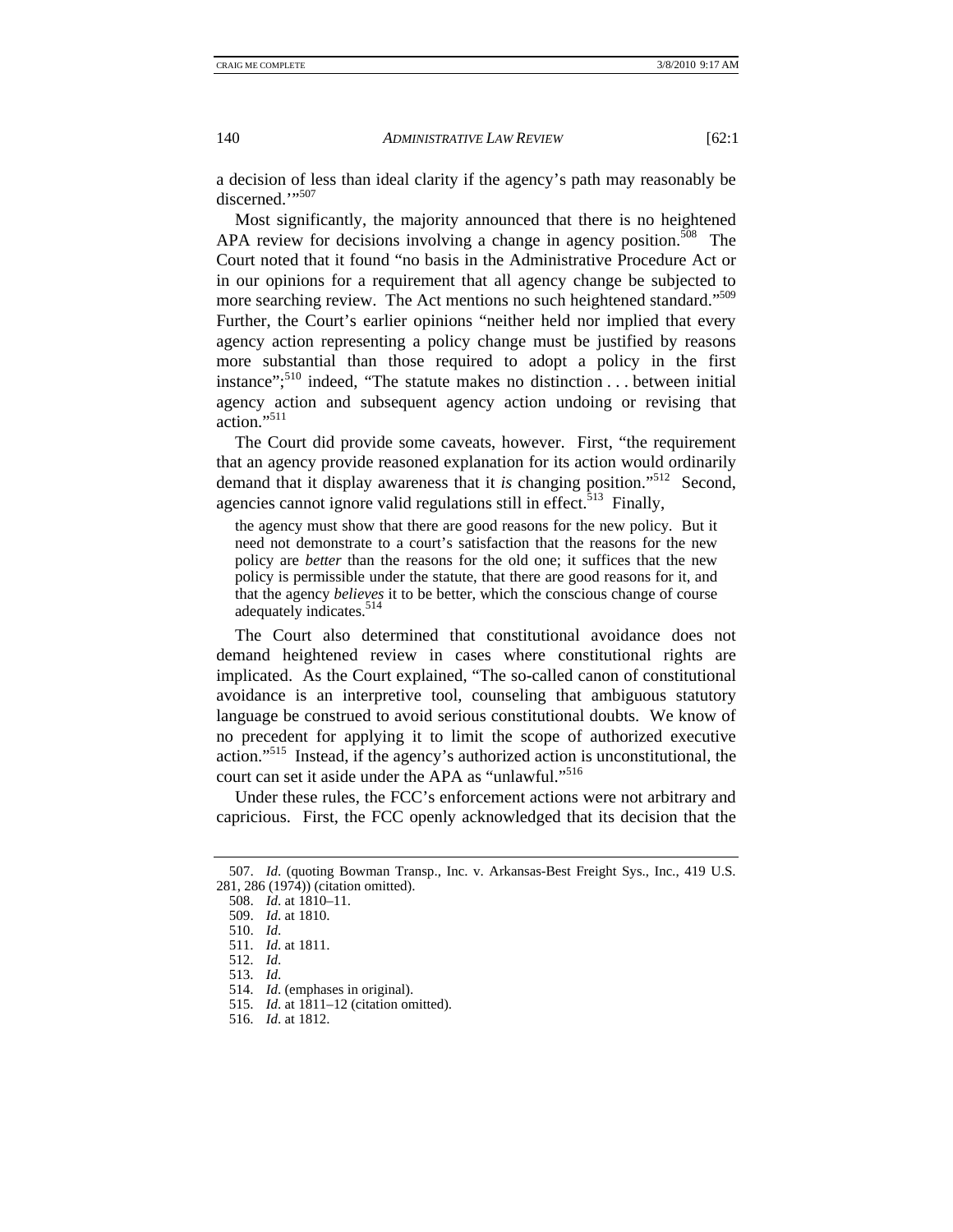a decision of less than ideal clarity if the agency's path may reasonably be discerned.'"[507]

Most significantly, the majority announced that there is no heightened APA review for decisions involving a change in agency position.[508] The Court noted that it found "no basis in the Administrative Procedure Act or in our opinions for a requirement that all agency change be subjected to more searching review. The Act mentions no such heightened standard."[509] Further, the Court's earlier opinions "neither held nor implied that every agency action representing a policy change must be justified by reasons more substantial than those required to adopt a policy in the first instance";[510] indeed, "The statute makes no distinction . . . between initial agency action and subsequent agency action undoing or revising that action."[511]

The Court did provide some caveats, however. First, "the requirement that an agency provide reasoned explanation for its action would ordinarily demand that it display awareness that it *is* changing position."[512] Second, agencies cannot ignore valid regulations still in effect.[513] Finally,

> the agency must show that there are good reasons for the new policy. But it need not demonstrate to a court's satisfaction that the reasons for the new policy are *better* than the reasons for the old one; it suffices that the new policy is permissible under the statute, that there are good reasons for it, and that the agency *believes* it to be better, which the conscious change of course adequately indicates.[514]

The Court also determined that constitutional avoidance does not demand heightened review in cases where constitutional rights are implicated. As the Court explained, "The so-called canon of constitutional avoidance is an interpretive tool, counseling that ambiguous statutory language be construed to avoid serious constitutional doubts. We know of no precedent for applying it to limit the scope of authorized executive action."[515] Instead, if the agency's authorized action is unconstitutional, the court can set it aside under the APA as "unlawful."[516]

Under these rules, the FCC's enforcement actions were not arbitrary and capricious. First, the FCC openly acknowledged that its decision that the

---

507. *Id.* (quoting Bowman Transp., Inc. v. Arkansas-Best Freight Sys., Inc., 419 U.S. 281, 286 (1974)) (citation omitted).

508. *Id.* at 1810–11.

509. *Id.* at 1810.

510. *Id.*

511. *Id.* at 1811.

512. *Id.*

513. *Id.*

514. *Id.* (emphases in original).

515. *Id.* at 1811–12 (citation omitted).

516. *Id.* at 1812.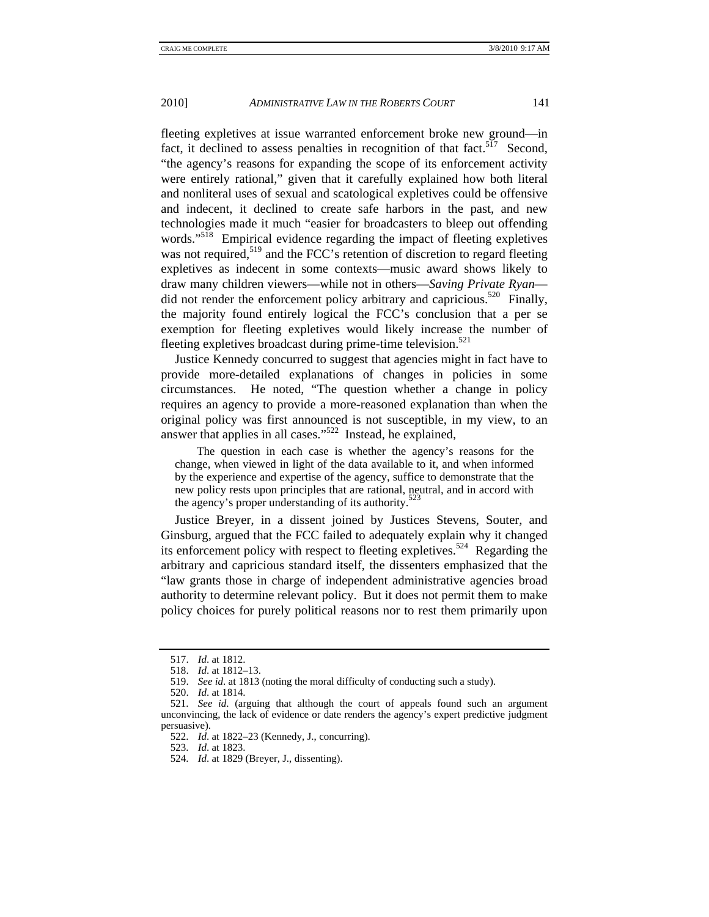fleeting expletives at issue warranted enforcement broke new ground—in fact, it declined to assess penalties in recognition of that fact.[517] Second, "the agency's reasons for expanding the scope of its enforcement activity were entirely rational," given that it carefully explained how both literal and nonliteral uses of sexual and scatological expletives could be offensive and indecent, it declined to create safe harbors in the past, and new technologies made it much "easier for broadcasters to bleep out offending words."[518] Empirical evidence regarding the impact of fleeting expletives was not required,[519] and the FCC's retention of discretion to regard fleeting expletives as indecent in some contexts—music award shows likely to draw many children viewers—while not in others—*Saving Private Ryan*—did not render the enforcement policy arbitrary and capricious.[520] Finally, the majority found entirely logical the FCC's conclusion that a per se exemption for fleeting expletives would likely increase the number of fleeting expletives broadcast during prime-time television.[521]

Justice Kennedy concurred to suggest that agencies might in fact have to provide more-detailed explanations of changes in policies in some circumstances. He noted, "The question whether a change in policy requires an agency to provide a more-reasoned explanation than when the original policy was first announced is not susceptible, in my view, to an answer that applies in all cases."[522] Instead, he explained,

> The question in each case is whether the agency's reasons for the change, when viewed in light of the data available to it, and when informed by the experience and expertise of the agency, suffice to demonstrate that the new policy rests upon principles that are rational, neutral, and in accord with the agency's proper understanding of its authority.[523]

Justice Breyer, in a dissent joined by Justices Stevens, Souter, and Ginsburg, argued that the FCC failed to adequately explain why it changed its enforcement policy with respect to fleeting expletives.[524] Regarding the arbitrary and capricious standard itself, the dissenters emphasized that the "law grants those in charge of independent administrative agencies broad authority to determine relevant policy. But it does not permit them to make policy choices for purely political reasons nor to rest them primarily upon

---

517. *Id.* at 1812.

518. *Id.* at 1812–13.

519. *See id.* at 1813 (noting the moral difficulty of conducting such a study).

520. *Id.* at 1814.

521. *See id.* (arguing that although the court of appeals found such an argument unconvincing, the lack of evidence or date renders the agency's expert predictive judgment persuasive).

522. *Id.* at 1822–23 (Kennedy, J., concurring).

523. *Id.* at 1823.

524. *Id.* at 1829 (Breyer, J., dissenting).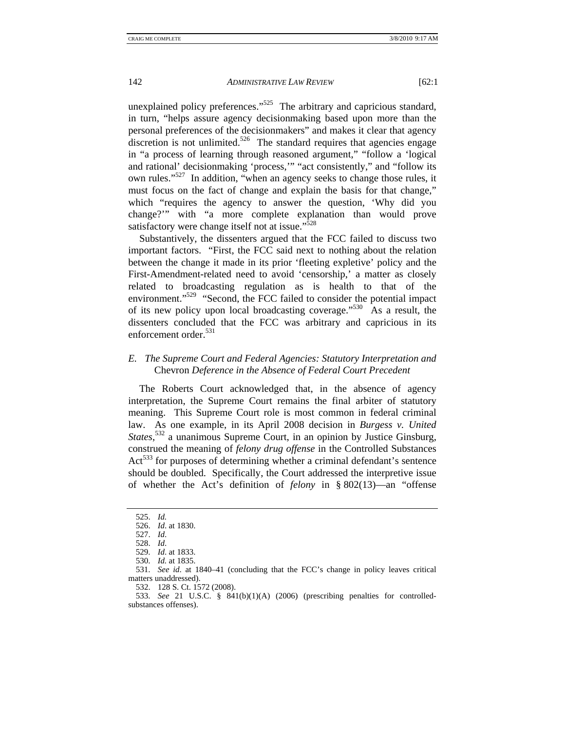unexplained policy preferences."[525] The arbitrary and capricious standard, in turn, "helps assure agency decisionmaking based upon more than the personal preferences of the decisionmakers" and makes it clear that agency discretion is not unlimited.[526] The standard requires that agencies engage in "a process of learning through reasoned argument," "follow a 'logical and rational' decisionmaking 'process,'" "act consistently," and "follow its own rules."[527] In addition, "when an agency seeks to change those rules, it must focus on the fact of change and explain the basis for that change," which "requires the agency to answer the question, 'Why did you change?'" with "a more complete explanation than would prove satisfactory were change itself not at issue."[528]

Substantively, the dissenters argued that the FCC failed to discuss two important factors. "First, the FCC said next to nothing about the relation between the change it made in its prior 'fleeting expletive' policy and the First-Amendment-related need to avoid 'censorship,' a matter as closely related to broadcasting regulation as is health to that of the environment."[529] "Second, the FCC failed to consider the potential impact of its new policy upon local broadcasting coverage."[530] As a result, the dissenters concluded that the FCC was arbitrary and capricious in its enforcement order.[531]

### *E. The Supreme Court and Federal Agencies: Statutory Interpretation and* Chevron *Deference in the Absence of Federal Court Precedent*

The Roberts Court acknowledged that, in the absence of agency interpretation, the Supreme Court remains the final arbiter of statutory meaning. This Supreme Court role is most common in federal criminal law. As one example, in its April 2008 decision in *Burgess v. United States*,[532] a unanimous Supreme Court, in an opinion by Justice Ginsburg, construed the meaning of *felony drug offense* in the Controlled Substances Act[533] for purposes of determining whether a criminal defendant's sentence should be doubled. Specifically, the Court addressed the interpretive issue of whether the Act's definition of *felony* in § 802(13)—an "offense

---

525. *Id.*
526. *Id.* at 1830.
527. *Id.*
528. *Id.*
529. *Id.* at 1833.
530. *Id.* at 1835.
531. *See id.* at 1840–41 (concluding that the FCC's change in policy leaves critical matters unaddressed).
532. 128 S. Ct. 1572 (2008).
533. *See* 21 U.S.C. § 841(b)(1)(A) (2006) (prescribing penalties for controlled-substances offenses).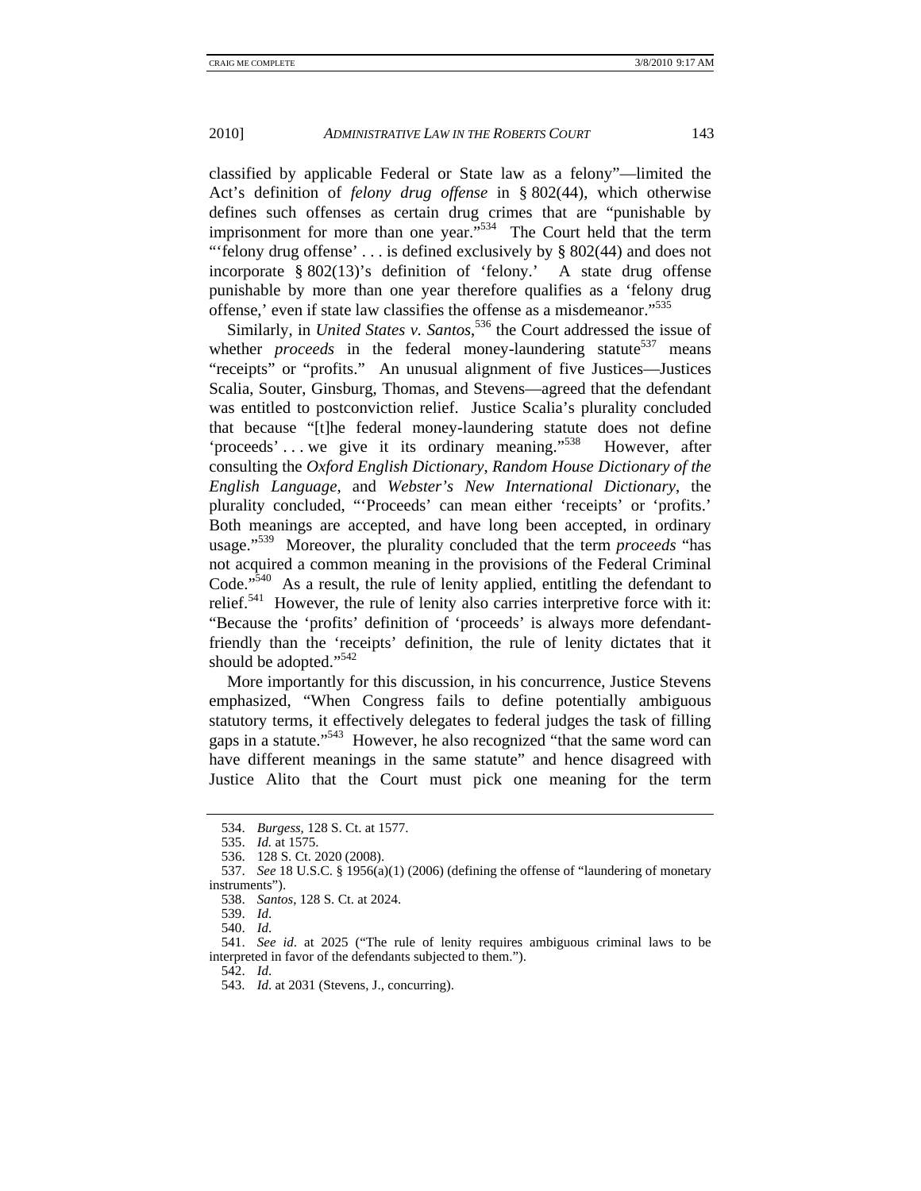classified by applicable Federal or State law as a felony"—limited the Act's definition of *felony drug offense* in § 802(44), which otherwise defines such offenses as certain drug crimes that are "punishable by imprisonment for more than one year."[534] The Court held that the term "'felony drug offense' . . . is defined exclusively by § 802(44) and does not incorporate § 802(13)'s definition of 'felony.' A state drug offense punishable by more than one year therefore qualifies as a 'felony drug offense,' even if state law classifies the offense as a misdemeanor."[535]

Similarly, in *United States v. Santos*,[536] the Court addressed the issue of whether *proceeds* in the federal money-laundering statute[537] means "receipts" or "profits." An unusual alignment of five Justices—Justices Scalia, Souter, Ginsburg, Thomas, and Stevens—agreed that the defendant was entitled to postconviction relief. Justice Scalia's plurality concluded that because "[t]he federal money-laundering statute does not define 'proceeds' . . . we give it its ordinary meaning."[538] However, after consulting the *Oxford English Dictionary*, *Random House Dictionary of the English Language*, and *Webster's New International Dictionary*, the plurality concluded, "'Proceeds' can mean either 'receipts' or 'profits.' Both meanings are accepted, and have long been accepted, in ordinary usage."[539] Moreover, the plurality concluded that the term *proceeds* "has not acquired a common meaning in the provisions of the Federal Criminal Code."[540] As a result, the rule of lenity applied, entitling the defendant to relief.[541] However, the rule of lenity also carries interpretive force with it: "Because the 'profits' definition of 'proceeds' is always more defendant-friendly than the 'receipts' definition, the rule of lenity dictates that it should be adopted."[542]

More importantly for this discussion, in his concurrence, Justice Stevens emphasized, "When Congress fails to define potentially ambiguous statutory terms, it effectively delegates to federal judges the task of filling gaps in a statute."[543] However, he also recognized "that the same word can have different meanings in the same statute" and hence disagreed with Justice Alito that the Court must pick one meaning for the term

---

534. *Burgess*, 128 S. Ct. at 1577.

535. *Id.* at 1575.

536. 128 S. Ct. 2020 (2008).

537. *See* 18 U.S.C. § 1956(a)(1) (2006) (defining the offense of "laundering of monetary instruments").

538. *Santos*, 128 S. Ct. at 2024.

539. *Id*.

540. *Id*.

541. *See id*. at 2025 ("The rule of lenity requires ambiguous criminal laws to be interpreted in favor of the defendants subjected to them.").

542. *Id*.

543. *Id*. at 2031 (Stevens, J., concurring).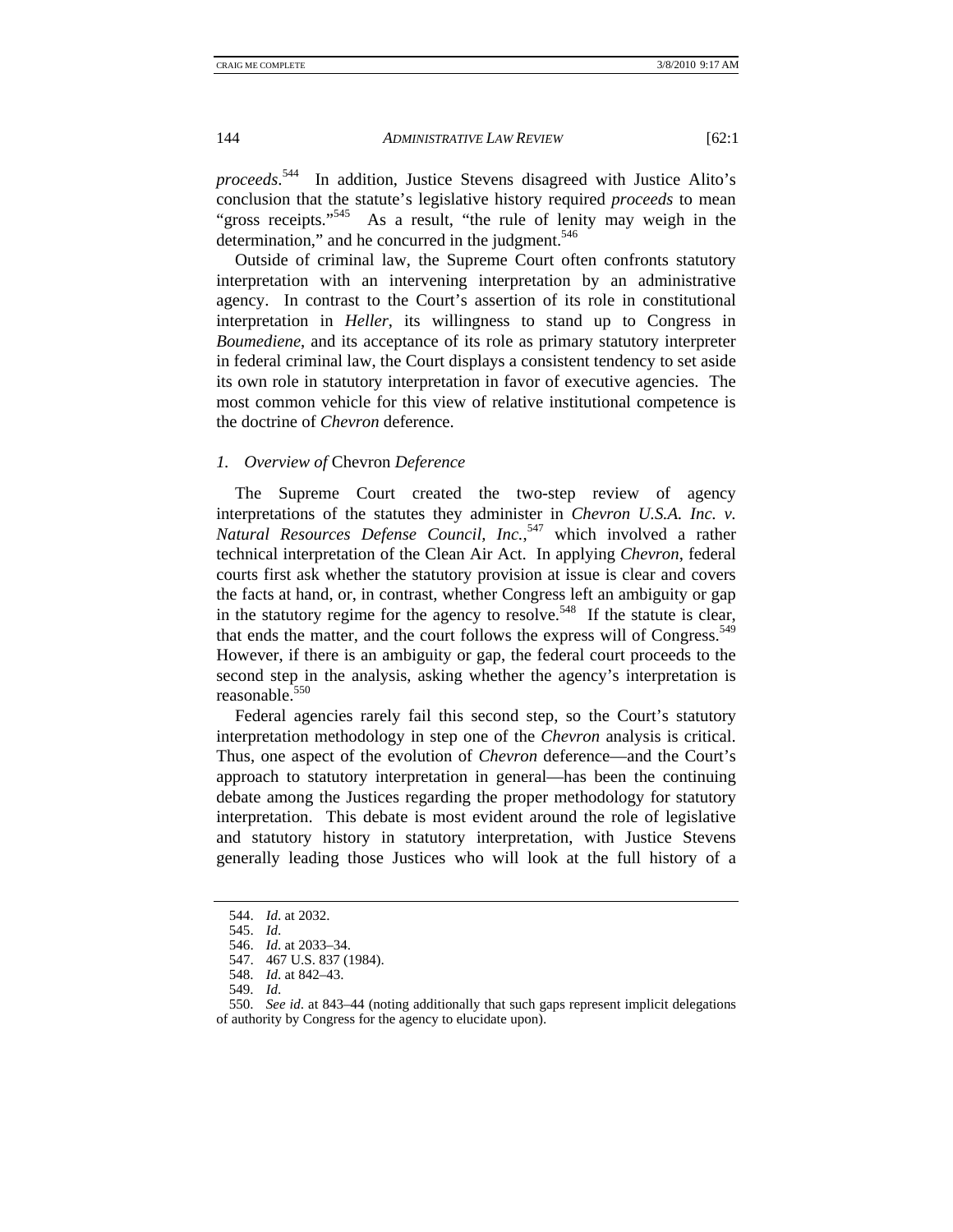*proceeds*.[544] In addition, Justice Stevens disagreed with Justice Alito's conclusion that the statute's legislative history required *proceeds* to mean "gross receipts."[545] As a result, "the rule of lenity may weigh in the determination," and he concurred in the judgment.[546]

Outside of criminal law, the Supreme Court often confronts statutory interpretation with an intervening interpretation by an administrative agency. In contrast to the Court's assertion of its role in constitutional interpretation in *Heller*, its willingness to stand up to Congress in *Boumediene*, and its acceptance of its role as primary statutory interpreter in federal criminal law, the Court displays a consistent tendency to set aside its own role in statutory interpretation in favor of executive agencies. The most common vehicle for this view of relative institutional competence is the doctrine of *Chevron* deference.

### *1. Overview of* Chevron *Deference*

The Supreme Court created the two-step review of agency interpretations of the statutes they administer in *Chevron U.S.A. Inc. v. Natural Resources Defense Council, Inc.*,[547] which involved a rather technical interpretation of the Clean Air Act. In applying *Chevron*, federal courts first ask whether the statutory provision at issue is clear and covers the facts at hand, or, in contrast, whether Congress left an ambiguity or gap in the statutory regime for the agency to resolve.[548] If the statute is clear, that ends the matter, and the court follows the express will of Congress.[549] However, if there is an ambiguity or gap, the federal court proceeds to the second step in the analysis, asking whether the agency's interpretation is reasonable.[550]

Federal agencies rarely fail this second step, so the Court's statutory interpretation methodology in step one of the *Chevron* analysis is critical. Thus, one aspect of the evolution of *Chevron* deference—and the Court's approach to statutory interpretation in general—has been the continuing debate among the Justices regarding the proper methodology for statutory interpretation. This debate is most evident around the role of legislative and statutory history in statutory interpretation, with Justice Stevens generally leading those Justices who will look at the full history of a

---

544. *Id*. at 2032.
545. *Id*.
546. *Id*. at 2033–34.
547. 467 U.S. 837 (1984).
548. *Id*. at 842–43.
549. *Id*.
550. *See id*. at 843–44 (noting additionally that such gaps represent implicit delegations of authority by Congress for the agency to elucidate upon).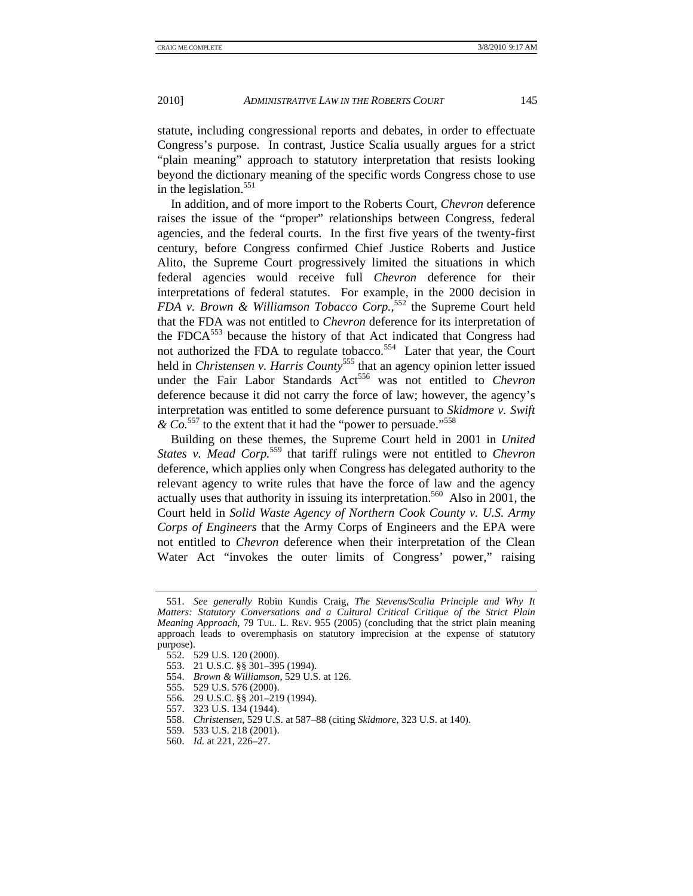statute, including congressional reports and debates, in order to effectuate Congress's purpose. In contrast, Justice Scalia usually argues for a strict "plain meaning" approach to statutory interpretation that resists looking beyond the dictionary meaning of the specific words Congress chose to use in the legislation.[551]

In addition, and of more import to the Roberts Court, *Chevron* deference raises the issue of the "proper" relationships between Congress, federal agencies, and the federal courts. In the first five years of the twenty-first century, before Congress confirmed Chief Justice Roberts and Justice Alito, the Supreme Court progressively limited the situations in which federal agencies would receive full *Chevron* deference for their interpretations of federal statutes. For example, in the 2000 decision in *FDA v. Brown & Williamson Tobacco Corp.*,[552] the Supreme Court held that the FDA was not entitled to *Chevron* deference for its interpretation of the FDCA[553] because the history of that Act indicated that Congress had not authorized the FDA to regulate tobacco.[554] Later that year, the Court held in *Christensen v. Harris County*[555] that an agency opinion letter issued under the Fair Labor Standards Act[556] was not entitled to *Chevron* deference because it did not carry the force of law; however, the agency's interpretation was entitled to some deference pursuant to *Skidmore v. Swift & Co.*[557] to the extent that it had the "power to persuade."[558]

Building on these themes, the Supreme Court held in 2001 in *United States v. Mead Corp.*[559] that tariff rulings were not entitled to *Chevron* deference, which applies only when Congress has delegated authority to the relevant agency to write rules that have the force of law and the agency actually uses that authority in issuing its interpretation.[560] Also in 2001, the Court held in *Solid Waste Agency of Northern Cook County v. U.S. Army Corps of Engineers* that the Army Corps of Engineers and the EPA were not entitled to *Chevron* deference when their interpretation of the Clean Water Act "invokes the outer limits of Congress' power," raising

---

551. *See generally* Robin Kundis Craig, *The Stevens/Scalia Principle and Why It Matters: Statutory Conversations and a Cultural Critical Critique of the Strict Plain Meaning Approach*, 79 TUL. L. REV. 955 (2005) (concluding that the strict plain meaning approach leads to overemphasis on statutory imprecision at the expense of statutory purpose).

552. 529 U.S. 120 (2000).

553. 21 U.S.C. §§ 301–395 (1994).

554. *Brown & Williamson*, 529 U.S. at 126.

555. 529 U.S. 576 (2000).

556. 29 U.S.C. §§ 201–219 (1994).

557. 323 U.S. 134 (1944).

558. *Christensen*, 529 U.S. at 587–88 (citing *Skidmore*, 323 U.S. at 140).

559. 533 U.S. 218 (2001).

560. *Id.* at 221, 226–27.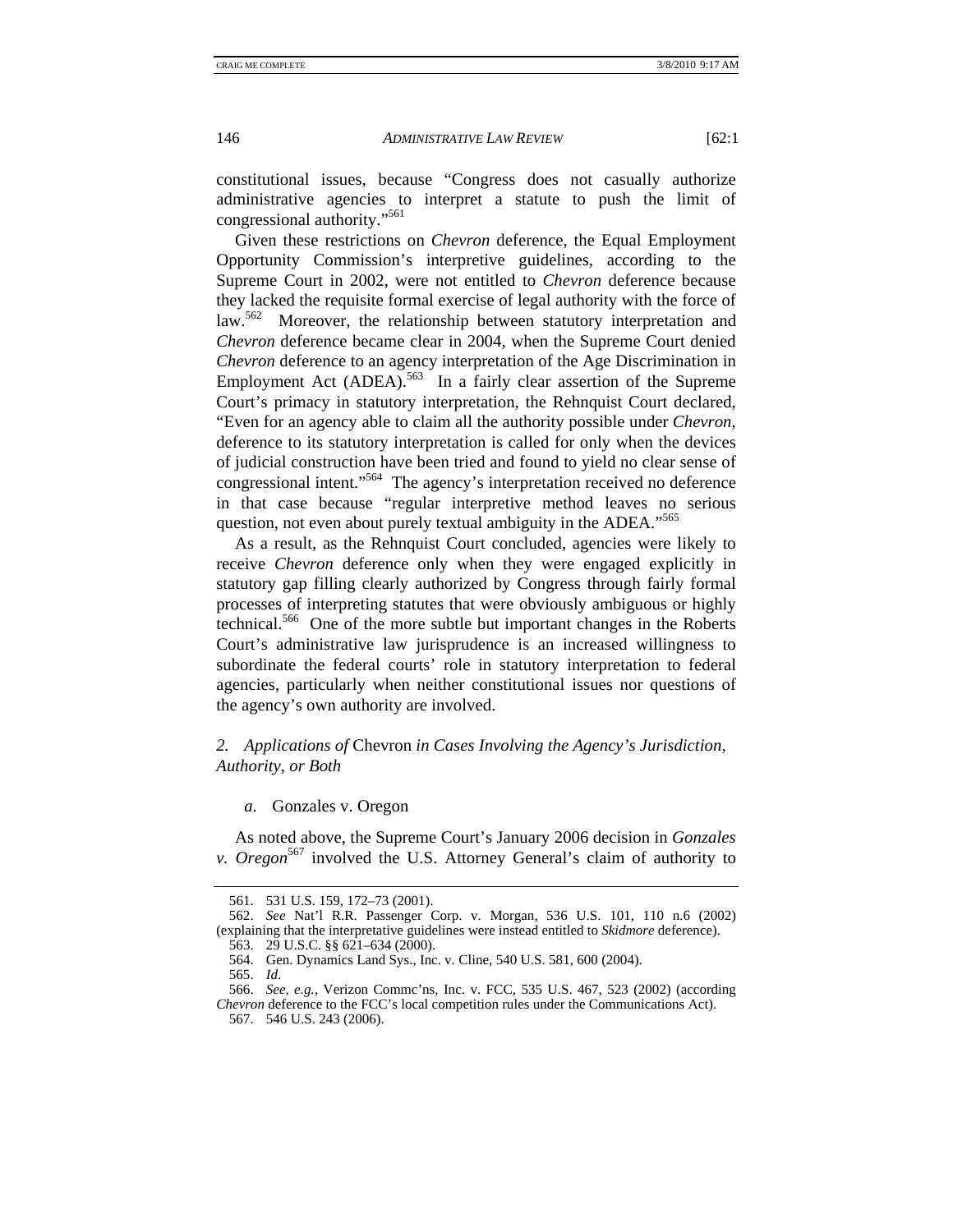constitutional issues, because "Congress does not casually authorize administrative agencies to interpret a statute to push the limit of congressional authority."[561]

Given these restrictions on *Chevron* deference, the Equal Employment Opportunity Commission's interpretive guidelines, according to the Supreme Court in 2002, were not entitled to *Chevron* deference because they lacked the requisite formal exercise of legal authority with the force of law.[562] Moreover, the relationship between statutory interpretation and *Chevron* deference became clear in 2004, when the Supreme Court denied *Chevron* deference to an agency interpretation of the Age Discrimination in Employment Act (ADEA).[563] In a fairly clear assertion of the Supreme Court's primacy in statutory interpretation, the Rehnquist Court declared, "Even for an agency able to claim all the authority possible under *Chevron*, deference to its statutory interpretation is called for only when the devices of judicial construction have been tried and found to yield no clear sense of congressional intent."[564] The agency's interpretation received no deference in that case because "regular interpretive method leaves no serious question, not even about purely textual ambiguity in the ADEA."[565]

As a result, as the Rehnquist Court concluded, agencies were likely to receive *Chevron* deference only when they were engaged explicitly in statutory gap filling clearly authorized by Congress through fairly formal processes of interpreting statutes that were obviously ambiguous or highly technical.[566] One of the more subtle but important changes in the Roberts Court's administrative law jurisprudence is an increased willingness to subordinate the federal courts' role in statutory interpretation to federal agencies, particularly when neither constitutional issues nor questions of the agency's own authority are involved.

### 2. *Applications of* Chevron *in Cases Involving the Agency's Jurisdiction, Authority, or Both*

#### *a.* Gonzales v. Oregon

As noted above, the Supreme Court's January 2006 decision in *Gonzales v. Oregon*[567] involved the U.S. Attorney General's claim of authority to

561. 531 U.S. 159, 172–73 (2001).

562. *See* Nat'l R.R. Passenger Corp. v. Morgan, 536 U.S. 101, 110 n.6 (2002) (explaining that the interpretative guidelines were instead entitled to *Skidmore* deference).

563. 29 U.S.C. §§ 621–634 (2000).

564. Gen. Dynamics Land Sys., Inc. v. Cline, 540 U.S. 581, 600 (2004).

565. *Id.*

566. *See, e.g.*, Verizon Commc'ns, Inc. v. FCC, 535 U.S. 467, 523 (2002) (according *Chevron* deference to the FCC's local competition rules under the Communications Act).

567. 546 U.S. 243 (2006).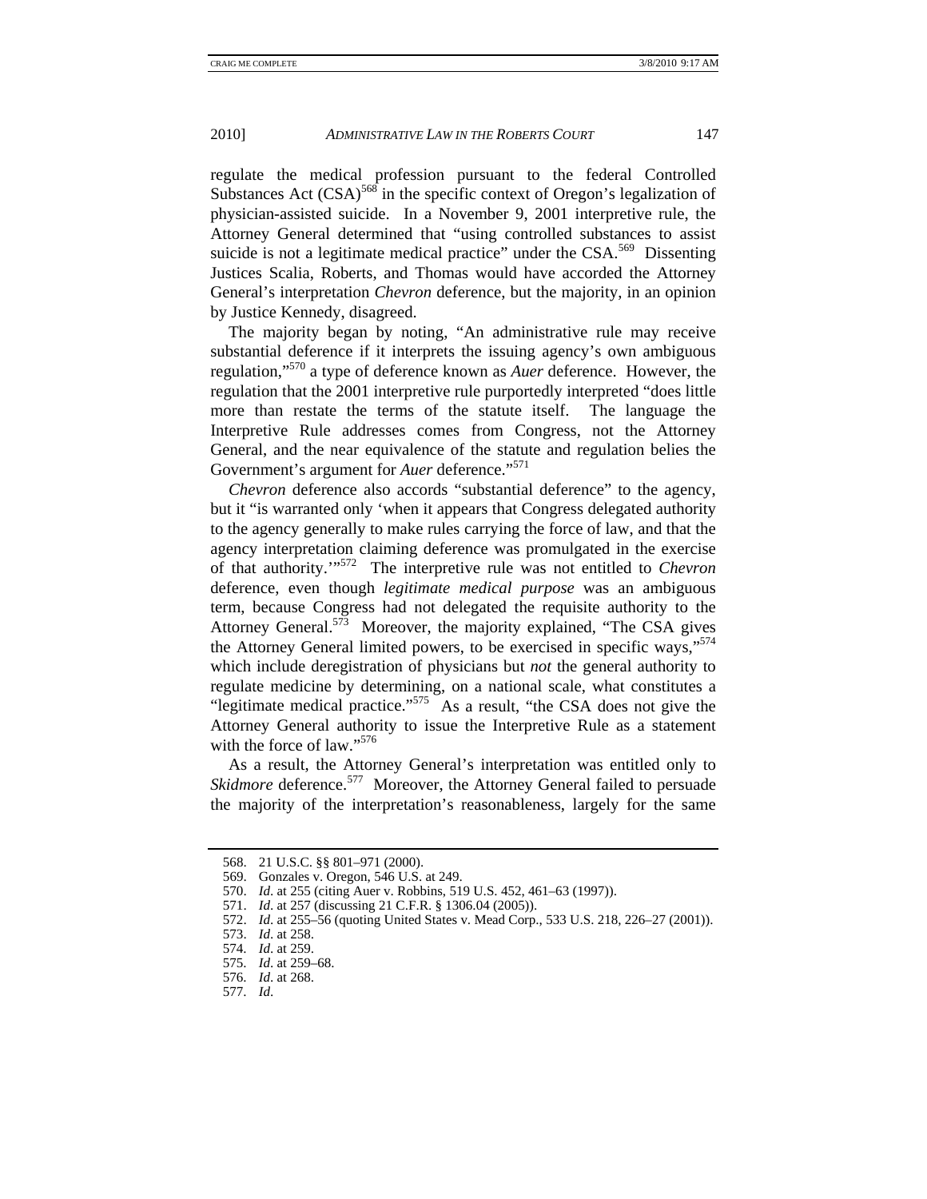regulate the medical profession pursuant to the federal Controlled Substances Act (CSA)[568] in the specific context of Oregon's legalization of physician-assisted suicide. In a November 9, 2001 interpretive rule, the Attorney General determined that "using controlled substances to assist suicide is not a legitimate medical practice" under the CSA.[569] Dissenting Justices Scalia, Roberts, and Thomas would have accorded the Attorney General's interpretation *Chevron* deference, but the majority, in an opinion by Justice Kennedy, disagreed.

The majority began by noting, "An administrative rule may receive substantial deference if it interprets the issuing agency's own ambiguous regulation,"[570] a type of deference known as *Auer* deference. However, the regulation that the 2001 interpretive rule purportedly interpreted "does little more than restate the terms of the statute itself. The language the Interpretive Rule addresses comes from Congress, not the Attorney General, and the near equivalence of the statute and regulation belies the Government's argument for *Auer* deference."[571]

*Chevron* deference also accords "substantial deference" to the agency, but it "is warranted only 'when it appears that Congress delegated authority to the agency generally to make rules carrying the force of law, and that the agency interpretation claiming deference was promulgated in the exercise of that authority.'"[572] The interpretive rule was not entitled to *Chevron* deference, even though *legitimate medical purpose* was an ambiguous term, because Congress had not delegated the requisite authority to the Attorney General.[573] Moreover, the majority explained, "The CSA gives the Attorney General limited powers, to be exercised in specific ways,"[574] which include deregistration of physicians but *not* the general authority to regulate medicine by determining, on a national scale, what constitutes a "legitimate medical practice."[575] As a result, "the CSA does not give the Attorney General authority to issue the Interpretive Rule as a statement with the force of law."[576]

As a result, the Attorney General's interpretation was entitled only to *Skidmore* deference.[577] Moreover, the Attorney General failed to persuade the majority of the interpretation's reasonableness, largely for the same

---

568. 21 U.S.C. §§ 801–971 (2000).

569. Gonzales v. Oregon, 546 U.S. at 249.

570. *Id*. at 255 (citing Auer v. Robbins, 519 U.S. 452, 461–63 (1997)).

571. *Id*. at 257 (discussing 21 C.F.R. § 1306.04 (2005)).

572. *Id*. at 255–56 (quoting United States v. Mead Corp., 533 U.S. 218, 226–27 (2001)).

573. *Id*. at 258.

574. *Id*. at 259.

575. *Id*. at 259–68.

576. *Id*. at 268.

577. *Id*.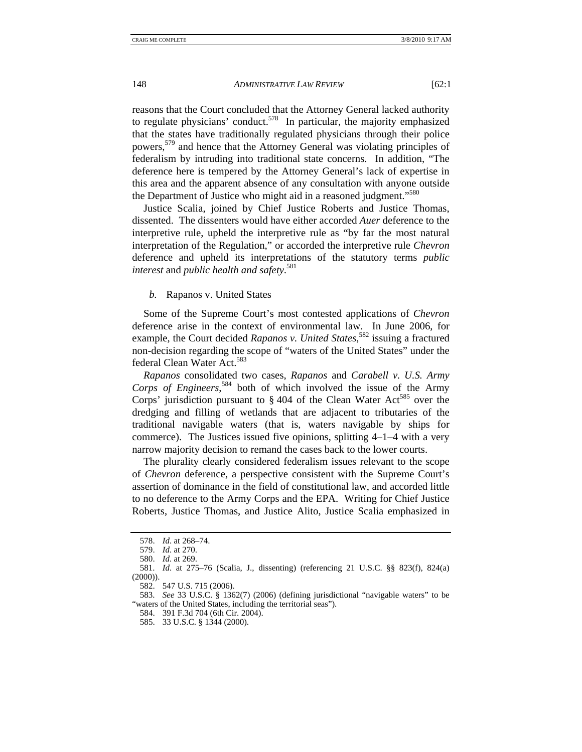reasons that the Court concluded that the Attorney General lacked authority to regulate physicians' conduct.[578] In particular, the majority emphasized that the states have traditionally regulated physicians through their police powers,[579] and hence that the Attorney General was violating principles of federalism by intruding into traditional state concerns. In addition, "The deference here is tempered by the Attorney General's lack of expertise in this area and the apparent absence of any consultation with anyone outside the Department of Justice who might aid in a reasoned judgment."[580]

Justice Scalia, joined by Chief Justice Roberts and Justice Thomas, dissented. The dissenters would have either accorded *Auer* deference to the interpretive rule, upheld the interpretive rule as "by far the most natural interpretation of the Regulation," or accorded the interpretive rule *Chevron* deference and upheld its interpretations of the statutory terms *public interest* and *public health and safety*.[581]

#### *b.* Rapanos v. United States

Some of the Supreme Court's most contested applications of *Chevron* deference arise in the context of environmental law. In June 2006, for example, the Court decided *Rapanos v. United States*,[582] issuing a fractured non-decision regarding the scope of "waters of the United States" under the federal Clean Water Act.[583]

*Rapanos* consolidated two cases, *Rapanos* and *Carabell v. U.S. Army Corps of Engineers*,[584] both of which involved the issue of the Army Corps' jurisdiction pursuant to § 404 of the Clean Water Act[585] over the dredging and filling of wetlands that are adjacent to tributaries of the traditional navigable waters (that is, waters navigable by ships for commerce). The Justices issued five opinions, splitting 4–1–4 with a very narrow majority decision to remand the cases back to the lower courts.

The plurality clearly considered federalism issues relevant to the scope of *Chevron* deference, a perspective consistent with the Supreme Court's assertion of dominance in the field of constitutional law, and accorded little to no deference to the Army Corps and the EPA. Writing for Chief Justice Roberts, Justice Thomas, and Justice Alito, Justice Scalia emphasized in

---

578. *Id.* at 268–74.

579. *Id.* at 270.

580. *Id.* at 269.

581. *Id.* at 275–76 (Scalia, J., dissenting) (referencing 21 U.S.C. §§ 823(f), 824(a) (2000)).

582. 547 U.S. 715 (2006).

583. *See* 33 U.S.C. § 1362(7) (2006) (defining jurisdictional "navigable waters" to be "waters of the United States, including the territorial seas").

584. 391 F.3d 704 (6th Cir. 2004).

585. 33 U.S.C. § 1344 (2000).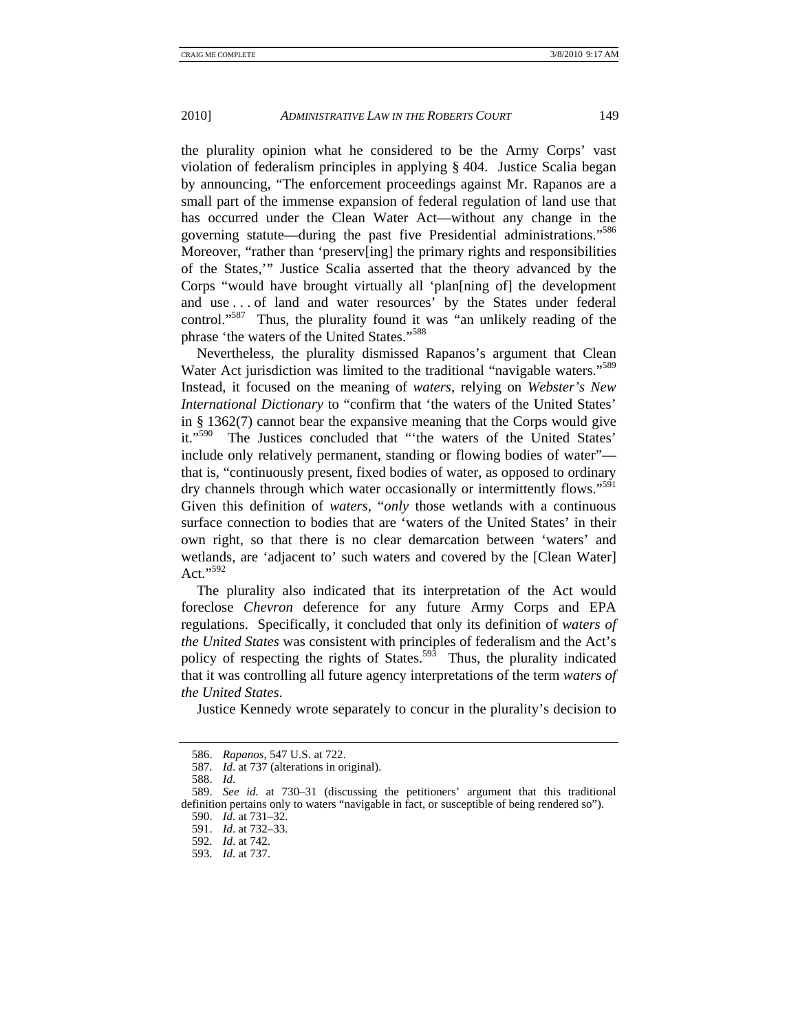the plurality opinion what he considered to be the Army Corps' vast violation of federalism principles in applying § 404. Justice Scalia began by announcing, "The enforcement proceedings against Mr. Rapanos are a small part of the immense expansion of federal regulation of land use that has occurred under the Clean Water Act—without any change in the governing statute—during the past five Presidential administrations."[586] Moreover, "rather than 'preserv[ing] the primary rights and responsibilities of the States,'" Justice Scalia asserted that the theory advanced by the Corps "would have brought virtually all 'plan[ning of] the development and use . . . of land and water resources' by the States under federal control."[587] Thus, the plurality found it was "an unlikely reading of the phrase 'the waters of the United States.'"[588]

Nevertheless, the plurality dismissed Rapanos's argument that Clean Water Act jurisdiction was limited to the traditional "navigable waters."[589] Instead, it focused on the meaning of *waters*, relying on *Webster's New International Dictionary* to "confirm that 'the waters of the United States' in § 1362(7) cannot bear the expansive meaning that the Corps would give it."[590] The Justices concluded that "'the waters of the United States' include only relatively permanent, standing or flowing bodies of water"—that is, "continuously present, fixed bodies of water, as opposed to ordinary dry channels through which water occasionally or intermittently flows."[591] Given this definition of *waters*, "*only* those wetlands with a continuous surface connection to bodies that are 'waters of the United States' in their own right, so that there is no clear demarcation between 'waters' and wetlands, are 'adjacent to' such waters and covered by the [Clean Water] Act."[592]

The plurality also indicated that its interpretation of the Act would foreclose *Chevron* deference for any future Army Corps and EPA regulations. Specifically, it concluded that only its definition of *waters of the United States* was consistent with principles of federalism and the Act's policy of respecting the rights of States.[593] Thus, the plurality indicated that it was controlling all future agency interpretations of the term *waters of the United States*.

Justice Kennedy wrote separately to concur in the plurality's decision to

---

586. *Rapanos*, 547 U.S. at 722.

587. *Id*. at 737 (alterations in original).

588. *Id*.

589. *See id.* at 730–31 (discussing the petitioners' argument that this traditional definition pertains only to waters "navigable in fact, or susceptible of being rendered so").

590. *Id*. at 731–32.

591. *Id*. at 732–33.

592. *Id*. at 742.

593. *Id*. at 737.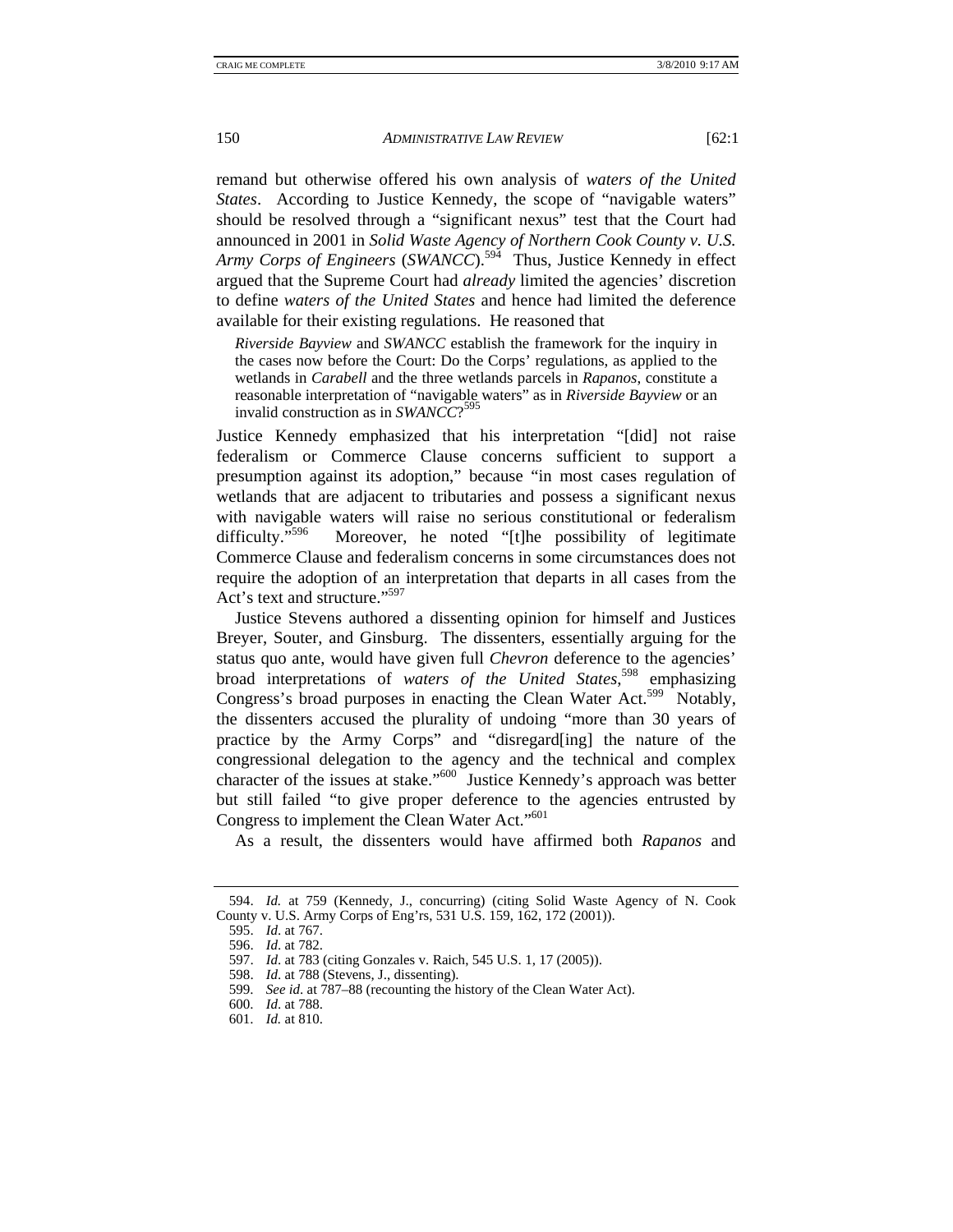remand but otherwise offered his own analysis of *waters of the United States*. According to Justice Kennedy, the scope of "navigable waters" should be resolved through a "significant nexus" test that the Court had announced in 2001 in *Solid Waste Agency of Northern Cook County v. U.S. Army Corps of Engineers* (*SWANCC*).[594] Thus, Justice Kennedy in effect argued that the Supreme Court had *already* limited the agencies' discretion to define *waters of the United States* and hence had limited the deference available for their existing regulations. He reasoned that

> *Riverside Bayview* and *SWANCC* establish the framework for the inquiry in the cases now before the Court: Do the Corps' regulations, as applied to the wetlands in *Carabell* and the three wetlands parcels in *Rapanos*, constitute a reasonable interpretation of "navigable waters" as in *Riverside Bayview* or an invalid construction as in *SWANCC*?[595]

Justice Kennedy emphasized that his interpretation "[did] not raise federalism or Commerce Clause concerns sufficient to support a presumption against its adoption," because "in most cases regulation of wetlands that are adjacent to tributaries and possess a significant nexus with navigable waters will raise no serious constitutional or federalism difficulty."[596] Moreover, he noted "[t]he possibility of legitimate Commerce Clause and federalism concerns in some circumstances does not require the adoption of an interpretation that departs in all cases from the Act's text and structure."[597]

Justice Stevens authored a dissenting opinion for himself and Justices Breyer, Souter, and Ginsburg. The dissenters, essentially arguing for the status quo ante, would have given full *Chevron* deference to the agencies' broad interpretations of *waters of the United States*,[598] emphasizing Congress's broad purposes in enacting the Clean Water Act.[599] Notably, the dissenters accused the plurality of undoing "more than 30 years of practice by the Army Corps" and "disregard[ing] the nature of the congressional delegation to the agency and the technical and complex character of the issues at stake."[600] Justice Kennedy's approach was better but still failed "to give proper deference to the agencies entrusted by Congress to implement the Clean Water Act."[601]

As a result, the dissenters would have affirmed both *Rapanos* and

---

594. *Id.* at 759 (Kennedy, J., concurring) (citing Solid Waste Agency of N. Cook County v. U.S. Army Corps of Eng'rs, 531 U.S. 159, 162, 172 (2001)).

595. *Id*. at 767.

596. *Id.* at 782.

597. *Id*. at 783 (citing Gonzales v. Raich, 545 U.S. 1, 17 (2005)).

598. *Id*. at 788 (Stevens, J., dissenting).

599. *See id*. at 787–88 (recounting the history of the Clean Water Act).

600. *Id.* at 788.

601. *Id.* at 810.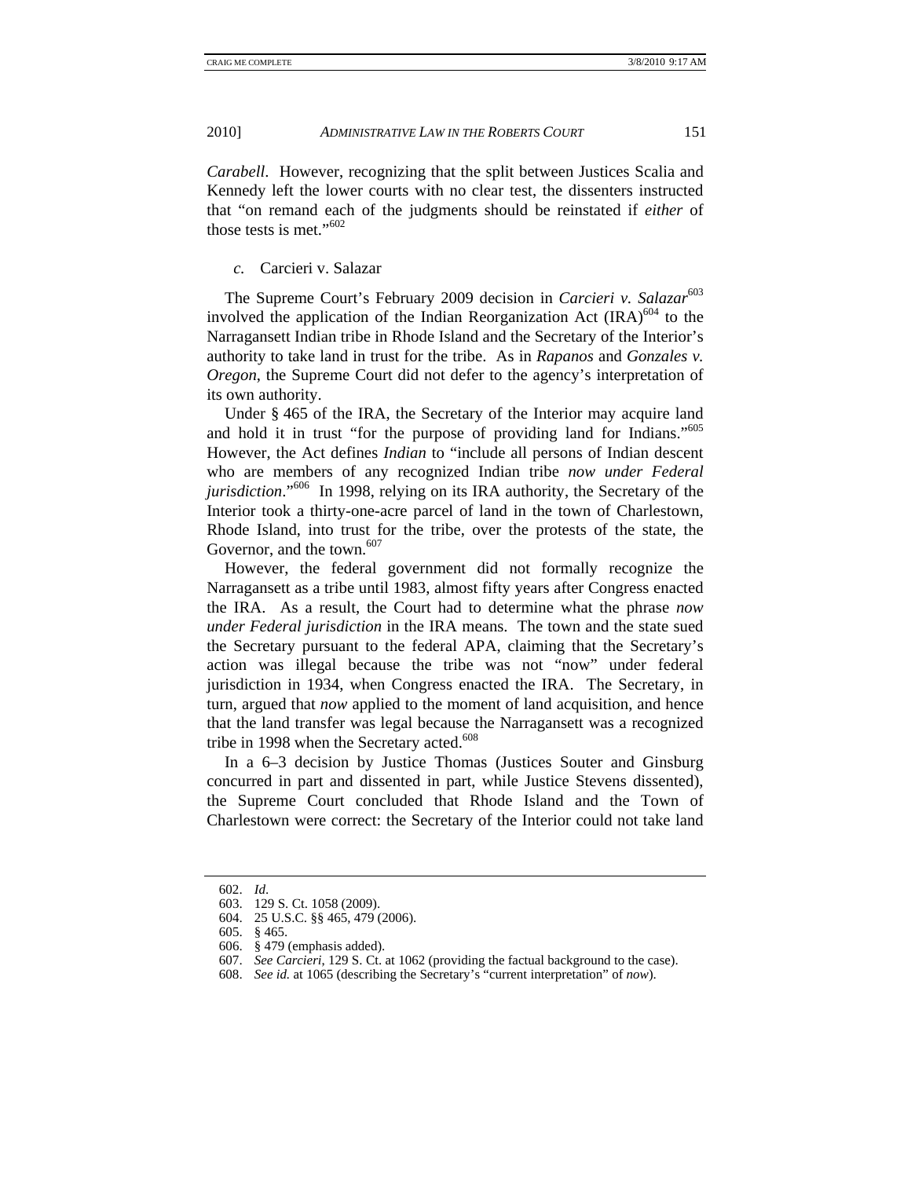*Carabell*. However, recognizing that the split between Justices Scalia and Kennedy left the lower courts with no clear test, the dissenters instructed that "on remand each of the judgments should be reinstated if *either* of those tests is met."[602]

*c.* Carcieri v. Salazar

The Supreme Court's February 2009 decision in *Carcieri v. Salazar*[603] involved the application of the Indian Reorganization Act (IRA)[604] to the Narragansett Indian tribe in Rhode Island and the Secretary of the Interior's authority to take land in trust for the tribe. As in *Rapanos* and *Gonzales v. Oregon*, the Supreme Court did not defer to the agency's interpretation of its own authority.

Under § 465 of the IRA, the Secretary of the Interior may acquire land and hold it in trust "for the purpose of providing land for Indians."[605] However, the Act defines *Indian* to "include all persons of Indian descent who are members of any recognized Indian tribe *now under Federal jurisdiction*."[606] In 1998, relying on its IRA authority, the Secretary of the Interior took a thirty-one-acre parcel of land in the town of Charlestown, Rhode Island, into trust for the tribe, over the protests of the state, the Governor, and the town.[607]

However, the federal government did not formally recognize the Narragansett as a tribe until 1983, almost fifty years after Congress enacted the IRA. As a result, the Court had to determine what the phrase *now under Federal jurisdiction* in the IRA means. The town and the state sued the Secretary pursuant to the federal APA, claiming that the Secretary's action was illegal because the tribe was not "now" under federal jurisdiction in 1934, when Congress enacted the IRA. The Secretary, in turn, argued that *now* applied to the moment of land acquisition, and hence that the land transfer was legal because the Narragansett was a recognized tribe in 1998 when the Secretary acted.[608]

In a 6–3 decision by Justice Thomas (Justices Souter and Ginsburg concurred in part and dissented in part, while Justice Stevens dissented), the Supreme Court concluded that Rhode Island and the Town of Charlestown were correct: the Secretary of the Interior could not take land

602. *Id.*
603. 129 S. Ct. 1058 (2009).
604. 25 U.S.C. §§ 465, 479 (2006).
605. § 465.
606. § 479 (emphasis added).
607. *See Carcieri*, 129 S. Ct. at 1062 (providing the factual background to the case).
608. *See id.* at 1065 (describing the Secretary's "current interpretation" of *now*).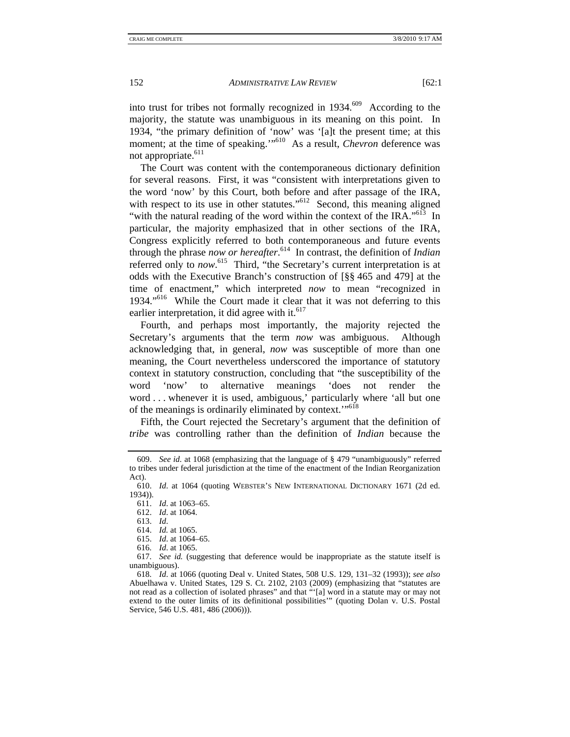into trust for tribes not formally recognized in 1934.[609] According to the majority, the statute was unambiguous in its meaning on this point. In 1934, "the primary definition of 'now' was '[a]t the present time; at this moment; at the time of speaking.'"[610] As a result, *Chevron* deference was not appropriate.[611]

The Court was content with the contemporaneous dictionary definition for several reasons. First, it was "consistent with interpretations given to the word 'now' by this Court, both before and after passage of the IRA, with respect to its use in other statutes."[612] Second, this meaning aligned "with the natural reading of the word within the context of the IRA."[613] In particular, the majority emphasized that in other sections of the IRA, Congress explicitly referred to both contemporaneous and future events through the phrase *now or hereafter*.[614] In contrast, the definition of *Indian* referred only to *now*.[615] Third, "the Secretary's current interpretation is at odds with the Executive Branch's construction of [§§ 465 and 479] at the time of enactment," which interpreted *now* to mean "recognized in 1934."[616] While the Court made it clear that it was not deferring to this earlier interpretation, it did agree with it.[617]

Fourth, and perhaps most importantly, the majority rejected the Secretary's arguments that the term *now* was ambiguous. Although acknowledging that, in general, *now* was susceptible of more than one meaning, the Court nevertheless underscored the importance of statutory context in statutory construction, concluding that "the susceptibility of the word 'now' to alternative meanings 'does not render the word . . . whenever it is used, ambiguous,' particularly where 'all but one of the meanings is ordinarily eliminated by context.'"[618]

Fifth, the Court rejected the Secretary's argument that the definition of *tribe* was controlling rather than the definition of *Indian* because the

---

609. *See id.* at 1068 (emphasizing that the language of § 479 "unambiguously" referred to tribes under federal jurisdiction at the time of the enactment of the Indian Reorganization Act).

610. *Id.* at 1064 (quoting WEBSTER'S NEW INTERNATIONAL DICTIONARY 1671 (2d ed. 1934)).

611. *Id.* at 1063–65.

612. *Id.* at 1064.

613. *Id.*

614. *Id.* at 1065.

615. *Id.* at 1064–65.

616. *Id.* at 1065.

617. *See id.* (suggesting that deference would be inappropriate as the statute itself is unambiguous).

618. *Id.* at 1066 (quoting Deal v. United States, 508 U.S. 129, 131–32 (1993)); *see also* Abuelhawa v. United States, 129 S. Ct. 2102, 2103 (2009) (emphasizing that "statutes are not read as a collection of isolated phrases" and that "'[a] word in a statute may or may not extend to the outer limits of its definitional possibilities'" (quoting Dolan v. U.S. Postal Service, 546 U.S. 481, 486 (2006))).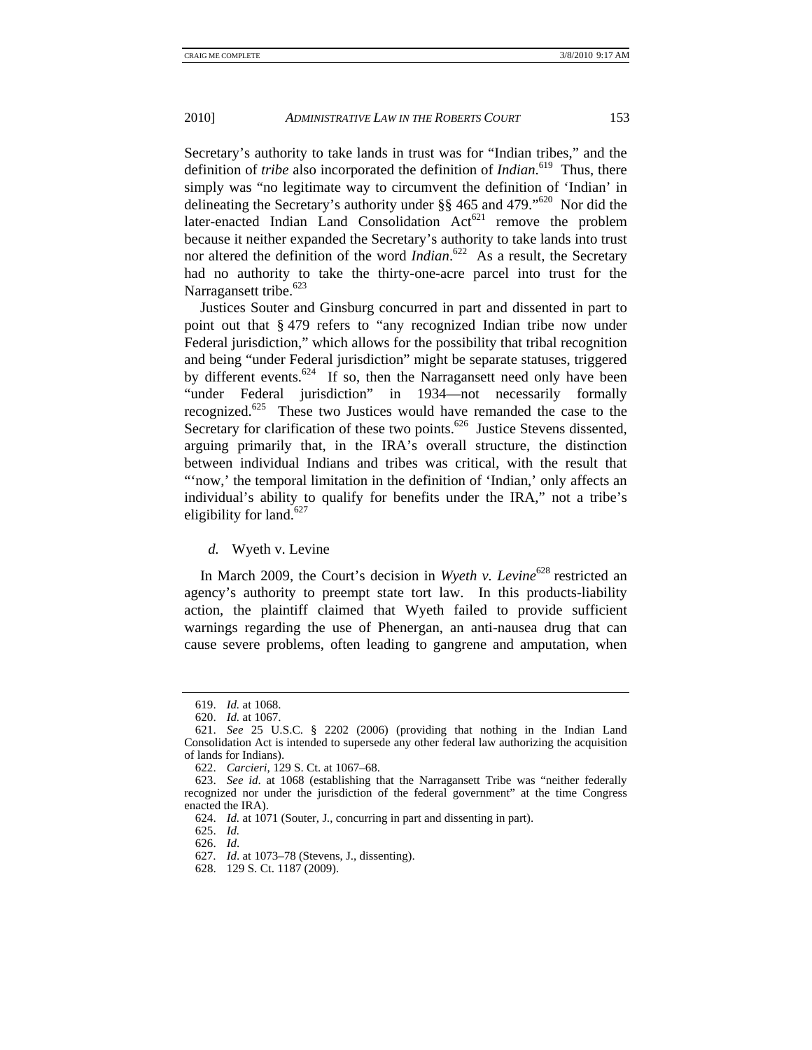Secretary's authority to take lands in trust was for "Indian tribes," and the definition of *tribe* also incorporated the definition of *Indian*.[619] Thus, there simply was "no legitimate way to circumvent the definition of 'Indian' in delineating the Secretary's authority under §§ 465 and 479."[620] Nor did the later-enacted Indian Land Consolidation Act[621] remove the problem because it neither expanded the Secretary's authority to take lands into trust nor altered the definition of the word *Indian*.[622] As a result, the Secretary had no authority to take the thirty-one-acre parcel into trust for the Narragansett tribe.[623]

Justices Souter and Ginsburg concurred in part and dissented in part to point out that § 479 refers to "any recognized Indian tribe now under Federal jurisdiction," which allows for the possibility that tribal recognition and being "under Federal jurisdiction" might be separate statuses, triggered by different events.[624] If so, then the Narragansett need only have been "under Federal jurisdiction" in 1934—not necessarily formally recognized.[625] These two Justices would have remanded the case to the Secretary for clarification of these two points.[626] Justice Stevens dissented, arguing primarily that, in the IRA's overall structure, the distinction between individual Indians and tribes was critical, with the result that "'now,' the temporal limitation in the definition of 'Indian,' only affects an individual's ability to qualify for benefits under the IRA," not a tribe's eligibility for land.[627]

#### *d.* Wyeth v. Levine

In March 2009, the Court's decision in *Wyeth v. Levine*[628] restricted an agency's authority to preempt state tort law. In this products-liability action, the plaintiff claimed that Wyeth failed to provide sufficient warnings regarding the use of Phenergan, an anti-nausea drug that can cause severe problems, often leading to gangrene and amputation, when

---

619. *Id.* at 1068.

620. *Id.* at 1067.

621. *See* 25 U.S.C. § 2202 (2006) (providing that nothing in the Indian Land Consolidation Act is intended to supersede any other federal law authorizing the acquisition of lands for Indians).

622. *Carcieri*, 129 S. Ct. at 1067–68.

623. *See id.* at 1068 (establishing that the Narragansett Tribe was "neither federally recognized nor under the jurisdiction of the federal government" at the time Congress enacted the IRA).

624. *Id.* at 1071 (Souter, J., concurring in part and dissenting in part).

625. *Id.*

626. *Id.*

627. *Id.* at 1073–78 (Stevens, J., dissenting).

628. 129 S. Ct. 1187 (2009).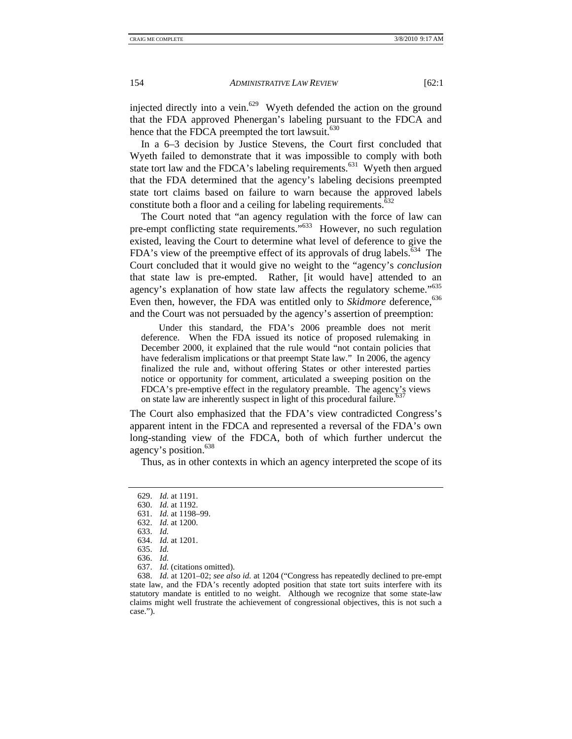injected directly into a vein.[629] Wyeth defended the action on the ground that the FDA approved Phenergan's labeling pursuant to the FDCA and hence that the FDCA preempted the tort lawsuit.[630]

In a 6–3 decision by Justice Stevens, the Court first concluded that Wyeth failed to demonstrate that it was impossible to comply with both state tort law and the FDCA's labeling requirements.[631] Wyeth then argued that the FDA determined that the agency's labeling decisions preempted state tort claims based on failure to warn because the approved labels constitute both a floor and a ceiling for labeling requirements.[632]

The Court noted that "an agency regulation with the force of law can pre-empt conflicting state requirements."[633] However, no such regulation existed, leaving the Court to determine what level of deference to give the FDA's view of the preemptive effect of its approvals of drug labels.[634] The Court concluded that it would give no weight to the "agency's *conclusion* that state law is pre-empted. Rather, [it would have] attended to an agency's explanation of how state law affects the regulatory scheme."[635] Even then, however, the FDA was entitled only to *Skidmore* deference,[636] and the Court was not persuaded by the agency's assertion of preemption:

> Under this standard, the FDA's 2006 preamble does not merit deference. When the FDA issued its notice of proposed rulemaking in December 2000, it explained that the rule would "not contain policies that have federalism implications or that preempt State law." In 2006, the agency finalized the rule and, without offering States or other interested parties notice or opportunity for comment, articulated a sweeping position on the FDCA's pre-emptive effect in the regulatory preamble. The agency's views on state law are inherently suspect in light of this procedural failure.[637]

The Court also emphasized that the FDA's view contradicted Congress's apparent intent in the FDCA and represented a reversal of the FDA's own long-standing view of the FDCA, both of which further undercut the agency's position.[638]

Thus, as in other contexts in which an agency interpreted the scope of its

---

629. *Id.* at 1191.
630. *Id.* at 1192.
631. *Id.* at 1198–99.
632. *Id.* at 1200.
633. *Id.*
634. *Id.* at 1201.
635. *Id.*
636. *Id.*
637. *Id.* (citations omitted).
638. *Id.* at 1201–02; *see also id.* at 1204 ("Congress has repeatedly declined to pre-empt state law, and the FDA's recently adopted position that state tort suits interfere with its statutory mandate is entitled to no weight. Although we recognize that some state-law claims might well frustrate the achievement of congressional objectives, this is not such a case.").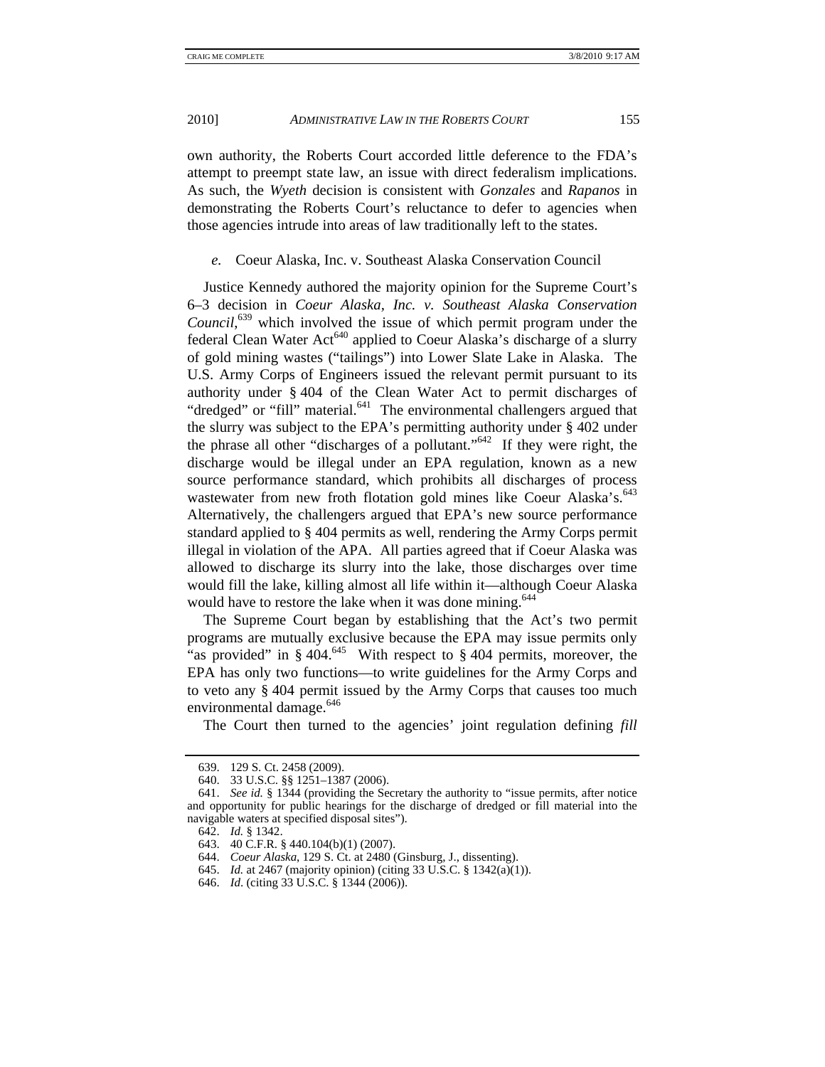own authority, the Roberts Court accorded little deference to the FDA's attempt to preempt state law, an issue with direct federalism implications. As such, the *Wyeth* decision is consistent with *Gonzales* and *Rapanos* in demonstrating the Roberts Court's reluctance to defer to agencies when those agencies intrude into areas of law traditionally left to the states.

*e.* Coeur Alaska, Inc. v. Southeast Alaska Conservation Council

Justice Kennedy authored the majority opinion for the Supreme Court's 6–3 decision in *Coeur Alaska, Inc. v. Southeast Alaska Conservation Council*,[639] which involved the issue of which permit program under the federal Clean Water Act[640] applied to Coeur Alaska's discharge of a slurry of gold mining wastes ("tailings") into Lower Slate Lake in Alaska. The U.S. Army Corps of Engineers issued the relevant permit pursuant to its authority under § 404 of the Clean Water Act to permit discharges of "dredged" or "fill" material.[641] The environmental challengers argued that the slurry was subject to the EPA's permitting authority under § 402 under the phrase all other "discharges of a pollutant."[642] If they were right, the discharge would be illegal under an EPA regulation, known as a new source performance standard, which prohibits all discharges of process wastewater from new froth flotation gold mines like Coeur Alaska's.[643] Alternatively, the challengers argued that EPA's new source performance standard applied to § 404 permits as well, rendering the Army Corps permit illegal in violation of the APA. All parties agreed that if Coeur Alaska was allowed to discharge its slurry into the lake, those discharges over time would fill the lake, killing almost all life within it—although Coeur Alaska would have to restore the lake when it was done mining.[644]

The Supreme Court began by establishing that the Act's two permit programs are mutually exclusive because the EPA may issue permits only "as provided" in § 404.[645] With respect to § 404 permits, moreover, the EPA has only two functions—to write guidelines for the Army Corps and to veto any § 404 permit issued by the Army Corps that causes too much environmental damage.[646]

The Court then turned to the agencies' joint regulation defining *fill*

---

639. 129 S. Ct. 2458 (2009).

640. 33 U.S.C. §§ 1251–1387 (2006).

641. *See id.* § 1344 (providing the Secretary the authority to "issue permits, after notice and opportunity for public hearings for the discharge of dredged or fill material into the navigable waters at specified disposal sites").

642. *Id.* § 1342.

643. 40 C.F.R. § 440.104(b)(1) (2007).

644. *Coeur Alaska*, 129 S. Ct. at 2480 (Ginsburg, J., dissenting).

645. *Id.* at 2467 (majority opinion) (citing 33 U.S.C. § 1342(a)(1)).

646. *Id.* (citing 33 U.S.C. § 1344 (2006)).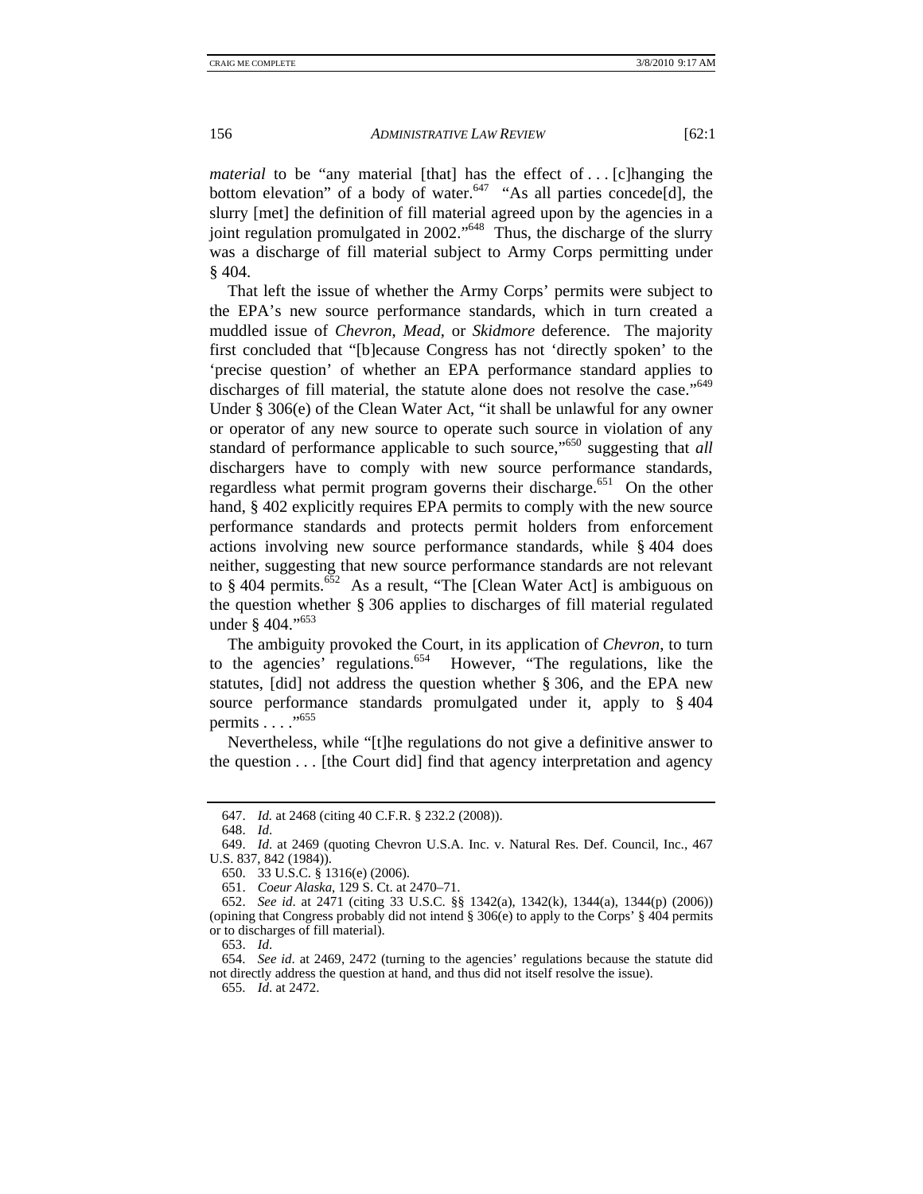*material* to be "any material [that] has the effect of . . . [c]hanging the bottom elevation" of a body of water.[647] "As all parties concede[d], the slurry [met] the definition of fill material agreed upon by the agencies in a joint regulation promulgated in 2002."[648] Thus, the discharge of the slurry was a discharge of fill material subject to Army Corps permitting under § 404.

That left the issue of whether the Army Corps' permits were subject to the EPA's new source performance standards, which in turn created a muddled issue of *Chevron*, *Mead*, or *Skidmore* deference. The majority first concluded that "[b]ecause Congress has not 'directly spoken' to the 'precise question' of whether an EPA performance standard applies to discharges of fill material, the statute alone does not resolve the case."[649] Under § 306(e) of the Clean Water Act, "it shall be unlawful for any owner or operator of any new source to operate such source in violation of any standard of performance applicable to such source,"[650] suggesting that *all* dischargers have to comply with new source performance standards, regardless what permit program governs their discharge.[651] On the other hand, § 402 explicitly requires EPA permits to comply with the new source performance standards and protects permit holders from enforcement actions involving new source performance standards, while § 404 does neither, suggesting that new source performance standards are not relevant to § 404 permits.[652] As a result, "The [Clean Water Act] is ambiguous on the question whether § 306 applies to discharges of fill material regulated under § 404."[653]

The ambiguity provoked the Court, in its application of *Chevron*, to turn to the agencies' regulations.[654] However, "The regulations, like the statutes, [did] not address the question whether § 306, and the EPA new source performance standards promulgated under it, apply to § 404 permits . . . ."[655]

Nevertheless, while "[t]he regulations do not give a definitive answer to the question . . . [the Court did] find that agency interpretation and agency

---

647. *Id.* at 2468 (citing 40 C.F.R. § 232.2 (2008)).

648. *Id*.

649. *Id*. at 2469 (quoting Chevron U.S.A. Inc. v. Natural Res. Def. Council, Inc., 467 U.S. 837, 842 (1984)).

650. 33 U.S.C. § 1316(e) (2006).

651. *Coeur Alaska*, 129 S. Ct. at 2470–71.

652. *See id*. at 2471 (citing 33 U.S.C. §§ 1342(a), 1342(k), 1344(a), 1344(p) (2006)) (opining that Congress probably did not intend § 306(e) to apply to the Corps' § 404 permits or to discharges of fill material).

653. *Id*.

654. *See id*. at 2469, 2472 (turning to the agencies' regulations because the statute did not directly address the question at hand, and thus did not itself resolve the issue).

655. *Id*. at 2472.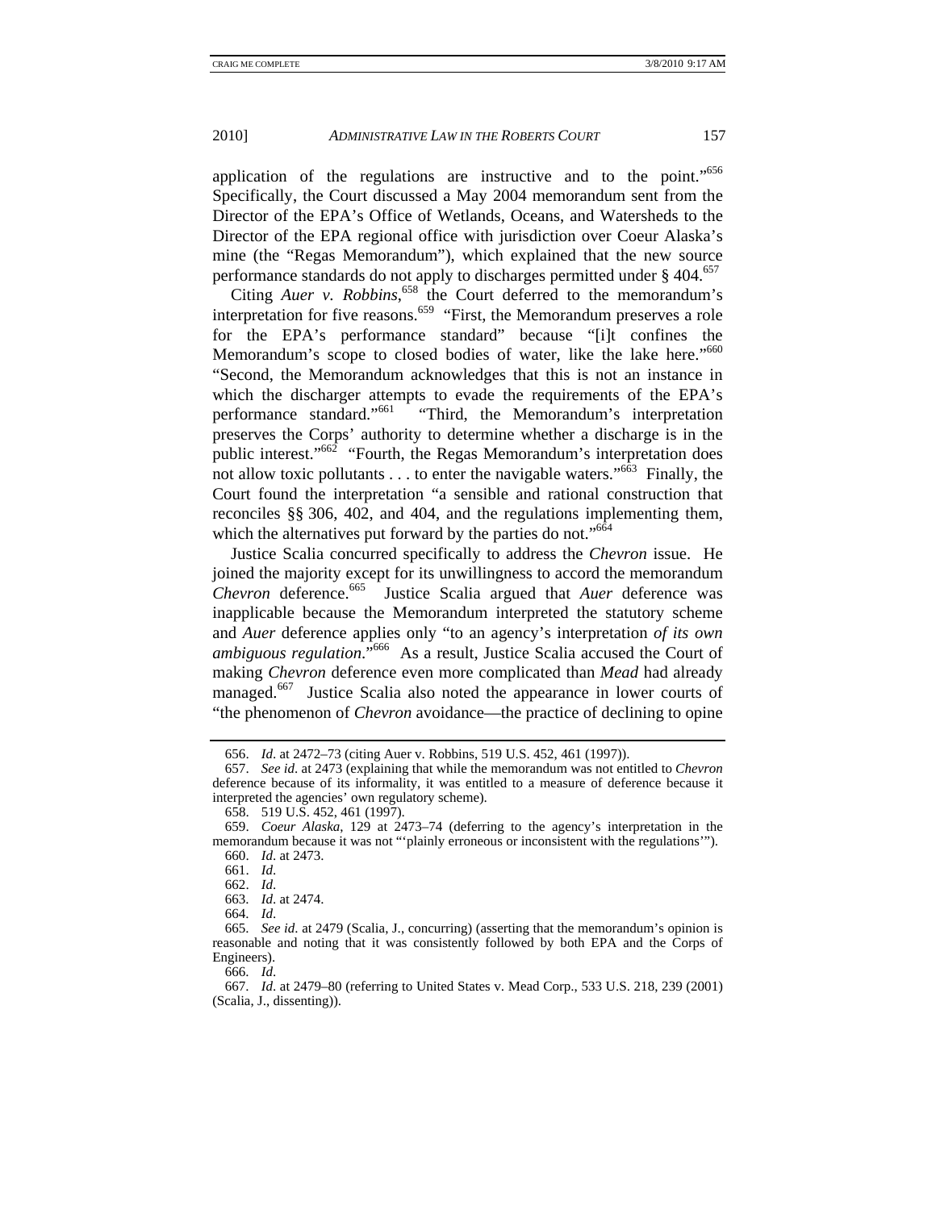application of the regulations are instructive and to the point."[656] Specifically, the Court discussed a May 2004 memorandum sent from the Director of the EPA's Office of Wetlands, Oceans, and Watersheds to the Director of the EPA regional office with jurisdiction over Coeur Alaska's mine (the "Regas Memorandum"), which explained that the new source performance standards do not apply to discharges permitted under § 404.[657]

Citing *Auer v. Robbins*,[658] the Court deferred to the memorandum's interpretation for five reasons.[659] "First, the Memorandum preserves a role for the EPA's performance standard" because "[i]t confines the Memorandum's scope to closed bodies of water, like the lake here."[660] "Second, the Memorandum acknowledges that this is not an instance in which the discharger attempts to evade the requirements of the EPA's performance standard."[661] "Third, the Memorandum's interpretation preserves the Corps' authority to determine whether a discharge is in the public interest."[662] "Fourth, the Regas Memorandum's interpretation does not allow toxic pollutants . . . to enter the navigable waters."[663] Finally, the Court found the interpretation "a sensible and rational construction that reconciles §§ 306, 402, and 404, and the regulations implementing them, which the alternatives put forward by the parties do not."[664]

Justice Scalia concurred specifically to address the *Chevron* issue. He joined the majority except for its unwillingness to accord the memorandum *Chevron* deference.[665] Justice Scalia argued that *Auer* deference was inapplicable because the Memorandum interpreted the statutory scheme and *Auer* deference applies only "to an agency's interpretation *of its own ambiguous regulation*."[666] As a result, Justice Scalia accused the Court of making *Chevron* deference even more complicated than *Mead* had already managed.[667] Justice Scalia also noted the appearance in lower courts of "the phenomenon of *Chevron* avoidance—the practice of declining to opine

---

656. *Id.* at 2472–73 (citing Auer v. Robbins, 519 U.S. 452, 461 (1997)).

657. *See id.* at 2473 (explaining that while the memorandum was not entitled to *Chevron* deference because of its informality, it was entitled to a measure of deference because it interpreted the agencies' own regulatory scheme).

658. 519 U.S. 452, 461 (1997).

659. *Coeur Alaska*, 129 at 2473–74 (deferring to the agency's interpretation in the memorandum because it was not "'plainly erroneous or inconsistent with the regulations'").

660. *Id.* at 2473.

661. *Id.*

662. *Id.*

663. *Id.* at 2474.

664. *Id.*

665. *See id.* at 2479 (Scalia, J., concurring) (asserting that the memorandum's opinion is reasonable and noting that it was consistently followed by both EPA and the Corps of Engineers).

666. *Id.*

667. *Id.* at 2479–80 (referring to United States v. Mead Corp., 533 U.S. 218, 239 (2001) (Scalia, J., dissenting)).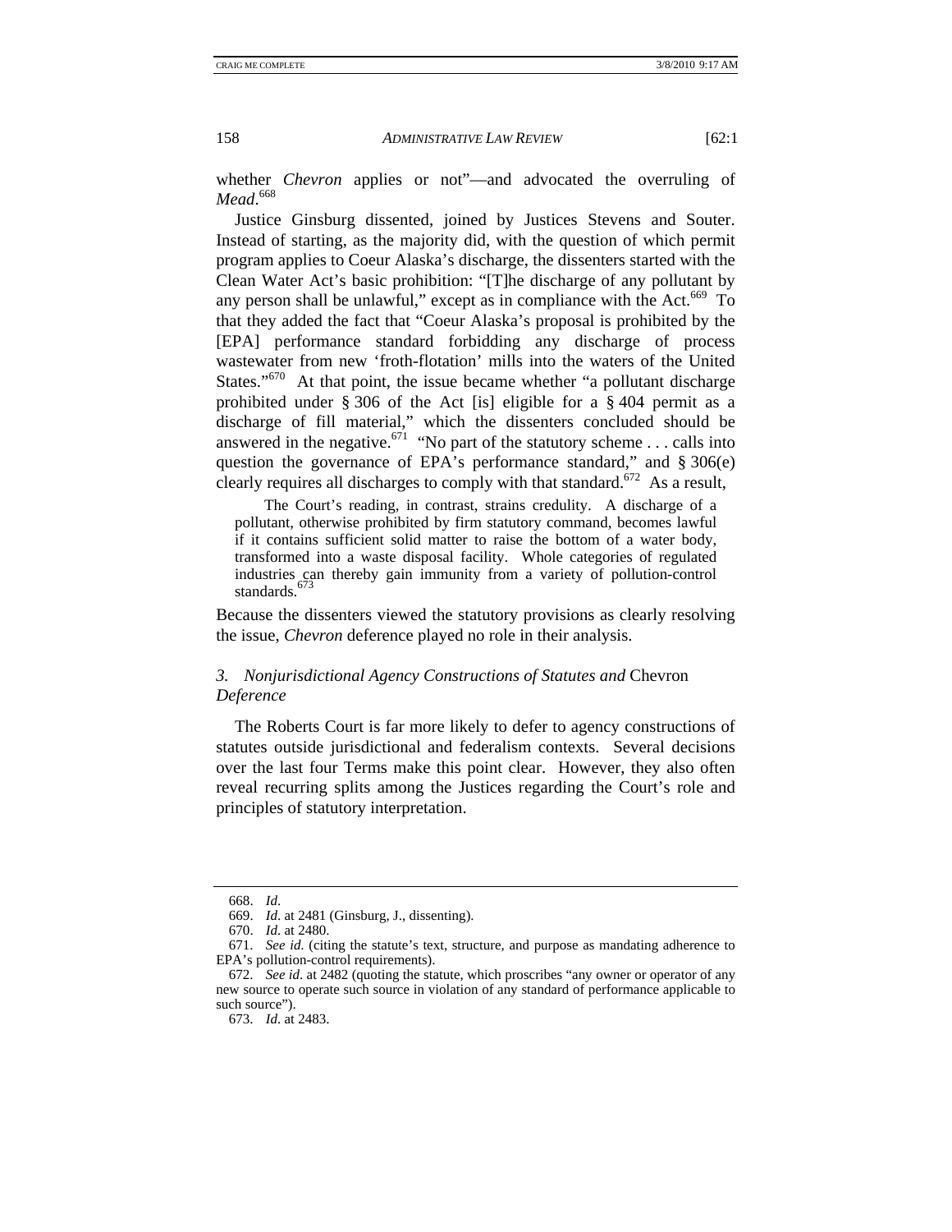whether *Chevron* applies or not"—and advocated the overruling of *Mead*.[668]

Justice Ginsburg dissented, joined by Justices Stevens and Souter. Instead of starting, as the majority did, with the question of which permit program applies to Coeur Alaska's discharge, the dissenters started with the Clean Water Act's basic prohibition: "[T]he discharge of any pollutant by any person shall be unlawful," except as in compliance with the Act.[669] To that they added the fact that "Coeur Alaska's proposal is prohibited by the [EPA] performance standard forbidding any discharge of process wastewater from new 'froth-flotation' mills into the waters of the United States."[670] At that point, the issue became whether "a pollutant discharge prohibited under § 306 of the Act [is] eligible for a § 404 permit as a discharge of fill material," which the dissenters concluded should be answered in the negative.[671] "No part of the statutory scheme . . . calls into question the governance of EPA's performance standard," and § 306(e) clearly requires all discharges to comply with that standard.[672] As a result,

> The Court's reading, in contrast, strains credulity. A discharge of a pollutant, otherwise prohibited by firm statutory command, becomes lawful if it contains sufficient solid matter to raise the bottom of a water body, transformed into a waste disposal facility. Whole categories of regulated industries can thereby gain immunity from a variety of pollution-control standards.[673]

Because the dissenters viewed the statutory provisions as clearly resolving the issue, *Chevron* deference played no role in their analysis.

### 3. *Nonjurisdictional Agency Constructions of Statutes and* Chevron *Deference*

The Roberts Court is far more likely to defer to agency constructions of statutes outside jurisdictional and federalism contexts. Several decisions over the last four Terms make this point clear. However, they also often reveal recurring splits among the Justices regarding the Court's role and principles of statutory interpretation.

---

668. *Id*.

669. *Id*. at 2481 (Ginsburg, J., dissenting).

670. *Id*. at 2480.

671. *See id.* (citing the statute's text, structure, and purpose as mandating adherence to EPA's pollution-control requirements).

672. *See id*. at 2482 (quoting the statute, which proscribes "any owner or operator of any new source to operate such source in violation of any standard of performance applicable to such source").

673. *Id*. at 2483.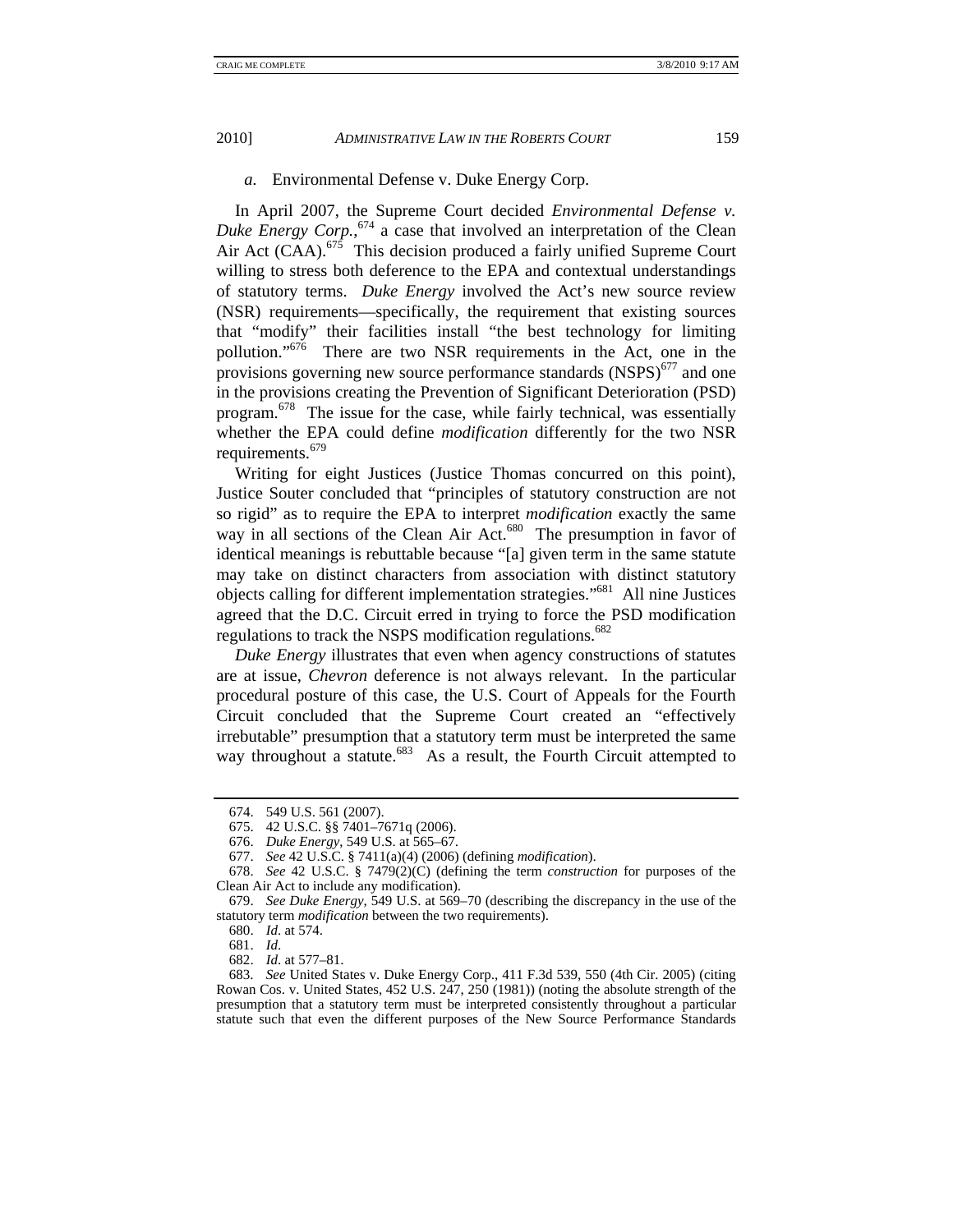#### *a.* Environmental Defense v. Duke Energy Corp.

In April 2007, the Supreme Court decided *Environmental Defense v. Duke Energy Corp.*,[674] a case that involved an interpretation of the Clean Air Act (CAA).[675] This decision produced a fairly unified Supreme Court willing to stress both deference to the EPA and contextual understandings of statutory terms. *Duke Energy* involved the Act's new source review (NSR) requirements—specifically, the requirement that existing sources that "modify" their facilities install "the best technology for limiting pollution."[676] There are two NSR requirements in the Act, one in the provisions governing new source performance standards (NSPS)[677] and one in the provisions creating the Prevention of Significant Deterioration (PSD) program.[678] The issue for the case, while fairly technical, was essentially whether the EPA could define *modification* differently for the two NSR requirements.[679]

Writing for eight Justices (Justice Thomas concurred on this point), Justice Souter concluded that "principles of statutory construction are not so rigid" as to require the EPA to interpret *modification* exactly the same way in all sections of the Clean Air Act.[680] The presumption in favor of identical meanings is rebuttable because "[a] given term in the same statute may take on distinct characters from association with distinct statutory objects calling for different implementation strategies."[681] All nine Justices agreed that the D.C. Circuit erred in trying to force the PSD modification regulations to track the NSPS modification regulations.[682]

*Duke Energy* illustrates that even when agency constructions of statutes are at issue, *Chevron* deference is not always relevant. In the particular procedural posture of this case, the U.S. Court of Appeals for the Fourth Circuit concluded that the Supreme Court created an "effectively irrebutable" presumption that a statutory term must be interpreted the same way throughout a statute.[683] As a result, the Fourth Circuit attempted to

---

674. 549 U.S. 561 (2007).

675. 42 U.S.C. §§ 7401–7671q (2006).

676. *Duke Energy*, 549 U.S. at 565–67.

677. *See* 42 U.S.C. § 7411(a)(4) (2006) (defining *modification*).

678. *See* 42 U.S.C. § 7479(2)(C) (defining the term *construction* for purposes of the Clean Air Act to include any modification).

679. *See Duke Energy*, 549 U.S. at 569–70 (describing the discrepancy in the use of the statutory term *modification* between the two requirements).

680. *Id*. at 574.

681. *Id*.

682. *Id*. at 577–81.

683. *See* United States v. Duke Energy Corp., 411 F.3d 539, 550 (4th Cir. 2005) (citing Rowan Cos. v. United States, 452 U.S. 247, 250 (1981)) (noting the absolute strength of the presumption that a statutory term must be interpreted consistently throughout a particular statute such that even the different purposes of the New Source Performance Standards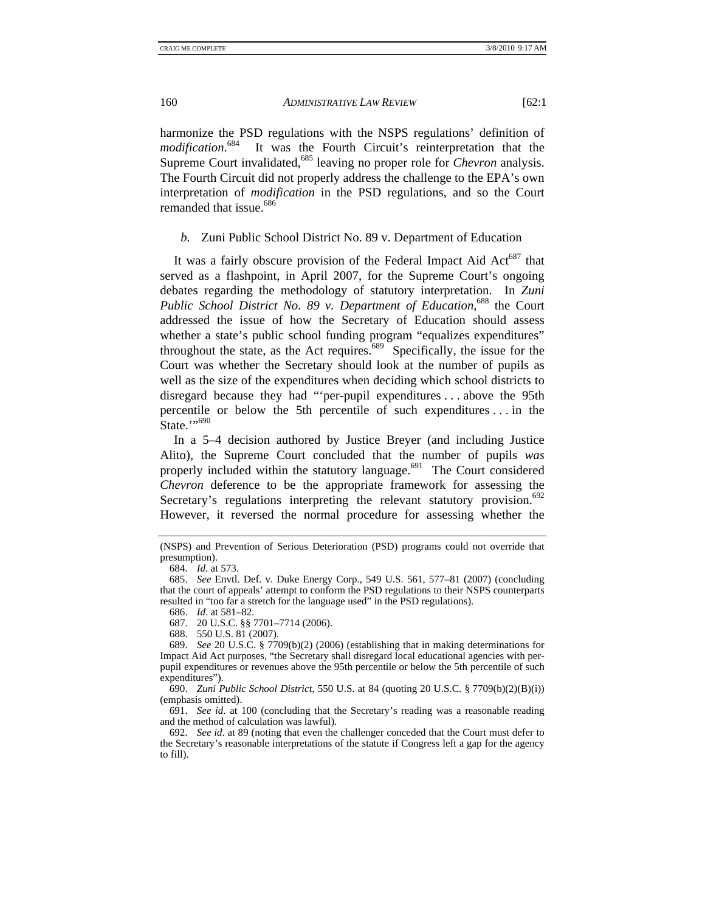harmonize the PSD regulations with the NSPS regulations' definition of *modification*.[684] It was the Fourth Circuit's reinterpretation that the Supreme Court invalidated,[685] leaving no proper role for *Chevron* analysis. The Fourth Circuit did not properly address the challenge to the EPA's own interpretation of *modification* in the PSD regulations, and so the Court remanded that issue.[686]

*b.* Zuni Public School District No. 89 v. Department of Education

It was a fairly obscure provision of the Federal Impact Aid Act[687] that served as a flashpoint, in April 2007, for the Supreme Court's ongoing debates regarding the methodology of statutory interpretation. In *Zuni Public School District No. 89 v. Department of Education*,[688] the Court addressed the issue of how the Secretary of Education should assess whether a state's public school funding program "equalizes expenditures" throughout the state, as the Act requires.[689] Specifically, the issue for the Court was whether the Secretary should look at the number of pupils as well as the size of the expenditures when deciding which school districts to disregard because they had "'per-pupil expenditures . . . above the 95th percentile or below the 5th percentile of such expenditures . . . in the State.'"[690]

In a 5–4 decision authored by Justice Breyer (and including Justice Alito), the Supreme Court concluded that the number of pupils *was* properly included within the statutory language.[691] The Court considered *Chevron* deference to be the appropriate framework for assessing the Secretary's regulations interpreting the relevant statutory provision.[692] However, it reversed the normal procedure for assessing whether the

---

(NSPS) and Prevention of Serious Deterioration (PSD) programs could not override that presumption).

684. *Id.* at 573.

685. *See* Envtl. Def. v. Duke Energy Corp., 549 U.S. 561, 577–81 (2007) (concluding that the court of appeals' attempt to conform the PSD regulations to their NSPS counterparts resulted in "too far a stretch for the language used" in the PSD regulations).

686. *Id.* at 581–82.

687. 20 U.S.C. §§ 7701–7714 (2006).

688. 550 U.S. 81 (2007).

689. *See* 20 U.S.C. § 7709(b)(2) (2006) (establishing that in making determinations for Impact Aid Act purposes, "the Secretary shall disregard local educational agencies with per-pupil expenditures or revenues above the 95th percentile or below the 5th percentile of such expenditures").

690. *Zuni Public School District*, 550 U.S. at 84 (quoting 20 U.S.C. § 7709(b)(2)(B)(i)) (emphasis omitted).

691. *See id.* at 100 (concluding that the Secretary's reading was a reasonable reading and the method of calculation was lawful).

692. *See id.* at 89 (noting that even the challenger conceded that the Court must defer to the Secretary's reasonable interpretations of the statute if Congress left a gap for the agency to fill).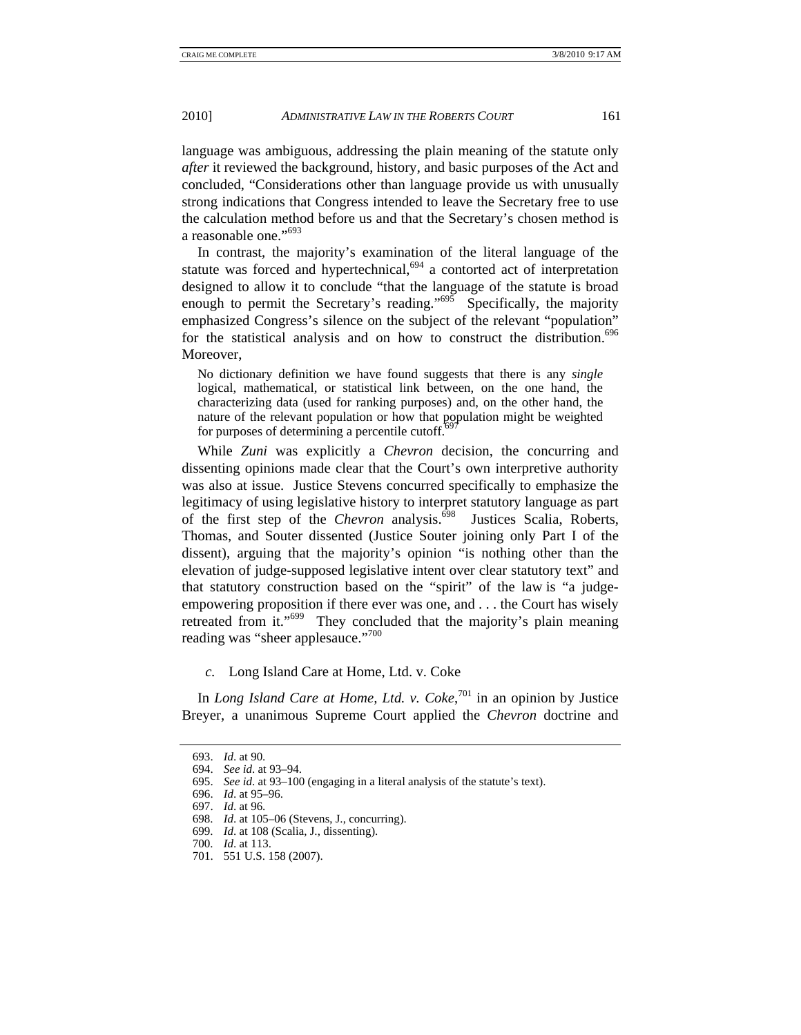language was ambiguous, addressing the plain meaning of the statute only *after* it reviewed the background, history, and basic purposes of the Act and concluded, "Considerations other than language provide us with unusually strong indications that Congress intended to leave the Secretary free to use the calculation method before us and that the Secretary's chosen method is a reasonable one."[693]

In contrast, the majority's examination of the literal language of the statute was forced and hypertechnical,[694] a contorted act of interpretation designed to allow it to conclude "that the language of the statute is broad enough to permit the Secretary's reading."[695] Specifically, the majority emphasized Congress's silence on the subject of the relevant "population" for the statistical analysis and on how to construct the distribution.[696] Moreover,

> No dictionary definition we have found suggests that there is any *single* logical, mathematical, or statistical link between, on the one hand, the characterizing data (used for ranking purposes) and, on the other hand, the nature of the relevant population or how that population might be weighted for purposes of determining a percentile cutoff.[697]

While *Zuni* was explicitly a *Chevron* decision, the concurring and dissenting opinions made clear that the Court's own interpretive authority was also at issue. Justice Stevens concurred specifically to emphasize the legitimacy of using legislative history to interpret statutory language as part of the first step of the *Chevron* analysis.[698] Justices Scalia, Roberts, Thomas, and Souter dissented (Justice Souter joining only Part I of the dissent), arguing that the majority's opinion "is nothing other than the elevation of judge-supposed legislative intent over clear statutory text" and that statutory construction based on the "spirit" of the law is "a judge-empowering proposition if there ever was one, and . . . the Court has wisely retreated from it."[699] They concluded that the majority's plain meaning reading was "sheer applesauce."[700]

#### *c.* Long Island Care at Home, Ltd. v. Coke

In *Long Island Care at Home, Ltd. v. Coke*,[701] in an opinion by Justice Breyer, a unanimous Supreme Court applied the *Chevron* doctrine and

---

693. *Id.* at 90.

694. *See id.* at 93–94.

695. *See id.* at 93–100 (engaging in a literal analysis of the statute's text).

696. *Id.* at 95–96.

697. *Id.* at 96.

698. *Id.* at 105–06 (Stevens, J., concurring).

699. *Id.* at 108 (Scalia, J., dissenting).

700. *Id.* at 113.

701. 551 U.S. 158 (2007).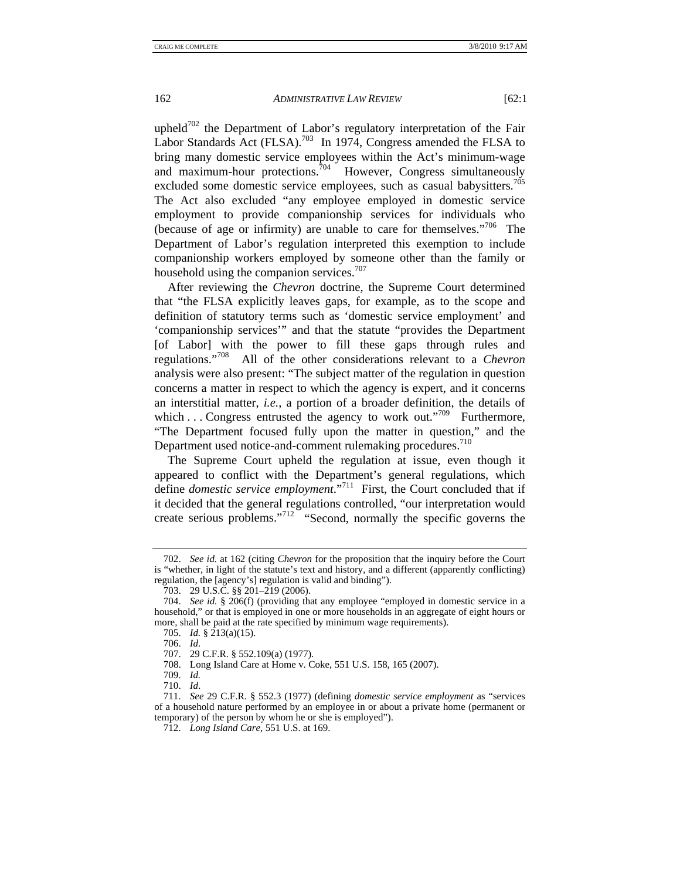upheld[702] the Department of Labor's regulatory interpretation of the Fair Labor Standards Act (FLSA).[703] In 1974, Congress amended the FLSA to bring many domestic service employees within the Act's minimum-wage and maximum-hour protections.[704] However, Congress simultaneously excluded some domestic service employees, such as casual babysitters.[705] The Act also excluded "any employee employed in domestic service employment to provide companionship services for individuals who (because of age or infirmity) are unable to care for themselves."[706] The Department of Labor's regulation interpreted this exemption to include companionship workers employed by someone other than the family or household using the companion services.[707]

After reviewing the *Chevron* doctrine, the Supreme Court determined that "the FLSA explicitly leaves gaps, for example, as to the scope and definition of statutory terms such as 'domestic service employment' and 'companionship services'" and that the statute "provides the Department [of Labor] with the power to fill these gaps through rules and regulations."[708] All of the other considerations relevant to a *Chevron* analysis were also present: "The subject matter of the regulation in question concerns a matter in respect to which the agency is expert, and it concerns an interstitial matter, *i.e.*, a portion of a broader definition, the details of which . . . Congress entrusted the agency to work out."[709] Furthermore, "The Department focused fully upon the matter in question," and the Department used notice-and-comment rulemaking procedures.[710]

The Supreme Court upheld the regulation at issue, even though it appeared to conflict with the Department's general regulations, which define *domestic service employment*."[711] First, the Court concluded that if it decided that the general regulations controlled, "our interpretation would create serious problems."[712] "Second, normally the specific governs the

---

702. *See id.* at 162 (citing *Chevron* for the proposition that the inquiry before the Court is "whether, in light of the statute's text and history, and a different (apparently conflicting) regulation, the [agency's] regulation is valid and binding").

703. 29 U.S.C. §§ 201–219 (2006).

704. *See id.* § 206(f) (providing that any employee "employed in domestic service in a household," or that is employed in one or more households in an aggregate of eight hours or more, shall be paid at the rate specified by minimum wage requirements).

705. *Id.* § 213(a)(15).

706. *Id.*

707. 29 C.F.R. § 552.109(a) (1977).

708. Long Island Care at Home v. Coke, 551 U.S. 158, 165 (2007).

709. *Id.*

710. *Id.*

711. *See* 29 C.F.R. § 552.3 (1977) (defining *domestic service employment* as "services of a household nature performed by an employee in or about a private home (permanent or temporary) of the person by whom he or she is employed").

712. *Long Island Care*, 551 U.S. at 169.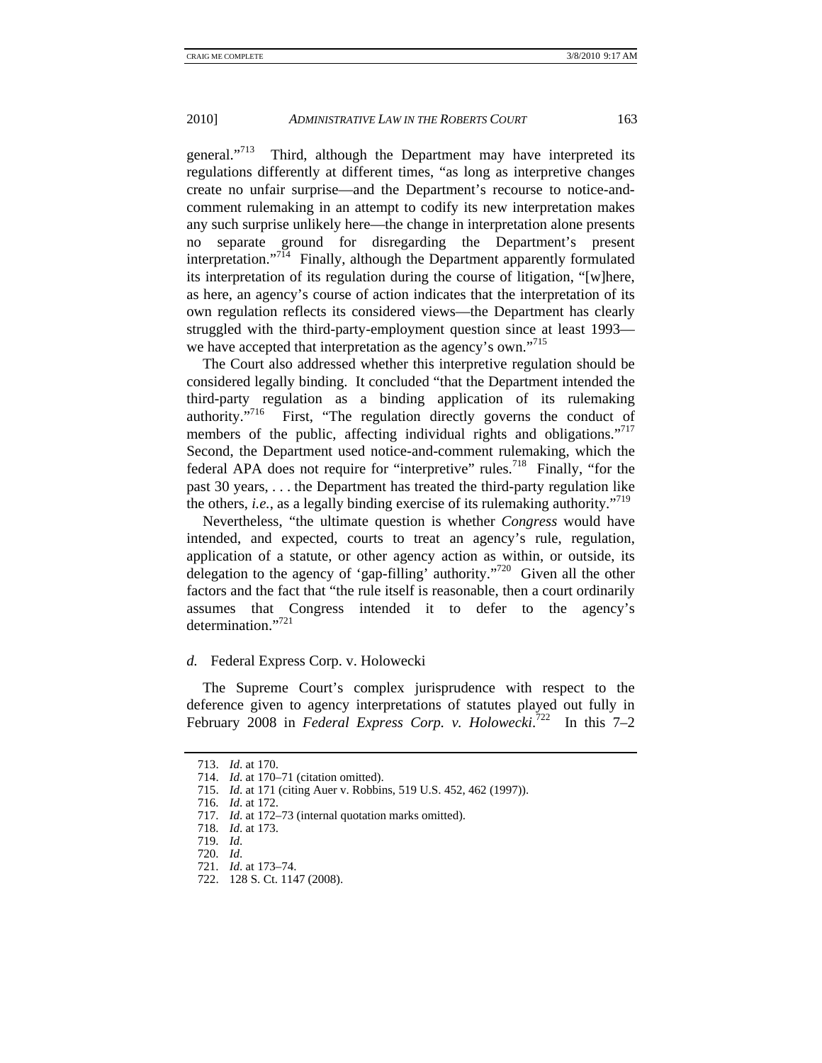general."[713] Third, although the Department may have interpreted its regulations differently at different times, "as long as interpretive changes create no unfair surprise—and the Department's recourse to notice-and-comment rulemaking in an attempt to codify its new interpretation makes any such surprise unlikely here—the change in interpretation alone presents no separate ground for disregarding the Department's present interpretation."[714] Finally, although the Department apparently formulated its interpretation of its regulation during the course of litigation, "[w]here, as here, an agency's course of action indicates that the interpretation of its own regulation reflects its considered views—the Department has clearly struggled with the third-party-employment question since at least 1993—we have accepted that interpretation as the agency's own."[715]

The Court also addressed whether this interpretive regulation should be considered legally binding. It concluded "that the Department intended the third-party regulation as a binding application of its rulemaking authority."[716] First, "The regulation directly governs the conduct of members of the public, affecting individual rights and obligations."[717] Second, the Department used notice-and-comment rulemaking, which the federal APA does not require for "interpretive" rules.[718] Finally, "for the past 30 years, . . . the Department has treated the third-party regulation like the others, *i.e.*, as a legally binding exercise of its rulemaking authority."[719]

Nevertheless, "the ultimate question is whether *Congress* would have intended, and expected, courts to treat an agency's rule, regulation, application of a statute, or other agency action as within, or outside, its delegation to the agency of 'gap-filling' authority."[720] Given all the other factors and the fact that "the rule itself is reasonable, then a court ordinarily assumes that Congress intended it to defer to the agency's determination."[721]

#### *d.* Federal Express Corp. v. Holowecki

The Supreme Court's complex jurisprudence with respect to the deference given to agency interpretations of statutes played out fully in February 2008 in *Federal Express Corp. v. Holowecki*.[722] In this 7–2

---

713. *Id.* at 170.
714. *Id.* at 170–71 (citation omitted).
715. *Id.* at 171 (citing Auer v. Robbins, 519 U.S. 452, 462 (1997)).
716. *Id.* at 172.
717. *Id.* at 172–73 (internal quotation marks omitted).
718. *Id.* at 173.
719. *Id.*
720. *Id.*
721. *Id.* at 173–74.
722. 128 S. Ct. 1147 (2008).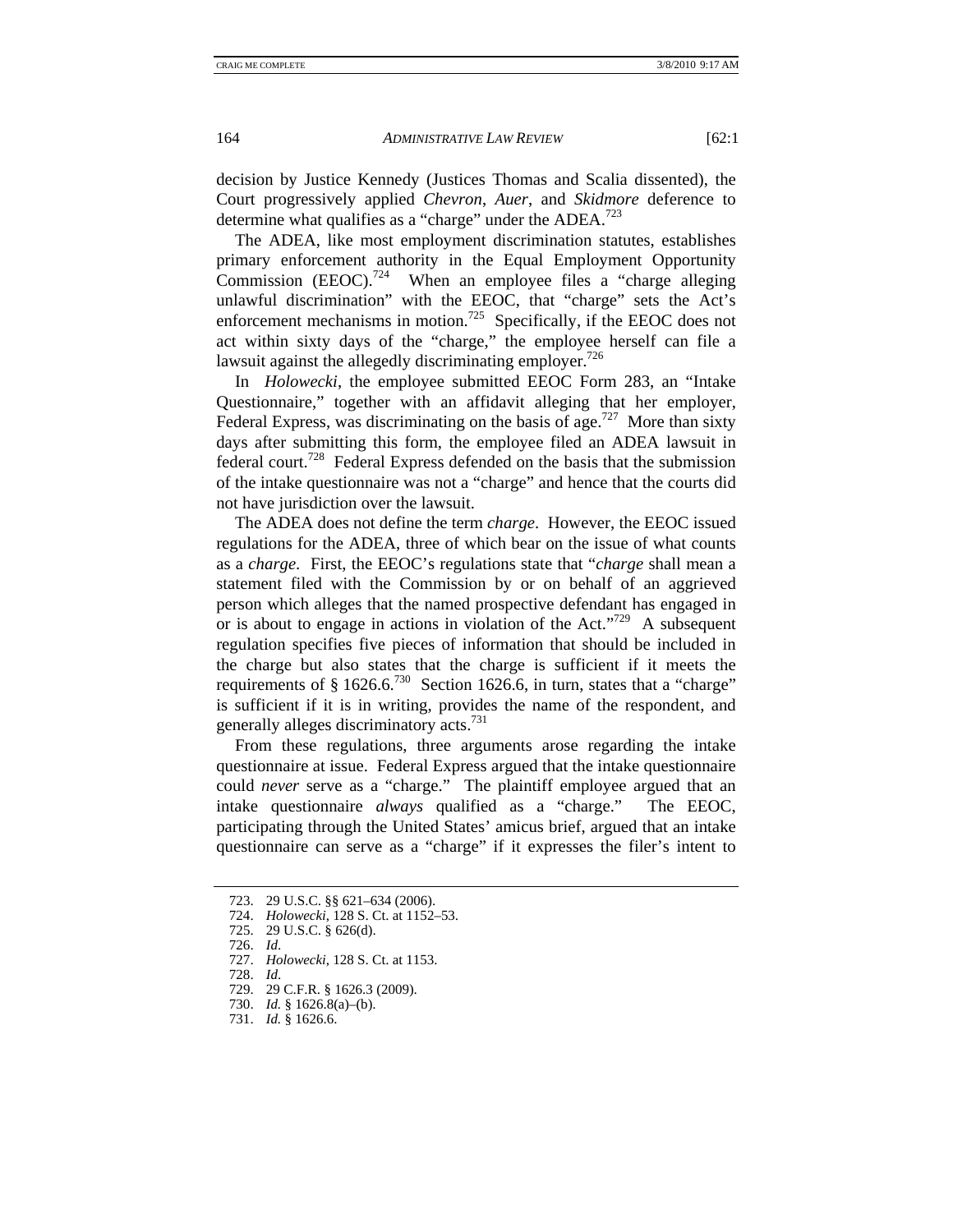decision by Justice Kennedy (Justices Thomas and Scalia dissented), the Court progressively applied *Chevron*, *Auer*, and *Skidmore* deference to determine what qualifies as a "charge" under the ADEA.[723]

The ADEA, like most employment discrimination statutes, establishes primary enforcement authority in the Equal Employment Opportunity Commission (EEOC).[724] When an employee files a "charge alleging unlawful discrimination" with the EEOC, that "charge" sets the Act's enforcement mechanisms in motion.[725] Specifically, if the EEOC does not act within sixty days of the "charge," the employee herself can file a lawsuit against the allegedly discriminating employer.[726]

In *Holowecki*, the employee submitted EEOC Form 283, an "Intake Questionnaire," together with an affidavit alleging that her employer, Federal Express, was discriminating on the basis of age.[727] More than sixty days after submitting this form, the employee filed an ADEA lawsuit in federal court.[728] Federal Express defended on the basis that the submission of the intake questionnaire was not a "charge" and hence that the courts did not have jurisdiction over the lawsuit.

The ADEA does not define the term *charge*. However, the EEOC issued regulations for the ADEA, three of which bear on the issue of what counts as a *charge*. First, the EEOC's regulations state that "*charge* shall mean a statement filed with the Commission by or on behalf of an aggrieved person which alleges that the named prospective defendant has engaged in or is about to engage in actions in violation of the Act."[729] A subsequent regulation specifies five pieces of information that should be included in the charge but also states that the charge is sufficient if it meets the requirements of § 1626.6.[730] Section 1626.6, in turn, states that a "charge" is sufficient if it is in writing, provides the name of the respondent, and generally alleges discriminatory acts.[731]

From these regulations, three arguments arose regarding the intake questionnaire at issue. Federal Express argued that the intake questionnaire could *never* serve as a "charge." The plaintiff employee argued that an intake questionnaire *always* qualified as a "charge." The EEOC, participating through the United States' amicus brief, argued that an intake questionnaire can serve as a "charge" if it expresses the filer's intent to

---

723. 29 U.S.C. §§ 621–634 (2006).
724. *Holowecki*, 128 S. Ct. at 1152–53.
725. 29 U.S.C. § 626(d).
726. *Id.*
727. *Holowecki*, 128 S. Ct. at 1153.
728. *Id.*
729. 29 C.F.R. § 1626.3 (2009).
730. *Id.* § 1626.8(a)–(b).
731. *Id.* § 1626.6.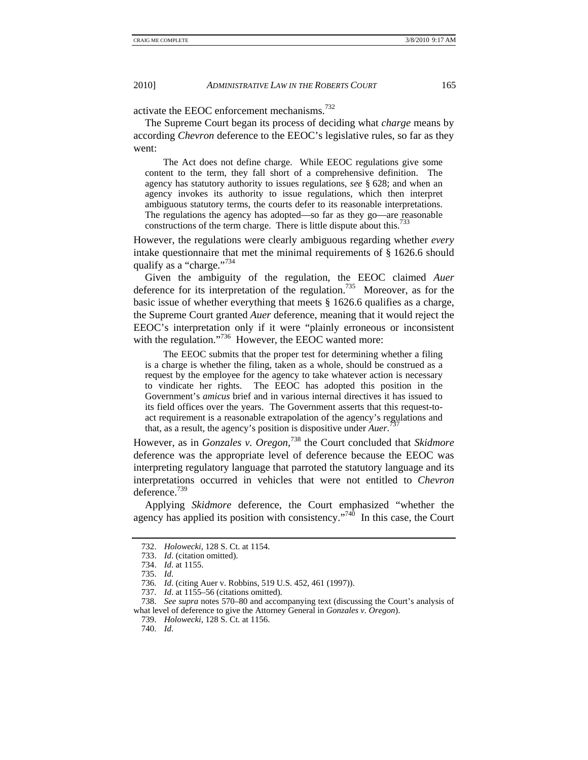activate the EEOC enforcement mechanisms.[732]

The Supreme Court began its process of deciding what *charge* means by according *Chevron* deference to the EEOC's legislative rules, so far as they went:

> The Act does not define charge. While EEOC regulations give some content to the term, they fall short of a comprehensive definition. The agency has statutory authority to issues regulations, *see* § 628; and when an agency invokes its authority to issue regulations, which then interpret ambiguous statutory terms, the courts defer to its reasonable interpretations. The regulations the agency has adopted—so far as they go—are reasonable constructions of the term charge. There is little dispute about this.[733]

However, the regulations were clearly ambiguous regarding whether *every* intake questionnaire that met the minimal requirements of § 1626.6 should qualify as a "charge."[734]

Given the ambiguity of the regulation, the EEOC claimed *Auer* deference for its interpretation of the regulation.[735] Moreover, as for the basic issue of whether everything that meets § 1626.6 qualifies as a charge, the Supreme Court granted *Auer* deference, meaning that it would reject the EEOC's interpretation only if it were "plainly erroneous or inconsistent with the regulation."[736] However, the EEOC wanted more:

> The EEOC submits that the proper test for determining whether a filing is a charge is whether the filing, taken as a whole, should be construed as a request by the employee for the agency to take whatever action is necessary to vindicate her rights. The EEOC has adopted this position in the Government's *amicus* brief and in various internal directives it has issued to its field offices over the years. The Government asserts that this request-to-act requirement is a reasonable extrapolation of the agency's regulations and that, as a result, the agency's position is dispositive under *Auer*.[737]

However, as in *Gonzales v. Oregon*,[738] the Court concluded that *Skidmore* deference was the appropriate level of deference because the EEOC was interpreting regulatory language that parroted the statutory language and its interpretations occurred in vehicles that were not entitled to *Chevron* deference.[739]

Applying *Skidmore* deference, the Court emphasized "whether the agency has applied its position with consistency."[740] In this case, the Court

---

732. *Holowecki*, 128 S. Ct. at 1154.

733. *Id*. (citation omitted).

734. *Id*. at 1155.

735. *Id*.

736. *Id*. (citing Auer v. Robbins, 519 U.S. 452, 461 (1997)).

737. *Id*. at 1155–56 (citations omitted).

738. *See supra* notes 570–80 and accompanying text (discussing the Court's analysis of what level of deference to give the Attorney General in *Gonzales v. Oregon*).

739. *Holowecki*, 128 S. Ct. at 1156.

740. *Id*.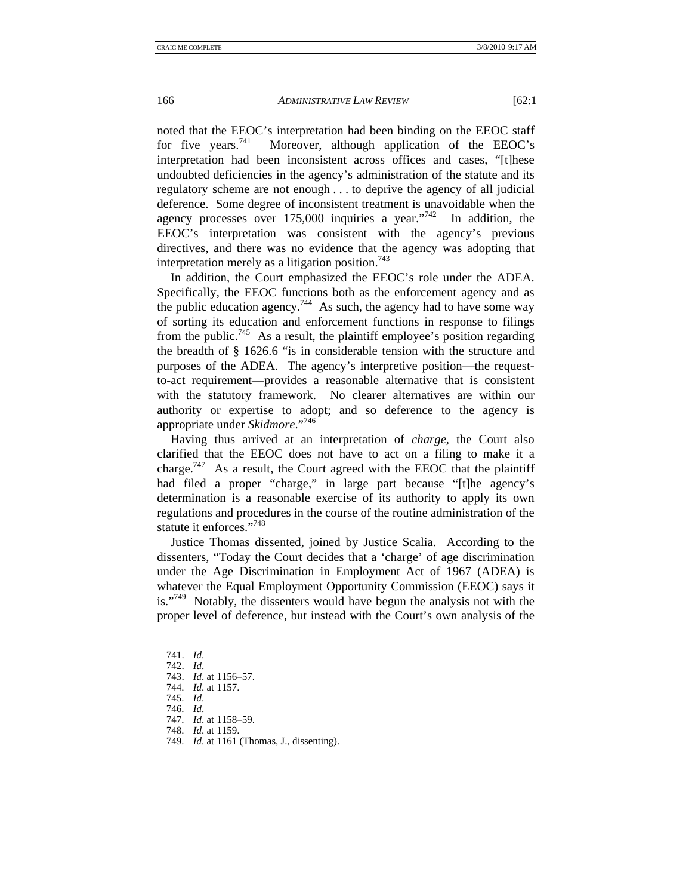noted that the EEOC's interpretation had been binding on the EEOC staff for five years.[741] Moreover, although application of the EEOC's interpretation had been inconsistent across offices and cases, "[t]hese undoubted deficiencies in the agency's administration of the statute and its regulatory scheme are not enough . . . to deprive the agency of all judicial deference. Some degree of inconsistent treatment is unavoidable when the agency processes over 175,000 inquiries a year."[742] In addition, the EEOC's interpretation was consistent with the agency's previous directives, and there was no evidence that the agency was adopting that interpretation merely as a litigation position.[743]

In addition, the Court emphasized the EEOC's role under the ADEA. Specifically, the EEOC functions both as the enforcement agency and as the public education agency.[744] As such, the agency had to have some way of sorting its education and enforcement functions in response to filings from the public.[745] As a result, the plaintiff employee's position regarding the breadth of § 1626.6 "is in considerable tension with the structure and purposes of the ADEA. The agency's interpretive position—the request-to-act requirement—provides a reasonable alternative that is consistent with the statutory framework. No clearer alternatives are within our authority or expertise to adopt; and so deference to the agency is appropriate under *Skidmore*."[746]

Having thus arrived at an interpretation of *charge*, the Court also clarified that the EEOC does not have to act on a filing to make it a charge.[747] As a result, the Court agreed with the EEOC that the plaintiff had filed a proper "charge," in large part because "[t]he agency's determination is a reasonable exercise of its authority to apply its own regulations and procedures in the course of the routine administration of the statute it enforces."[748]

Justice Thomas dissented, joined by Justice Scalia. According to the dissenters, "Today the Court decides that a 'charge' of age discrimination under the Age Discrimination in Employment Act of 1967 (ADEA) is whatever the Equal Employment Opportunity Commission (EEOC) says it is."[749] Notably, the dissenters would have begun the analysis not with the proper level of deference, but instead with the Court's own analysis of the

---

741. *Id.*
742. *Id.*
743. *Id.* at 1156–57.
744. *Id.* at 1157.
745. *Id.*
746. *Id.*
747. *Id.* at 1158–59.
748. *Id.* at 1159.
749. *Id.* at 1161 (Thomas, J., dissenting).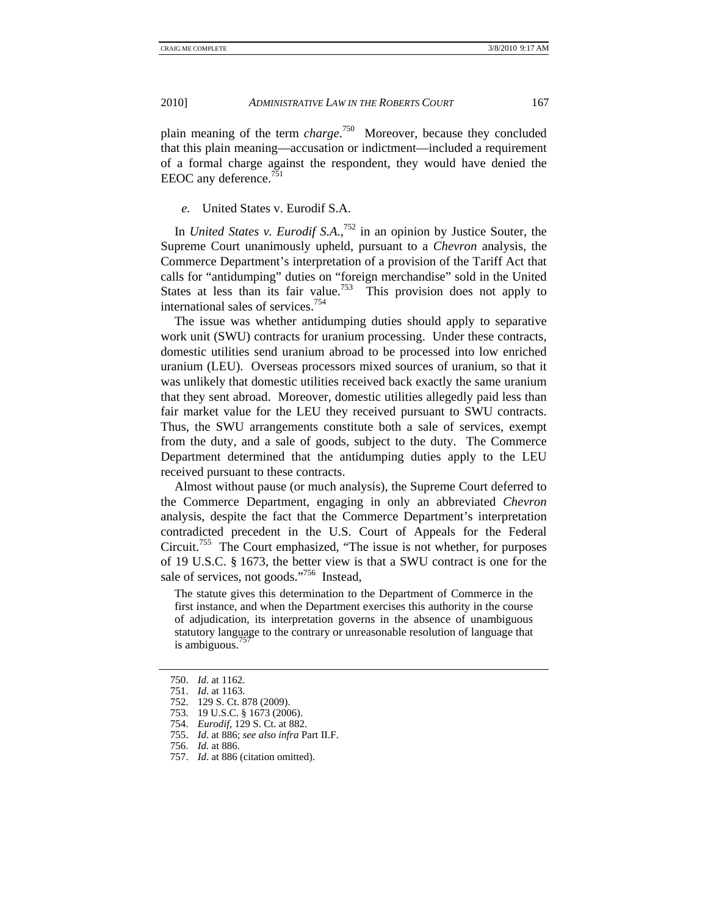plain meaning of the term *charge*.[750] Moreover, because they concluded that this plain meaning—accusation or indictment—included a requirement of a formal charge against the respondent, they would have denied the EEOC any deference.[751]

*e.* United States v. Eurodif S.A.

In *United States v. Eurodif S.A.*,[752] in an opinion by Justice Souter, the Supreme Court unanimously upheld, pursuant to a *Chevron* analysis, the Commerce Department's interpretation of a provision of the Tariff Act that calls for "antidumping" duties on "foreign merchandise" sold in the United States at less than its fair value.[753] This provision does not apply to international sales of services.[754]

The issue was whether antidumping duties should apply to separative work unit (SWU) contracts for uranium processing. Under these contracts, domestic utilities send uranium abroad to be processed into low enriched uranium (LEU). Overseas processors mixed sources of uranium, so that it was unlikely that domestic utilities received back exactly the same uranium that they sent abroad. Moreover, domestic utilities allegedly paid less than fair market value for the LEU they received pursuant to SWU contracts. Thus, the SWU arrangements constitute both a sale of services, exempt from the duty, and a sale of goods, subject to the duty. The Commerce Department determined that the antidumping duties apply to the LEU received pursuant to these contracts.

Almost without pause (or much analysis), the Supreme Court deferred to the Commerce Department, engaging in only an abbreviated *Chevron* analysis, despite the fact that the Commerce Department's interpretation contradicted precedent in the U.S. Court of Appeals for the Federal Circuit.[755] The Court emphasized, "The issue is not whether, for purposes of 19 U.S.C. § 1673, the better view is that a SWU contract is one for the sale of services, not goods."[756] Instead,

> The statute gives this determination to the Department of Commerce in the first instance, and when the Department exercises this authority in the course of adjudication, its interpretation governs in the absence of unambiguous statutory language to the contrary or unreasonable resolution of language that is ambiguous.[757]

---

750. *Id.* at 1162.
751. *Id.* at 1163.
752. 129 S. Ct. 878 (2009).
753. 19 U.S.C. § 1673 (2006).
754. *Eurodif*, 129 S. Ct. at 882.
755. *Id.* at 886; *see also infra* Part II.F.
756. *Id.* at 886.
757. *Id.* at 886 (citation omitted).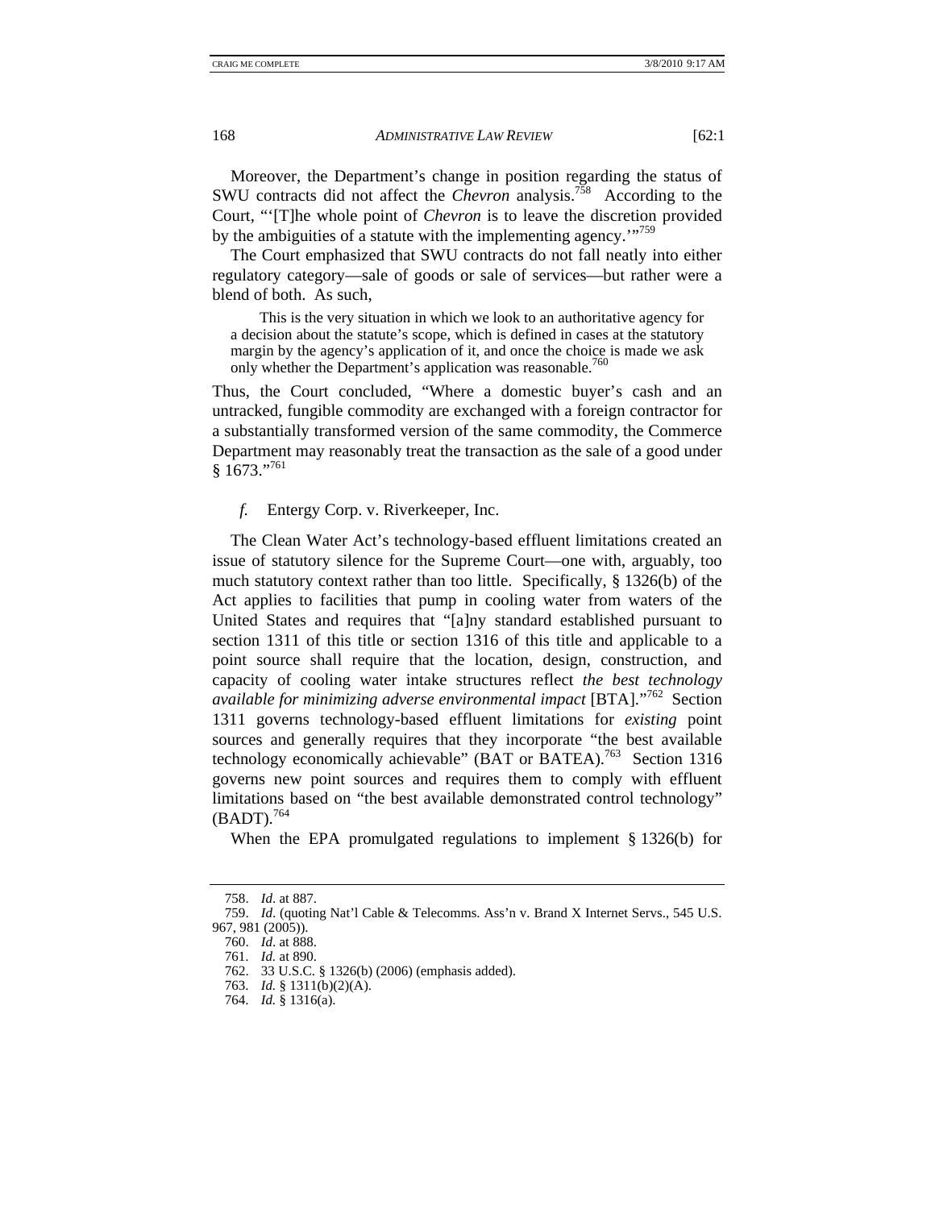Moreover, the Department's change in position regarding the status of SWU contracts did not affect the *Chevron* analysis.[758] According to the Court, "'[T]he whole point of *Chevron* is to leave the discretion provided by the ambiguities of a statute with the implementing agency.'"[759]

The Court emphasized that SWU contracts do not fall neatly into either regulatory category—sale of goods or sale of services—but rather were a blend of both. As such,

> This is the very situation in which we look to an authoritative agency for a decision about the statute's scope, which is defined in cases at the statutory margin by the agency's application of it, and once the choice is made we ask only whether the Department's application was reasonable.[760]

Thus, the Court concluded, "Where a domestic buyer's cash and an untracked, fungible commodity are exchanged with a foreign contractor for a substantially transformed version of the same commodity, the Commerce Department may reasonably treat the transaction as the sale of a good under § 1673."[761]

#### *f.* Entergy Corp. v. Riverkeeper, Inc.

The Clean Water Act's technology-based effluent limitations created an issue of statutory silence for the Supreme Court—one with, arguably, too much statutory context rather than too little. Specifically, § 1326(b) of the Act applies to facilities that pump in cooling water from waters of the United States and requires that "[a]ny standard established pursuant to section 1311 of this title or section 1316 of this title and applicable to a point source shall require that the location, design, construction, and capacity of cooling water intake structures reflect *the best technology available for minimizing adverse environmental impact* [BTA]."[762] Section 1311 governs technology-based effluent limitations for *existing* point sources and generally requires that they incorporate "the best available technology economically achievable" (BAT or BATEA).[763] Section 1316 governs new point sources and requires them to comply with effluent limitations based on "the best available demonstrated control technology" (BADT).[764]

When the EPA promulgated regulations to implement § 1326(b) for

---

758. *Id*. at 887.

759. *Id*. (quoting Nat'l Cable & Telecomms. Ass'n v. Brand X Internet Servs., 545 U.S. 967, 981 (2005)).

760. *Id*. at 888.

761. *Id.* at 890.

762. 33 U.S.C. § 1326(b) (2006) (emphasis added).

763. *Id.* § 1311(b)(2)(A).

764. *Id.* § 1316(a).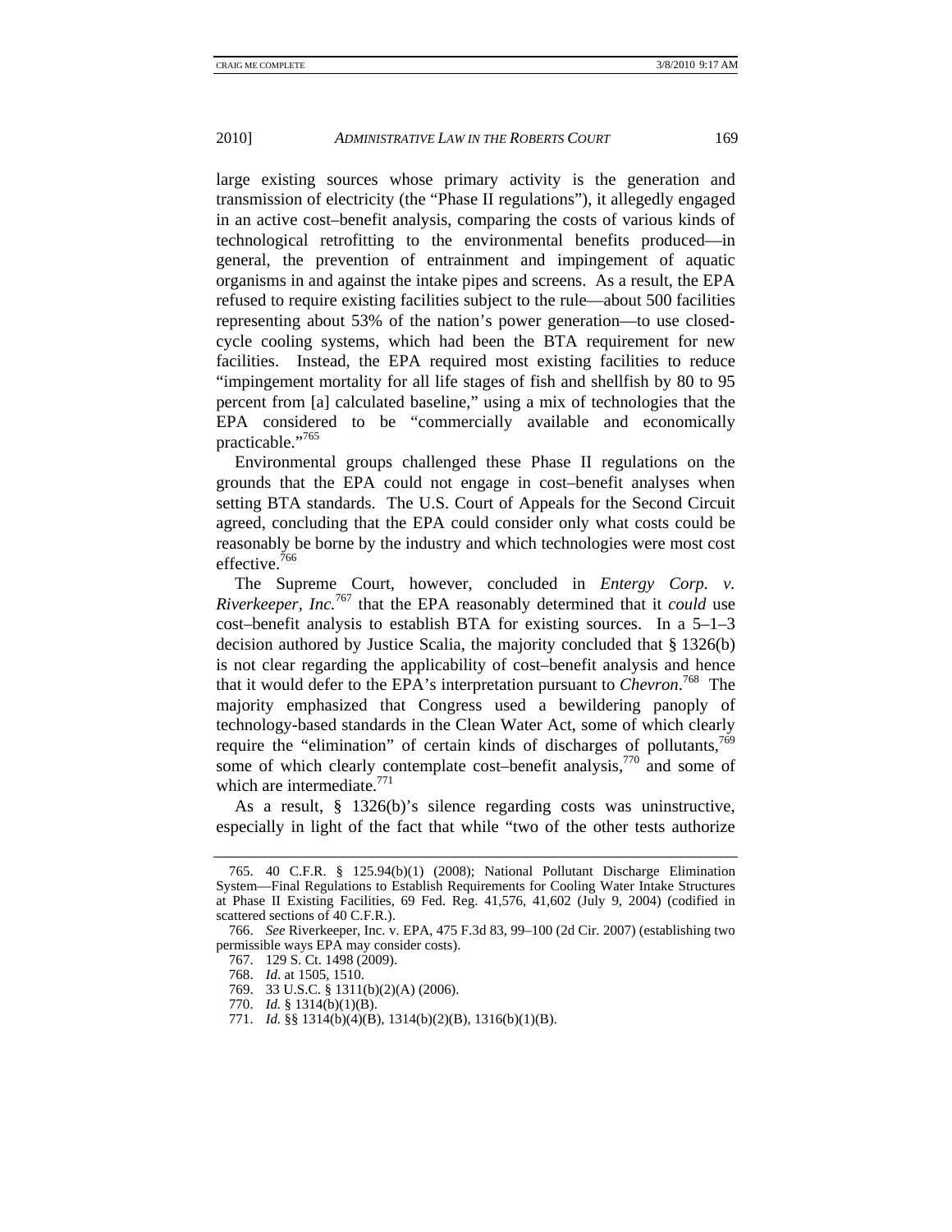large existing sources whose primary activity is the generation and transmission of electricity (the "Phase II regulations"), it allegedly engaged in an active cost–benefit analysis, comparing the costs of various kinds of technological retrofitting to the environmental benefits produced—in general, the prevention of entrainment and impingement of aquatic organisms in and against the intake pipes and screens. As a result, the EPA refused to require existing facilities subject to the rule—about 500 facilities representing about 53% of the nation's power generation—to use closed-cycle cooling systems, which had been the BTA requirement for new facilities. Instead, the EPA required most existing facilities to reduce "impingement mortality for all life stages of fish and shellfish by 80 to 95 percent from [a] calculated baseline," using a mix of technologies that the EPA considered to be "commercially available and economically practicable."[765]

Environmental groups challenged these Phase II regulations on the grounds that the EPA could not engage in cost–benefit analyses when setting BTA standards. The U.S. Court of Appeals for the Second Circuit agreed, concluding that the EPA could consider only what costs could be reasonably be borne by the industry and which technologies were most cost effective.[766]

The Supreme Court, however, concluded in *Entergy Corp. v. Riverkeeper, Inc.*[767] that the EPA reasonably determined that it *could* use cost–benefit analysis to establish BTA for existing sources. In a 5–1–3 decision authored by Justice Scalia, the majority concluded that § 1326(b) is not clear regarding the applicability of cost–benefit analysis and hence that it would defer to the EPA's interpretation pursuant to *Chevron*.[768] The majority emphasized that Congress used a bewildering panoply of technology-based standards in the Clean Water Act, some of which clearly require the "elimination" of certain kinds of discharges of pollutants,[769] some of which clearly contemplate cost–benefit analysis,[770] and some of which are intermediate.[771]

As a result, § 1326(b)'s silence regarding costs was uninstructive, especially in light of the fact that while "two of the other tests authorize

---

765. 40 C.F.R. § 125.94(b)(1) (2008); National Pollutant Discharge Elimination System—Final Regulations to Establish Requirements for Cooling Water Intake Structures at Phase II Existing Facilities, 69 Fed. Reg. 41,576, 41,602 (July 9, 2004) (codified in scattered sections of 40 C.F.R.).

766. *See* Riverkeeper, Inc. v. EPA, 475 F.3d 83, 99–100 (2d Cir. 2007) (establishing two permissible ways EPA may consider costs).

767. 129 S. Ct. 1498 (2009).

768. *Id.* at 1505, 1510.

769. 33 U.S.C. § 1311(b)(2)(A) (2006).

770. *Id.* § 1314(b)(1)(B).

771. *Id.* §§ 1314(b)(4)(B), 1314(b)(2)(B), 1316(b)(1)(B).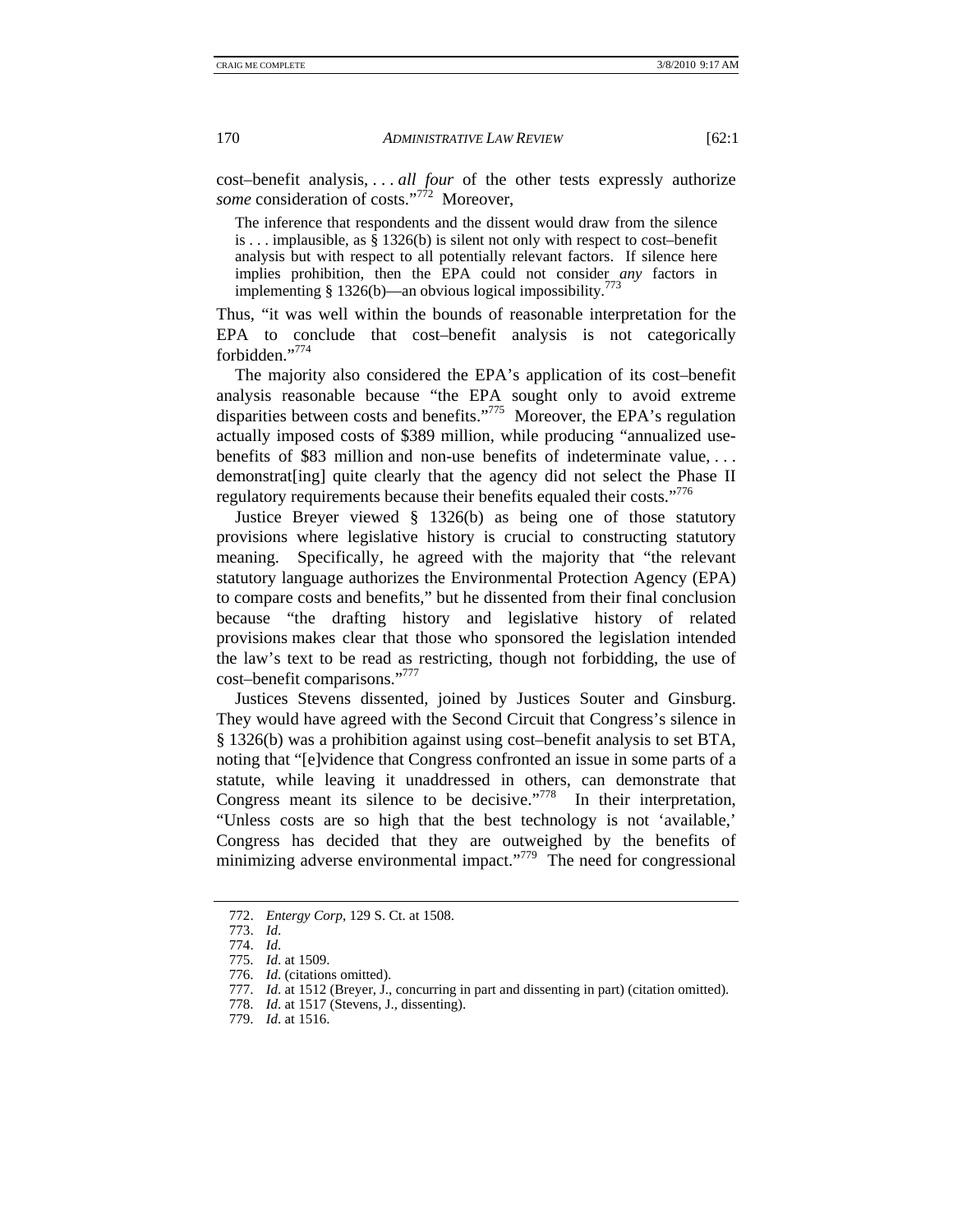cost–benefit analysis, . . . *all four* of the other tests expressly authorize *some* consideration of costs."[772] Moreover,

> The inference that respondents and the dissent would draw from the silence is . . . implausible, as § 1326(b) is silent not only with respect to cost–benefit analysis but with respect to all potentially relevant factors. If silence here implies prohibition, then the EPA could not consider *any* factors in implementing § 1326(b)—an obvious logical impossibility.[773]

Thus, "it was well within the bounds of reasonable interpretation for the EPA to conclude that cost–benefit analysis is not categorically forbidden."[774]

The majority also considered the EPA's application of its cost–benefit analysis reasonable because "the EPA sought only to avoid extreme disparities between costs and benefits."[775] Moreover, the EPA's regulation actually imposed costs of $389 million, while producing "annualized use-benefits of $83 million and non-use benefits of indeterminate value, . . . demonstrat[ing] quite clearly that the agency did not select the Phase II regulatory requirements because their benefits equaled their costs."[776]

Justice Breyer viewed § 1326(b) as being one of those statutory provisions where legislative history is crucial to constructing statutory meaning. Specifically, he agreed with the majority that "the relevant statutory language authorizes the Environmental Protection Agency (EPA) to compare costs and benefits," but he dissented from their final conclusion because "the drafting history and legislative history of related provisions makes clear that those who sponsored the legislation intended the law's text to be read as restricting, though not forbidding, the use of cost–benefit comparisons."[777]

Justices Stevens dissented, joined by Justices Souter and Ginsburg. They would have agreed with the Second Circuit that Congress's silence in § 1326(b) was a prohibition against using cost–benefit analysis to set BTA, noting that "[e]vidence that Congress confronted an issue in some parts of a statute, while leaving it unaddressed in others, can demonstrate that Congress meant its silence to be decisive."[778] In their interpretation, "Unless costs are so high that the best technology is not 'available,' Congress has decided that they are outweighed by the benefits of minimizing adverse environmental impact."[779] The need for congressional

---

772. *Entergy Corp*, 129 S. Ct. at 1508.
773. *Id*.
774. *Id*.
775. *Id*. at 1509.
776. *Id*. (citations omitted).
777. *Id*. at 1512 (Breyer, J., concurring in part and dissenting in part) (citation omitted).
778. *Id*. at 1517 (Stevens, J., dissenting).
779. *Id*. at 1516.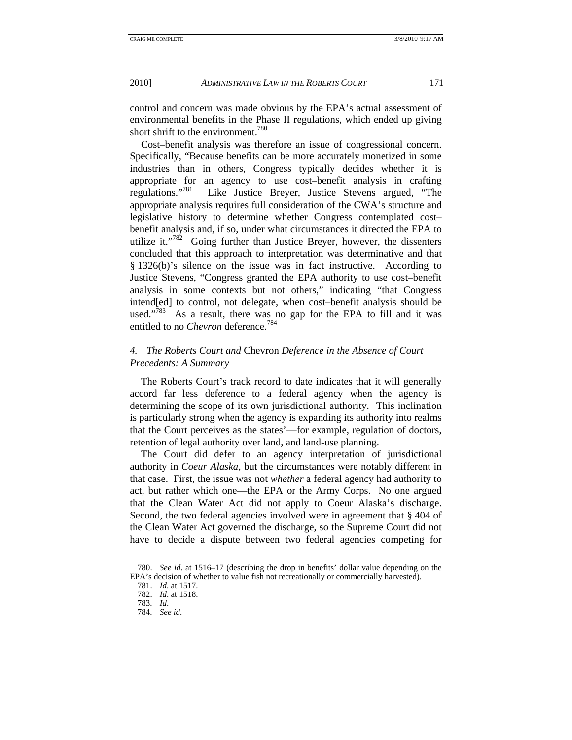control and concern was made obvious by the EPA's actual assessment of environmental benefits in the Phase II regulations, which ended up giving short shrift to the environment.[780]

Cost–benefit analysis was therefore an issue of congressional concern. Specifically, "Because benefits can be more accurately monetized in some industries than in others, Congress typically decides whether it is appropriate for an agency to use cost–benefit analysis in crafting regulations."[781] Like Justice Breyer, Justice Stevens argued, "The appropriate analysis requires full consideration of the CWA's structure and legislative history to determine whether Congress contemplated cost–benefit analysis and, if so, under what circumstances it directed the EPA to utilize it."[782] Going further than Justice Breyer, however, the dissenters concluded that this approach to interpretation was determinative and that § 1326(b)'s silence on the issue was in fact instructive. According to Justice Stevens, "Congress granted the EPA authority to use cost–benefit analysis in some contexts but not others," indicating "that Congress intend[ed] to control, not delegate, when cost–benefit analysis should be used."[783] As a result, there was no gap for the EPA to fill and it was entitled to no *Chevron* deference.[784]

### 4. *The Roberts Court and* Chevron *Deference in the Absence of Court Precedents: A Summary*

The Roberts Court's track record to date indicates that it will generally accord far less deference to a federal agency when the agency is determining the scope of its own jurisdictional authority. This inclination is particularly strong when the agency is expanding its authority into realms that the Court perceives as the states'—for example, regulation of doctors, retention of legal authority over land, and land-use planning.

The Court did defer to an agency interpretation of jurisdictional authority in *Coeur Alaska*, but the circumstances were notably different in that case. First, the issue was not *whether* a federal agency had authority to act, but rather which one—the EPA or the Army Corps. No one argued that the Clean Water Act did not apply to Coeur Alaska's discharge. Second, the two federal agencies involved were in agreement that § 404 of the Clean Water Act governed the discharge, so the Supreme Court did not have to decide a dispute between two federal agencies competing for

---

780. *See id.* at 1516–17 (describing the drop in benefits' dollar value depending on the EPA's decision of whether to value fish not recreationally or commercially harvested).

781. *Id.* at 1517.

782. *Id.* at 1518.

783. *Id.*

784. *See id.*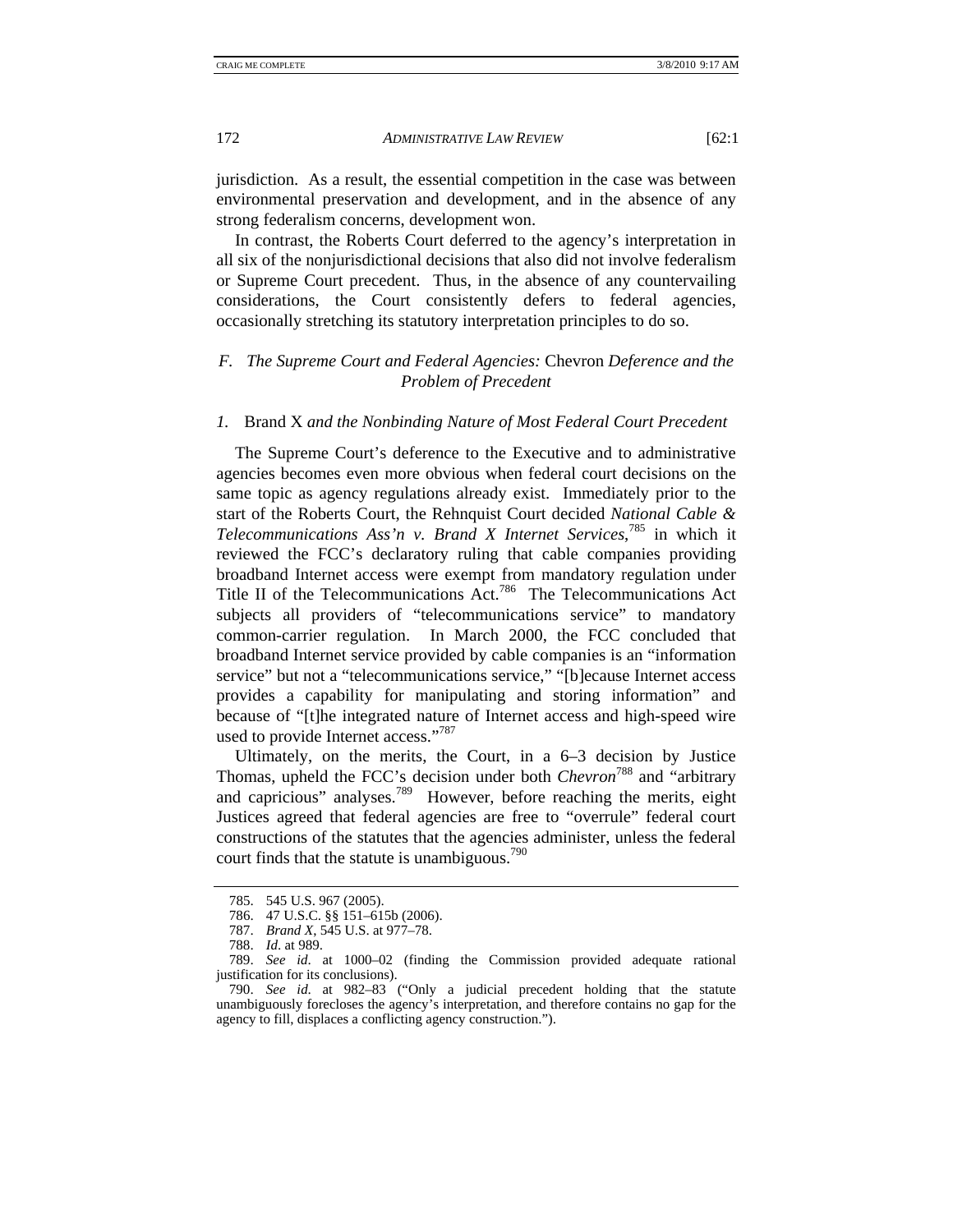jurisdiction. As a result, the essential competition in the case was between environmental preservation and development, and in the absence of any strong federalism concerns, development won.

In contrast, the Roberts Court deferred to the agency's interpretation in all six of the nonjurisdictional decisions that also did not involve federalism or Supreme Court precedent. Thus, in the absence of any countervailing considerations, the Court consistently defers to federal agencies, occasionally stretching its statutory interpretation principles to do so.

### *F. The Supreme Court and Federal Agencies:* Chevron *Deference and the Problem of Precedent*

#### *1.* Brand X *and the Nonbinding Nature of Most Federal Court Precedent*

The Supreme Court's deference to the Executive and to administrative agencies becomes even more obvious when federal court decisions on the same topic as agency regulations already exist. Immediately prior to the start of the Roberts Court, the Rehnquist Court decided *National Cable & Telecommunications Ass'n v. Brand X Internet Services*,[785] in which it reviewed the FCC's declaratory ruling that cable companies providing broadband Internet access were exempt from mandatory regulation under Title II of the Telecommunications Act.[786] The Telecommunications Act subjects all providers of "telecommunications service" to mandatory common-carrier regulation. In March 2000, the FCC concluded that broadband Internet service provided by cable companies is an "information service" but not a "telecommunications service," "[b]ecause Internet access provides a capability for manipulating and storing information" and because of "[t]he integrated nature of Internet access and high-speed wire used to provide Internet access."[787]

Ultimately, on the merits, the Court, in a 6–3 decision by Justice Thomas, upheld the FCC's decision under both *Chevron*[788] and "arbitrary and capricious" analyses.[789] However, before reaching the merits, eight Justices agreed that federal agencies are free to "overrule" federal court constructions of the statutes that the agencies administer, unless the federal court finds that the statute is unambiguous.[790]

---

785. 545 U.S. 967 (2005).

786. 47 U.S.C. §§ 151–615b (2006).

787. *Brand X*, 545 U.S. at 977–78.

788. *Id.* at 989.

789. *See id.* at 1000–02 (finding the Commission provided adequate rational justification for its conclusions).

790. *See id.* at 982–83 ("Only a judicial precedent holding that the statute unambiguously forecloses the agency's interpretation, and therefore contains no gap for the agency to fill, displaces a conflicting agency construction.").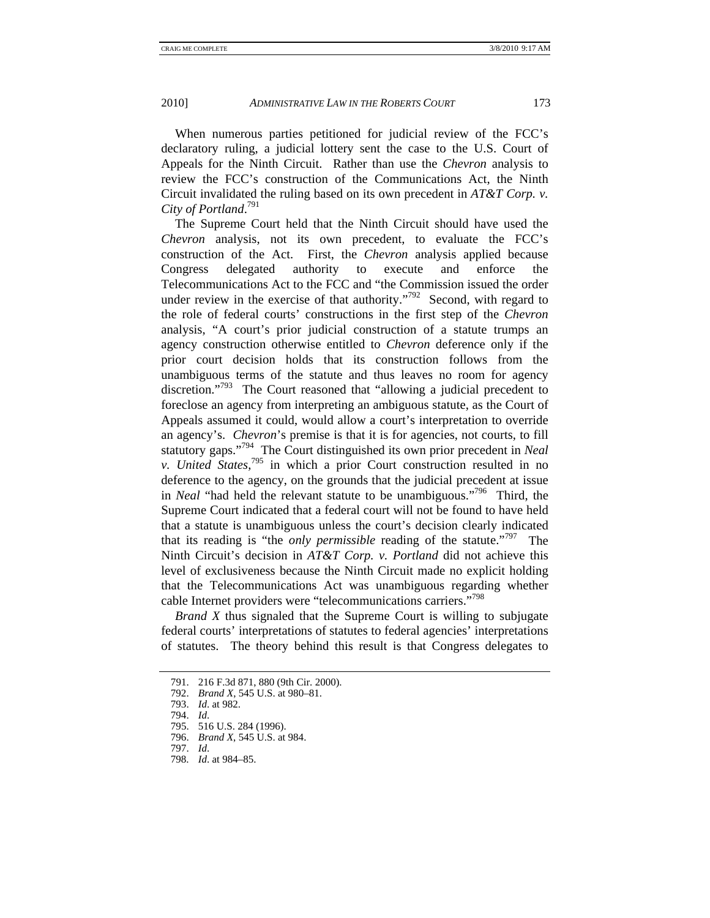When numerous parties petitioned for judicial review of the FCC's declaratory ruling, a judicial lottery sent the case to the U.S. Court of Appeals for the Ninth Circuit. Rather than use the *Chevron* analysis to review the FCC's construction of the Communications Act, the Ninth Circuit invalidated the ruling based on its own precedent in *AT&T Corp. v. City of Portland*.[791]

The Supreme Court held that the Ninth Circuit should have used the *Chevron* analysis, not its own precedent, to evaluate the FCC's construction of the Act. First, the *Chevron* analysis applied because Congress delegated authority to execute and enforce the Telecommunications Act to the FCC and "the Commission issued the order under review in the exercise of that authority."[792] Second, with regard to the role of federal courts' constructions in the first step of the *Chevron* analysis, "A court's prior judicial construction of a statute trumps an agency construction otherwise entitled to *Chevron* deference only if the prior court decision holds that its construction follows from the unambiguous terms of the statute and thus leaves no room for agency discretion."[793] The Court reasoned that "allowing a judicial precedent to foreclose an agency from interpreting an ambiguous statute, as the Court of Appeals assumed it could, would allow a court's interpretation to override an agency's. *Chevron*'s premise is that it is for agencies, not courts, to fill statutory gaps."[794] The Court distinguished its own prior precedent in *Neal v. United States*,[795] in which a prior Court construction resulted in no deference to the agency, on the grounds that the judicial precedent at issue in *Neal* "had held the relevant statute to be unambiguous."[796] Third, the Supreme Court indicated that a federal court will not be found to have held that a statute is unambiguous unless the court's decision clearly indicated that its reading is "the *only permissible* reading of the statute."[797] The Ninth Circuit's decision in *AT&T Corp. v. Portland* did not achieve this level of exclusiveness because the Ninth Circuit made no explicit holding that the Telecommunications Act was unambiguous regarding whether cable Internet providers were "telecommunications carriers."[798]

*Brand X* thus signaled that the Supreme Court is willing to subjugate federal courts' interpretations of statutes to federal agencies' interpretations of statutes. The theory behind this result is that Congress delegates to

---

791. 216 F.3d 871, 880 (9th Cir. 2000).
792. *Brand X*, 545 U.S. at 980–81.
793. *Id.* at 982.
794. *Id.*
795. 516 U.S. 284 (1996).
796. *Brand X*, 545 U.S. at 984.
797. *Id.*
798. *Id.* at 984–85.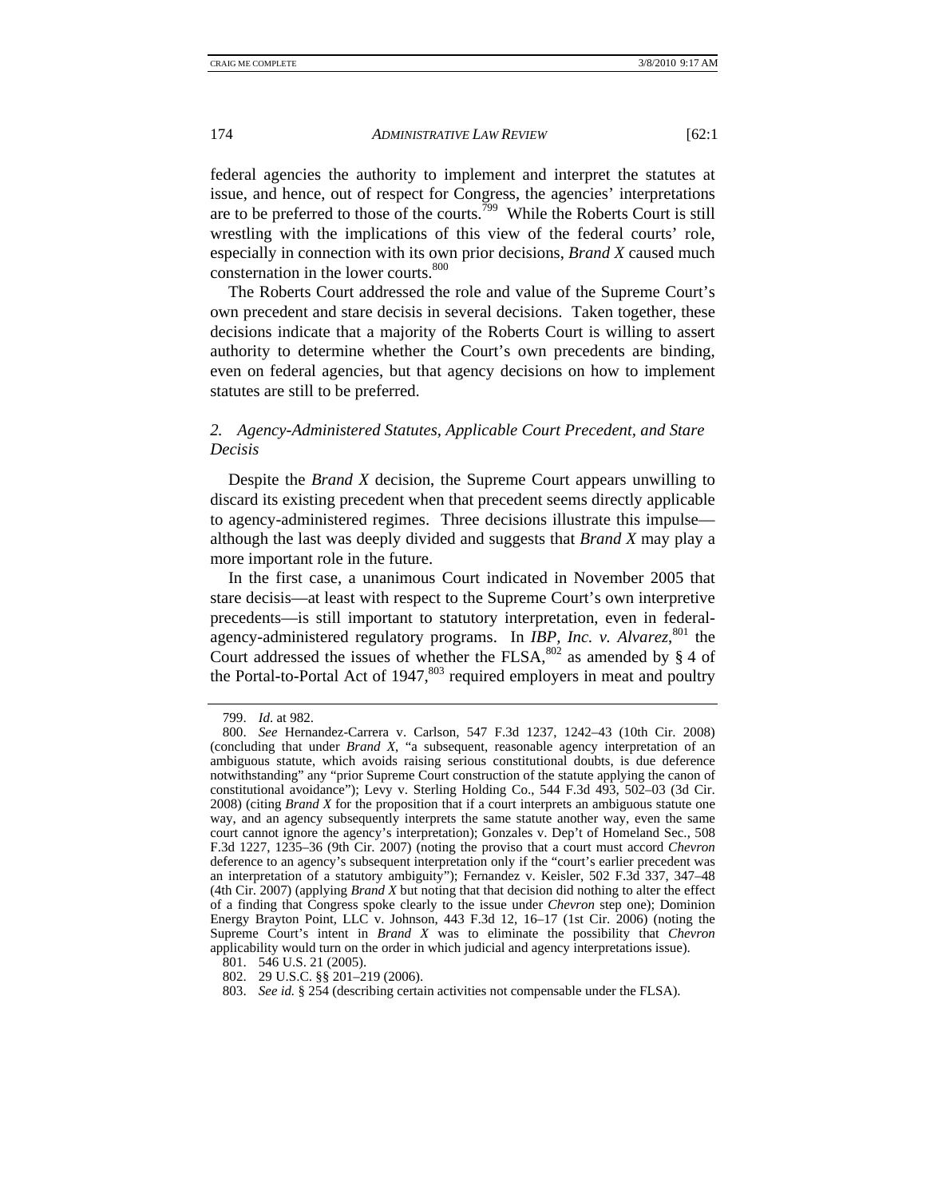federal agencies the authority to implement and interpret the statutes at issue, and hence, out of respect for Congress, the agencies' interpretations are to be preferred to those of the courts.[799] While the Roberts Court is still wrestling with the implications of this view of the federal courts' role, especially in connection with its own prior decisions, *Brand X* caused much consternation in the lower courts.[800]

The Roberts Court addressed the role and value of the Supreme Court's own precedent and stare decisis in several decisions. Taken together, these decisions indicate that a majority of the Roberts Court is willing to assert authority to determine whether the Court's own precedents are binding, even on federal agencies, but that agency decisions on how to implement statutes are still to be preferred.

### *2. Agency-Administered Statutes, Applicable Court Precedent, and Stare Decisis*

Despite the *Brand X* decision, the Supreme Court appears unwilling to discard its existing precedent when that precedent seems directly applicable to agency-administered regimes. Three decisions illustrate this impulse—although the last was deeply divided and suggests that *Brand X* may play a more important role in the future.

In the first case, a unanimous Court indicated in November 2005 that stare decisis—at least with respect to the Supreme Court's own interpretive precedents—is still important to statutory interpretation, even in federal-agency-administered regulatory programs. In *IBP, Inc. v. Alvarez*,[801] the Court addressed the issues of whether the FLSA,[802] as amended by § 4 of the Portal-to-Portal Act of 1947,[803] required employers in meat and poultry

---

799. *Id.* at 982.

800. *See* Hernandez-Carrera v. Carlson, 547 F.3d 1237, 1242–43 (10th Cir. 2008) (concluding that under *Brand X*, "a subsequent, reasonable agency interpretation of an ambiguous statute, which avoids raising serious constitutional doubts, is due deference notwithstanding" any "prior Supreme Court construction of the statute applying the canon of constitutional avoidance"); Levy v. Sterling Holding Co., 544 F.3d 493, 502–03 (3d Cir. 2008) (citing *Brand X* for the proposition that if a court interprets an ambiguous statute one way, and an agency subsequently interprets the same statute another way, even the same court cannot ignore the agency's interpretation); Gonzales v. Dep't of Homeland Sec., 508 F.3d 1227, 1235–36 (9th Cir. 2007) (noting the proviso that a court must accord *Chevron* deference to an agency's subsequent interpretation only if the "court's earlier precedent was an interpretation of a statutory ambiguity"); Fernandez v. Keisler, 502 F.3d 337, 347–48 (4th Cir. 2007) (applying *Brand X* but noting that that decision did nothing to alter the effect of a finding that Congress spoke clearly to the issue under *Chevron* step one); Dominion Energy Brayton Point, LLC v. Johnson, 443 F.3d 12, 16–17 (1st Cir. 2006) (noting the Supreme Court's intent in *Brand X* was to eliminate the possibility that *Chevron* applicability would turn on the order in which judicial and agency interpretations issue).

801. 546 U.S. 21 (2005).

802. 29 U.S.C. §§ 201–219 (2006).

803. *See id.* § 254 (describing certain activities not compensable under the FLSA).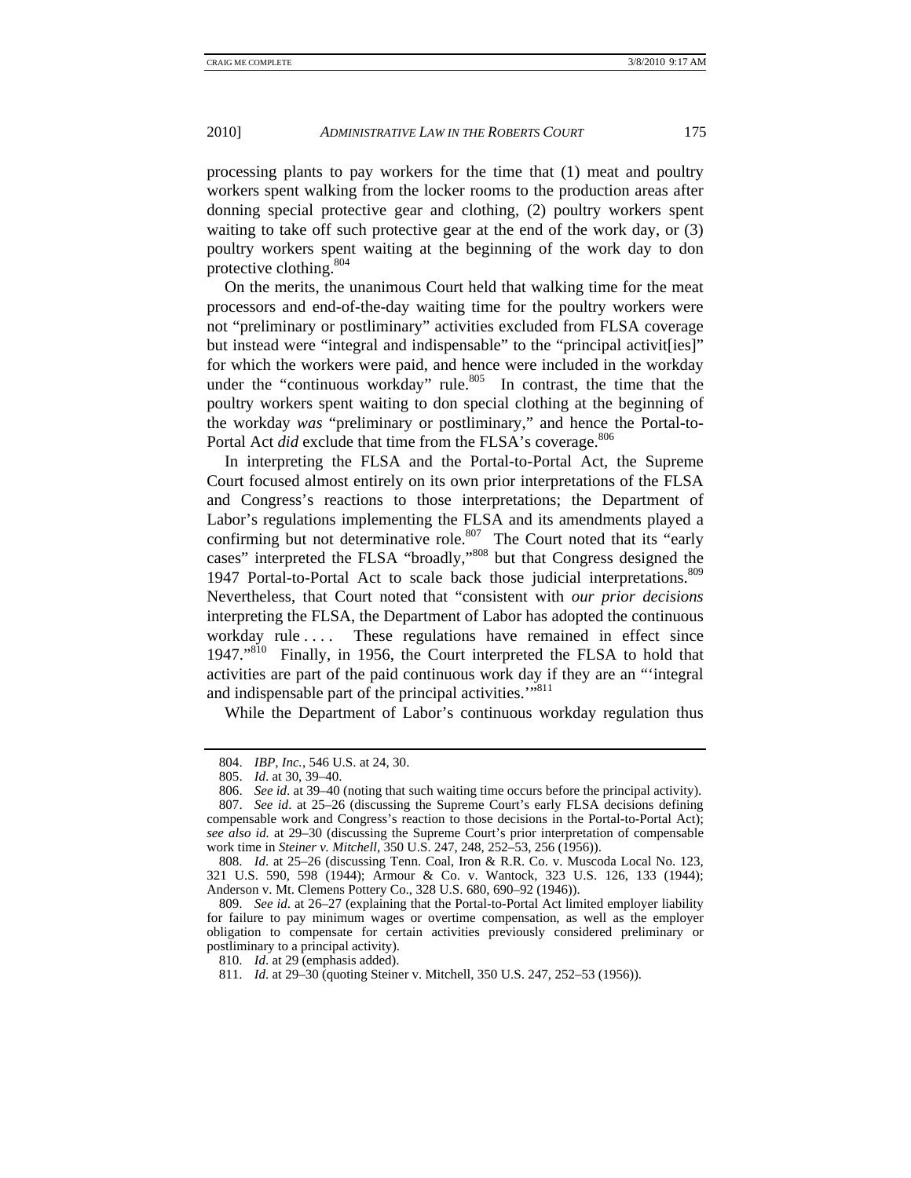processing plants to pay workers for the time that (1) meat and poultry workers spent walking from the locker rooms to the production areas after donning special protective gear and clothing, (2) poultry workers spent waiting to take off such protective gear at the end of the work day, or (3) poultry workers spent waiting at the beginning of the work day to don protective clothing.[804]

On the merits, the unanimous Court held that walking time for the meat processors and end-of-the-day waiting time for the poultry workers were not "preliminary or postliminary" activities excluded from FLSA coverage but instead were "integral and indispensable" to the "principal activit[ies]" for which the workers were paid, and hence were included in the workday under the "continuous workday" rule.[805] In contrast, the time that the poultry workers spent waiting to don special clothing at the beginning of the workday *was* "preliminary or postliminary," and hence the Portal-to-Portal Act *did* exclude that time from the FLSA's coverage.[806]

In interpreting the FLSA and the Portal-to-Portal Act, the Supreme Court focused almost entirely on its own prior interpretations of the FLSA and Congress's reactions to those interpretations; the Department of Labor's regulations implementing the FLSA and its amendments played a confirming but not determinative role.[807] The Court noted that its "early cases" interpreted the FLSA "broadly,"[808] but that Congress designed the 1947 Portal-to-Portal Act to scale back those judicial interpretations.[809] Nevertheless, that Court noted that "consistent with *our prior decisions* interpreting the FLSA, the Department of Labor has adopted the continuous workday rule . . . . These regulations have remained in effect since 1947."[810] Finally, in 1956, the Court interpreted the FLSA to hold that activities are part of the paid continuous work day if they are an "'integral and indispensable part of the principal activities.'"[811]

While the Department of Labor's continuous workday regulation thus

---

804. *IBP, Inc.*, 546 U.S. at 24, 30.

805. *Id*. at 30, 39–40.

806. *See id*. at 39–40 (noting that such waiting time occurs before the principal activity).

807. *See id*. at 25–26 (discussing the Supreme Court's early FLSA decisions defining compensable work and Congress's reaction to those decisions in the Portal-to-Portal Act); *see also id.* at 29–30 (discussing the Supreme Court's prior interpretation of compensable work time in *Steiner v. Mitchell*, 350 U.S. 247, 248, 252–53, 256 (1956)).

808. *Id*. at 25–26 (discussing Tenn. Coal, Iron & R.R. Co. v. Muscoda Local No. 123, 321 U.S. 590, 598 (1944); Armour & Co. v. Wantock, 323 U.S. 126, 133 (1944); Anderson v. Mt. Clemens Pottery Co., 328 U.S. 680, 690–92 (1946)).

809. *See id*. at 26–27 (explaining that the Portal-to-Portal Act limited employer liability for failure to pay minimum wages or overtime compensation, as well as the employer obligation to compensate for certain activities previously considered preliminary or postliminary to a principal activity).

810. *Id*. at 29 (emphasis added).

811. *Id*. at 29–30 (quoting Steiner v. Mitchell, 350 U.S. 247, 252–53 (1956)).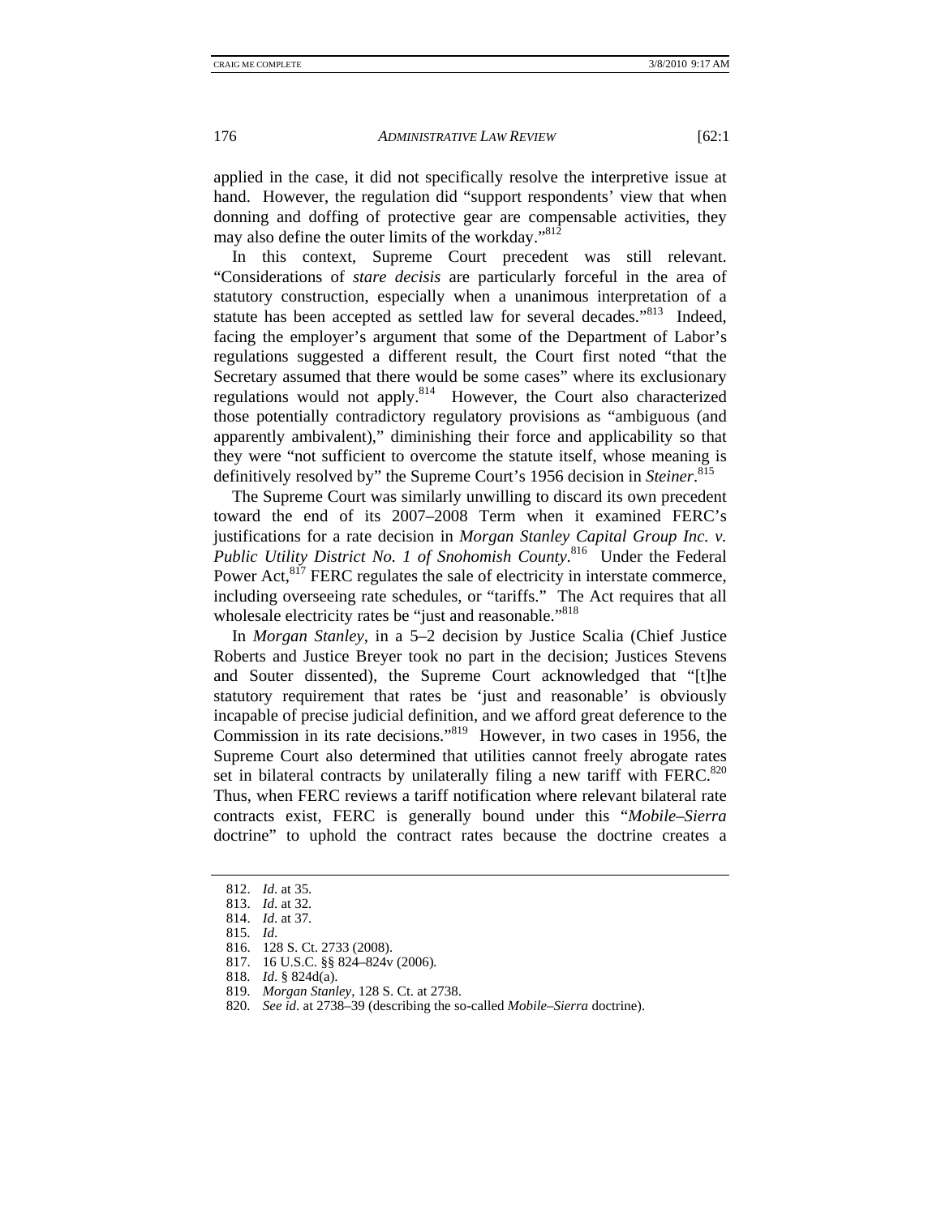applied in the case, it did not specifically resolve the interpretive issue at hand. However, the regulation did "support respondents' view that when donning and doffing of protective gear are compensable activities, they may also define the outer limits of the workday."[812]

In this context, Supreme Court precedent was still relevant. "Considerations of *stare decisis* are particularly forceful in the area of statutory construction, especially when a unanimous interpretation of a statute has been accepted as settled law for several decades."[813] Indeed, facing the employer's argument that some of the Department of Labor's regulations suggested a different result, the Court first noted "that the Secretary assumed that there would be some cases" where its exclusionary regulations would not apply.[814] However, the Court also characterized those potentially contradictory regulatory provisions as "ambiguous (and apparently ambivalent)," diminishing their force and applicability so that they were "not sufficient to overcome the statute itself, whose meaning is definitively resolved by" the Supreme Court's 1956 decision in *Steiner*.[815]

The Supreme Court was similarly unwilling to discard its own precedent toward the end of its 2007–2008 Term when it examined FERC's justifications for a rate decision in *Morgan Stanley Capital Group Inc. v. Public Utility District No. 1 of Snohomish County*.[816] Under the Federal Power Act,[817] FERC regulates the sale of electricity in interstate commerce, including overseeing rate schedules, or "tariffs." The Act requires that all wholesale electricity rates be "just and reasonable."[818]

In *Morgan Stanley*, in a 5–2 decision by Justice Scalia (Chief Justice Roberts and Justice Breyer took no part in the decision; Justices Stevens and Souter dissented), the Supreme Court acknowledged that "[t]he statutory requirement that rates be 'just and reasonable' is obviously incapable of precise judicial definition, and we afford great deference to the Commission in its rate decisions."[819] However, in two cases in 1956, the Supreme Court also determined that utilities cannot freely abrogate rates set in bilateral contracts by unilaterally filing a new tariff with FERC.[820] Thus, when FERC reviews a tariff notification where relevant bilateral rate contracts exist, FERC is generally bound under this "*Mobile–Sierra* doctrine" to uphold the contract rates because the doctrine creates a

812. *Id.* at 35.
813. *Id.* at 32.
814. *Id.* at 37.
815. *Id.*
816. 128 S. Ct. 2733 (2008).
817. 16 U.S.C. §§ 824–824v (2006).
818. *Id.* § 824d(a).
819. *Morgan Stanley*, 128 S. Ct. at 2738.
820. *See id.* at 2738–39 (describing the so-called *Mobile–Sierra* doctrine).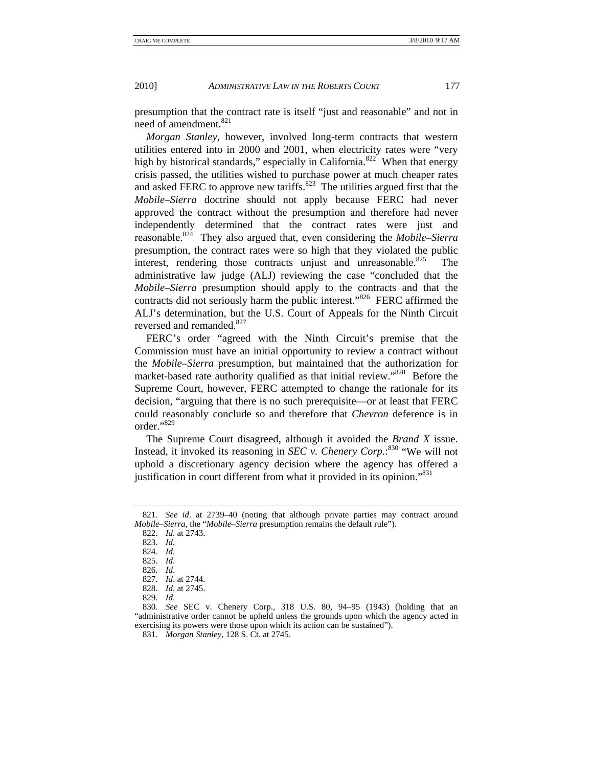presumption that the contract rate is itself "just and reasonable" and not in need of amendment.[821]

*Morgan Stanley*, however, involved long-term contracts that western utilities entered into in 2000 and 2001, when electricity rates were "very high by historical standards," especially in California.[822] When that energy crisis passed, the utilities wished to purchase power at much cheaper rates and asked FERC to approve new tariffs.[823] The utilities argued first that the *Mobile–Sierra* doctrine should not apply because FERC had never approved the contract without the presumption and therefore had never independently determined that the contract rates were just and reasonable.[824] They also argued that, even considering the *Mobile–Sierra* presumption, the contract rates were so high that they violated the public interest, rendering those contracts unjust and unreasonable.[825] The administrative law judge (ALJ) reviewing the case "concluded that the *Mobile–Sierra* presumption should apply to the contracts and that the contracts did not seriously harm the public interest."[826] FERC affirmed the ALJ's determination, but the U.S. Court of Appeals for the Ninth Circuit reversed and remanded.[827]

FERC's order "agreed with the Ninth Circuit's premise that the Commission must have an initial opportunity to review a contract without the *Mobile–Sierra* presumption, but maintained that the authorization for market-based rate authority qualified as that initial review."[828] Before the Supreme Court, however, FERC attempted to change the rationale for its decision, "arguing that there is no such prerequisite—or at least that FERC could reasonably conclude so and therefore that *Chevron* deference is in order."[829]

The Supreme Court disagreed, although it avoided the *Brand X* issue. Instead, it invoked its reasoning in *SEC v. Chenery Corp.*:[830] "We will not uphold a discretionary agency decision where the agency has offered a justification in court different from what it provided in its opinion."[831]

---

821. *See id*. at 2739–40 (noting that although private parties may contract around *Mobile–Sierra*, the "*Mobile–Sierra* presumption remains the default rule").

822. *Id*. at 2743.

823. *Id.*

824. *Id.*

825. *Id*.

826. *Id*.

827. *Id*. at 2744.

828. *Id*. at 2745.

829. *Id*.

830. *See* SEC v. Chenery Corp., 318 U.S. 80, 94–95 (1943) (holding that an "administrative order cannot be upheld unless the grounds upon which the agency acted in exercising its powers were those upon which its action can be sustained").

831. *Morgan Stanley*, 128 S. Ct. at 2745.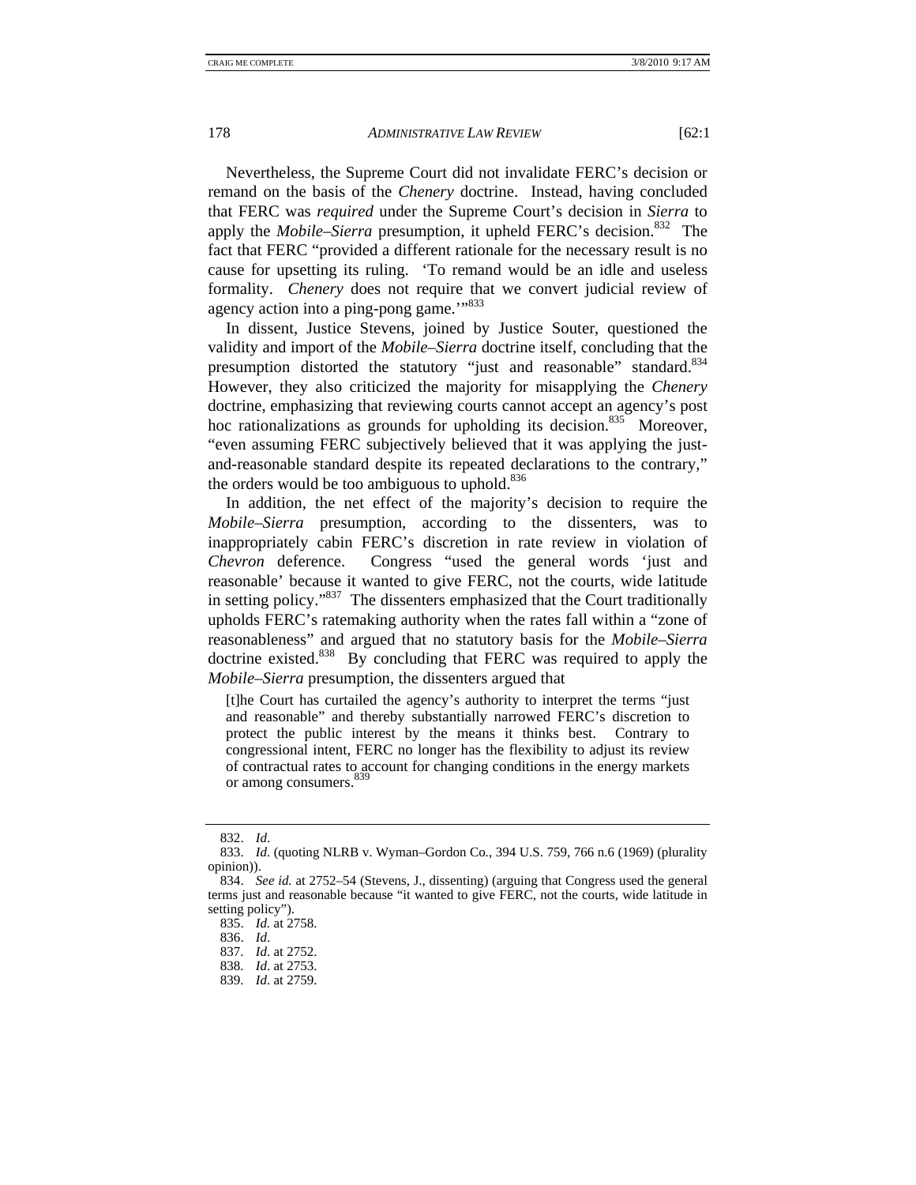Nevertheless, the Supreme Court did not invalidate FERC's decision or remand on the basis of the *Chenery* doctrine. Instead, having concluded that FERC was *required* under the Supreme Court's decision in *Sierra* to apply the *Mobile–Sierra* presumption, it upheld FERC's decision.[832] The fact that FERC "provided a different rationale for the necessary result is no cause for upsetting its ruling. 'To remand would be an idle and useless formality. *Chenery* does not require that we convert judicial review of agency action into a ping-pong game.'"[833]

In dissent, Justice Stevens, joined by Justice Souter, questioned the validity and import of the *Mobile–Sierra* doctrine itself, concluding that the presumption distorted the statutory "just and reasonable" standard.[834] However, they also criticized the majority for misapplying the *Chenery* doctrine, emphasizing that reviewing courts cannot accept an agency's post hoc rationalizations as grounds for upholding its decision.[835] Moreover, "even assuming FERC subjectively believed that it was applying the just-and-reasonable standard despite its repeated declarations to the contrary," the orders would be too ambiguous to uphold.[836]

In addition, the net effect of the majority's decision to require the *Mobile–Sierra* presumption, according to the dissenters, was to inappropriately cabin FERC's discretion in rate review in violation of *Chevron* deference. Congress "used the general words 'just and reasonable' because it wanted to give FERC, not the courts, wide latitude in setting policy."[837] The dissenters emphasized that the Court traditionally upholds FERC's ratemaking authority when the rates fall within a "zone of reasonableness" and argued that no statutory basis for the *Mobile–Sierra* doctrine existed.[838] By concluding that FERC was required to apply the *Mobile–Sierra* presumption, the dissenters argued that

> [t]he Court has curtailed the agency's authority to interpret the terms "just and reasonable" and thereby substantially narrowed FERC's discretion to protect the public interest by the means it thinks best. Contrary to congressional intent, FERC no longer has the flexibility to adjust its review of contractual rates to account for changing conditions in the energy markets or among consumers.[839]

---

832. *Id.*

833. *Id.* (quoting NLRB v. Wyman–Gordon Co., 394 U.S. 759, 766 n.6 (1969) (plurality opinion)).

834. *See id.* at 2752–54 (Stevens, J., dissenting) (arguing that Congress used the general terms just and reasonable because "it wanted to give FERC, not the courts, wide latitude in setting policy").

835. *Id.* at 2758.

836. *Id.*

837. *Id.* at 2752.

838. *Id.* at 2753.

839. *Id.* at 2759.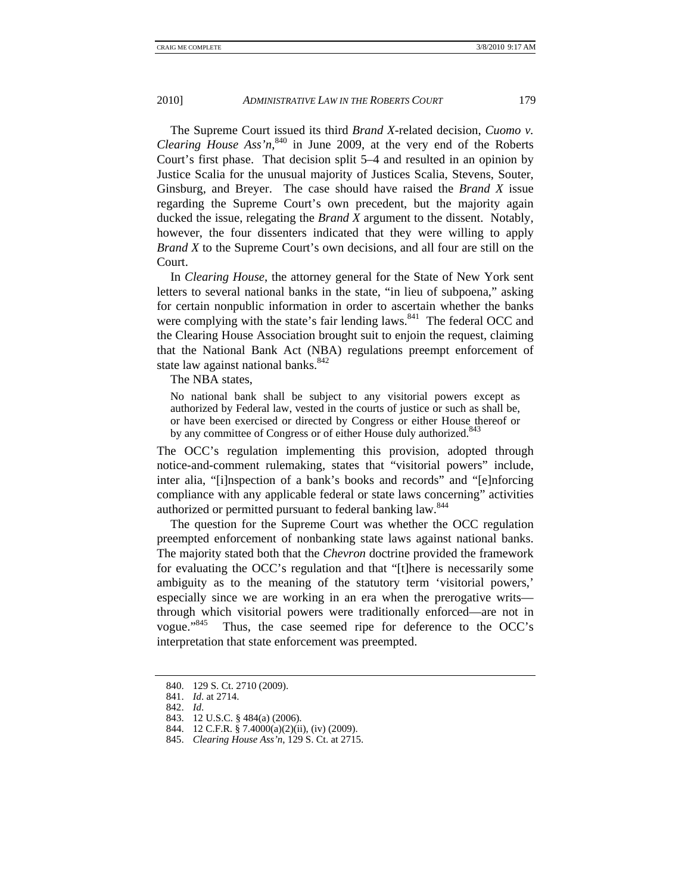The Supreme Court issued its third *Brand X*-related decision, *Cuomo v. Clearing House Ass'n*,[840] in June 2009, at the very end of the Roberts Court's first phase. That decision split 5–4 and resulted in an opinion by Justice Scalia for the unusual majority of Justices Scalia, Stevens, Souter, Ginsburg, and Breyer. The case should have raised the *Brand X* issue regarding the Supreme Court's own precedent, but the majority again ducked the issue, relegating the *Brand X* argument to the dissent. Notably, however, the four dissenters indicated that they were willing to apply *Brand X* to the Supreme Court's own decisions, and all four are still on the Court.

In *Clearing House*, the attorney general for the State of New York sent letters to several national banks in the state, "in lieu of subpoena," asking for certain nonpublic information in order to ascertain whether the banks were complying with the state's fair lending laws.[841] The federal OCC and the Clearing House Association brought suit to enjoin the request, claiming that the National Bank Act (NBA) regulations preempt enforcement of state law against national banks.[842]

The NBA states,

> No national bank shall be subject to any visitorial powers except as authorized by Federal law, vested in the courts of justice or such as shall be, or have been exercised or directed by Congress or either House thereof or by any committee of Congress or of either House duly authorized.[843]

The OCC's regulation implementing this provision, adopted through notice-and-comment rulemaking, states that "visitorial powers" include, inter alia, "[i]nspection of a bank's books and records" and "[e]nforcing compliance with any applicable federal or state laws concerning" activities authorized or permitted pursuant to federal banking law.[844]

The question for the Supreme Court was whether the OCC regulation preempted enforcement of nonbanking state laws against national banks. The majority stated both that the *Chevron* doctrine provided the framework for evaluating the OCC's regulation and that "[t]here is necessarily some ambiguity as to the meaning of the statutory term 'visitorial powers,' especially since we are working in an era when the prerogative writs—through which visitorial powers were traditionally enforced—are not in vogue."[845] Thus, the case seemed ripe for deference to the OCC's interpretation that state enforcement was preempted.

---

840. 129 S. Ct. 2710 (2009).
841. *Id*. at 2714.
842. *Id*.
843. 12 U.S.C. § 484(a) (2006).
844. 12 C.F.R. § 7.4000(a)(2)(ii), (iv) (2009).
845. *Clearing House Ass'n*, 129 S. Ct. at 2715.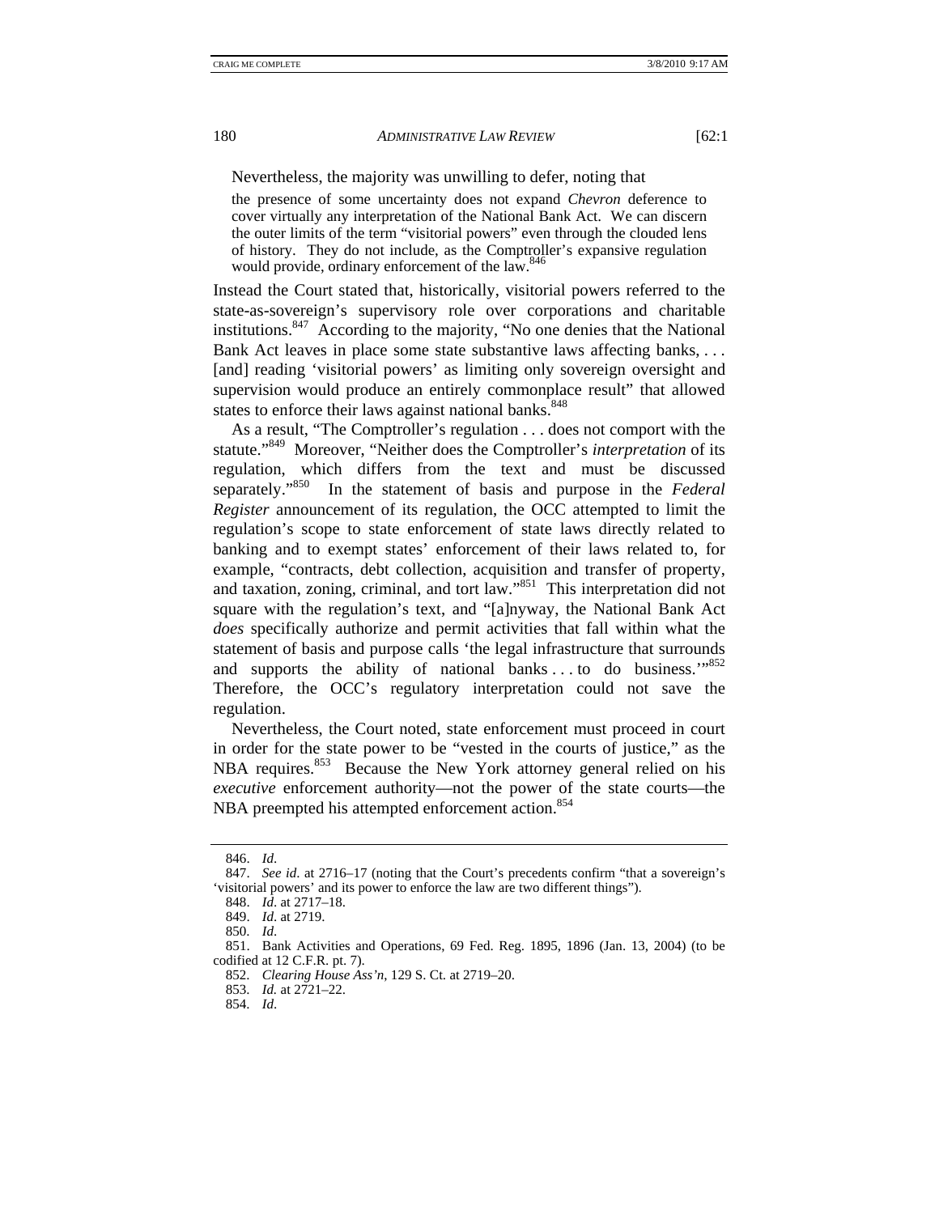Nevertheless, the majority was unwilling to defer, noting that

> the presence of some uncertainty does not expand *Chevron* deference to cover virtually any interpretation of the National Bank Act. We can discern the outer limits of the term "visitorial powers" even through the clouded lens of history. They do not include, as the Comptroller's expansive regulation would provide, ordinary enforcement of the law.[846]

Instead the Court stated that, historically, visitorial powers referred to the state-as-sovereign's supervisory role over corporations and charitable institutions.[847] According to the majority, "No one denies that the National Bank Act leaves in place some state substantive laws affecting banks, . . . [and] reading 'visitorial powers' as limiting only sovereign oversight and supervision would produce an entirely commonplace result" that allowed states to enforce their laws against national banks.[848]

As a result, "The Comptroller's regulation . . . does not comport with the statute."[849] Moreover, "Neither does the Comptroller's *interpretation* of its regulation, which differs from the text and must be discussed separately."[850] In the statement of basis and purpose in the *Federal Register* announcement of its regulation, the OCC attempted to limit the regulation's scope to state enforcement of state laws directly related to banking and to exempt states' enforcement of their laws related to, for example, "contracts, debt collection, acquisition and transfer of property, and taxation, zoning, criminal, and tort law."[851] This interpretation did not square with the regulation's text, and "[a]nyway, the National Bank Act *does* specifically authorize and permit activities that fall within what the statement of basis and purpose calls 'the legal infrastructure that surrounds and supports the ability of national banks . . . to do business.'"[852] Therefore, the OCC's regulatory interpretation could not save the regulation.

Nevertheless, the Court noted, state enforcement must proceed in court in order for the state power to be "vested in the courts of justice," as the NBA requires.[853] Because the New York attorney general relied on his *executive* enforcement authority—not the power of the state courts—the NBA preempted his attempted enforcement action.[854]

---

846. *Id.*

847. *See id.* at 2716–17 (noting that the Court's precedents confirm "that a sovereign's 'visitorial powers' and its power to enforce the law are two different things").

848. *Id.* at 2717–18.

849. *Id.* at 2719.

850. *Id.*

851. Bank Activities and Operations, 69 Fed. Reg. 1895, 1896 (Jan. 13, 2004) (to be codified at 12 C.F.R. pt. 7).

852. *Clearing House Ass'n*, 129 S. Ct. at 2719–20.

853. *Id.* at 2721–22.

854. *Id.*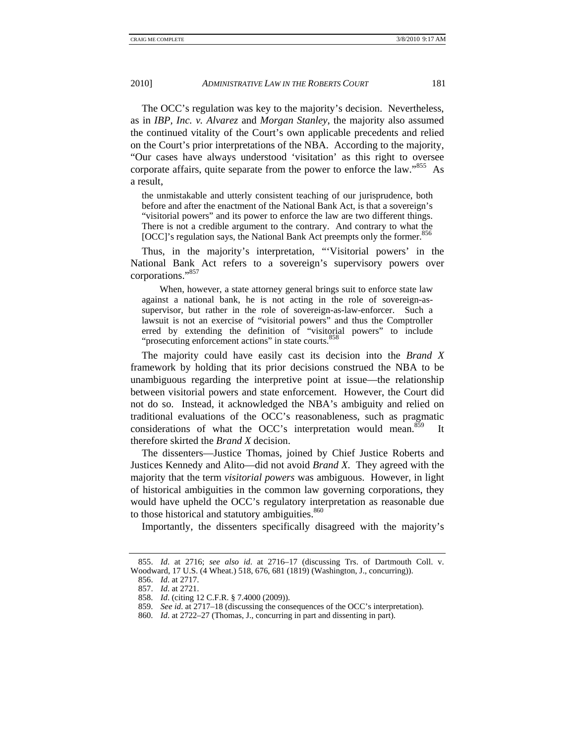The OCC's regulation was key to the majority's decision. Nevertheless, as in *IBP, Inc. v. Alvarez* and *Morgan Stanley*, the majority also assumed the continued vitality of the Court's own applicable precedents and relied on the Court's prior interpretations of the NBA. According to the majority, "Our cases have always understood 'visitation' as this right to oversee corporate affairs, quite separate from the power to enforce the law."[855] As a result,

> the unmistakable and utterly consistent teaching of our jurisprudence, both before and after the enactment of the National Bank Act, is that a sovereign's "visitorial powers" and its power to enforce the law are two different things. There is not a credible argument to the contrary. And contrary to what the [OCC]'s regulation says, the National Bank Act preempts only the former.[856]

Thus, in the majority's interpretation, "'Visitorial powers' in the National Bank Act refers to a sovereign's supervisory powers over corporations."[857]

> When, however, a state attorney general brings suit to enforce state law against a national bank, he is not acting in the role of sovereign-as-supervisor, but rather in the role of sovereign-as-law-enforcer. Such a lawsuit is not an exercise of "visitorial powers" and thus the Comptroller erred by extending the definition of "visitorial powers" to include "prosecuting enforcement actions" in state courts.[858]

The majority could have easily cast its decision into the *Brand X* framework by holding that its prior decisions construed the NBA to be unambiguous regarding the interpretive point at issue—the relationship between visitorial powers and state enforcement. However, the Court did not do so. Instead, it acknowledged the NBA's ambiguity and relied on traditional evaluations of the OCC's reasonableness, such as pragmatic considerations of what the OCC's interpretation would mean.[859] It therefore skirted the *Brand X* decision.

The dissenters—Justice Thomas, joined by Chief Justice Roberts and Justices Kennedy and Alito—did not avoid *Brand X*. They agreed with the majority that the term *visitorial powers* was ambiguous. However, in light of historical ambiguities in the common law governing corporations, they would have upheld the OCC's regulatory interpretation as reasonable due to those historical and statutory ambiguities.[860]

Importantly, the dissenters specifically disagreed with the majority's

---

855. *Id.* at 2716; *see also id.* at 2716–17 (discussing Trs. of Dartmouth Coll. v. Woodward, 17 U.S. (4 Wheat.) 518, 676, 681 (1819) (Washington, J., concurring)).

856. *Id.* at 2717.

857. *Id.* at 2721.

858. *Id.* (citing 12 C.F.R. § 7.4000 (2009)).

859. *See id.* at 2717–18 (discussing the consequences of the OCC's interpretation).

860. *Id.* at 2722–27 (Thomas, J., concurring in part and dissenting in part).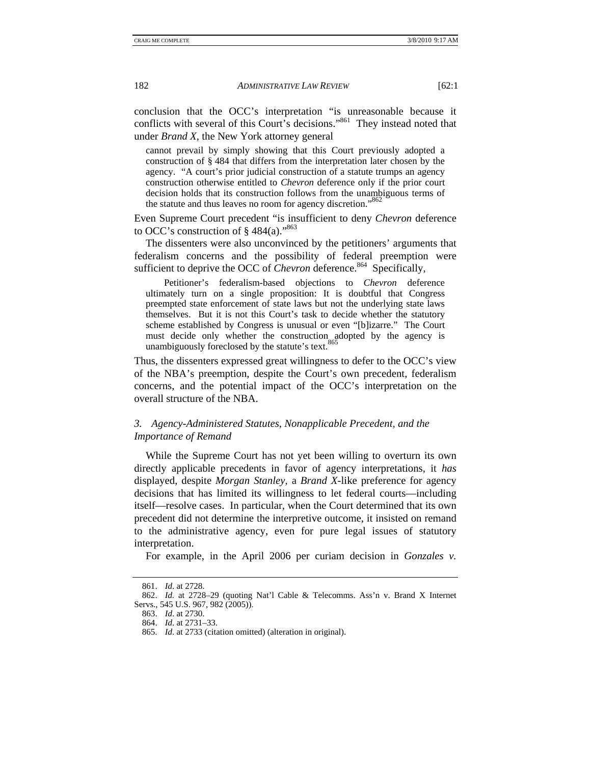conclusion that the OCC's interpretation "is unreasonable because it conflicts with several of this Court's decisions."[861] They instead noted that under *Brand X*, the New York attorney general

> cannot prevail by simply showing that this Court previously adopted a construction of § 484 that differs from the interpretation later chosen by the agency. "A court's prior judicial construction of a statute trumps an agency construction otherwise entitled to *Chevron* deference only if the prior court decision holds that its construction follows from the unambiguous terms of the statute and thus leaves no room for agency discretion."[862]

Even Supreme Court precedent "is insufficient to deny *Chevron* deference to OCC's construction of § 484(a)."[863]

The dissenters were also unconvinced by the petitioners' arguments that federalism concerns and the possibility of federal preemption were sufficient to deprive the OCC of *Chevron* deference.[864] Specifically,

> Petitioner's federalism-based objections to *Chevron* deference ultimately turn on a single proposition: It is doubtful that Congress preempted state enforcement of state laws but not the underlying state laws themselves. But it is not this Court's task to decide whether the statutory scheme established by Congress is unusual or even "[b]izarre." The Court must decide only whether the construction adopted by the agency is unambiguously foreclosed by the statute's text.[865]

Thus, the dissenters expressed great willingness to defer to the OCC's view of the NBA's preemption, despite the Court's own precedent, federalism concerns, and the potential impact of the OCC's interpretation on the overall structure of the NBA.

### *3. Agency-Administered Statutes, Nonapplicable Precedent, and the Importance of Remand*

While the Supreme Court has not yet been willing to overturn its own directly applicable precedents in favor of agency interpretations, it *has* displayed, despite *Morgan Stanley*, a *Brand X*-like preference for agency decisions that has limited its willingness to let federal courts—including itself—resolve cases. In particular, when the Court determined that its own precedent did not determine the interpretive outcome, it insisted on remand to the administrative agency, even for pure legal issues of statutory interpretation.

For example, in the April 2006 per curiam decision in *Gonzales v.*

---

861. *Id.* at 2728.

862. *Id.* at 2728–29 (quoting Nat'l Cable & Telecomms. Ass'n v. Brand X Internet Servs., 545 U.S. 967, 982 (2005)).

863. *Id.* at 2730.

864. *Id.* at 2731–33.

865. *Id.* at 2733 (citation omitted) (alteration in original).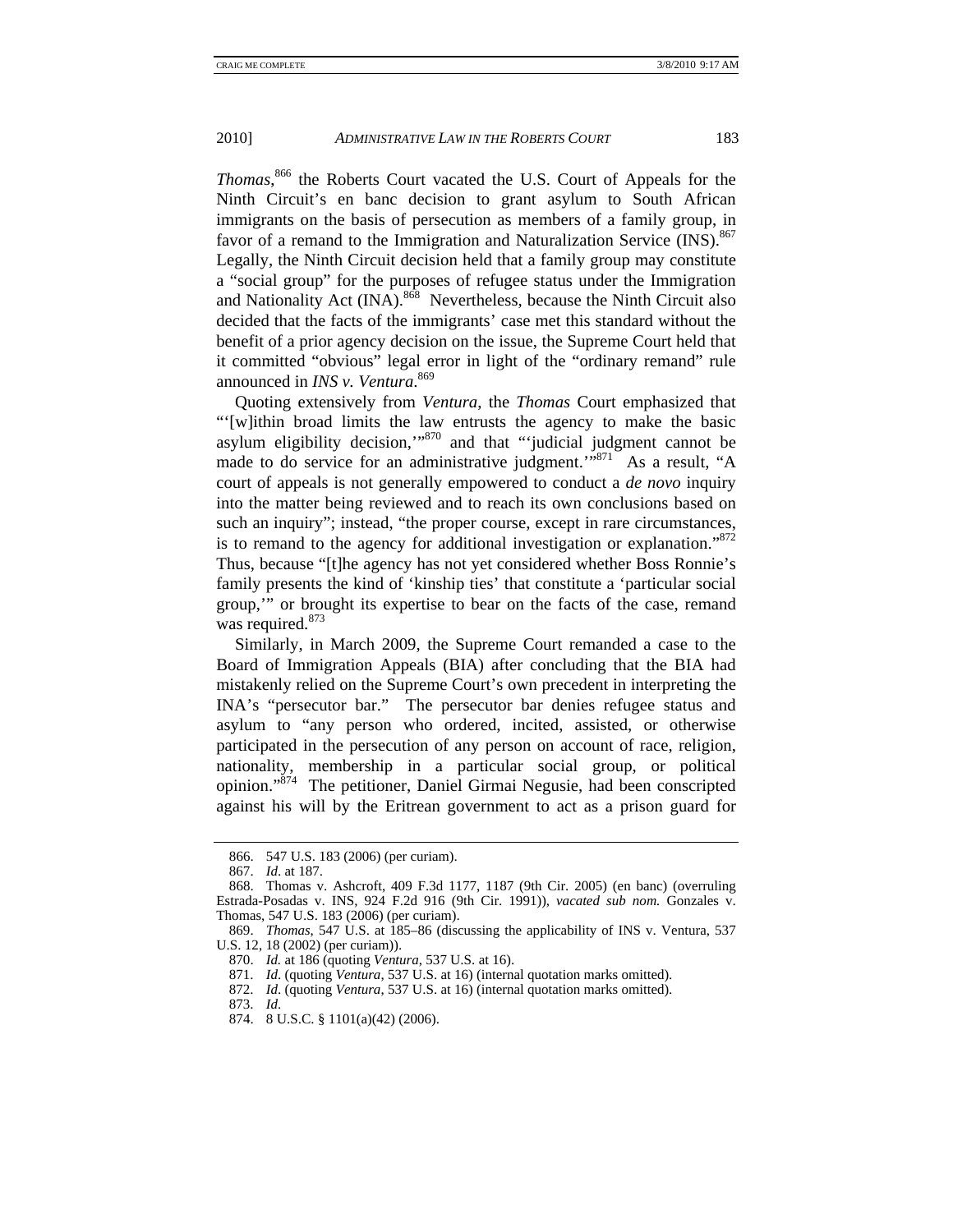*Thomas*,[866] the Roberts Court vacated the U.S. Court of Appeals for the Ninth Circuit's en banc decision to grant asylum to South African immigrants on the basis of persecution as members of a family group, in favor of a remand to the Immigration and Naturalization Service (INS).[867] Legally, the Ninth Circuit decision held that a family group may constitute a "social group" for the purposes of refugee status under the Immigration and Nationality Act (INA).[868] Nevertheless, because the Ninth Circuit also decided that the facts of the immigrants' case met this standard without the benefit of a prior agency decision on the issue, the Supreme Court held that it committed "obvious" legal error in light of the "ordinary remand" rule announced in *INS v. Ventura*.[869]

Quoting extensively from *Ventura*, the *Thomas* Court emphasized that "'[w]ithin broad limits the law entrusts the agency to make the basic asylum eligibility decision,'"[870] and that "'judicial judgment cannot be made to do service for an administrative judgment.'"[871] As a result, "A court of appeals is not generally empowered to conduct a *de novo* inquiry into the matter being reviewed and to reach its own conclusions based on such an inquiry"; instead, "the proper course, except in rare circumstances, is to remand to the agency for additional investigation or explanation."[872] Thus, because "[t]he agency has not yet considered whether Boss Ronnie's family presents the kind of 'kinship ties' that constitute a 'particular social group,'" or brought its expertise to bear on the facts of the case, remand was required.[873]

Similarly, in March 2009, the Supreme Court remanded a case to the Board of Immigration Appeals (BIA) after concluding that the BIA had mistakenly relied on the Supreme Court's own precedent in interpreting the INA's "persecutor bar." The persecutor bar denies refugee status and asylum to "any person who ordered, incited, assisted, or otherwise participated in the persecution of any person on account of race, religion, nationality, membership in a particular social group, or political opinion."[874] The petitioner, Daniel Girmai Negusie, had been conscripted against his will by the Eritrean government to act as a prison guard for

---

866. 547 U.S. 183 (2006) (per curiam).

867. *Id.* at 187.

868. Thomas v. Ashcroft, 409 F.3d 1177, 1187 (9th Cir. 2005) (en banc) (overruling Estrada-Posadas v. INS, 924 F.2d 916 (9th Cir. 1991)), *vacated sub nom.* Gonzales v. Thomas, 547 U.S. 183 (2006) (per curiam).

869. *Thomas*, 547 U.S. at 185–86 (discussing the applicability of INS v. Ventura, 537 U.S. 12, 18 (2002) (per curiam)).

870. *Id.* at 186 (quoting *Ventura*, 537 U.S. at 16).

871. *Id.* (quoting *Ventura*, 537 U.S. at 16) (internal quotation marks omitted).

872. *Id.* (quoting *Ventura*, 537 U.S. at 16) (internal quotation marks omitted).

873. *Id.*

874. 8 U.S.C. § 1101(a)(42) (2006).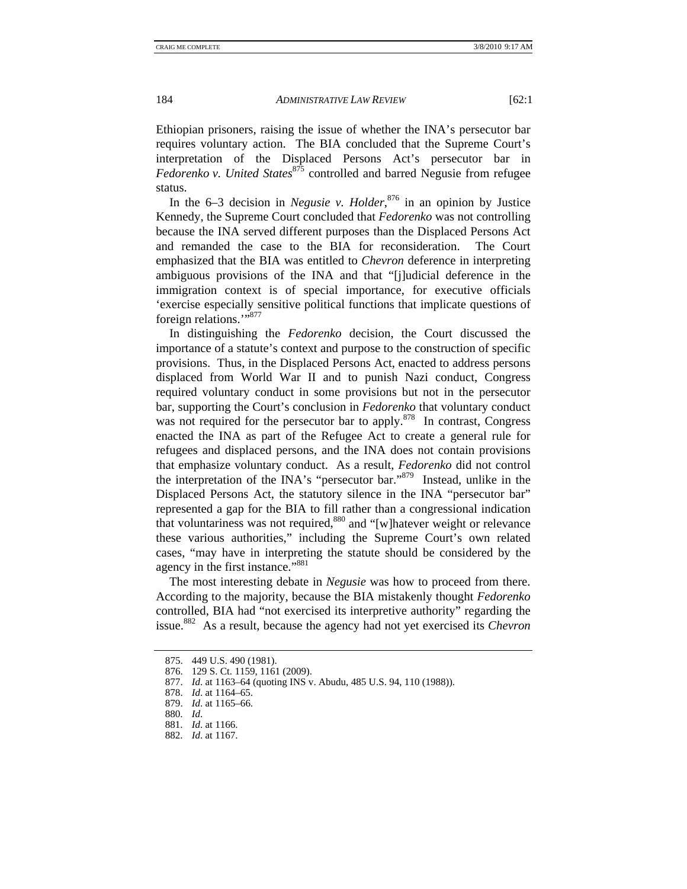Ethiopian prisoners, raising the issue of whether the INA's persecutor bar requires voluntary action. The BIA concluded that the Supreme Court's interpretation of the Displaced Persons Act's persecutor bar in *Fedorenko v. United States*[875] controlled and barred Negusie from refugee status.

In the 6–3 decision in *Negusie v. Holder*,[876] in an opinion by Justice Kennedy, the Supreme Court concluded that *Fedorenko* was not controlling because the INA served different purposes than the Displaced Persons Act and remanded the case to the BIA for reconsideration. The Court emphasized that the BIA was entitled to *Chevron* deference in interpreting ambiguous provisions of the INA and that "[j]udicial deference in the immigration context is of special importance, for executive officials 'exercise especially sensitive political functions that implicate questions of foreign relations.'"[877]

In distinguishing the *Fedorenko* decision, the Court discussed the importance of a statute's context and purpose to the construction of specific provisions. Thus, in the Displaced Persons Act, enacted to address persons displaced from World War II and to punish Nazi conduct, Congress required voluntary conduct in some provisions but not in the persecutor bar, supporting the Court's conclusion in *Fedorenko* that voluntary conduct was not required for the persecutor bar to apply.[878] In contrast, Congress enacted the INA as part of the Refugee Act to create a general rule for refugees and displaced persons, and the INA does not contain provisions that emphasize voluntary conduct. As a result, *Fedorenko* did not control the interpretation of the INA's "persecutor bar."[879] Instead, unlike in the Displaced Persons Act, the statutory silence in the INA "persecutor bar" represented a gap for the BIA to fill rather than a congressional indication that voluntariness was not required,[880] and "[w]hatever weight or relevance these various authorities," including the Supreme Court's own related cases, "may have in interpreting the statute should be considered by the agency in the first instance."[881]

The most interesting debate in *Negusie* was how to proceed from there. According to the majority, because the BIA mistakenly thought *Fedorenko* controlled, BIA had "not exercised its interpretive authority" regarding the issue.[882] As a result, because the agency had not yet exercised its *Chevron*

---

875. 449 U.S. 490 (1981).

876. 129 S. Ct. 1159, 1161 (2009).

877. *Id.* at 1163–64 (quoting INS v. Abudu, 485 U.S. 94, 110 (1988)).

878. *Id.* at 1164–65.

879. *Id.* at 1165–66.

880. *Id.*

881. *Id.* at 1166.

882. *Id.* at 1167.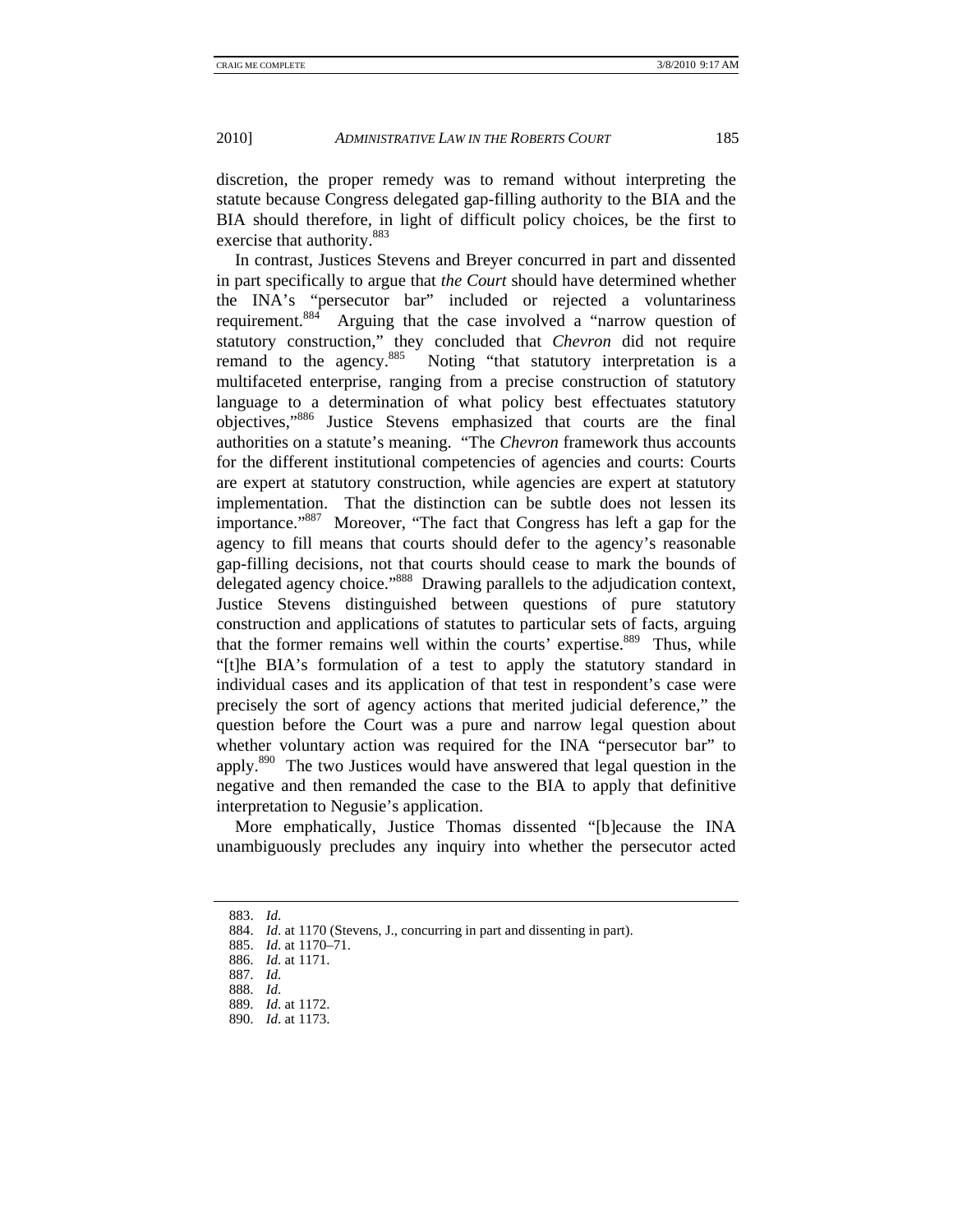discretion, the proper remedy was to remand without interpreting the statute because Congress delegated gap-filling authority to the BIA and the BIA should therefore, in light of difficult policy choices, be the first to exercise that authority.[883]

In contrast, Justices Stevens and Breyer concurred in part and dissented in part specifically to argue that *the Court* should have determined whether the INA's "persecutor bar" included or rejected a voluntariness requirement.[884] Arguing that the case involved a "narrow question of statutory construction," they concluded that *Chevron* did not require remand to the agency.[885] Noting "that statutory interpretation is a multifaceted enterprise, ranging from a precise construction of statutory language to a determination of what policy best effectuates statutory objectives,"[886] Justice Stevens emphasized that courts are the final authorities on a statute's meaning. "The *Chevron* framework thus accounts for the different institutional competencies of agencies and courts: Courts are expert at statutory construction, while agencies are expert at statutory implementation. That the distinction can be subtle does not lessen its importance."[887] Moreover, "The fact that Congress has left a gap for the agency to fill means that courts should defer to the agency's reasonable gap-filling decisions, not that courts should cease to mark the bounds of delegated agency choice."[888] Drawing parallels to the adjudication context, Justice Stevens distinguished between questions of pure statutory construction and applications of statutes to particular sets of facts, arguing that the former remains well within the courts' expertise.[889] Thus, while "[t]he BIA's formulation of a test to apply the statutory standard in individual cases and its application of that test in respondent's case were precisely the sort of agency actions that merited judicial deference," the question before the Court was a pure and narrow legal question about whether voluntary action was required for the INA "persecutor bar" to apply.[890] The two Justices would have answered that legal question in the negative and then remanded the case to the BIA to apply that definitive interpretation to Negusie's application.

More emphatically, Justice Thomas dissented "[b]ecause the INA unambiguously precludes any inquiry into whether the persecutor acted

---

883. *Id.*
884. *Id.* at 1170 (Stevens, J., concurring in part and dissenting in part).
885. *Id.* at 1170–71.
886. *Id.* at 1171.
887. *Id.*
888. *Id.*
889. *Id.* at 1172.
890. *Id.* at 1173.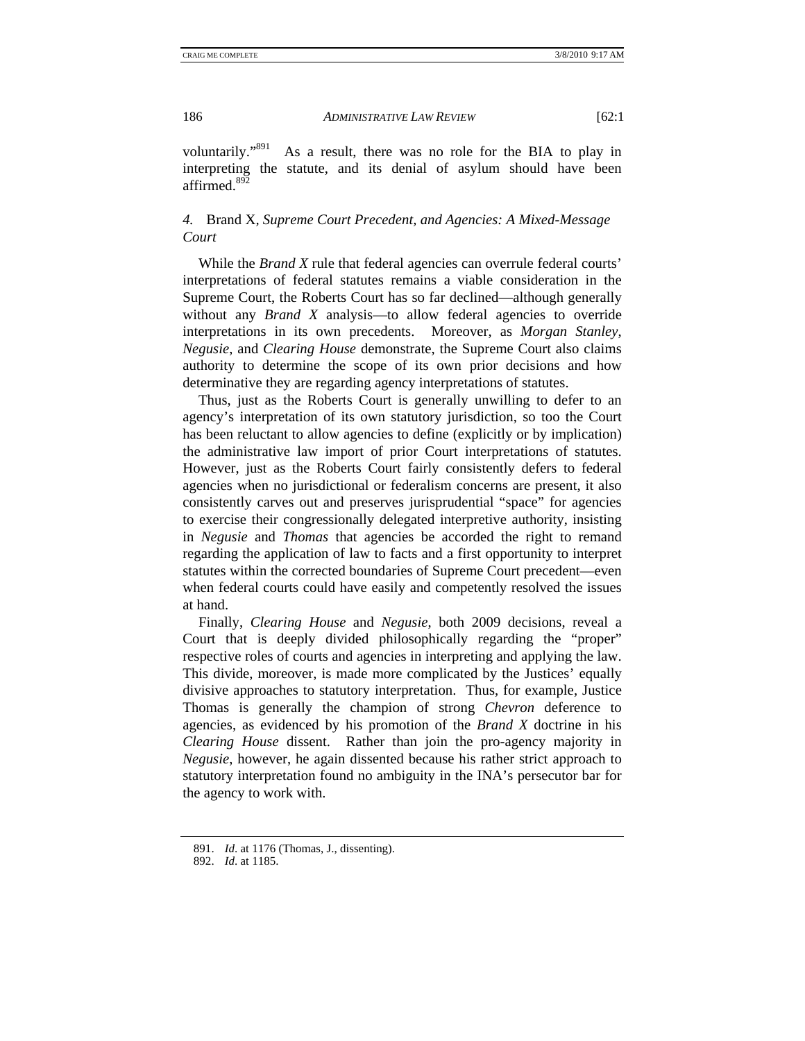voluntarily."[891] As a result, there was no role for the BIA to play in interpreting the statute, and its denial of asylum should have been affirmed.[892]

#### *4.* Brand X*, Supreme Court Precedent, and Agencies: A Mixed-Message Court*

While the *Brand X* rule that federal agencies can overrule federal courts' interpretations of federal statutes remains a viable consideration in the Supreme Court, the Roberts Court has so far declined—although generally without any *Brand X* analysis—to allow federal agencies to override interpretations in its own precedents. Moreover, as *Morgan Stanley*, *Negusie*, and *Clearing House* demonstrate, the Supreme Court also claims authority to determine the scope of its own prior decisions and how determinative they are regarding agency interpretations of statutes.

Thus, just as the Roberts Court is generally unwilling to defer to an agency's interpretation of its own statutory jurisdiction, so too the Court has been reluctant to allow agencies to define (explicitly or by implication) the administrative law import of prior Court interpretations of statutes. However, just as the Roberts Court fairly consistently defers to federal agencies when no jurisdictional or federalism concerns are present, it also consistently carves out and preserves jurisprudential "space" for agencies to exercise their congressionally delegated interpretive authority, insisting in *Negusie* and *Thomas* that agencies be accorded the right to remand regarding the application of law to facts and a first opportunity to interpret statutes within the corrected boundaries of Supreme Court precedent—even when federal courts could have easily and competently resolved the issues at hand.

Finally, *Clearing House* and *Negusie*, both 2009 decisions, reveal a Court that is deeply divided philosophically regarding the "proper" respective roles of courts and agencies in interpreting and applying the law. This divide, moreover, is made more complicated by the Justices' equally divisive approaches to statutory interpretation. Thus, for example, Justice Thomas is generally the champion of strong *Chevron* deference to agencies, as evidenced by his promotion of the *Brand X* doctrine in his *Clearing House* dissent. Rather than join the pro-agency majority in *Negusie*, however, he again dissented because his rather strict approach to statutory interpretation found no ambiguity in the INA's persecutor bar for the agency to work with.

---

891. *Id.* at 1176 (Thomas, J., dissenting).

892. *Id.* at 1185.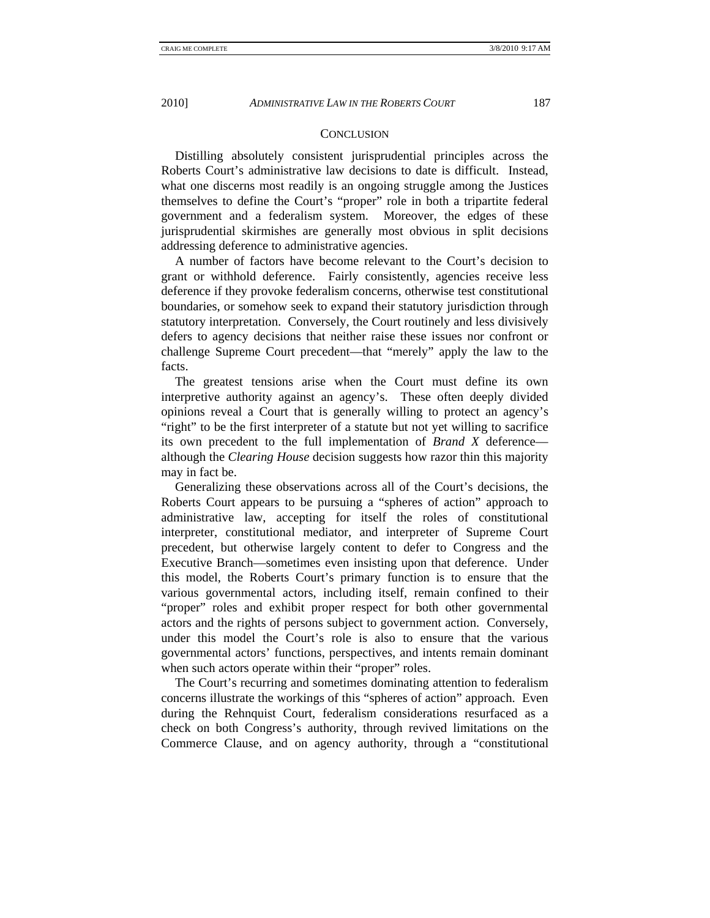## CONCLUSION

Distilling absolutely consistent jurisprudential principles across the Roberts Court's administrative law decisions to date is difficult. Instead, what one discerns most readily is an ongoing struggle among the Justices themselves to define the Court's "proper" role in both a tripartite federal government and a federalism system. Moreover, the edges of these jurisprudential skirmishes are generally most obvious in split decisions addressing deference to administrative agencies.

A number of factors have become relevant to the Court's decision to grant or withhold deference. Fairly consistently, agencies receive less deference if they provoke federalism concerns, otherwise test constitutional boundaries, or somehow seek to expand their statutory jurisdiction through statutory interpretation. Conversely, the Court routinely and less divisively defers to agency decisions that neither raise these issues nor confront or challenge Supreme Court precedent—that "merely" apply the law to the facts.

The greatest tensions arise when the Court must define its own interpretive authority against an agency's. These often deeply divided opinions reveal a Court that is generally willing to protect an agency's "right" to be the first interpreter of a statute but not yet willing to sacrifice its own precedent to the full implementation of *Brand X* deference—although the *Clearing House* decision suggests how razor thin this majority may in fact be.

Generalizing these observations across all of the Court's decisions, the Roberts Court appears to be pursuing a "spheres of action" approach to administrative law, accepting for itself the roles of constitutional interpreter, constitutional mediator, and interpreter of Supreme Court precedent, but otherwise largely content to defer to Congress and the Executive Branch—sometimes even insisting upon that deference. Under this model, the Roberts Court's primary function is to ensure that the various governmental actors, including itself, remain confined to their "proper" roles and exhibit proper respect for both other governmental actors and the rights of persons subject to government action. Conversely, under this model the Court's role is also to ensure that the various governmental actors' functions, perspectives, and intents remain dominant when such actors operate within their "proper" roles.

The Court's recurring and sometimes dominating attention to federalism concerns illustrate the workings of this "spheres of action" approach. Even during the Rehnquist Court, federalism considerations resurfaced as a check on both Congress's authority, through revived limitations on the Commerce Clause, and on agency authority, through a "constitutional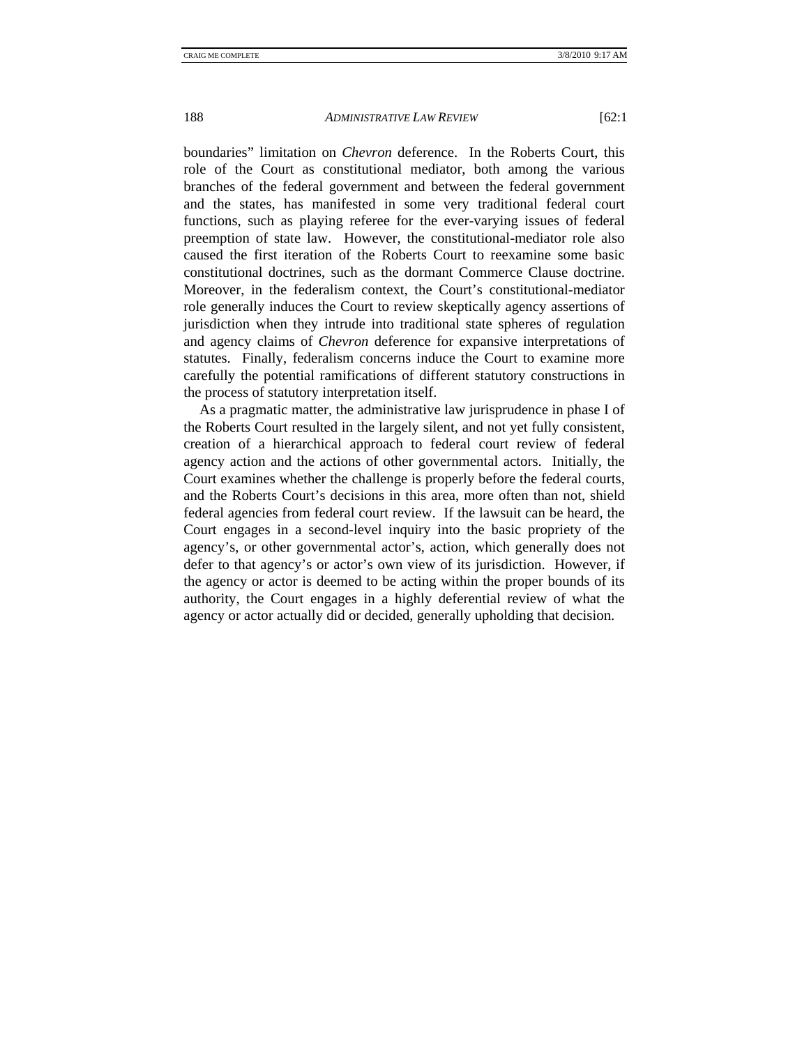boundaries" limitation on *Chevron* deference. In the Roberts Court, this role of the Court as constitutional mediator, both among the various branches of the federal government and between the federal government and the states, has manifested in some very traditional federal court functions, such as playing referee for the ever-varying issues of federal preemption of state law. However, the constitutional-mediator role also caused the first iteration of the Roberts Court to reexamine some basic constitutional doctrines, such as the dormant Commerce Clause doctrine. Moreover, in the federalism context, the Court's constitutional-mediator role generally induces the Court to review skeptically agency assertions of jurisdiction when they intrude into traditional state spheres of regulation and agency claims of *Chevron* deference for expansive interpretations of statutes. Finally, federalism concerns induce the Court to examine more carefully the potential ramifications of different statutory constructions in the process of statutory interpretation itself.

As a pragmatic matter, the administrative law jurisprudence in phase I of the Roberts Court resulted in the largely silent, and not yet fully consistent, creation of a hierarchical approach to federal court review of federal agency action and the actions of other governmental actors. Initially, the Court examines whether the challenge is properly before the federal courts, and the Roberts Court's decisions in this area, more often than not, shield federal agencies from federal court review. If the lawsuit can be heard, the Court engages in a second-level inquiry into the basic propriety of the agency's, or other governmental actor's, action, which generally does not defer to that agency's or actor's own view of its jurisdiction. However, if the agency or actor is deemed to be acting within the proper bounds of its authority, the Court engages in a highly deferential review of what the agency or actor actually did or decided, generally upholding that decision.